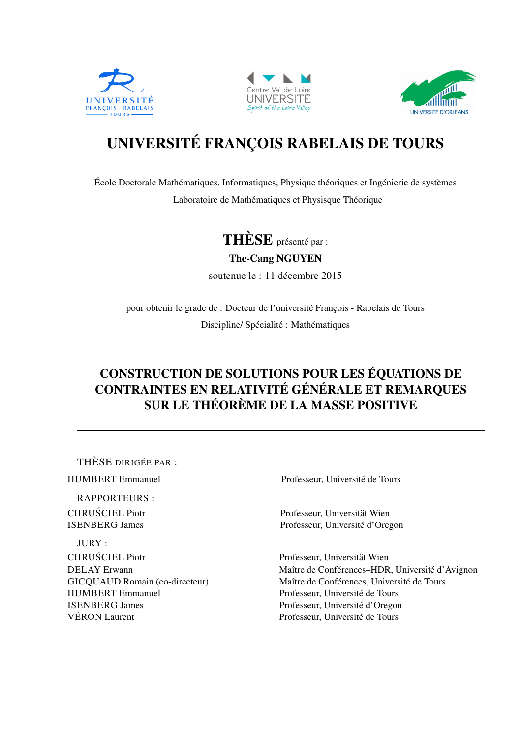# UNIVERSITÉ FRANÇOIS RABELAIS DE TOURS

École Doctorale Mathématiques, Informatiques, Physique théoriques et Ingénierie de systèmes

Laboratoire de Mathématiques et Physisque Théorique

**THÈSE** présenté par :

**The-Cang NGUYEN**

soutenue le : 11 décembre 2015

pour obtenir le grade de : Docteur de l'université François - Rabelais de Tours

Discipline/ Spécialité : Mathématiques

## CONSTRUCTION DE SOLUTIONS POUR LES ÉQUATIONS DE CONTRAINTES EN RELATIVITÉ GÉNÉRALE ET REMARQUES SUR LE THÉORÈME DE LA MASSE POSITIVE

THÈSE DIRIGÉE PAR :

| | |
|---|---|
| HUMBERT Emmanuel | Professeur, Université de Tours |

RAPPORTEURS :

| | |
|---|---|
| CHRUŚCIEL Piotr | Professeur, Universität Wien |
| ISENBERG James | Professeur, Université d'Oregon |

JURY :

| | |
|---|---|
| CHRUŚCIEL Piotr | Professeur, Universität Wien |
| DELAY Erwann | Maître de Conférences–HDR, Université d'Avignon |
| GICQUAUD Romain (co-directeur) | Maître de Conférences, Université de Tours |
| HUMBERT Emmanuel | Professeur, Université de Tours |
| ISENBERG James | Professeur, Université d'Oregon |
| VÉRON Laurent | Professeur, Université de Tours |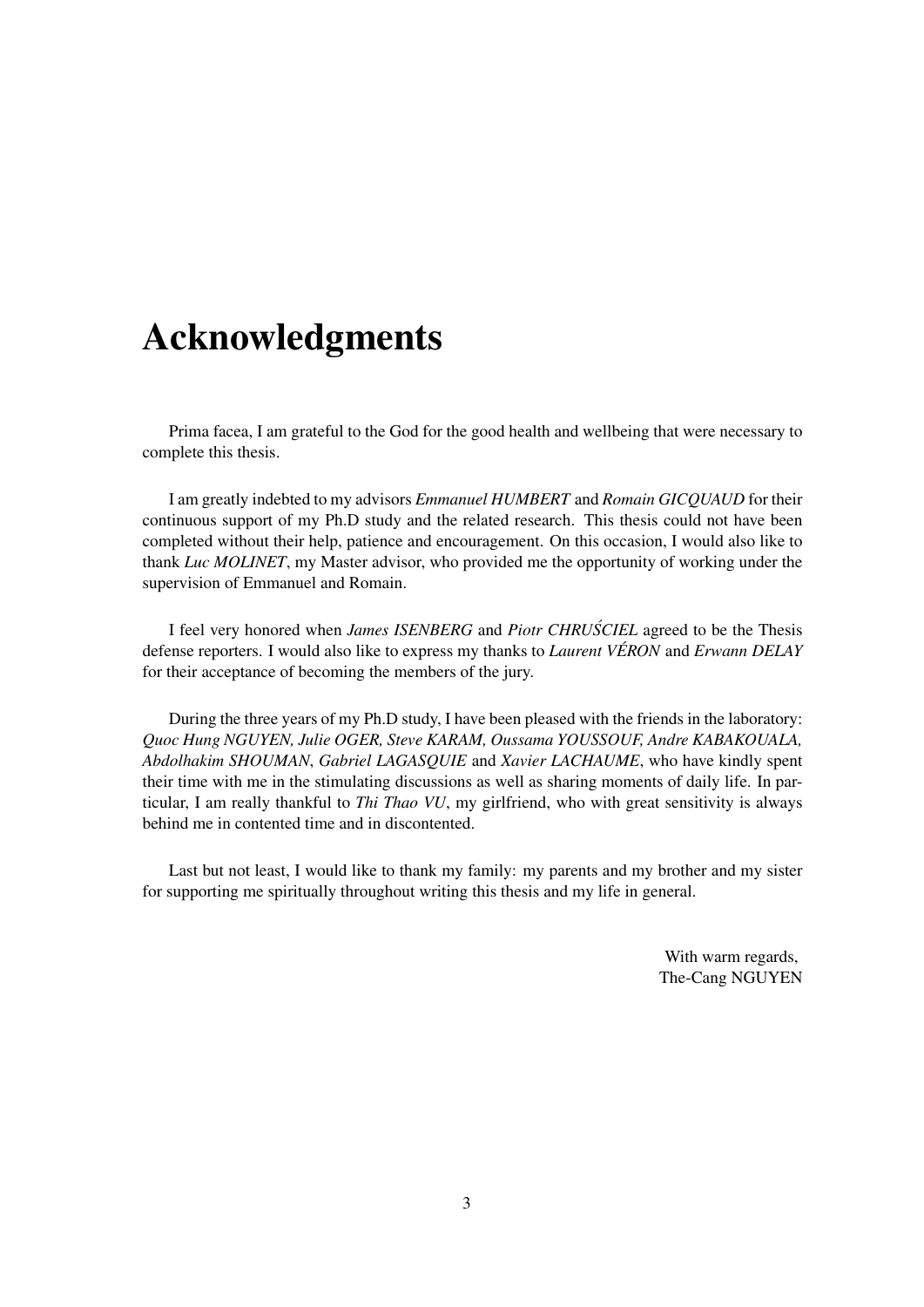# Acknowledgments

Prima facea, I am grateful to the God for the good health and wellbeing that were necessary to complete this thesis.

I am greatly indebted to my advisors *Emmanuel HUMBERT* and *Romain GICQUAUD* for their continuous support of my Ph.D study and the related research. This thesis could not have been completed without their help, patience and encouragement. On this occasion, I would also like to thank *Luc MOLINET*, my Master advisor, who provided me the opportunity of working under the supervision of Emmanuel and Romain.

I feel very honored when *James ISENBERG* and *Piotr CHRUŚCIEL* agreed to be the Thesis defense reporters. I would also like to express my thanks to *Laurent VÉRON* and *Erwann DELAY* for their acceptance of becoming the members of the jury.

During the three years of my Ph.D study, I have been pleased with the friends in the laboratory: *Quoc Hung NGUYEN, Julie OGER, Steve KARAM, Oussama YOUSSOUF, Andre KABAKOUALA, Abdolhakim SHOUMAN*, *Gabriel LAGASQUIE* and *Xavier LACHAUME*, who have kindly spent their time with me in the stimulating discussions as well as sharing moments of daily life. In particular, I am really thankful to *Thi Thao VU*, my girlfriend, who with great sensitivity is always behind me in contented time and in discontented.

Last but not least, I would like to thank my family: my parents and my brother and my sister for supporting me spiritually throughout writing this thesis and my life in general.

With warm regards,
The-Cang NGUYEN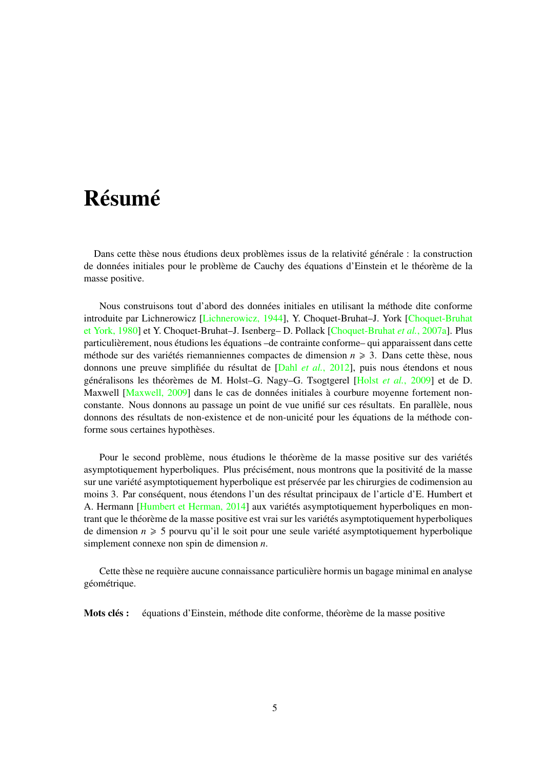# Résumé

Dans cette thèse nous étudions deux problèmes issus de la relativité générale : la construction de données initiales pour le problème de Cauchy des équations d'Einstein et le théorème de la masse positive.

Nous construisons tout d'abord des données initiales en utilisant la méthode dite conforme introduite par Lichnerowicz [Lichnerowicz, 1944], Y. Choquet-Bruhat–J. York [Choquet-Bruhat et York, 1980] et Y. Choquet-Bruhat–J. Isenberg– D. Pollack [Choquet-Bruhat *et al.*, 2007a]. Plus particulièrement, nous étudions les équations –de contrainte conforme– qui apparaissent dans cette méthode sur des variétés riemanniennes compactes de dimension $n \geqslant 3$. Dans cette thèse, nous donnons une preuve simplifiée du résultat de [Dahl *et al.*, 2012], puis nous étendons et nous généralisons les théorèmes de M. Holst–G. Nagy–G. Tsogtgerel [Holst *et al.*, 2009] et de D. Maxwell [Maxwell, 2009] dans le cas de données initiales à courbure moyenne fortement non-constante. Nous donnons au passage un point de vue unifié sur ces résultats. En parallèle, nous donnons des résultats de non-existence et de non-unicité pour les équations de la méthode conforme sous certaines hypothèses.

Pour le second problème, nous étudions le théorème de la masse positive sur des variétés asymptotiquement hyperboliques. Plus précisément, nous montrons que la positivité de la masse sur une variété asymptotiquement hyperbolique est préservée par les chirurgies de codimension au moins 3. Par conséquent, nous étendons l'un des résultat principaux de l'article d'E. Humbert et A. Hermann [Humbert et Herman, 2014] aux variétés asymptotiquement hyperboliques en montrant que le théorème de la masse positive est vrai sur les variétés asymptotiquement hyperboliques de dimension $n \geqslant 5$ pourvu qu'il le soit pour une seule variété asymptotiquement hyperbolique simplement connexe non spin de dimension $n$.

Cette thèse ne requière aucune connaissance particulière hormis un bagage minimal en analyse géométrique.

**Mots clés :** équations d'Einstein, méthode dite conforme, théorème de la masse positive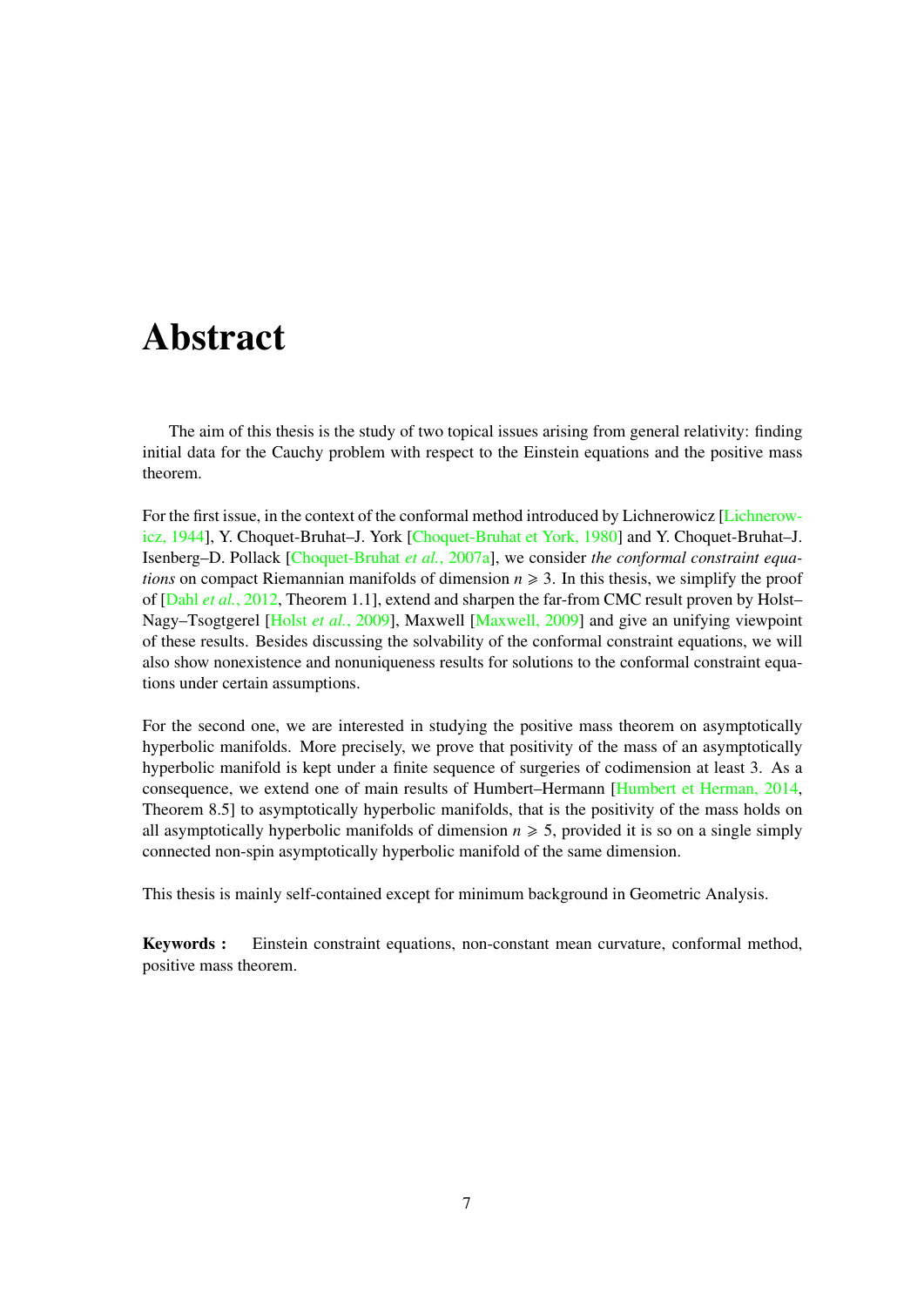# Abstract

The aim of this thesis is the study of two topical issues arising from general relativity: finding initial data for the Cauchy problem with respect to the Einstein equations and the positive mass theorem.

For the first issue, in the context of the conformal method introduced by Lichnerowicz [Lichnerowicz, 1944], Y. Choquet-Bruhat–J. York [Choquet-Bruhat et York, 1980] and Y. Choquet-Bruhat–J. Isenberg–D. Pollack [Choquet-Bruhat *et al.*, 2007a], we consider *the conformal constraint equations* on compact Riemannian manifolds of dimension $n \geqslant 3$. In this thesis, we simplify the proof of [Dahl *et al.*, 2012, Theorem 1.1], extend and sharpen the far-from CMC result proven by Holst–Nagy–Tsogtgerel [Holst *et al.*, 2009], Maxwell [Maxwell, 2009] and give an unifying viewpoint of these results. Besides discussing the solvability of the conformal constraint equations, we will also show nonexistence and nonuniqueness results for solutions to the conformal constraint equations under certain assumptions.

For the second one, we are interested in studying the positive mass theorem on asymptotically hyperbolic manifolds. More precisely, we prove that positivity of the mass of an asymptotically hyperbolic manifold is kept under a finite sequence of surgeries of codimension at least 3. As a consequence, we extend one of main results of Humbert–Hermann [Humbert et Herman, 2014, Theorem 8.5] to asymptotically hyperbolic manifolds, that is the positivity of the mass holds on all asymptotically hyperbolic manifolds of dimension $n \geqslant 5$, provided it is so on a single simply connected non-spin asymptotically hyperbolic manifold of the same dimension.

This thesis is mainly self-contained except for minimum background in Geometric Analysis.

**Keywords :** Einstein constraint equations, non-constant mean curvature, conformal method, positive mass theorem.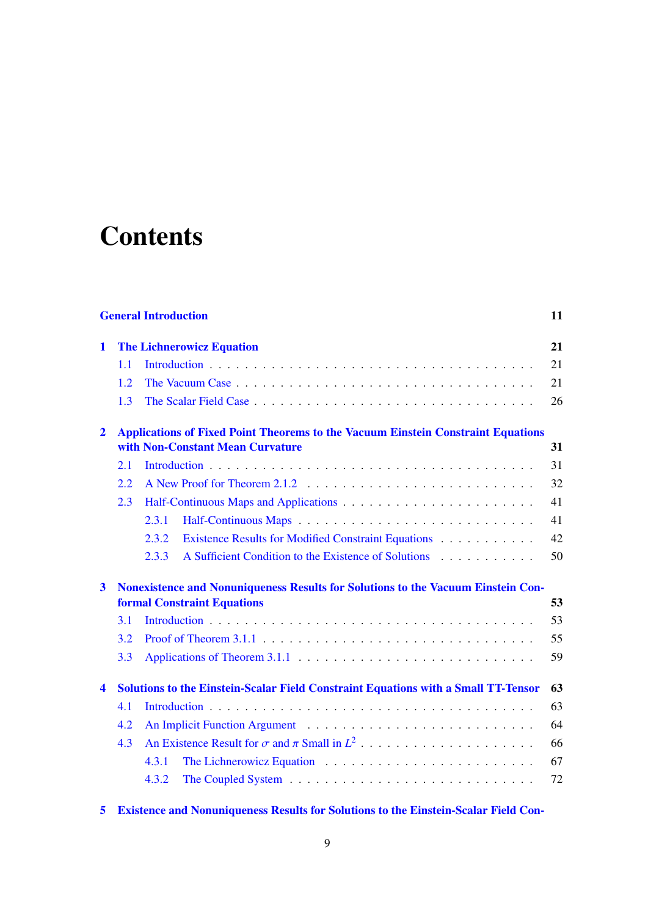# Contents

**General Introduction** **11**

**1 The Lichnerowicz Equation** **21**

- 1.1 Introduction . . . . . . . . . . . . . . . . . . . . . . . . . . . . . . . . . 21
- 1.2 The Vacuum Case . . . . . . . . . . . . . . . . . . . . . . . . . . . . . . 21
- 1.3 The Scalar Field Case . . . . . . . . . . . . . . . . . . . . . . . . . . . . 26

**2 Applications of Fixed Point Theorems to the Vacuum Einstein Constraint Equations with Non-Constant Mean Curvature** **31**

- 2.1 Introduction . . . . . . . . . . . . . . . . . . . . . . . . . . . . . . . . . 31
- 2.2 A New Proof for Theorem 2.1.2 . . . . . . . . . . . . . . . . . . . . . . . 32
- 2.3 Half-Continuous Maps and Applications . . . . . . . . . . . . . . . . . . . 41
  - 2.3.1 Half-Continuous Maps . . . . . . . . . . . . . . . . . . . . . . . 41
  - 2.3.2 Existence Results for Modified Constraint Equations . . . . . . . . . . 42
  - 2.3.3 A Sufficient Condition to the Existence of Solutions . . . . . . . . . . 50

**3 Nonexistence and Nonuniqueness Results for Solutions to the Vacuum Einstein Conformal Constraint Equations** **53**

- 3.1 Introduction . . . . . . . . . . . . . . . . . . . . . . . . . . . . . . . . . 53
- 3.2 Proof of Theorem 3.1.1 . . . . . . . . . . . . . . . . . . . . . . . . . . . 55
- 3.3 Applications of Theorem 3.1.1 . . . . . . . . . . . . . . . . . . . . . . . 59

**4 Solutions to the Einstein-Scalar Field Constraint Equations with a Small TT-Tensor** **63**

- 4.1 Introduction . . . . . . . . . . . . . . . . . . . . . . . . . . . . . . . . . 63
- 4.2 An Implicit Function Argument . . . . . . . . . . . . . . . . . . . . . . . 64
- 4.3 An Existence Result for $\sigma$ and $\pi$ Small in $L^2$ . . . . . . . . . . . . . . . . 66
  - 4.3.1 The Lichnerowicz Equation . . . . . . . . . . . . . . . . . . . . . 67
  - 4.3.2 The Coupled System . . . . . . . . . . . . . . . . . . . . . . . . . 72

**5 Existence and Nonuniqueness Results for Solutions to the Einstein-Scalar Field Con-**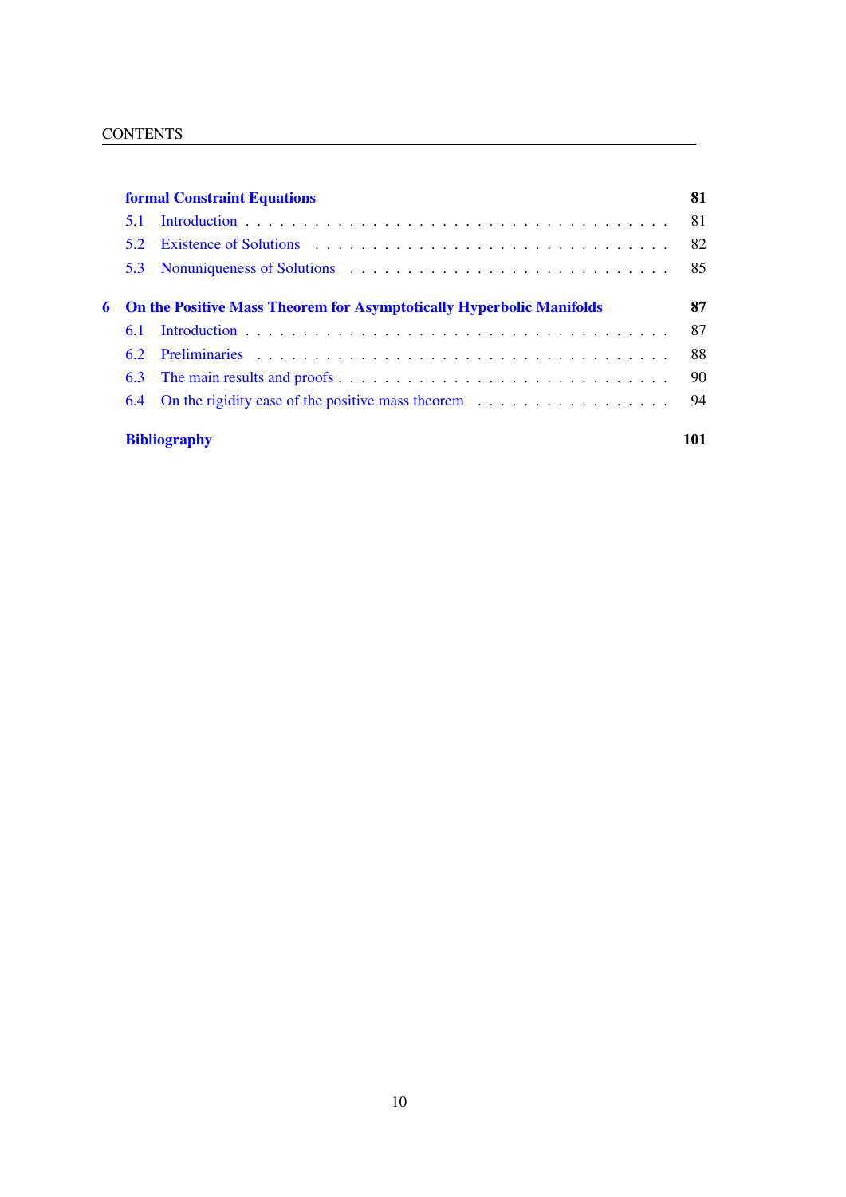**formal Constraint Equations** **81**

- 5.1 Introduction . . . . . . . . . . . . . . . . . . . . . . . . . . . . . . . . . . . . 81
- 5.2 Existence of Solutions . . . . . . . . . . . . . . . . . . . . . . . . . . . . . . 82
- 5.3 Nonuniqueness of Solutions . . . . . . . . . . . . . . . . . . . . . . . . . . . 85

**6 On the Positive Mass Theorem for Asymptotically Hyperbolic Manifolds** **87**

- 6.1 Introduction . . . . . . . . . . . . . . . . . . . . . . . . . . . . . . . . . . . . 87
- 6.2 Preliminaries . . . . . . . . . . . . . . . . . . . . . . . . . . . . . . . . . . . 88
- 6.3 The main results and proofs . . . . . . . . . . . . . . . . . . . . . . . . . . . 90
- 6.4 On the rigidity case of the positive mass theorem . . . . . . . . . . . . . . . . 94

**Bibliography** **101**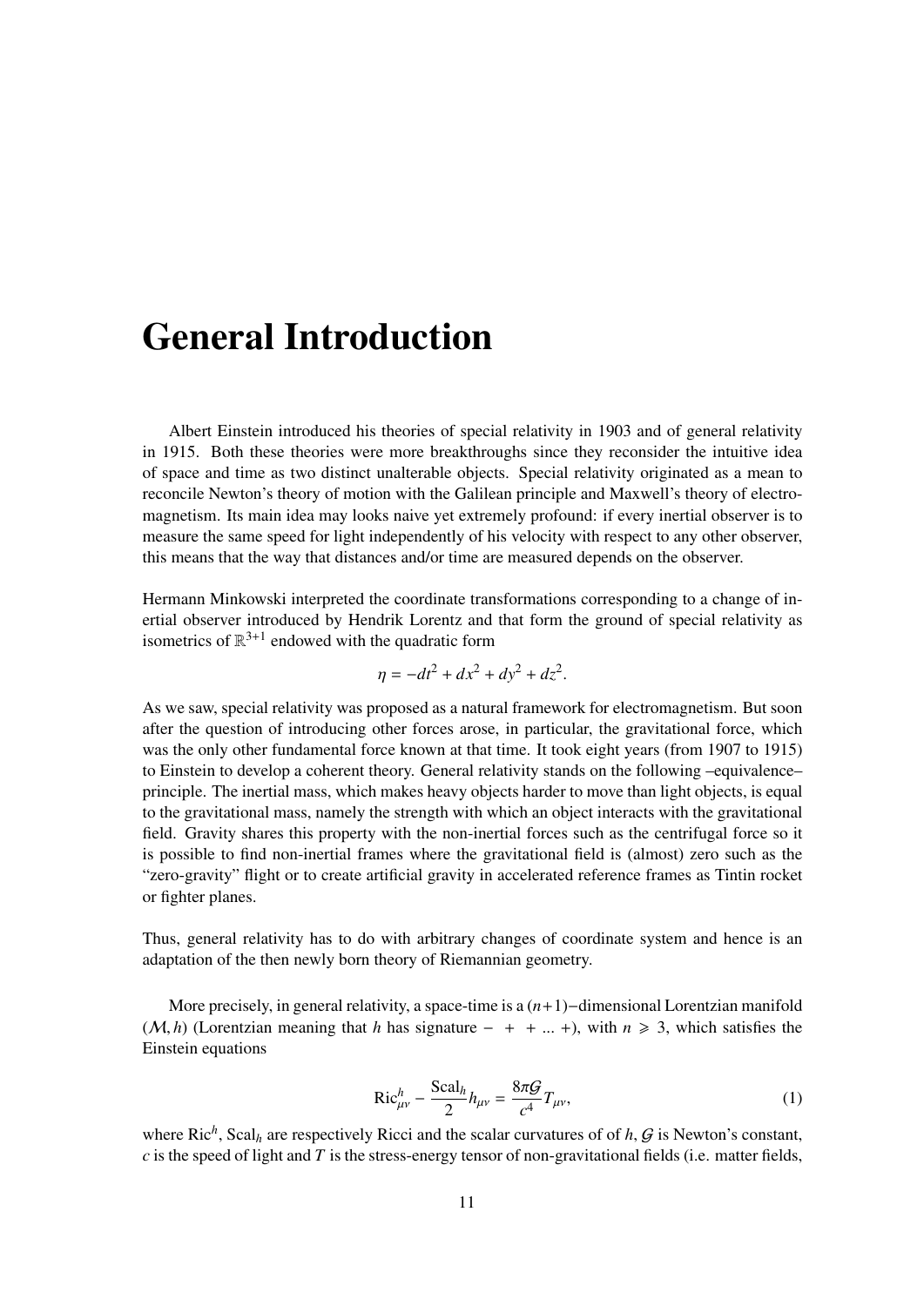# General Introduction

Albert Einstein introduced his theories of special relativity in 1903 and of general relativity in 1915. Both these theories were more breakthroughs since they reconsider the intuitive idea of space and time as two distinct unalterable objects. Special relativity originated as a mean to reconcile Newton's theory of motion with the Galilean principle and Maxwell's theory of electromagnetism. Its main idea may looks naive yet extremely profound: if every inertial observer is to measure the same speed for light independently of his velocity with respect to any other observer, this means that the way that distances and/or time are measured depends on the observer.

Hermann Minkowski interpreted the coordinate transformations corresponding to a change of inertial observer introduced by Hendrik Lorentz and that form the ground of special relativity as isometrics of $\mathbb{R}^{3+1}$ endowed with the quadratic form

$$\eta = -dt^2 + dx^2 + dy^2 + dz^2.$$

As we saw, special relativity was proposed as a natural framework for electromagnetism. But soon after the question of introducing other forces arose, in particular, the gravitational force, which was the only other fundamental force known at that time. It took eight years (from 1907 to 1915) to Einstein to develop a coherent theory. General relativity stands on the following –equivalence– principle. The inertial mass, which makes heavy objects harder to move than light objects, is equal to the gravitational mass, namely the strength with which an object interacts with the gravitational field. Gravity shares this property with the non-inertial forces such as the centrifugal force so it is possible to find non-inertial frames where the gravitational field is (almost) zero such as the "zero-gravity" flight or to create artificial gravity in accelerated reference frames as Tintin rocket or fighter planes.

Thus, general relativity has to do with arbitrary changes of coordinate system and hence is an adaptation of the then newly born theory of Riemannian geometry.

More precisely, in general relativity, a space-time is a $(n+1)-$dimensional Lorentzian manifold $(\mathcal{M}, h)$ (Lorentzian meaning that $h$ has signature $- \ + \ + \ ... \ +$), with $n \geqslant 3$, which satisfies the Einstein equations

$$\mathrm{Ric}^h_{\mu\nu} - \frac{\mathrm{Scal}_h}{2} h_{\mu\nu} = \frac{8\pi\mathcal{G}}{c^4} T_{\mu\nu}, \tag{1}$$

where $\mathrm{Ric}^h$, $\mathrm{Scal}_h$ are respectively Ricci and the scalar curvatures of of $h$, $\mathcal{G}$ is Newton's constant, $c$ is the speed of light and $T$ is the stress-energy tensor of non-gravitational fields (i.e. matter fields,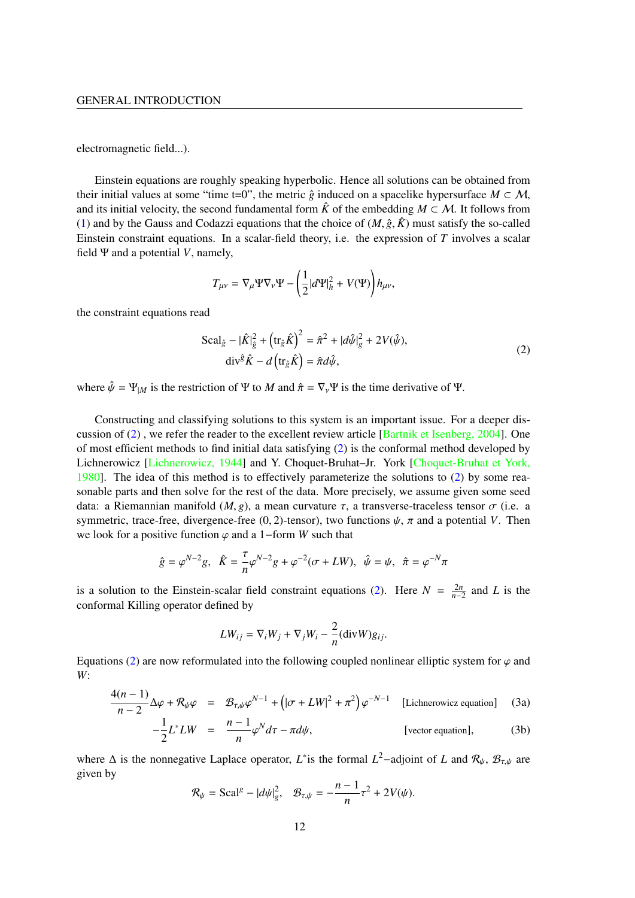electromagnetic field...).

Einstein equations are roughly speaking hyperbolic. Hence all solutions can be obtained from their initial values at some "time t=0", the metric $\hat{g}$ induced on a spacelike hypersurface $M \subset \mathcal{M}$, and its initial velocity, the second fundamental form $\hat{K}$ of the embedding $M \subset \mathcal{M}$. It follows from (1) and by the Gauss and Codazzi equations that the choice of $(M, \hat{g}, \hat{K})$ must satisfy the so-called Einstein constraint equations. In a scalar-field theory, i.e. the expression of $T$ involves a scalar field $\Psi$ and a potential $V$, namely,

$$T_{\mu\nu} = \nabla_\mu \Psi \nabla_\nu \Psi - \left(\frac{1}{2}|d\Psi|_h^2 + V(\Psi)\right) h_{\mu\nu},$$

the constraint equations read

$$\begin{aligned}
\mathrm{Scal}_{\hat{g}} - |\hat{K}|_{\hat{g}}^2 + \left(\mathrm{tr}_{\hat{g}}\hat{K}\right)^2 &= \hat{\pi}^2 + |d\hat{\psi}|_{\hat{g}}^2 + 2V(\hat{\psi}), \\
\mathrm{div}^{\hat{g}}\hat{K} - d\left(\mathrm{tr}_{\hat{g}}\hat{K}\right) &= \hat{\pi} d\hat{\psi},
\end{aligned} \tag{2}$$

where $\hat{\psi} = \Psi_{|M}$ is the restriction of $\Psi$ to $M$ and $\hat{\pi} = \nabla_\nu \Psi$ is the time derivative of $\Psi$.

Constructing and classifying solutions to this system is an important issue. For a deeper discussion of (2) , we refer the reader to the excellent review article [Bartnik et Isenberg, 2004]. One of most efficient methods to find initial data satisfying (2) is the conformal method developed by Lichnerowicz [Lichnerowicz, 1944] and Y. Choquet-Bruhat–Jr. York [Choquet-Bruhat et York, 1980]. The idea of this method is to effectively parameterize the solutions to (2) by some reasonable parts and then solve for the rest of the data. More precisely, we assume given some seed data: a Riemannian manifold $(M, g)$, a mean curvature $\tau$, a transverse-traceless tensor $\sigma$ (i.e. a symmetric, trace-free, divergence-free $(0, 2)$-tensor), two functions $\psi$, $\pi$ and a potential $V$. Then we look for a positive function $\varphi$ and a $1-$form $W$ such that

$$\hat{g} = \varphi^{N-2} g, \;\; \hat{K} = \frac{\tau}{n}\varphi^{N-2} g + \varphi^{-2}(\sigma + LW), \;\; \hat{\psi} = \psi, \;\; \hat{\pi} = \varphi^{-N}\pi$$

is a solution to the Einstein-scalar field constraint equations (2). Here $N = \frac{2n}{n-2}$ and $L$ is the conformal Killing operator defined by

$$LW_{ij} = \nabla_i W_j + \nabla_j W_i - \frac{2}{n}(\mathrm{div} W) g_{ij}.$$

Equations (2) are now reformulated into the following coupled nonlinear elliptic system for $\varphi$ and $W$:

$$\frac{4(n-1)}{n-2}\Delta\varphi + \mathcal{R}_\psi \varphi = \mathcal{B}_{\tau,\psi}\varphi^{N-1} + \left(|\sigma + LW|^2 + \pi^2\right)\varphi^{-N-1} \quad \text{[Lichnerowicz equation]} \tag{3a}$$

$$-\frac{1}{2}L^* LW = \frac{n-1}{n}\varphi^N d\tau - \pi d\psi, \quad \text{[vector equation]}, \tag{3b}$$

where $\Delta$ is the nonnegative Laplace operator, $L^*$is the formal $L^2-$adjoint of $L$ and $\mathcal{R}_\psi$, $\mathcal{B}_{\tau,\psi}$ are given by

$$\mathcal{R}_\psi = \mathrm{Scal}^g - |d\psi|_g^2, \quad \mathcal{B}_{\tau,\psi} = -\frac{n-1}{n}\tau^2 + 2V(\psi).$$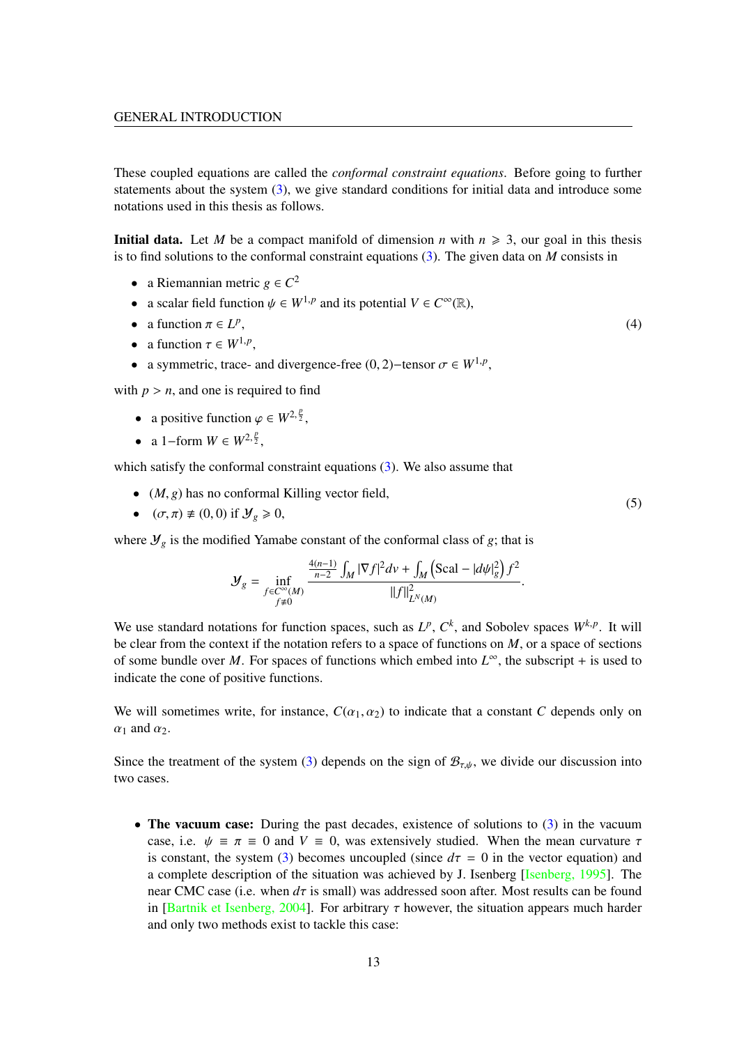These coupled equations are called the *conformal constraint equations*. Before going to further statements about the system (3), we give standard conditions for initial data and introduce some notations used in this thesis as follows.

**Initial data.** Let $M$ be a compact manifold of dimension $n$ with $n \geqslant 3$, our goal in this thesis is to find solutions to the conformal constraint equations (3). The given data on $M$ consists in

- a Riemannian metric $g \in C^2$
- a scalar field function $\psi \in W^{1,p}$ and its potential $V \in C^\infty(\mathbb{R})$,
- a function $\pi \in L^p$, (4)
- a function $\tau \in W^{1,p}$,
- a symmetric, trace- and divergence-free $(0,2)-$tensor $\sigma \in W^{1,p}$,

with $p > n$, and one is required to find

- a positive function $\varphi \in W^{2,\frac{p}{2}}$,
- a $1-$form $W \in W^{2,\frac{p}{2}}$,

which satisfy the conformal constraint equations (3). We also assume that

- $(M, g)$ has no conformal Killing vector field,
- $(\sigma, \pi) \not\equiv (0,0)$ if $\mathcal{Y}_g \geqslant 0$, (5)

where $\mathcal{Y}_g$ is the modified Yamabe constant of the conformal class of $g$; that is

$$\mathcal{Y}_g = \inf_{\substack{f \in C^\infty(M) \\ f \not\equiv 0}} \frac{\frac{4(n-1)}{n-2}\int_M |\nabla f|^2 dv + \int_M \left(\mathrm{Scal} - |d\psi|_g^2\right) f^2}{\|f\|^2_{L^N(M)}}.$$

We use standard notations for function spaces, such as $L^p$, $C^k$, and Sobolev spaces $W^{k,p}$. It will be clear from the context if the notation refers to a space of functions on $M$, or a space of sections of some bundle over $M$. For spaces of functions which embed into $L^\infty$, the subscript $+$ is used to indicate the cone of positive functions.

We will sometimes write, for instance, $C(\alpha_1, \alpha_2)$ to indicate that a constant $C$ depends only on $\alpha_1$ and $\alpha_2$.

Since the treatment of the system (3) depends on the sign of $\mathcal{B}_{\tau,\psi}$, we divide our discussion into two cases.

- **The vacuum case:** During the past decades, existence of solutions to (3) in the vacuum case, i.e. $\psi \equiv \pi \equiv 0$ and $V \equiv 0$, was extensively studied. When the mean curvature $\tau$ is constant, the system (3) becomes uncoupled (since $d\tau = 0$ in the vector equation) and a complete description of the situation was achieved by J. Isenberg [Isenberg, 1995]. The near CMC case (i.e. when $d\tau$ is small) was addressed soon after. Most results can be found in [Bartnik et Isenberg, 2004]. For arbitrary $\tau$ however, the situation appears much harder and only two methods exist to tackle this case: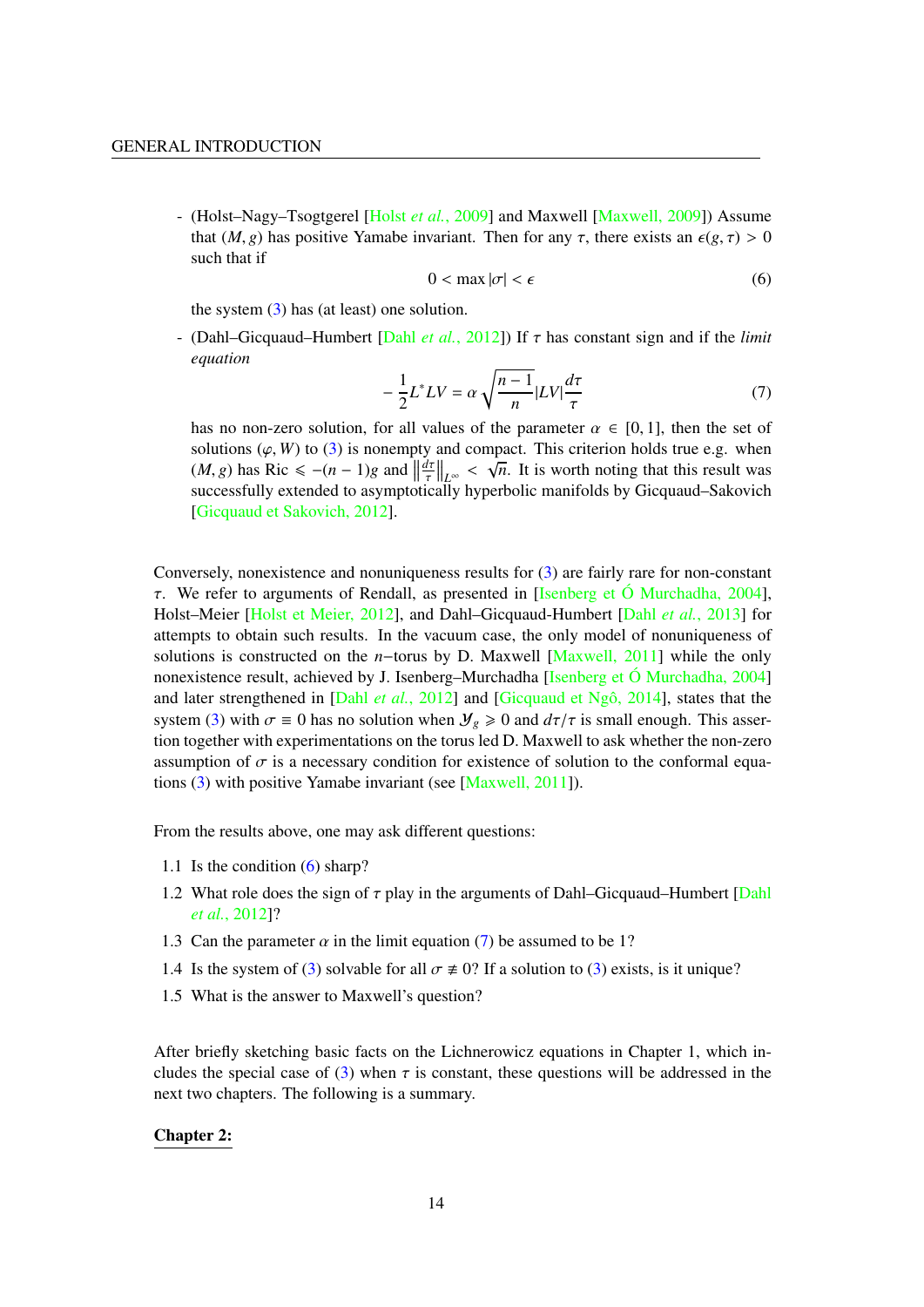- (Holst–Nagy–Tsogtgerel [Holst *et al.*, 2009] and Maxwell [Maxwell, 2009]) Assume that $(M, g)$ has positive Yamabe invariant. Then for any $\tau$, there exists an $\epsilon(g, \tau) > 0$ such that if

$$0 < \max |\sigma| < \epsilon \tag{6}$$

the system (3) has (at least) one solution.

- (Dahl–Gicquaud–Humbert [Dahl *et al.*, 2012]) If $\tau$ has constant sign and if the *limit equation*

$$-\frac{1}{2}L^*LV = \alpha\sqrt{\frac{n-1}{n}}|LV|\frac{d\tau}{\tau} \tag{7}$$

has no non-zero solution, for all values of the parameter $\alpha \in [0, 1]$, then the set of solutions $(\varphi, W)$ to (3) is nonempty and compact. This criterion holds true e.g. when $(M, g)$ has $\mathrm{Ric} \leqslant -(n-1)g$ and $\left\|\frac{d\tau}{\tau}\right\|_{L^\infty} < \sqrt{n}$. It is worth noting that this result was successfully extended to asymptotically hyperbolic manifolds by Gicquaud–Sakovich [Gicquaud et Sakovich, 2012].

Conversely, nonexistence and nonuniqueness results for (3) are fairly rare for non-constant $\tau$. We refer to arguments of Rendall, as presented in [Isenberg et Ó Murchadha, 2004], Holst–Meier [Holst et Meier, 2012], and Dahl–Gicquaud-Humbert [Dahl *et al.*, 2013] for attempts to obtain such results. In the vacuum case, the only model of nonuniqueness of solutions is constructed on the $n$−torus by D. Maxwell [Maxwell, 2011] while the only nonexistence result, achieved by J. Isenberg–Murchadha [Isenberg et Ó Murchadha, 2004] and later strengthened in [Dahl *et al.*, 2012] and [Gicquaud et Ngô, 2014], states that the system (3) with $\sigma \equiv 0$ has no solution when $\mathcal{Y}_g \geqslant 0$ and $d\tau/\tau$ is small enough. This assertion together with experimentations on the torus led D. Maxwell to ask whether the non-zero assumption of $\sigma$ is a necessary condition for existence of solution to the conformal equations (3) with positive Yamabe invariant (see [Maxwell, 2011]).

From the results above, one may ask different questions:

1.1 Is the condition (6) sharp?

1.2 What role does the sign of $\tau$ play in the arguments of Dahl–Gicquaud–Humbert [Dahl *et al.*, 2012]?

1.3 Can the parameter $\alpha$ in the limit equation (7) be assumed to be 1?

1.4 Is the system of (3) solvable for all $\sigma \not\equiv 0$? If a solution to (3) exists, is it unique?

1.5 What is the answer to Maxwell's question?

After briefly sketching basic facts on the Lichnerowicz equations in Chapter 1, which includes the special case of (3) when $\tau$ is constant, these questions will be addressed in the next two chapters. The following is a summary.

**Chapter 2:**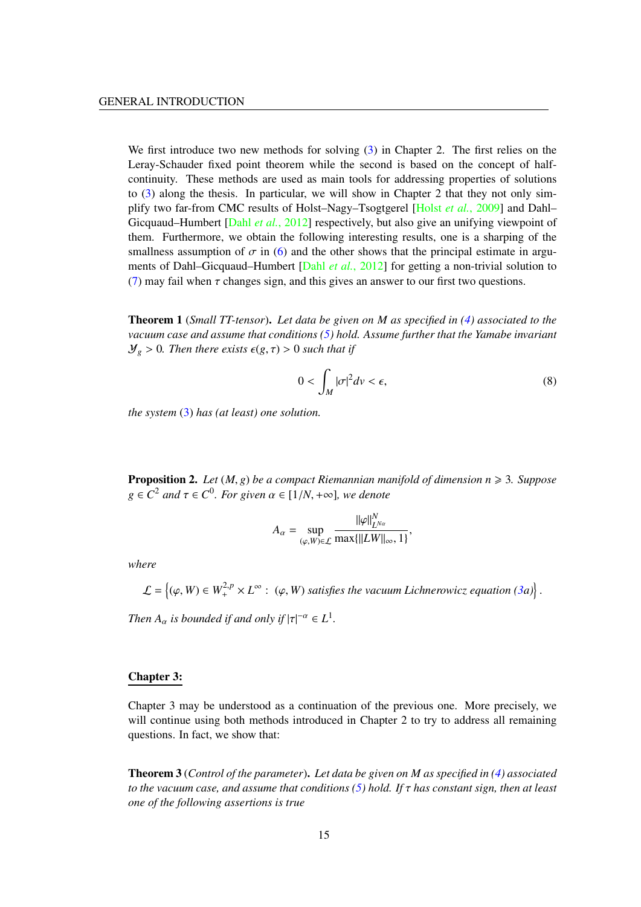We first introduce two new methods for solving (3) in Chapter 2. The first relies on the Leray-Schauder fixed point theorem while the second is based on the concept of half-continuity. These methods are used as main tools for addressing properties of solutions to (3) along the thesis. In particular, we will show in Chapter 2 that they not only simplify two far-from CMC results of Holst–Nagy–Tsogtgerel [Holst *et al.*, 2009] and Dahl–Gicquaud–Humbert [Dahl *et al.*, 2012] respectively, but also give an unifying viewpoint of them. Furthermore, we obtain the following interesting results, one is a sharping of the smallness assumption of $\sigma$ in (6) and the other shows that the principal estimate in arguments of Dahl–Gicquaud–Humbert [Dahl *et al.*, 2012] for getting a non-trivial solution to (7) may fail when $\tau$ changes sign, and this gives an answer to our first two questions.

**Theorem 1** (*Small TT-tensor*)**.** *Let data be given on $M$ as specified in (4) associated to the vacuum case and assume that conditions (5) hold. Assume further that the Yamabe invariant $\mathcal{Y}_g > 0$. Then there exists $\epsilon(g,\tau) > 0$ such that if*

$$0 < \int_M |\sigma|^2 dv < \epsilon, \tag{8}$$

*the system* (3) *has (at least) one solution.*

**Proposition 2.** *Let $(M, g)$ be a compact Riemannian manifold of dimension $n \geqslant 3$. Suppose $g \in C^2$ and $\tau \in C^0$. For given $\alpha \in [1/N, +\infty]$, we denote*

$$A_\alpha = \sup_{(\varphi,W)\in\mathcal{L}} \frac{\|\varphi\|^N_{L^{N\alpha}}}{\max\{\|LW\|_\infty, 1\}},$$

*where*

$$\mathcal{L} = \left\{(\varphi, W) \in W^{2,p}_+ \times L^\infty : \ (\varphi, W) \text{ satisfies the vacuum Lichnerowicz equation } (3a)\right\}.$$

*Then $A_\alpha$ is bounded if and only if $|\tau|^{-\alpha} \in L^1$.*

**Chapter 3:**

Chapter 3 may be understood as a continuation of the previous one. More precisely, we will continue using both methods introduced in Chapter 2 to try to address all remaining questions. In fact, we show that:

**Theorem 3** (*Control of the parameter*)**.** *Let data be given on $M$ as specified in (4) associated to the vacuum case, and assume that conditions (5) hold. If $\tau$ has constant sign, then at least one of the following assertions is true*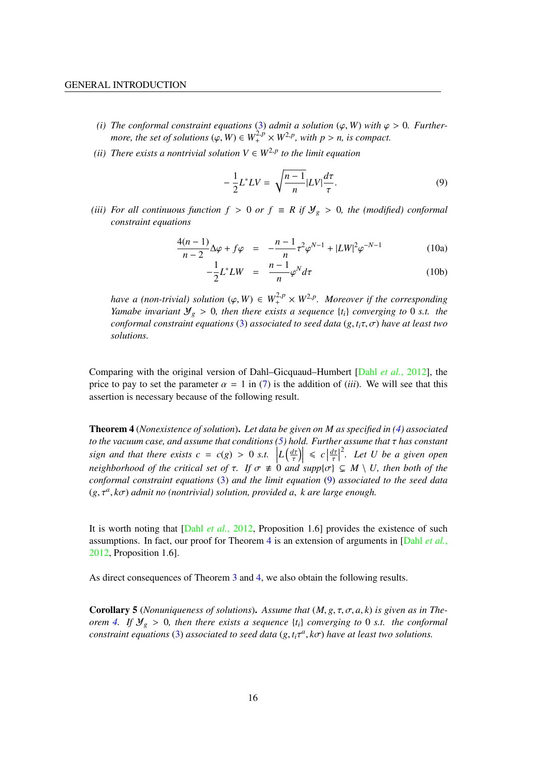*(i) The conformal constraint equations* (3) *admit a solution* $(\varphi, W)$ *with* $\varphi > 0$. *Furthermore, the set of solutions* $(\varphi, W) \in W^{2,p}_+ \times W^{2,p}$, *with* $p > n$, *is compact.*

*(ii) There exists a nontrivial solution* $V \in W^{2,p}$ *to the limit equation*

$$-\frac{1}{2}L^*LV = \sqrt{\frac{n-1}{n}}|LV|\frac{d\tau}{\tau}. \tag{9}$$

*(iii) For all continuous function* $f > 0$ *or* $f \equiv R$ *if* $\mathcal{Y}_g > 0$, *the (modified) conformal constraint equations*

$$\frac{4(n-1)}{n-2}\Delta\varphi + f\varphi = -\frac{n-1}{n}\tau^2\varphi^{N-1} + |LW|^2\varphi^{-N-1} \tag{10a}$$

$$-\frac{1}{2}L^*LW = \frac{n-1}{n}\varphi^N d\tau \tag{10b}$$

*have a (non-trivial) solution* $(\varphi, W) \in W^{2,p}_+ \times W^{2,p}$. *Moreover if the corresponding Yamabe invariant* $\mathcal{Y}_g > 0$, *then there exists a sequence* $\{t_i\}$ *converging to* $0$ *s.t. the conformal constraint equations* (3) *associated to seed data* $(g, t_i\tau, \sigma)$ *have at least two solutions.*

Comparing with the original version of Dahl–Gicquaud–Humbert [Dahl *et al.*, 2012], the price to pay to set the parameter $\alpha = 1$ in (7) is the addition of (*iii*). We will see that this assertion is necessary because of the following result.

**Theorem 4** (*Nonexistence of solution*)**.** *Let data be given on* $M$ *as specified in (4) associated to the vacuum case, and assume that conditions (5) hold. Further assume that* $\tau$ *has constant sign and that there exists* $c = c(g) > 0$ *s.t.* $\left|L\left(\frac{d\tau}{\tau}\right)\right| \leqslant c\left|\frac{d\tau}{\tau}\right|^2$. *Let* $U$ *be a given open neighborhood of the critical set of* $\tau$. *If* $\sigma \not\equiv 0$ *and supp*$\{\sigma\} \subsetneq M \setminus U$, *then both of the conformal constraint equations* (3) *and the limit equation* (9) *associated to the seed data* $(g, \tau^a, k\sigma)$ *admit no (nontrivial) solution, provided* $a$, $k$ *are large enough.*

It is worth noting that [Dahl *et al.*, 2012, Proposition 1.6] provides the existence of such assumptions. In fact, our proof for Theorem 4 is an extension of arguments in [Dahl *et al.*, 2012, Proposition 1.6].

As direct consequences of Theorem 3 and 4, we also obtain the following results.

**Corollary 5** (*Nonuniqueness of solutions*)**.** *Assume that* $(M, g, \tau, \sigma, a, k)$ *is given as in Theorem 4. If* $\mathcal{Y}_g > 0$, *then there exists a sequence* $\{t_i\}$ *converging to* $0$ *s.t. the conformal constraint equations* (3) *associated to seed data* $(g, t_i\tau^a, k\sigma)$ *have at least two solutions.*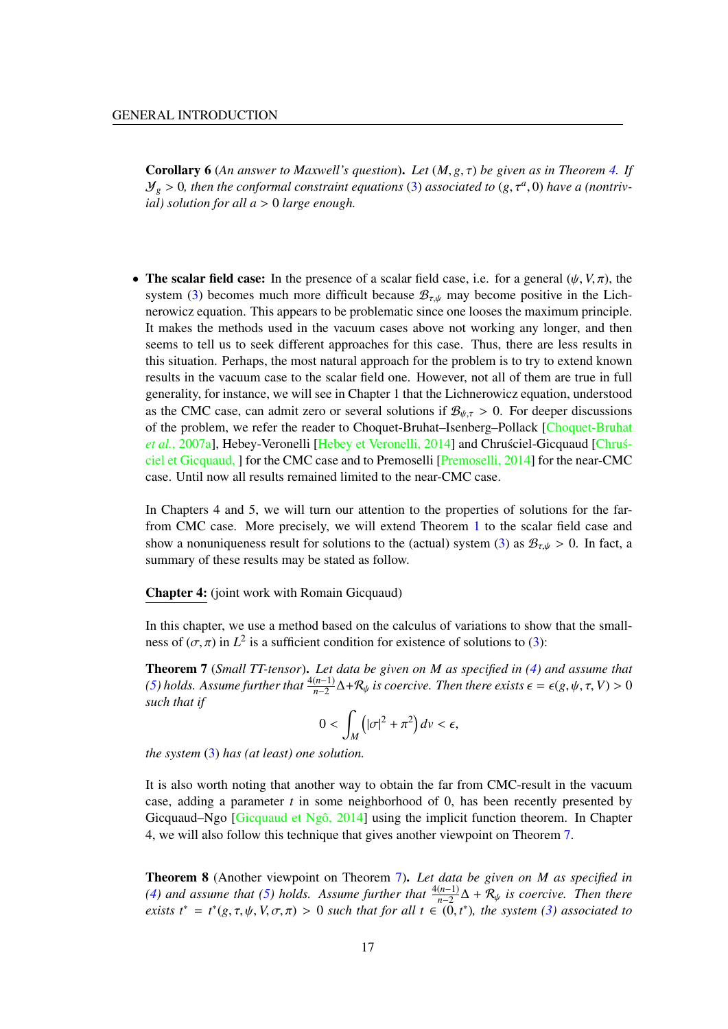**Corollary 6** (*An answer to Maxwell's question*)**.** *Let $(M, g, \tau)$ be given as in Theorem 4. If $\mathcal{Y}_g > 0$, then the conformal constraint equations* (3) *associated to $(g, \tau^a, 0)$ have a (nontrivial) solution for all $a > 0$ large enough.*

- **The scalar field case:** In the presence of a scalar field case, i.e. for a general $(\psi, V, \pi)$, the system (3) becomes much more difficult because $\mathcal{B}_{\tau,\psi}$ may become positive in the Lichnerowicz equation. This appears to be problematic since one looses the maximum principle. It makes the methods used in the vacuum cases above not working any longer, and then seems to tell us to seek different approaches for this case. Thus, there are less results in this situation. Perhaps, the most natural approach for the problem is to try to extend known results in the vacuum case to the scalar field one. However, not all of them are true in full generality, for instance, we will see in Chapter 1 that the Lichnerowicz equation, understood as the CMC case, can admit zero or several solutions if $\mathcal{B}_{\psi,\tau} > 0$. For deeper discussions of the problem, we refer the reader to Choquet-Bruhat–Isenberg–Pollack [Choquet-Bruhat *et al.*, 2007a], Hebey-Veronelli [Hebey et Veronelli, 2014] and Chruściel-Gicquaud [Chruściel et Gicquaud, ] for the CMC case and to Premoselli [Premoselli, 2014] for the near-CMC case. Until now all results remained limited to the near-CMC case.

  In Chapters 4 and 5, we will turn our attention to the properties of solutions for the far-from CMC case. More precisely, we will extend Theorem 1 to the scalar field case and show a nonuniqueness result for solutions to the (actual) system (3) as $\mathcal{B}_{\tau,\psi} > 0$. In fact, a summary of these results may be stated as follow.

  **Chapter 4:** (joint work with Romain Gicquaud)

  In this chapter, we use a method based on the calculus of variations to show that the smallness of $(\sigma, \pi)$ in $L^2$ is a sufficient condition for existence of solutions to (3):

  **Theorem 7** (*Small TT-tensor*)**.** *Let data be given on $M$ as specified in (4) and assume that (5) holds. Assume further that $\frac{4(n-1)}{n-2}\Delta + \mathcal{R}_\psi$ is coercive. Then there exists $\epsilon = \epsilon(g, \psi, \tau, V) > 0$ such that if*

  $$0 < \int_M \left(|\sigma|^2 + \pi^2\right) dv < \epsilon,$$

  *the system* (3) *has (at least) one solution.*

  It is also worth noting that another way to obtain the far from CMC-result in the vacuum case, adding a parameter $t$ in some neighborhood of 0, has been recently presented by Gicquaud–Ngo [Gicquaud et Ngô, 2014] using the implicit function theorem. In Chapter 4, we will also follow this technique that gives another viewpoint on Theorem 7.

  **Theorem 8** (Another viewpoint on Theorem 7)**.** *Let data be given on $M$ as specified in (4) and assume that (5) holds. Assume further that $\frac{4(n-1)}{n-2}\Delta + \mathcal{R}_\psi$ is coercive. Then there exists $t^* = t^*(g, \tau, \psi, V, \sigma, \pi) > 0$ such that for all $t \in (0, t^*)$, the system (3) associated to*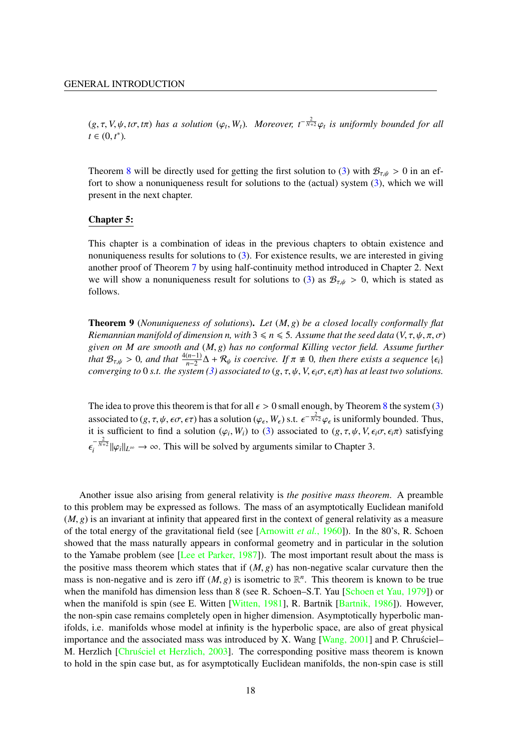*$(g, \tau, V, \psi, t\sigma, t\pi)$ has a solution $(\varphi_t, W_t)$. Moreover, $t^{-\frac{2}{N+2}}\varphi_t$ is uniformly bounded for all $t \in (0, t^*)$.*

Theorem 8 will be directly used for getting the first solution to (3) with $\mathcal{B}_{\tau,\psi} > 0$ in an effort to show a nonuniqueness result for solutions to the (actual) system (3), which we will present in the next chapter.

**Chapter 5:**

This chapter is a combination of ideas in the previous chapters to obtain existence and nonuniqueness results for solutions to (3). For existence results, we are interested in giving another proof of Theorem 7 by using half-continuity method introduced in Chapter 2. Next we will show a nonuniqueness result for solutions to (3) as $\mathcal{B}_{\tau,\psi} > 0$, which is stated as follows.

**Theorem 9** (*Nonuniqueness of solutions*)**.** *Let $(M, g)$ be a closed locally conformally flat Riemannian manifold of dimension n, with $3 \leqslant n \leqslant 5$. Assume that the seed data $(V, \tau, \psi, \pi, \sigma)$ given on $M$ are smooth and $(M, g)$ has no conformal Killing vector field. Assume further that $\mathcal{B}_{\tau,\psi} > 0$, and that $\frac{4(n-1)}{n-2}\Delta + \mathcal{R}_\psi$ is coercive. If $\pi \not\equiv 0$, then there exists a sequence $\{\epsilon_i\}$ converging to $0$ s.t. the system (3) associated to $(g, \tau, \psi, V, \epsilon_i\sigma, \epsilon_i\pi)$ has at least two solutions.*

The idea to prove this theorem is that for all $\epsilon > 0$ small enough, by Theorem 8 the system (3) associated to $(g, \tau, \psi, \epsilon\sigma, \epsilon\tau)$ has a solution $(\varphi_\epsilon, W_\epsilon)$ s.t. $\epsilon^{-\frac{2}{N+2}}\varphi_\epsilon$ is uniformly bounded. Thus, it is sufficient to find a solution $(\varphi_i, W_i)$ to (3) associated to $(g, \tau, \psi, V, \epsilon_i\sigma, \epsilon_i\pi)$ satisfying $\epsilon_i^{-\frac{2}{N+2}}\|\varphi_i\|_{L^\infty} \to \infty$. This will be solved by arguments similar to Chapter 3.

Another issue also arising from general relativity is *the positive mass theorem*. A preamble to this problem may be expressed as follows. The mass of an asymptotically Euclidean manifold $(M, g)$ is an invariant at infinity that appeared first in the context of general relativity as a measure of the total energy of the gravitational field (see [Arnowitt *et al.*, 1960]). In the 80's, R. Schoen showed that the mass naturally appears in conformal geometry and in particular in the solution to the Yamabe problem (see [Lee et Parker, 1987]). The most important result about the mass is the positive mass theorem which states that if $(M, g)$ has non-negative scalar curvature then the mass is non-negative and is zero iff $(M, g)$ is isometric to $\mathbb{R}^n$. This theorem is known to be true when the manifold has dimension less than 8 (see R. Schoen–S.T. Yau [Schoen et Yau, 1979]) or when the manifold is spin (see E. Witten [Witten, 1981], R. Bartnik [Bartnik, 1986]). However, the non-spin case remains completely open in higher dimension. Asymptotically hyperbolic manifolds, i.e. manifolds whose model at infinity is the hyperbolic space, are also of great physical importance and the associated mass was introduced by X. Wang [Wang, 2001] and P. Chruściel–M. Herzlich [Chruściel et Herzlich, 2003]. The corresponding positive mass theorem is known to hold in the spin case but, as for asymptotically Euclidean manifolds, the non-spin case is still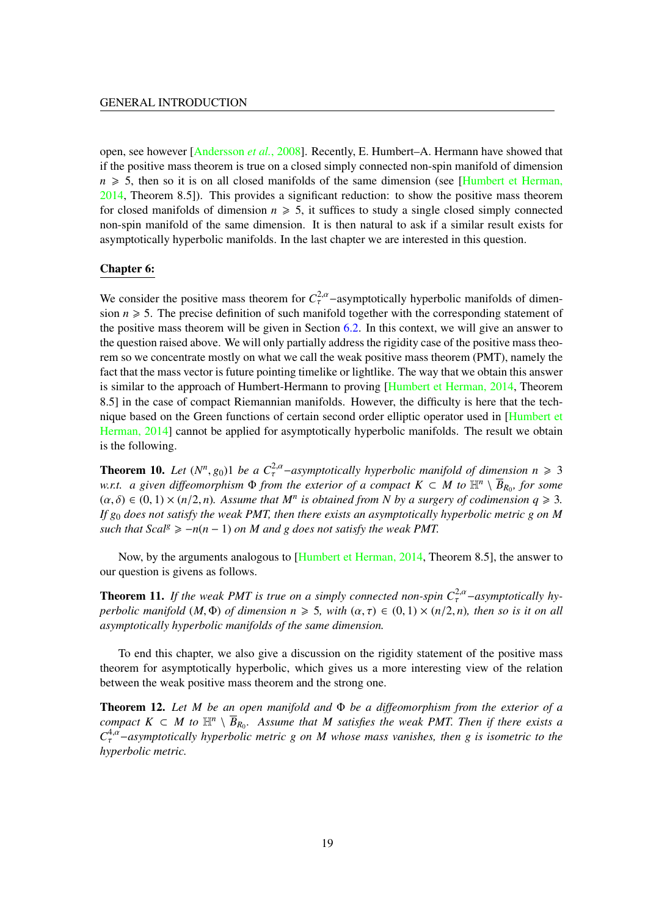open, see however [Andersson *et al.*, 2008]. Recently, E. Humbert–A. Hermann have showed that if the positive mass theorem is true on a closed simply connected non-spin manifold of dimension $n \geqslant 5$, then so it is on all closed manifolds of the same dimension (see [Humbert et Herman, 2014, Theorem 8.5]). This provides a significant reduction: to show the positive mass theorem for closed manifolds of dimension $n \geqslant 5$, it suffices to study a single closed simply connected non-spin manifold of the same dimension. It is then natural to ask if a similar result exists for asymptotically hyperbolic manifolds. In the last chapter we are interested in this question.

## Chapter 6:

We consider the positive mass theorem for $C^{2,\alpha}_\tau-$asymptotically hyperbolic manifolds of dimension $n \geqslant 5$. The precise definition of such manifold together with the corresponding statement of the positive mass theorem will be given in Section 6.2. In this context, we will give an answer to the question raised above. We will only partially address the rigidity case of the positive mass theorem so we concentrate mostly on what we call the weak positive mass theorem (PMT), namely the fact that the mass vector is future pointing timelike or lightlike. The way that we obtain this answer is similar to the approach of Humbert-Hermann to proving [Humbert et Herman, 2014, Theorem 8.5] in the case of compact Riemannian manifolds. However, the difficulty is here that the technique based on the Green functions of certain second order elliptic operator used in [Humbert et Herman, 2014] cannot be applied for asymptotically hyperbolic manifolds. The result we obtain is the following.

**Theorem 10.** *Let $(N^n, g_0)1$ be a $C^{2,\alpha}_\tau-$asymptotically hyperbolic manifold of dimension $n \geqslant 3$ w.r.t. a given diffeomorphism $\Phi$ from the exterior of a compact $K \subset M$ to $\mathbb{H}^n \setminus \overline{B}_{R_0}$, for some $(\alpha, \delta) \in (0,1) \times (n/2, n)$. Assume that $M^n$ is obtained from $N$ by a surgery of codimension $q \geqslant 3$. If $g_0$ does not satisfy the weak PMT, then there exists an asymptotically hyperbolic metric $g$ on $M$ such that $Scal^g \geqslant -n(n-1)$ on $M$ and $g$ does not satisfy the weak PMT.*

Now, by the arguments analogous to [Humbert et Herman, 2014, Theorem 8.5], the answer to our question is givens as follows.

**Theorem 11.** *If the weak PMT is true on a simply connected non-spin $C^{2,\alpha}_\tau-$asymptotically hyperbolic manifold $(M, \Phi)$ of dimension $n \geqslant 5$, with $(\alpha, \tau) \in (0,1) \times (n/2, n)$, then so is it on all asymptotically hyperbolic manifolds of the same dimension.*

To end this chapter, we also give a discussion on the rigidity statement of the positive mass theorem for asymptotically hyperbolic, which gives us a more interesting view of the relation between the weak positive mass theorem and the strong one.

**Theorem 12.** *Let $M$ be an open manifold and $\Phi$ be a diffeomorphism from the exterior of a compact $K \subset M$ to $\mathbb{H}^n \setminus \overline{B}_{R_0}$. Assume that $M$ satisfies the weak PMT. Then if there exists a $C^{4,\alpha}_\tau-$asymptotically hyperbolic metric $g$ on $M$ whose mass vanishes, then $g$ is isometric to the hyperbolic metric.*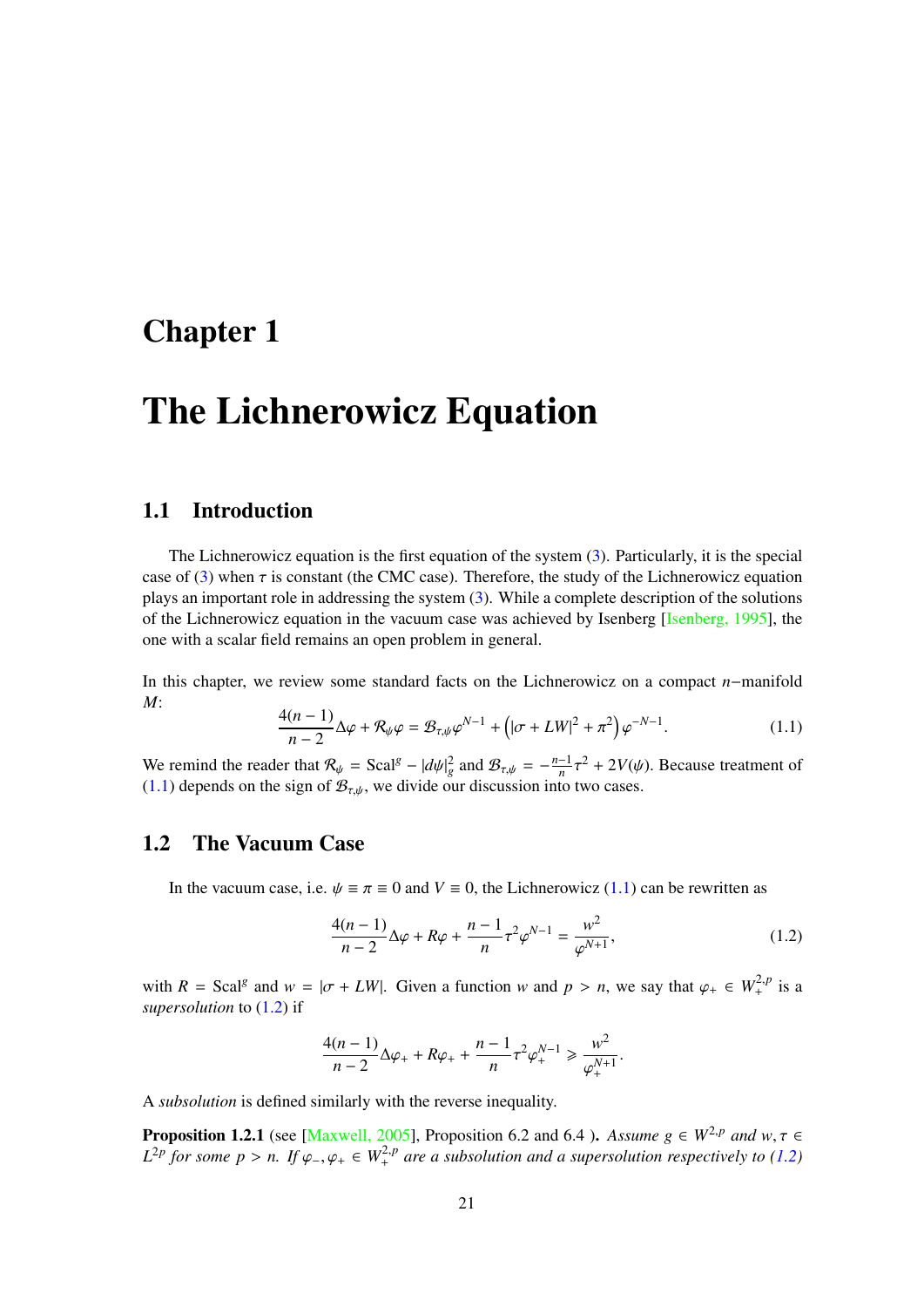# Chapter 1

# The Lichnerowicz Equation

## 1.1 Introduction

The Lichnerowicz equation is the first equation of the system (3). Particularly, it is the special case of (3) when $\tau$ is constant (the CMC case). Therefore, the study of the Lichnerowicz equation plays an important role in addressing the system (3). While a complete description of the solutions of the Lichnerowicz equation in the vacuum case was achieved by Isenberg [Isenberg, 1995], the one with a scalar field remains an open problem in general.

In this chapter, we review some standard facts on the Lichnerowicz on a compact $n-$manifold $M$:

$$\frac{4(n-1)}{n-2}\Delta\varphi + \mathcal{R}_\psi\varphi = \mathcal{B}_{\tau,\psi}\varphi^{N-1} + \left(|\sigma + LW|^2 + \pi^2\right)\varphi^{-N-1}. \tag{1.1}$$

We remind the reader that $\mathcal{R}_\psi = \mathrm{Scal}^g - |d\psi|_g^2$ and $\mathcal{B}_{\tau,\psi} = -\frac{n-1}{n}\tau^2 + 2V(\psi)$. Because treatment of (1.1) depends on the sign of $\mathcal{B}_{\tau,\psi}$, we divide our discussion into two cases.

## 1.2 The Vacuum Case

In the vacuum case, i.e. $\psi \equiv \pi \equiv 0$ and $V \equiv 0$, the Lichnerowicz (1.1) can be rewritten as

$$\frac{4(n-1)}{n-2}\Delta\varphi + R\varphi + \frac{n-1}{n}\tau^2\varphi^{N-1} = \frac{w^2}{\varphi^{N+1}}, \tag{1.2}$$

with $R = \mathrm{Scal}^g$ and $w = |\sigma + LW|$. Given a function $w$ and $p > n$, we say that $\varphi_+ \in W^{2,p}_+$ is a *supersolution* to (1.2) if

$$\frac{4(n-1)}{n-2}\Delta\varphi_+ + R\varphi_+ + \frac{n-1}{n}\tau^2\varphi_+^{N-1} \geqslant \frac{w^2}{\varphi_+^{N+1}}.$$

A *subsolution* is defined similarly with the reverse inequality.

**Proposition 1.2.1** (see [Maxwell, 2005], Proposition 6.2 and 6.4 )**.** *Assume $g \in W^{2,p}$ and $w, \tau \in L^{2p}$ for some $p > n$. If $\varphi_-, \varphi_+ \in W^{2,p}_+$ are a subsolution and a supersolution respectively to (1.2)*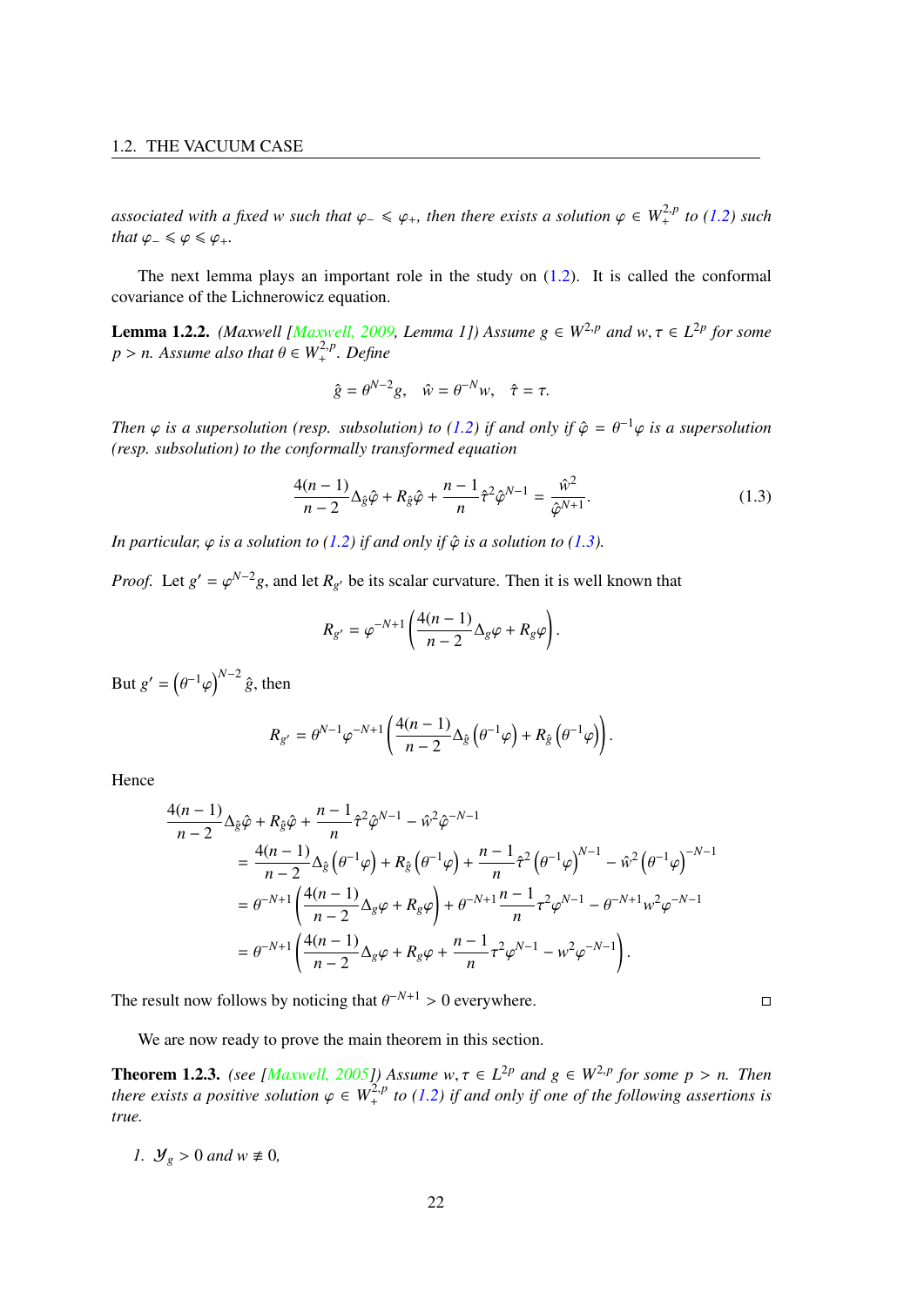*associated with a fixed $w$ such that $\varphi_- \leqslant \varphi_+$, then there exists a solution $\varphi \in W^{2,p}_+$ to (1.2) such that $\varphi_- \leqslant \varphi \leqslant \varphi_+$.*

The next lemma plays an important role in the study on (1.2). It is called the conformal covariance of the Lichnerowicz equation.

**Lemma 1.2.2.** *(Maxwell [Maxwell, 2009, Lemma 1]) Assume $g \in W^{2,p}$ and $w, \tau \in L^{2p}$ for some $p > n$. Assume also that $\theta \in W^{2,p}_+$. Define*

$$\hat{g} = \theta^{N-2} g, \quad \hat{w} = \theta^{-N} w, \quad \hat{\tau} = \tau.$$

*Then $\varphi$ is a supersolution (resp. subsolution) to (1.2) if and only if $\hat{\varphi} = \theta^{-1}\varphi$ is a supersolution (resp. subsolution) to the conformally transformed equation*

$$\frac{4(n-1)}{n-2}\Delta_{\hat{g}}\hat{\varphi} + R_{\hat{g}}\hat{\varphi} + \frac{n-1}{n}\hat{\tau}^2\hat{\varphi}^{N-1} = \frac{\hat{w}^2}{\hat{\varphi}^{N+1}}. \tag{1.3}$$

*In particular, $\varphi$ is a solution to (1.2) if and only if $\hat{\varphi}$ is a solution to (1.3).*

*Proof.* Let $g' = \varphi^{N-2} g$, and let $R_{g'}$ be its scalar curvature. Then it is well known that

$$R_{g'} = \varphi^{-N+1}\left(\frac{4(n-1)}{n-2}\Delta_g \varphi + R_g \varphi\right).$$

But $g' = \left(\theta^{-1}\varphi\right)^{N-2} \hat{g}$, then

$$R_{g'} = \theta^{N-1}\varphi^{-N+1}\left(\frac{4(n-1)}{n-2}\Delta_{\hat{g}}\left(\theta^{-1}\varphi\right) + R_{\hat{g}}\left(\theta^{-1}\varphi\right)\right).$$

Hence

$$\begin{aligned}
\frac{4(n-1)}{n-2}&\Delta_{\hat{g}}\hat{\varphi} + R_{\hat{g}}\hat{\varphi} + \frac{n-1}{n}\hat{\tau}^2\hat{\varphi}^{N-1} - \hat{w}^2\hat{\varphi}^{-N-1} \\
&= \frac{4(n-1)}{n-2}\Delta_{\hat{g}}\left(\theta^{-1}\varphi\right) + R_{\hat{g}}\left(\theta^{-1}\varphi\right) + \frac{n-1}{n}\hat{\tau}^2\left(\theta^{-1}\varphi\right)^{N-1} - \hat{w}^2\left(\theta^{-1}\varphi\right)^{-N-1} \\
&= \theta^{-N+1}\left(\frac{4(n-1)}{n-2}\Delta_g\varphi + R_g\varphi\right) + \theta^{-N+1}\frac{n-1}{n}\tau^2\varphi^{N-1} - \theta^{-N+1}w^2\varphi^{-N-1} \\
&= \theta^{-N+1}\left(\frac{4(n-1)}{n-2}\Delta_g\varphi + R_g\varphi + \frac{n-1}{n}\tau^2\varphi^{N-1} - w^2\varphi^{-N-1}\right).
\end{aligned}$$

The result now follows by noticing that $\theta^{-N+1} > 0$ everywhere. $\square$

We are now ready to prove the main theorem in this section.

**Theorem 1.2.3.** *(see [Maxwell, 2005]) Assume $w, \tau \in L^{2p}$ and $g \in W^{2,p}$ for some $p > n$. Then there exists a positive solution $\varphi \in W^{2,p}_+$ to (1.2) if and only if one of the following assertions is true.*

1. *$\mathcal{Y}_g > 0$ and $w \not\equiv 0$,*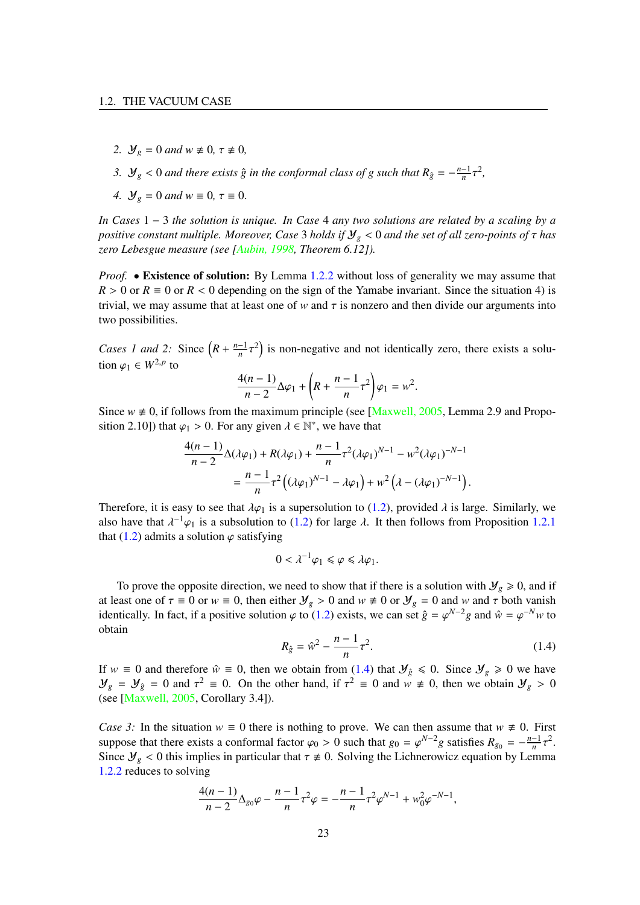2. $\mathcal{Y}_g = 0$ *and* $w \not\equiv 0$*,* $\tau \not\equiv 0$*,*

3. $\mathcal{Y}_g < 0$ *and there exists* $\hat{g}$ *in the conformal class of* $g$ *such that* $R_{\hat{g}} = -\frac{n-1}{n}\tau^2$*,*

4. $\mathcal{Y}_g = 0$ *and* $w \equiv 0$*,* $\tau \equiv 0$*.*

*In Cases* $1-3$ *the solution is unique. In Case* 4 *any two solutions are related by a scaling by a positive constant multiple. Moreover, Case* 3 *holds if* $\mathcal{Y}_g < 0$ *and the set of all zero-points of* $\tau$ *has zero Lebesgue measure (see [Aubin, 1998, Theorem 6.12]).*

*Proof.* • **Existence of solution:** By Lemma 1.2.2 without loss of generality we may assume that $R > 0$ or $R \equiv 0$ or $R < 0$ depending on the sign of the Yamabe invariant. Since the situation 4) is trivial, we may assume that at least one of $w$ and $\tau$ is nonzero and then divide our arguments into two possibilities.

*Cases 1 and 2:* Since $\left(R + \frac{n-1}{n}\tau^2\right)$ is non-negative and not identically zero, there exists a solution $\varphi_1 \in W^{2,p}$ to

$$\frac{4(n-1)}{n-2}\Delta\varphi_1 + \left(R + \frac{n-1}{n}\tau^2\right)\varphi_1 = w^2.$$

Since $w \not\equiv 0$, if follows from the maximum principle (see [Maxwell, 2005, Lemma 2.9 and Proposition 2.10]) that $\varphi_1 > 0$. For any given $\lambda \in \mathbb{N}^*$, we have that

$$\begin{aligned}\frac{4(n-1)}{n-2}\Delta(\lambda\varphi_1) + R(\lambda\varphi_1) + \frac{n-1}{n}\tau^2(\lambda\varphi_1)^{N-1} - w^2(\lambda\varphi_1)^{-N-1} \\ = \frac{n-1}{n}\tau^2\left((\lambda\varphi_1)^{N-1} - \lambda\varphi_1\right) + w^2\left(\lambda - (\lambda\varphi_1)^{-N-1}\right).\end{aligned}$$

Therefore, it is easy to see that $\lambda\varphi_1$ is a supersolution to (1.2), provided $\lambda$ is large. Similarly, we also have that $\lambda^{-1}\varphi_1$ is a subsolution to (1.2) for large $\lambda$. It then follows from Proposition 1.2.1 that (1.2) admits a solution $\varphi$ satisfying

$$0 < \lambda^{-1}\varphi_1 \leqslant \varphi \leqslant \lambda\varphi_1.$$

To prove the opposite direction, we need to show that if there is a solution with $\mathcal{Y}_g \geqslant 0$, and if at least one of $\tau \equiv 0$ or $w \equiv 0$, then either $\mathcal{Y}_g > 0$ and $w \not\equiv 0$ or $\mathcal{Y}_g = 0$ and $w$ and $\tau$ both vanish identically. In fact, if a positive solution $\varphi$ to (1.2) exists, we can set $\hat{g} = \varphi^{N-2}g$ and $\hat{w} = \varphi^{-N}w$ to obtain

$$R_{\hat{g}} = \hat{w}^2 - \frac{n-1}{n}\tau^2. \tag{1.4}$$

If $w \equiv 0$ and therefore $\hat{w} \equiv 0$, then we obtain from (1.4) that $\mathcal{Y}_{\hat{g}} \leqslant 0$. Since $\mathcal{Y}_g \geqslant 0$ we have $\mathcal{Y}_g = \mathcal{Y}_{\hat{g}} = 0$ and $\tau^2 \equiv 0$. On the other hand, if $\tau^2 \equiv 0$ and $w \not\equiv 0$, then we obtain $\mathcal{Y}_g > 0$ (see [Maxwell, 2005, Corollary 3.4]).

*Case 3:* In the situation $w \equiv 0$ there is nothing to prove. We can then assume that $w \not\equiv 0$. First suppose that there exists a conformal factor $\varphi_0 > 0$ such that $g_0 = \varphi_0^{N-2}g$ satisfies $R_{g_0} = -\frac{n-1}{n}\tau^2$. Since $\mathcal{Y}_g < 0$ this implies in particular that $\tau \not\equiv 0$. Solving the Lichnerowicz equation by Lemma 1.2.2 reduces to solving

$$\frac{4(n-1)}{n-2}\Delta_{g_0}\varphi - \frac{n-1}{n}\tau^2\varphi = -\frac{n-1}{n}\tau^2\varphi^{N-1} + w_0^2\varphi^{-N-1},$$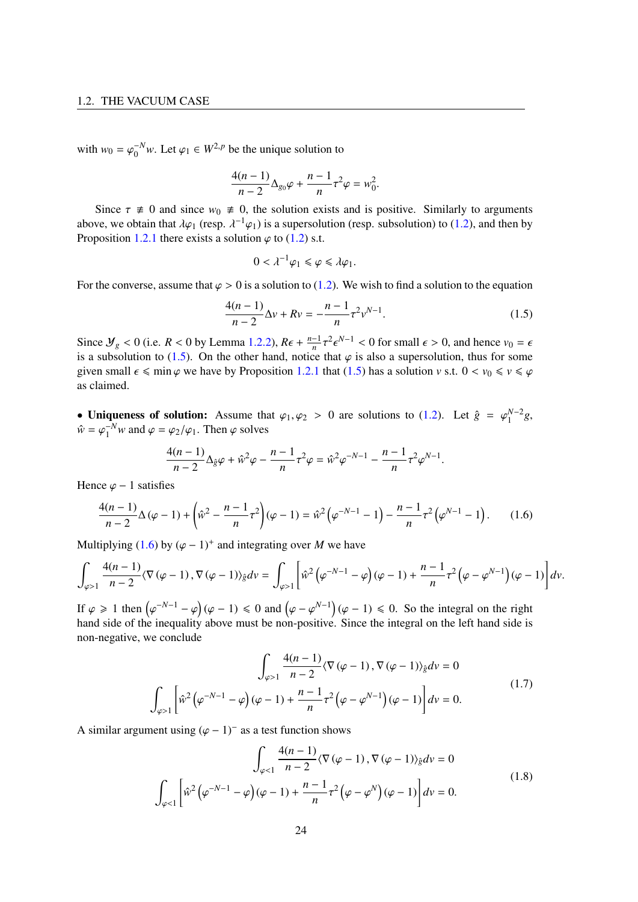with $w_0 = \varphi_0^{-N} w$. Let $\varphi_1 \in W^{2,p}$ be the unique solution to

$$\frac{4(n-1)}{n-2}\Delta_{g_0}\varphi + \frac{n-1}{n}\tau^2\varphi = w_0^2.$$

Since $\tau \not\equiv 0$ and since $w_0 \not\equiv 0$, the solution exists and is positive. Similarly to arguments above, we obtain that $\lambda\varphi_1$ (resp. $\lambda^{-1}\varphi_1$) is a supersolution (resp. subsolution) to (1.2), and then by Proposition 1.2.1 there exists a solution $\varphi$ to (1.2) s.t.

$$0 < \lambda^{-1}\varphi_1 \leqslant \varphi \leqslant \lambda\varphi_1.$$

For the converse, assume that $\varphi > 0$ is a solution to (1.2). We wish to find a solution to the equation

$$\frac{4(n-1)}{n-2}\Delta v + Rv = -\frac{n-1}{n}\tau^2 v^{N-1}. \tag{1.5}$$

Since $\mathcal{Y}_g < 0$ (i.e. $R < 0$ by Lemma 1.2.2), $R\epsilon + \frac{n-1}{n}\tau^2\epsilon^{N-1} < 0$ for small $\epsilon > 0$, and hence $v_0 = \epsilon$ is a subsolution to (1.5). On the other hand, notice that $\varphi$ is also a supersolution, thus for some given small $\epsilon \leqslant \min\varphi$ we have by Proposition 1.2.1 that (1.5) has a solution $v$ s.t. $0 < v_0 \leqslant v \leqslant \varphi$ as claimed.

• **Uniqueness of solution:** Assume that $\varphi_1, \varphi_2 > 0$ are solutions to (1.2). Let $\hat{g} = \varphi_1^{N-2} g$, $\hat{w} = \varphi_1^{-N} w$ and $\varphi = \varphi_2/\varphi_1$. Then $\varphi$ solves

$$\frac{4(n-1)}{n-2}\Delta_{\hat{g}}\varphi + \hat{w}^2\varphi - \frac{n-1}{n}\tau^2\varphi = \hat{w}^2\varphi^{-N-1} - \frac{n-1}{n}\tau^2\varphi^{N-1}.$$

Hence $\varphi - 1$ satisfies

$$\frac{4(n-1)}{n-2}\Delta(\varphi-1) + \left(\hat{w}^2 - \frac{n-1}{n}\tau^2\right)(\varphi-1) = \hat{w}^2\left(\varphi^{-N-1}-1\right) - \frac{n-1}{n}\tau^2\left(\varphi^{N-1}-1\right). \tag{1.6}$$

Multiplying (1.6) by $(\varphi-1)^+$ and integrating over $M$ we have

$$\int_{\varphi>1}\frac{4(n-1)}{n-2}\langle\nabla(\varphi-1), \nabla(\varphi-1)\rangle_{\hat{g}}dv = \int_{\varphi>1}\left[\hat{w}^2\left(\varphi^{-N-1}-\varphi\right)(\varphi-1) + \frac{n-1}{n}\tau^2\left(\varphi-\varphi^{N-1}\right)(\varphi-1)\right]dv.$$

If $\varphi \geqslant 1$ then $\left(\varphi^{-N-1}-\varphi\right)(\varphi-1) \leqslant 0$ and $\left(\varphi-\varphi^{N-1}\right)(\varphi-1) \leqslant 0$. So the integral on the right hand side of the inequality above must be non-positive. Since the integral on the left hand side is non-negative, we conclude

$$\begin{aligned}
\int_{\varphi>1}\frac{4(n-1)}{n-2}\langle\nabla(\varphi-1), \nabla(\varphi-1)\rangle_{\hat{g}}dv &= 0 \\
\int_{\varphi>1}\left[\hat{w}^2\left(\varphi^{-N-1}-\varphi\right)(\varphi-1) + \frac{n-1}{n}\tau^2\left(\varphi-\varphi^{N-1}\right)(\varphi-1)\right]dv &= 0.
\end{aligned} \tag{1.7}$$

A similar argument using $(\varphi-1)^-$ as a test function shows

$$\begin{aligned}
\int_{\varphi<1}\frac{4(n-1)}{n-2}\langle\nabla(\varphi-1), \nabla(\varphi-1)\rangle_{\hat{g}}dv &= 0 \\
\int_{\varphi<1}\left[\hat{w}^2\left(\varphi^{-N-1}-\varphi\right)(\varphi-1) + \frac{n-1}{n}\tau^2\left(\varphi-\varphi^{N}\right)(\varphi-1)\right]dv &= 0.
\end{aligned} \tag{1.8}$$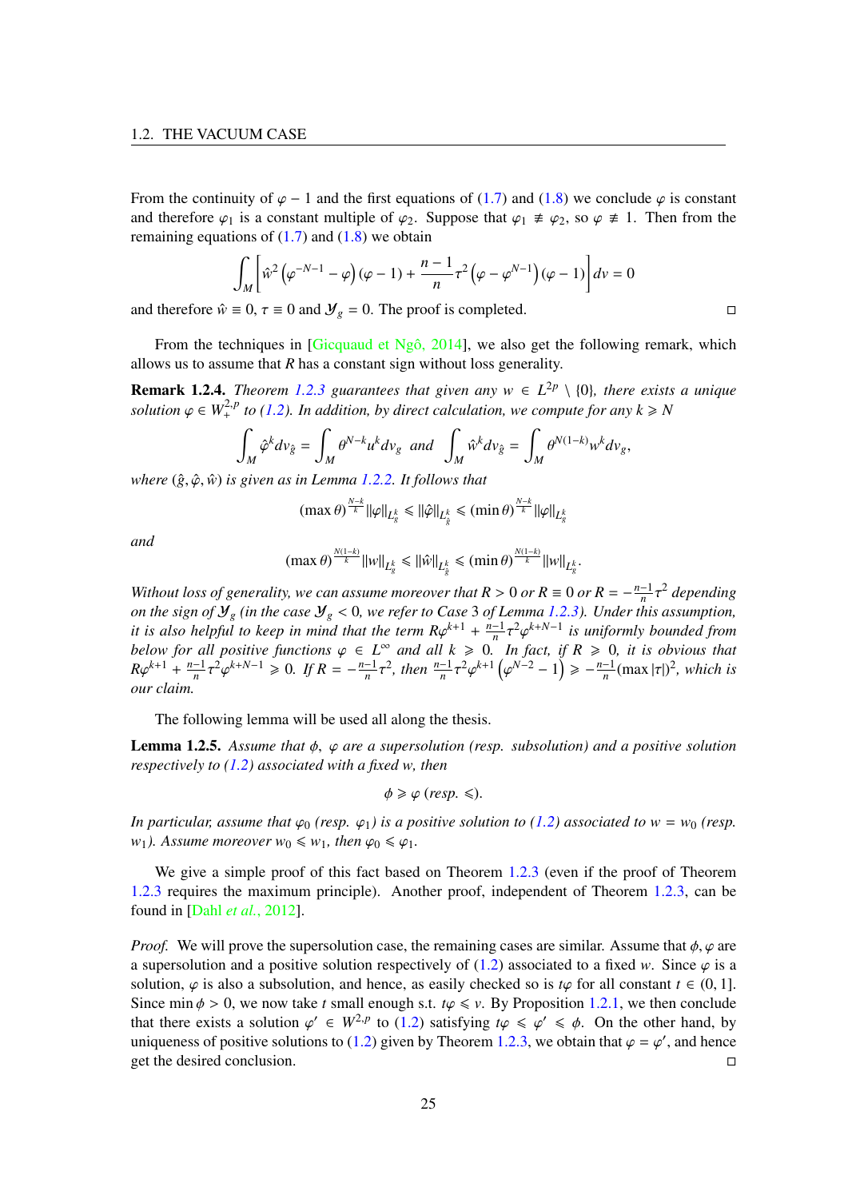From the continuity of $\varphi - 1$ and the first equations of (1.7) and (1.8) we conclude $\varphi$ is constant and therefore $\varphi_1$ is a constant multiple of $\varphi_2$. Suppose that $\varphi_1 \not\equiv \varphi_2$, so $\varphi \not\equiv 1$. Then from the remaining equations of (1.7) and (1.8) we obtain

$$\int_M \left[ \hat{w}^2 \left( \varphi^{-N-1} - \varphi \right) (\varphi - 1) + \frac{n-1}{n} \tau^2 \left( \varphi - \varphi^{N-1} \right) (\varphi - 1) \right] dv = 0$$

and therefore $\hat{w} \equiv 0$, $\tau \equiv 0$ and $\mathcal{Y}_g = 0$. The proof is completed. □

From the techniques in [Gicquaud et Ngô, 2014], we also get the following remark, which allows us to assume that $R$ has a constant sign without loss generality.

**Remark 1.2.4.** *Theorem 1.2.3 guarantees that given any $w \in L^{2p} \setminus \{0\}$, there exists a unique solution $\varphi \in W^{2,p}_+$ to (1.2). In addition, by direct calculation, we compute for any $k \geqslant N$*

$$\int_M \hat{\varphi}^k dv_{\hat{g}} = \int_M \theta^{N-k} u^k dv_g \ \text{ and } \ \int_M \hat{w}^k dv_{\hat{g}} = \int_M \theta^{N(1-k)} w^k dv_g,$$

*where $(\hat{g}, \hat{\varphi}, \hat{w})$ is given as in Lemma 1.2.2. It follows that*

$$(\max \theta)^{\frac{N-k}{k}} \|\varphi\|_{L^k_g} \leqslant \|\hat{\varphi}\|_{L^k_{\hat{g}}} \leqslant (\min \theta)^{\frac{N-k}{k}} \|\varphi\|_{L^k_g}$$

*and*

$$(\max \theta)^{\frac{N(1-k)}{k}} \|w\|_{L^k_g} \leqslant \|\hat{w}\|_{L^k_{\hat{g}}} \leqslant (\min \theta)^{\frac{N(1-k)}{k}} \|w\|_{L^k_g}.$$

*Without loss of generality, we can assume moreover that $R > 0$ or $R \equiv 0$ or $R = -\frac{n-1}{n}\tau^2$ depending on the sign of $\mathcal{Y}_g$ (in the case $\mathcal{Y}_g < 0$, we refer to Case 3 of Lemma 1.2.3). Under this assumption, it is also helpful to keep in mind that the term $R\varphi^{k+1} + \frac{n-1}{n}\tau^2\varphi^{k+N-1}$ is uniformly bounded from below for all positive functions $\varphi \in L^\infty$ and all $k \geqslant 0$. In fact, if $R \geqslant 0$, it is obvious that $R\varphi^{k+1} + \frac{n-1}{n}\tau^2\varphi^{k+N-1} \geqslant 0$. If $R = -\frac{n-1}{n}\tau^2$, then $\frac{n-1}{n}\tau^2\varphi^{k+1}\left(\varphi^{N-2} - 1\right) \geqslant -\frac{n-1}{n}(\max|\tau|)^2$, which is our claim.*

The following lemma will be used all along the thesis.

**Lemma 1.2.5.** *Assume that $\phi$, $\varphi$ are a supersolution (resp. subsolution) and a positive solution respectively to (1.2) associated with a fixed $w$, then*

$$\phi \geqslant \varphi \text{ (resp. } \leqslant).$$

*In particular, assume that $\varphi_0$ (resp. $\varphi_1$) is a positive solution to (1.2) associated to $w = w_0$ (resp. $w_1$). Assume moreover $w_0 \leqslant w_1$, then $\varphi_0 \leqslant \varphi_1$.*

We give a simple proof of this fact based on Theorem 1.2.3 (even if the proof of Theorem 1.2.3 requires the maximum principle). Another proof, independent of Theorem 1.2.3, can be found in [Dahl *et al.*, 2012].

*Proof.* We will prove the supersolution case, the remaining cases are similar. Assume that $\phi, \varphi$ are a supersolution and a positive solution respectively of (1.2) associated to a fixed $w$. Since $\varphi$ is a solution, $\varphi$ is also a subsolution, and hence, as easily checked so is $t\varphi$ for all constant $t \in (0, 1]$. Since $\min \phi > 0$, we now take $t$ small enough s.t. $t\varphi \leqslant \nu$. By Proposition 1.2.1, we then conclude that there exists a solution $\varphi' \in W^{2,p}$ to (1.2) satisfying $t\varphi \leqslant \varphi' \leqslant \phi$. On the other hand, by uniqueness of positive solutions to (1.2) given by Theorem 1.2.3, we obtain that $\varphi = \varphi'$, and hence get the desired conclusion. □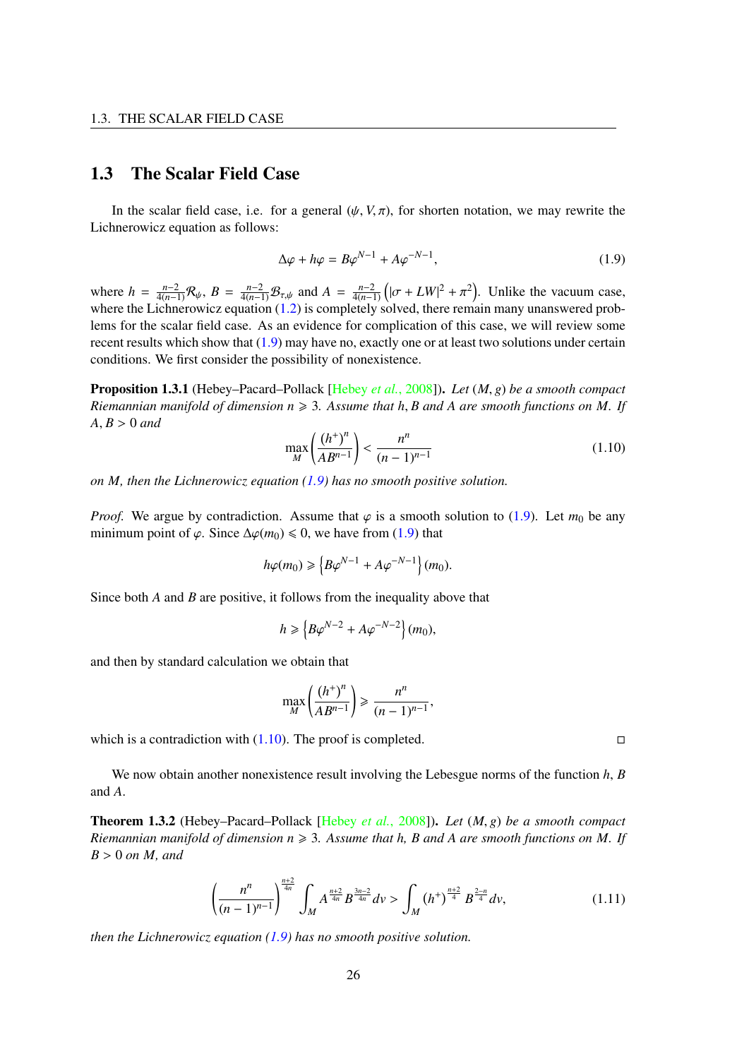## 1.3 The Scalar Field Case

In the scalar field case, i.e. for a general $(\psi, V, \pi)$, for shorten notation, we may rewrite the Lichnerowicz equation as follows:

$$\Delta\varphi + h\varphi = B\varphi^{N-1} + A\varphi^{-N-1}, \tag{1.9}$$

where $h = \frac{n-2}{4(n-1)}\mathcal{R}_\psi$, $B = \frac{n-2}{4(n-1)}\mathcal{B}_{\tau,\psi}$ and $A = \frac{n-2}{4(n-1)}\left(|\sigma + LW|^2 + \pi^2\right)$. Unlike the vacuum case, where the Lichnerowicz equation (1.2) is completely solved, there remain many unanswered problems for the scalar field case. As an evidence for complication of this case, we will review some recent results which show that (1.9) may have no, exactly one or at least two solutions under certain conditions. We first consider the possibility of nonexistence.

**Proposition 1.3.1** (Hebey–Pacard–Pollack [Hebey *et al.*, 2008]). *Let $(M, g)$ be a smooth compact Riemannian manifold of dimension $n \geqslant 3$. Assume that $h, B$ and $A$ are smooth functions on $M$. If $A, B > 0$ and*

$$\max_M \left(\frac{(h^+)^n}{AB^{n-1}}\right) < \frac{n^n}{(n-1)^{n-1}} \tag{1.10}$$

*on $M$, then the Lichnerowicz equation (1.9) has no smooth positive solution.*

*Proof.* We argue by contradiction. Assume that $\varphi$ is a smooth solution to (1.9). Let $m_0$ be any minimum point of $\varphi$. Since $\Delta\varphi(m_0) \leqslant 0$, we have from (1.9) that

$$h\varphi(m_0) \geqslant \left\{B\varphi^{N-1} + A\varphi^{-N-1}\right\}(m_0).$$

Since both $A$ and $B$ are positive, it follows from the inequality above that

$$h \geqslant \left\{B\varphi^{N-2} + A\varphi^{-N-2}\right\}(m_0),$$

and then by standard calculation we obtain that

$$\max_M \left(\frac{(h^+)^n}{AB^{n-1}}\right) \geqslant \frac{n^n}{(n-1)^{n-1}},$$

which is a contradiction with (1.10). The proof is completed. ◻

We now obtain another nonexistence result involving the Lebesgue norms of the function $h$, $B$ and $A$.

**Theorem 1.3.2** (Hebey–Pacard–Pollack [Hebey *et al.*, 2008]). *Let $(M, g)$ be a smooth compact Riemannian manifold of dimension $n \geqslant 3$. Assume that $h$, $B$ and $A$ are smooth functions on $M$. If $B > 0$ on $M$, and*

$$\left(\frac{n^n}{(n-1)^{n-1}}\right)^{\frac{n+2}{4n}} \int_M A^{\frac{n+2}{4n}} B^{\frac{3n-2}{4n}} dv > \int_M (h^+)^{\frac{n+2}{4}} B^{\frac{2-n}{4}} dv, \tag{1.11}$$

*then the Lichnerowicz equation (1.9) has no smooth positive solution.*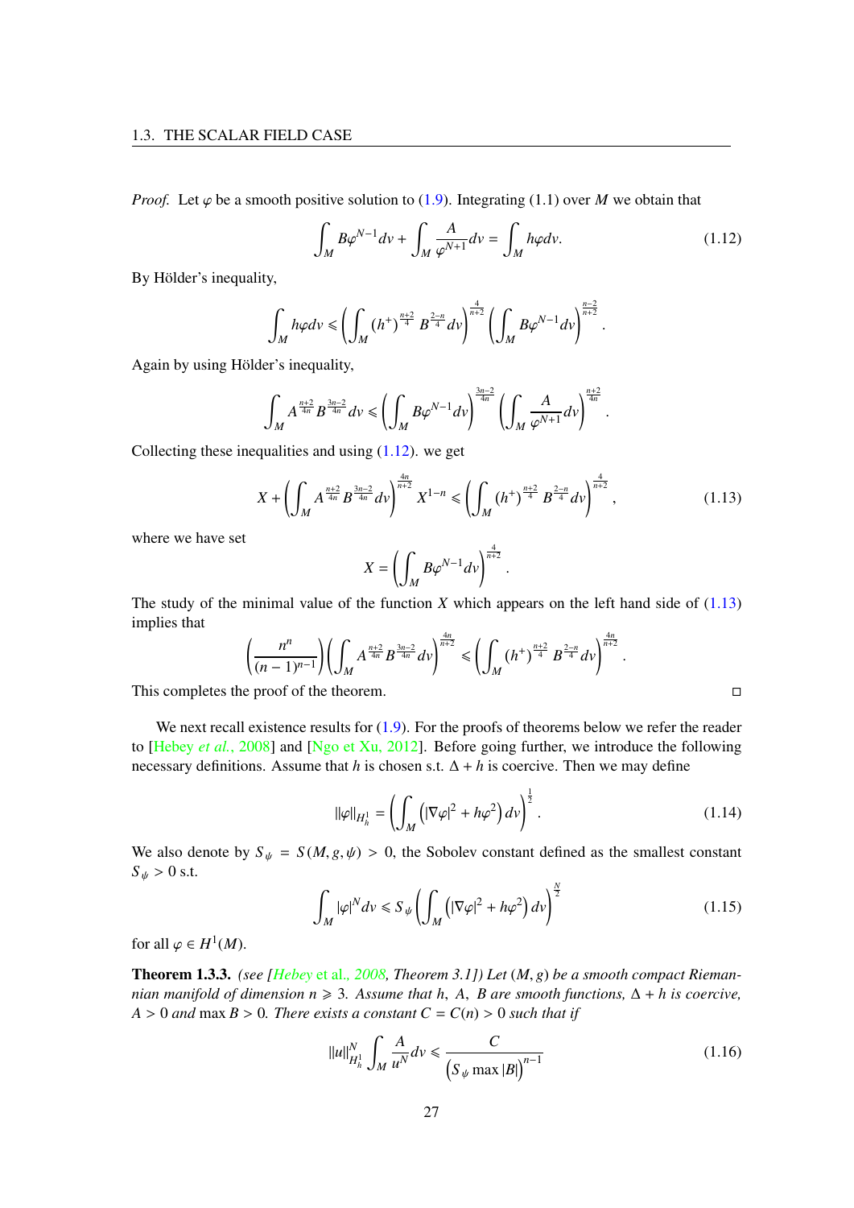*Proof.* Let $\varphi$ be a smooth positive solution to (1.9). Integrating (1.1) over $M$ we obtain that

$$\int_M B\varphi^{N-1}dv + \int_M \frac{A}{\varphi^{N+1}}dv = \int_M h\varphi dv. \tag{1.12}$$

By Hölder's inequality,

$$\int_M h\varphi dv \leqslant \left(\int_M (h^+)^{\frac{n+2}{4}} B^{\frac{2-n}{4}} dv\right)^{\frac{4}{n+2}} \left(\int_M B\varphi^{N-1}dv\right)^{\frac{n-2}{n+2}}.$$

Again by using Hölder's inequality,

$$\int_M A^{\frac{n+2}{4n}} B^{\frac{3n-2}{4n}} dv \leqslant \left(\int_M B\varphi^{N-1}dv\right)^{\frac{3n-2}{4n}} \left(\int_M \frac{A}{\varphi^{N+1}}dv\right)^{\frac{n+2}{4n}}.$$

Collecting these inequalities and using (1.12). we get

$$X + \left(\int_M A^{\frac{n+2}{4n}} B^{\frac{3n-2}{4n}} dv\right)^{\frac{4n}{n+2}} X^{1-n} \leqslant \left(\int_M (h^+)^{\frac{n+2}{4}} B^{\frac{2-n}{4}} dv\right)^{\frac{4}{n+2}}, \tag{1.13}$$

where we have set

$$X = \left(\int_M B\varphi^{N-1}dv\right)^{\frac{4}{n+2}}.$$

The study of the minimal value of the function $X$ which appears on the left hand side of (1.13) implies that

$$\left(\frac{n^n}{(n-1)^{n-1}}\right)\left(\int_M A^{\frac{n+2}{4n}} B^{\frac{3n-2}{4n}} dv\right)^{\frac{4n}{n+2}} \leqslant \left(\int_M (h^+)^{\frac{n+2}{4}} B^{\frac{2-n}{4}} dv\right)^{\frac{4n}{n+2}}.$$

This completes the proof of the theorem. □

We next recall existence results for (1.9). For the proofs of theorems below we refer the reader to [Hebey *et al.*, 2008] and [Ngo et Xu, 2012]. Before going further, we introduce the following necessary definitions. Assume that $h$ is chosen s.t. $\Delta + h$ is coercive. Then we may define

$$\|\varphi\|_{H_h^1} = \left(\int_M \left(|\nabla\varphi|^2 + h\varphi^2\right) dv\right)^{\frac{1}{2}}. \tag{1.14}$$

We also denote by $S_\psi = S(M, g, \psi) > 0$, the Sobolev constant defined as the smallest constant $S_\psi > 0$ s.t.

$$\int_M |\varphi|^N dv \leqslant S_\psi \left(\int_M \left(|\nabla\varphi|^2 + h\varphi^2\right) dv\right)^{\frac{N}{2}} \tag{1.15}$$

for all $\varphi \in H^1(M)$.

**Theorem 1.3.3.** *(see [Hebey et al., 2008, Theorem 3.1]) Let $(M, g)$ be a smooth compact Riemannian manifold of dimension $n \geqslant 3$. Assume that $h$, $A$, $B$ are smooth functions, $\Delta + h$ is coercive, $A > 0$ and $\max B > 0$. There exists a constant $C = C(n) > 0$ such that if*

$$\|u\|_{H_h^1}^N \int_M \frac{A}{u^N} dv \leqslant \frac{C}{\left(S_\psi \max |B|\right)^{n-1}} \tag{1.16}$$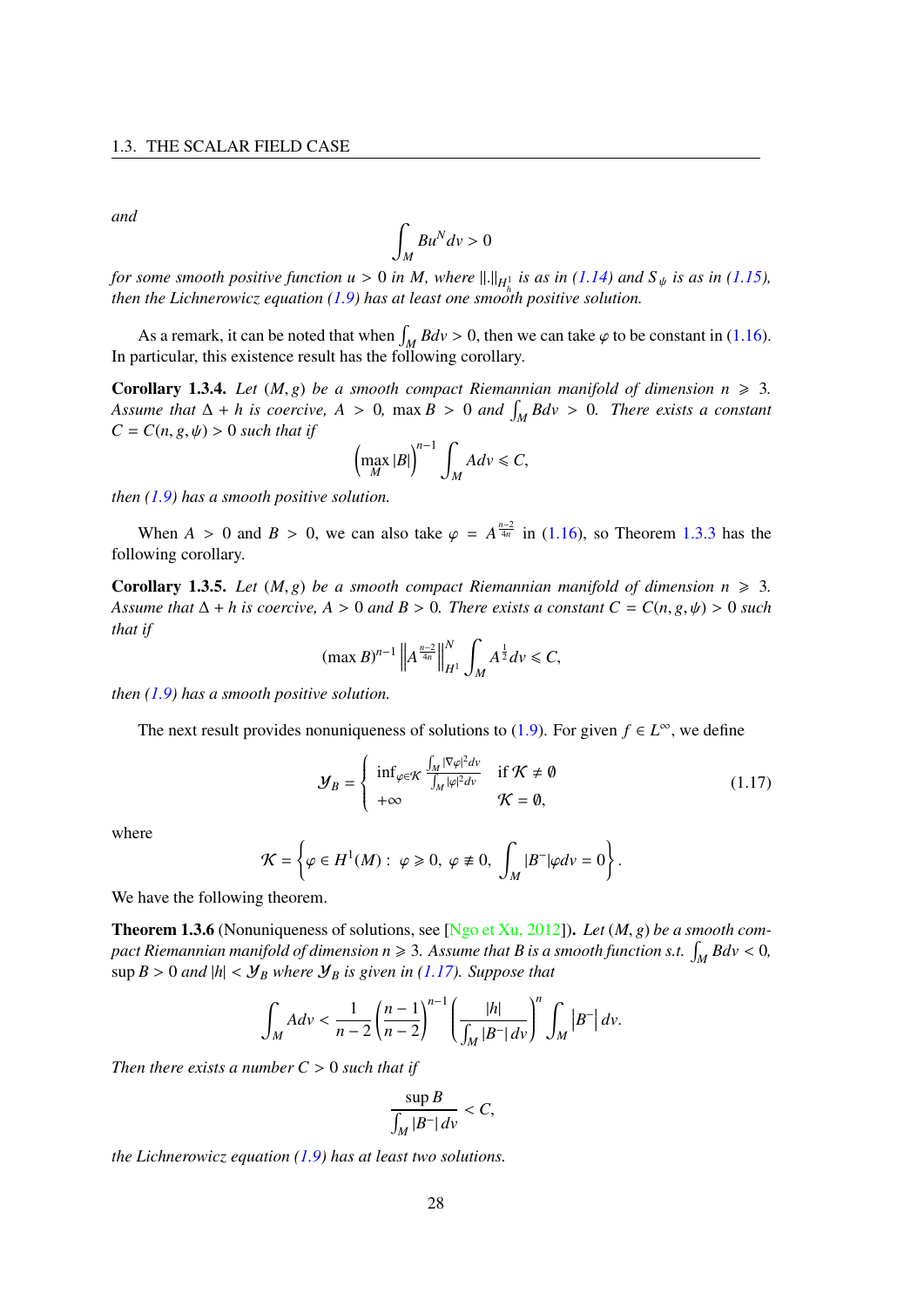*and*

$$\int_M Bu^N dv > 0$$

*for some smooth positive function $u > 0$ in $M$, where $\|.\|_{H_h^1}$ is as in (1.14) and $S_\psi$ is as in (1.15), then the Lichnerowicz equation (1.9) has at least one smooth positive solution.*

As a remark, it can be noted that when $\int_M Bdv > 0$, then we can take $\varphi$ to be constant in (1.16). In particular, this existence result has the following corollary.

**Corollary 1.3.4.** *Let $(M, g)$ be a smooth compact Riemannian manifold of dimension $n \geqslant 3$. Assume that $\Delta + h$ is coercive, $A > 0$, $\max B > 0$ and $\int_M Bdv > 0$. There exists a constant $C = C(n, g, \psi) > 0$ such that if*

$$\left(\max_M |B|\right)^{n-1} \int_M Adv \leqslant C,$$

*then (1.9) has a smooth positive solution.*

When $A > 0$ and $B > 0$, we can also take $\varphi = A^{\frac{n-2}{4n}}$ in (1.16), so Theorem 1.3.3 has the following corollary.

**Corollary 1.3.5.** *Let $(M, g)$ be a smooth compact Riemannian manifold of dimension $n \geqslant 3$. Assume that $\Delta + h$ is coercive, $A > 0$ and $B > 0$. There exists a constant $C = C(n, g, \psi) > 0$ such that if*

$$(\max B)^{n-1} \left\|A^{\frac{n-2}{4n}}\right\|_{H^1}^N \int_M A^{\frac{1}{2}} dv \leqslant C,$$

*then (1.9) has a smooth positive solution.*

The next result provides nonuniqueness of solutions to (1.9). For given $f \in L^\infty$, we define

$$\mathcal{Y}_B = \begin{cases} \inf_{\varphi \in \mathcal{K}} \frac{\int_M |\nabla \varphi|^2 dv}{\int_M |\varphi|^2 dv} & \text{if } \mathcal{K} \neq \emptyset \\ +\infty & \mathcal{K} = \emptyset, \end{cases} \tag{1.17}$$

where

$$\mathcal{K} = \left\{ \varphi \in H^1(M) : \ \varphi \geqslant 0, \ \varphi \not\equiv 0, \ \int_M |B^-| \varphi dv = 0 \right\}.$$

We have the following theorem.

**Theorem 1.3.6** (Nonuniqueness of solutions, see [Ngo et Xu, 2012])**.** *Let $(M, g)$ be a smooth compact Riemannian manifold of dimension $n \geqslant 3$. Assume that $B$ is a smooth function s.t. $\int_M Bdv < 0$, $\sup B > 0$ and $|h| < \mathcal{Y}_B$ where $\mathcal{Y}_B$ is given in (1.17). Suppose that*

$$\int_M Adv < \frac{1}{n-2} \left(\frac{n-1}{n-2}\right)^{n-1} \left(\frac{|h|}{\int_M |B^-| dv}\right)^n \int_M \left|B^-\right| dv.$$

*Then there exists a number $C > 0$ such that if*

$$\frac{\sup B}{\int_M |B^-| dv} < C,$$

*the Lichnerowicz equation (1.9) has at least two solutions.*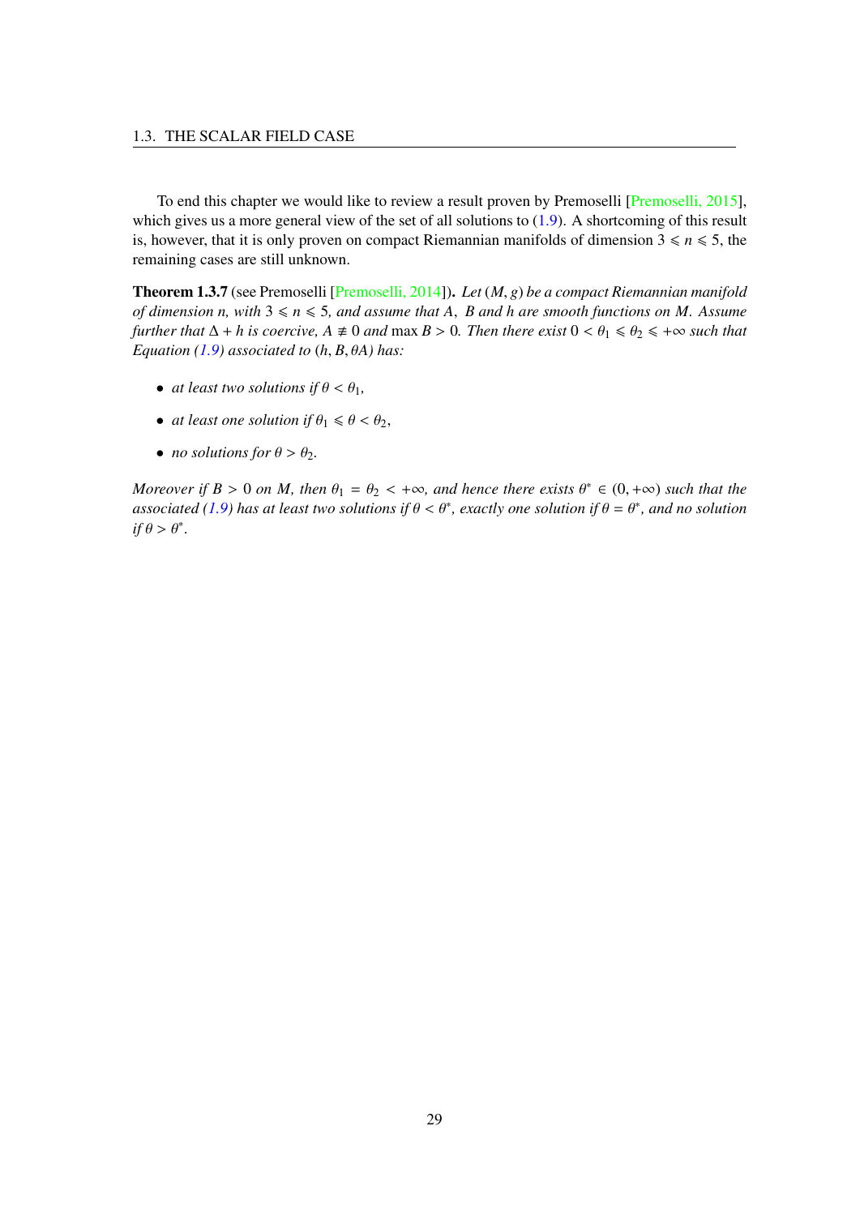To end this chapter we would like to review a result proven by Premoselli [Premoselli, 2015], which gives us a more general view of the set of all solutions to (1.9). A shortcoming of this result is, however, that it is only proven on compact Riemannian manifolds of dimension $3 \leqslant n \leqslant 5$, the remaining cases are still unknown.

**Theorem 1.3.7** (see Premoselli [Premoselli, 2014])**.** *Let $(M, g)$ be a compact Riemannian manifold of dimension $n$, with $3 \leqslant n \leqslant 5$, and assume that $A$, $B$ and $h$ are smooth functions on $M$. Assume further that $\Delta + h$ is coercive, $A \not\equiv 0$ and $\max B > 0$. Then there exist $0 < \theta_1 \leqslant \theta_2 \leqslant +\infty$ such that Equation (1.9) associated to $(h, B, \theta A)$ has:*

- *at least two solutions if $\theta < \theta_1$,*
- *at least one solution if $\theta_1 \leqslant \theta < \theta_2$,*
- *no solutions for $\theta > \theta_2$.*

*Moreover if $B > 0$ on $M$, then $\theta_1 = \theta_2 < +\infty$, and hence there exists $\theta^* \in (0, +\infty)$ such that the associated (1.9) has at least two solutions if $\theta < \theta^*$, exactly one solution if $\theta = \theta^*$, and no solution if $\theta > \theta^*$.*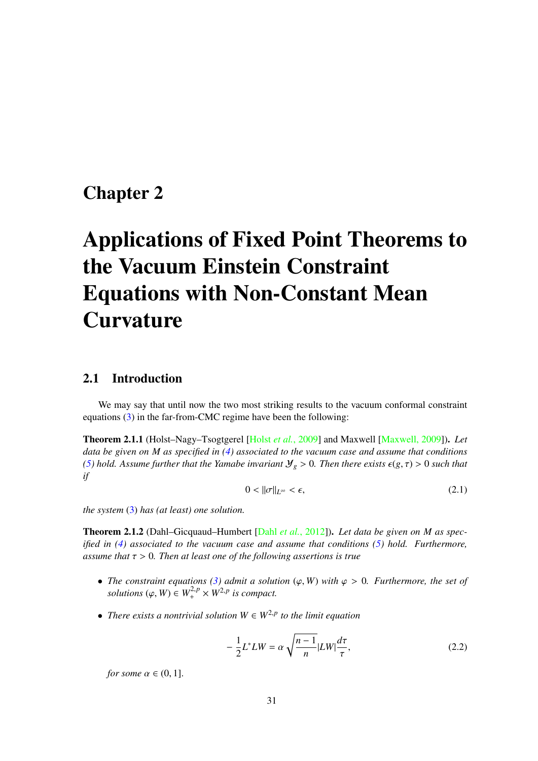# Chapter 2

# Applications of Fixed Point Theorems to the Vacuum Einstein Constraint Equations with Non-Constant Mean Curvature

## 2.1 Introduction

We may say that until now the two most striking results to the vacuum conformal constraint equations (3) in the far-from-CMC regime have been the following:

**Theorem 2.1.1** (Holst–Nagy–Tsogtgerel [Holst *et al.*, 2009] and Maxwell [Maxwell, 2009])**.** *Let data be given on $M$ as specified in (4) associated to the vacuum case and assume that conditions (5) hold. Assume further that the Yamabe invariant $\mathcal{Y}_g > 0$. Then there exists $\epsilon(g, \tau) > 0$ such that if*

$$0 < \|\sigma\|_{L^\infty} < \epsilon, \tag{2.1}$$

*the system (3) has (at least) one solution.*

**Theorem 2.1.2** (Dahl–Gicquaud–Humbert [Dahl *et al.*, 2012])**.** *Let data be given on $M$ as specified in (4) associated to the vacuum case and assume that conditions (5) hold. Furthermore, assume that $\tau > 0$. Then at least one of the following assertions is true*

- *The constraint equations (3) admit a solution $(\varphi, W)$ with $\varphi > 0$. Furthermore, the set of solutions $(\varphi, W) \in W^{2,p}_+ \times W^{2,p}$ is compact.*
- *There exists a nontrivial solution $W \in W^{2,p}$ to the limit equation*

$$-\frac{1}{2}L^*LW = \alpha\sqrt{\frac{n-1}{n}}|LW|\frac{d\tau}{\tau}, \tag{2.2}$$

*for some $\alpha \in (0, 1]$.*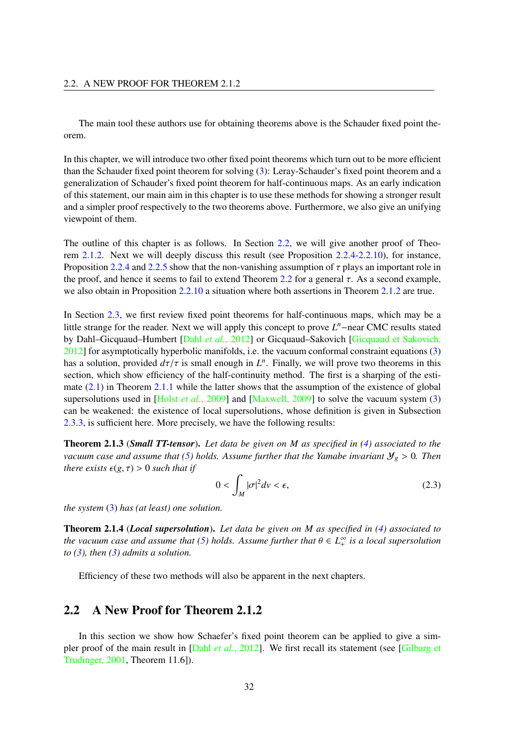The main tool these authors use for obtaining theorems above is the Schauder fixed point theorem.

In this chapter, we will introduce two other fixed point theorems which turn out to be more efficient than the Schauder fixed point theorem for solving (3): Leray-Schauder's fixed point theorem and a generalization of Schauder's fixed point theorem for half-continuous maps. As an early indication of this statement, our main aim in this chapter is to use these methods for showing a stronger result and a simpler proof respectively to the two theorems above. Furthermore, we also give an unifying viewpoint of them.

The outline of this chapter is as follows. In Section 2.2, we will give another proof of Theorem 2.1.2. Next we will deeply discuss this result (see Proposition 2.2.4-2.2.10), for instance, Proposition 2.2.4 and 2.2.5 show that the non-vanishing assumption of $\tau$ plays an important role in the proof, and hence it seems to fail to extend Theorem 2.2 for a general $\tau$. As a second example, we also obtain in Proposition 2.2.10 a situation where both assertions in Theorem 2.1.2 are true.

In Section 2.3, we first review fixed point theorems for half-continuous maps, which may be a little strange for the reader. Next we will apply this concept to prove $L^n$−near CMC results stated by Dahl–Gicquaud–Humbert [Dahl *et al.*, 2012] or Gicquaud–Sakovich [Gicquaud et Sakovich, 2012] for asymptotically hyperbolic manifolds, i.e. the vacuum conformal constraint equations (3) has a solution, provided $d\tau/\tau$ is small enough in $L^n$. Finally, we will prove two theorems in this section, which show efficiency of the half-continuity method. The first is a sharping of the estimate (2.1) in Theorem 2.1.1 while the latter shows that the assumption of the existence of global supersolutions used in [Holst *et al.*, 2009] and [Maxwell, 2009] to solve the vacuum system (3) can be weakened: the existence of local supersolutions, whose definition is given in Subsection 2.3.3, is sufficient here. More precisely, we have the following results:

**Theorem 2.1.3** (***Small TT-tensor***)**.** *Let data be given on $M$ as specified in (4) associated to the vacuum case and assume that (5) holds. Assume further that the Yamabe invariant $\mathcal{Y}_g > 0$. Then there exists $\epsilon(g,\tau) > 0$ such that if*

$$0 < \int_M |\sigma|^2 dv < \epsilon, \tag{2.3}$$

*the system (3) has (at least) one solution.*

**Theorem 2.1.4** (***Local supersolution***)**.** *Let data be given on $M$ as specified in (4) associated to the vacuum case and assume that (5) holds. Assume further that $\theta \in L^\infty_+$ is a local supersolution to (3), then (3) admits a solution.*

Efficiency of these two methods will also be apparent in the next chapters.

## 2.2 A New Proof for Theorem 2.1.2

In this section we show how Schaefer's fixed point theorem can be applied to give a simpler proof of the main result in [Dahl *et al.*, 2012]. We first recall its statement (see [Gilbarg et Trudinger, 2001, Theorem 11.6]).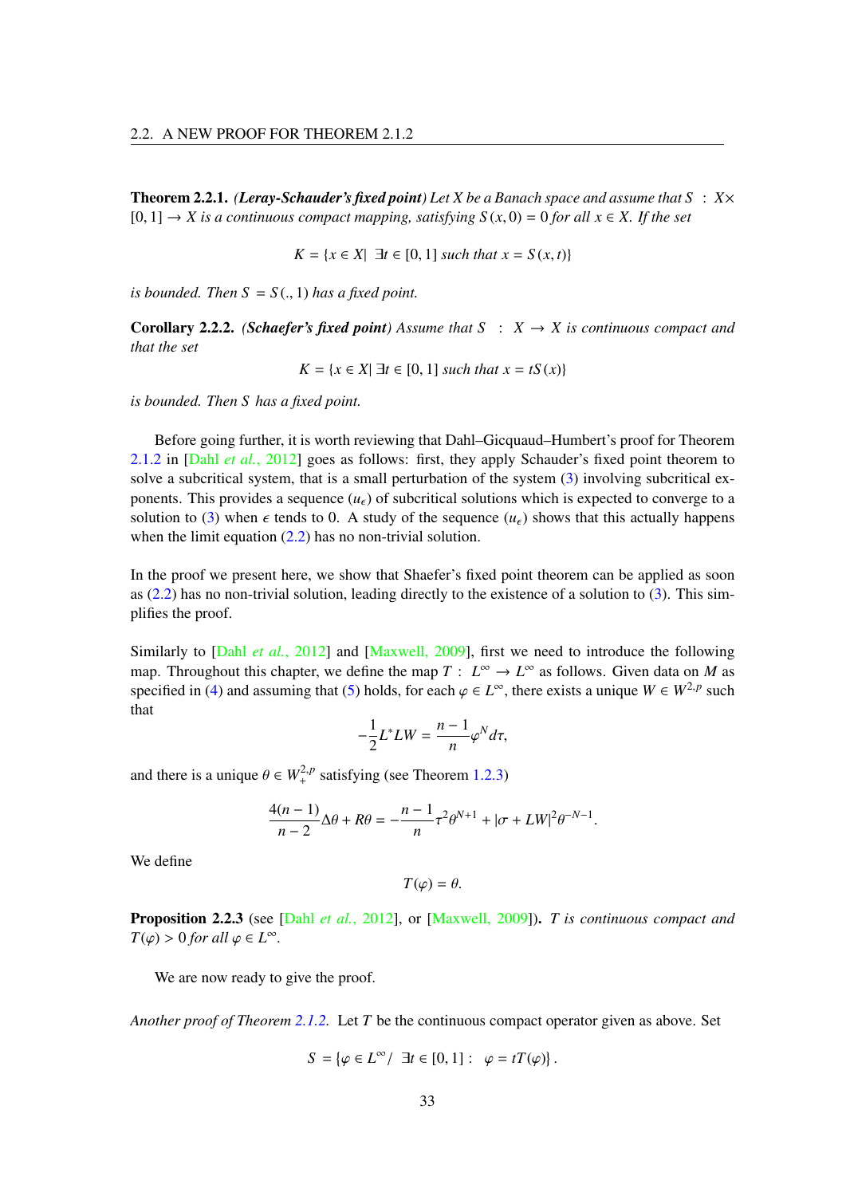**Theorem 2.2.1.** ***(Leray-Schauder's fixed point)*** *Let $X$ be a Banach space and assume that $S : X \times [0,1] \to X$ is a continuous compact mapping, satisfying $S(x,0) = 0$ for all $x \in X$. If the set*

$$K = \{x \in X|\ \exists t \in [0,1] \text{ such that } x = S(x,t)\}$$

*is bounded. Then $S = S(.,1)$ has a fixed point.*

**Corollary 2.2.2.** ***(Schaefer's fixed point)*** *Assume that $S : X \to X$ is continuous compact and that the set*

$$K = \{x \in X|\ \exists t \in [0,1] \text{ such that } x = tS(x)\}$$

*is bounded. Then $S$ has a fixed point.*

Before going further, it is worth reviewing that Dahl–Gicquaud–Humbert's proof for Theorem 2.1.2 in [Dahl *et al.*, 2012] goes as follows: first, they apply Schauder's fixed point theorem to solve a subcritical system, that is a small perturbation of the system (3) involving subcritical exponents. This provides a sequence $(u_\epsilon)$ of subcritical solutions which is expected to converge to a solution to (3) when $\epsilon$ tends to 0. A study of the sequence $(u_\epsilon)$ shows that this actually happens when the limit equation (2.2) has no non-trivial solution.

In the proof we present here, we show that Shaefer's fixed point theorem can be applied as soon as (2.2) has no non-trivial solution, leading directly to the existence of a solution to (3). This simplifies the proof.

Similarly to [Dahl *et al.*, 2012] and [Maxwell, 2009], first we need to introduce the following map. Throughout this chapter, we define the map $T : L^\infty \to L^\infty$ as follows. Given data on $M$ as specified in (4) and assuming that (5) holds, for each $\varphi \in L^\infty$, there exists a unique $W \in W^{2,p}$ such that

$$-\frac{1}{2}L^*LW = \frac{n-1}{n}\varphi^N d\tau,$$

and there is a unique $\theta \in W^{2,p}_+$ satisfying (see Theorem 1.2.3)

$$\frac{4(n-1)}{n-2}\Delta\theta + R\theta = -\frac{n-1}{n}\tau^2\theta^{N+1} + |\sigma + LW|^2\theta^{-N-1}.$$

We define

$$T(\varphi) = \theta.$$

**Proposition 2.2.3** (see [Dahl *et al.*, 2012], or [Maxwell, 2009])**.** *$T$ is continuous compact and $T(\varphi) > 0$ for all $\varphi \in L^\infty$.*

We are now ready to give the proof.

*Another proof of Theorem 2.1.2.* Let $T$ be the continuous compact operator given as above. Set

$$S = \{\varphi \in L^\infty/\ \exists t \in [0,1] :\ \varphi = tT(\varphi)\}.$$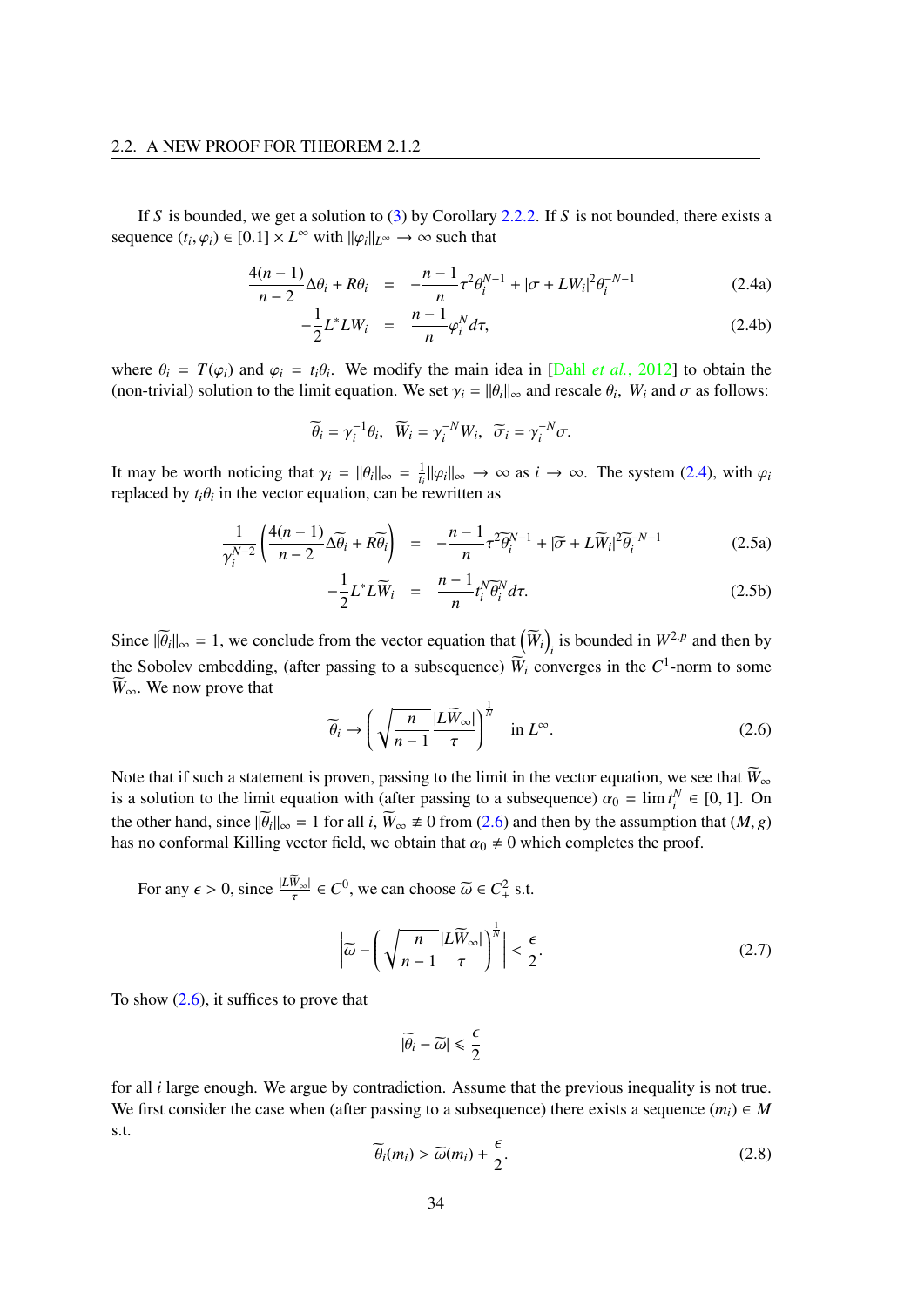If $S$ is bounded, we get a solution to (3) by Corollary 2.2.2. If $S$ is not bounded, there exists a sequence $(t_i, \varphi_i) \in [0.1] \times L^\infty$ with $\|\varphi_i\|_{L^\infty} \to \infty$ such that

$$
\begin{aligned}
\frac{4(n-1)}{n-2}\Delta\theta_i + R\theta_i &= -\frac{n-1}{n}\tau^2\theta_i^{N-1} + |\sigma + LW_i|^2\theta_i^{-N-1} && \text{(2.4a)}\\
-\frac{1}{2}L^*LW_i &= \frac{n-1}{n}\varphi_i^N d\tau, && \text{(2.4b)}
\end{aligned}
$$

where $\theta_i = T(\varphi_i)$ and $\varphi_i = t_i\theta_i$. We modify the main idea in [Dahl *et al.*, 2012] to obtain the (non-trivial) solution to the limit equation. We set $\gamma_i = \|\theta_i\|_\infty$ and rescale $\theta_i$, $W_i$ and $\sigma$ as follows:

$$
\widetilde{\theta}_i = \gamma_i^{-1}\theta_i, \quad \widetilde{W}_i = \gamma_i^{-N}W_i, \quad \widetilde{\sigma}_i = \gamma_i^{-N}\sigma.
$$

It may be worth noticing that $\gamma_i = \|\theta_i\|_\infty = \frac{1}{t_i}\|\varphi_i\|_\infty \to \infty$ as $i \to \infty$. The system (2.4), with $\varphi_i$ replaced by $t_i\theta_i$ in the vector equation, can be rewritten as

$$
\begin{aligned}
\frac{1}{\gamma_i^{N-2}}\left(\frac{4(n-1)}{n-2}\Delta\widetilde{\theta}_i + R\widetilde{\theta}_i\right) &= -\frac{n-1}{n}\tau^2\widetilde{\theta}_i^{N-1} + |\widetilde{\sigma} + L\widetilde{W}_i|^2\widetilde{\theta}_i^{-N-1} && \text{(2.5a)}\\
-\frac{1}{2}L^*L\widetilde{W}_i &= \frac{n-1}{n}t_i^N\widetilde{\theta}_i^N d\tau. && \text{(2.5b)}
\end{aligned}
$$

Since $\|\widetilde{\theta}_i\|_\infty = 1$, we conclude from the vector equation that $\left(\widetilde{W}_i\right)_i$ is bounded in $W^{2,p}$ and then by the Sobolev embedding, (after passing to a subsequence) $\widetilde{W}_i$ converges in the $C^1$-norm to some $\widetilde{W}_\infty$. We now prove that

$$
\widetilde{\theta}_i \to \left(\sqrt{\frac{n}{n-1}}\frac{|L\widetilde{W}_\infty|}{\tau}\right)^{\frac{1}{N}} \quad \text{in } L^\infty. \tag{2.6}
$$

Note that if such a statement is proven, passing to the limit in the vector equation, we see that $\widetilde{W}_\infty$ is a solution to the limit equation with (after passing to a subsequence) $\alpha_0 = \lim t_i^N \in [0, 1]$. On the other hand, since $\|\widetilde{\theta}_i\|_\infty = 1$ for all $i$, $\widetilde{W}_\infty \not\equiv 0$ from (2.6) and then by the assumption that $(M, g)$ has no conformal Killing vector field, we obtain that $\alpha_0 \neq 0$ which completes the proof.

For any $\epsilon > 0$, since $\frac{|L\widetilde{W}_\infty|}{\tau} \in C^0$, we can choose $\widetilde{\omega} \in C^2_+$ s.t.

$$
\left|\widetilde{\omega} - \left(\sqrt{\frac{n}{n-1}}\frac{|L\widetilde{W}_\infty|}{\tau}\right)^{\frac{1}{N}}\right| < \frac{\epsilon}{2}. \tag{2.7}
$$

To show (2.6), it suffices to prove that

$$
|\widetilde{\theta}_i - \widetilde{\omega}| \leqslant \frac{\epsilon}{2}
$$

for all $i$ large enough. We argue by contradiction. Assume that the previous inequality is not true. We first consider the case when (after passing to a subsequence) there exists a sequence $(m_i) \in M$ s.t.

$$
\widetilde{\theta}_i(m_i) > \widetilde{\omega}(m_i) + \frac{\epsilon}{2}. \tag{2.8}
$$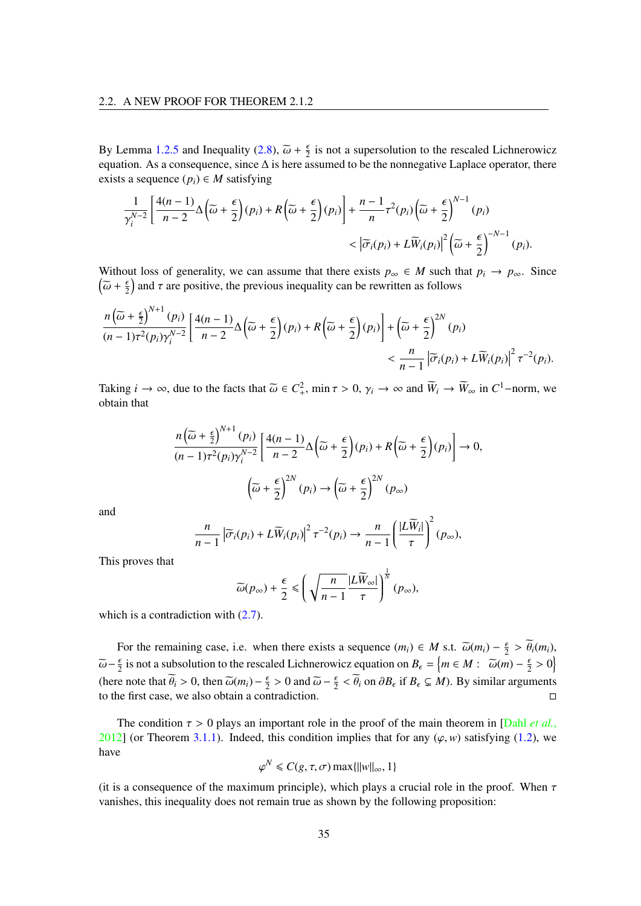By Lemma 1.2.5 and Inequality (2.8), $\widetilde{\omega} + \frac{\epsilon}{2}$ is not a supersolution to the rescaled Lichnerowicz equation. As a consequence, since $\Delta$ is here assumed to be the nonnegative Laplace operator, there exists a sequence $(p_i) \in M$ satisfying

$$\frac{1}{\gamma_i^{N-2}}\left[\frac{4(n-1)}{n-2}\Delta\left(\widetilde{\omega}+\frac{\epsilon}{2}\right)(p_i)+R\left(\widetilde{\omega}+\frac{\epsilon}{2}\right)(p_i)\right]+\frac{n-1}{n}\tau^2(p_i)\left(\widetilde{\omega}+\frac{\epsilon}{2}\right)^{N-1}(p_i)$$
$$< \left|\widetilde{\sigma}_i(p_i)+L\widetilde{W}_i(p_i)\right|^2\left(\widetilde{\omega}+\frac{\epsilon}{2}\right)^{-N-1}(p_i).$$

Without loss of generality, we can assume that there exists $p_\infty \in M$ such that $p_i \to p_\infty$. Since $\left(\widetilde{\omega}+\frac{\epsilon}{2}\right)$ and $\tau$ are positive, the previous inequality can be rewritten as follows

$$\frac{n\left(\widetilde{\omega}+\frac{\epsilon}{2}\right)^{N+1}(p_i)}{(n-1)\tau^2(p_i)\gamma_i^{N-2}}\left[\frac{4(n-1)}{n-2}\Delta\left(\widetilde{\omega}+\frac{\epsilon}{2}\right)(p_i)+R\left(\widetilde{\omega}+\frac{\epsilon}{2}\right)(p_i)\right]+\left(\widetilde{\omega}+\frac{\epsilon}{2}\right)^{2N}(p_i)$$
$$< \frac{n}{n-1}\left|\widetilde{\sigma}_i(p_i)+L\widetilde{W}_i(p_i)\right|^2\tau^{-2}(p_i).$$

Taking $i \to \infty$, due to the facts that $\widetilde{\omega} \in C^2_+$, $\min \tau > 0$, $\gamma_i \to \infty$ and $\widetilde{W}_i \to \widetilde{W}_\infty$ in $C^1$−norm, we obtain that

$$\frac{n\left(\widetilde{\omega}+\frac{\epsilon}{2}\right)^{N+1}(p_i)}{(n-1)\tau^2(p_i)\gamma_i^{N-2}}\left[\frac{4(n-1)}{n-2}\Delta\left(\widetilde{\omega}+\frac{\epsilon}{2}\right)(p_i)+R\left(\widetilde{\omega}+\frac{\epsilon}{2}\right)(p_i)\right]\to 0,$$

$$\left(\widetilde{\omega}+\frac{\epsilon}{2}\right)^{2N}(p_i)\to\left(\widetilde{\omega}+\frac{\epsilon}{2}\right)^{2N}(p_\infty)$$

and

$$\frac{n}{n-1}\left|\widetilde{\sigma}_i(p_i)+L\widetilde{W}_i(p_i)\right|^2\tau^{-2}(p_i)\to\frac{n}{n-1}\left(\frac{|L\widetilde{W}_i|}{\tau}\right)^2(p_\infty),$$

This proves that

$$\widetilde{\omega}(p_\infty)+\frac{\epsilon}{2}\leqslant\left(\sqrt{\frac{n}{n-1}}\frac{|L\widetilde{W}_\infty|}{\tau}\right)^{\frac{1}{N}}(p_\infty),$$

which is a contradiction with (2.7).

For the remaining case, i.e. when there exists a sequence $(m_i) \in M$ s.t. $\widetilde{\omega}(m_i) - \frac{\epsilon}{2} > \widetilde{\theta}_i(m_i)$, $\widetilde{\omega} - \frac{\epsilon}{2}$ is not a subsolution to the rescaled Lichnerowicz equation on $B_\epsilon = \left\{m \in M :\ \widetilde{\omega}(m) - \frac{\epsilon}{2} > 0\right\}$ (here note that $\widetilde{\theta}_i > 0$, then $\widetilde{\omega}(m_i) - \frac{\epsilon}{2} > 0$ and $\widetilde{\omega} - \frac{\epsilon}{2} < \widetilde{\theta}_i$ on $\partial B_\epsilon$ if $B_\epsilon \subsetneq M$). By similar arguments to the first case, we also obtain a contradiction. ◻

The condition $\tau > 0$ plays an important role in the proof of the main theorem in [Dahl *et al.*, 2012] (or Theorem 3.1.1). Indeed, this condition implies that for any $(\varphi, w)$ satisfying (1.2), we have

$$\varphi^N \leqslant C(g,\tau,\sigma)\max\{\|w\|_\infty, 1\}$$

(it is a consequence of the maximum principle), which plays a crucial role in the proof. When $\tau$ vanishes, this inequality does not remain true as shown by the following proposition: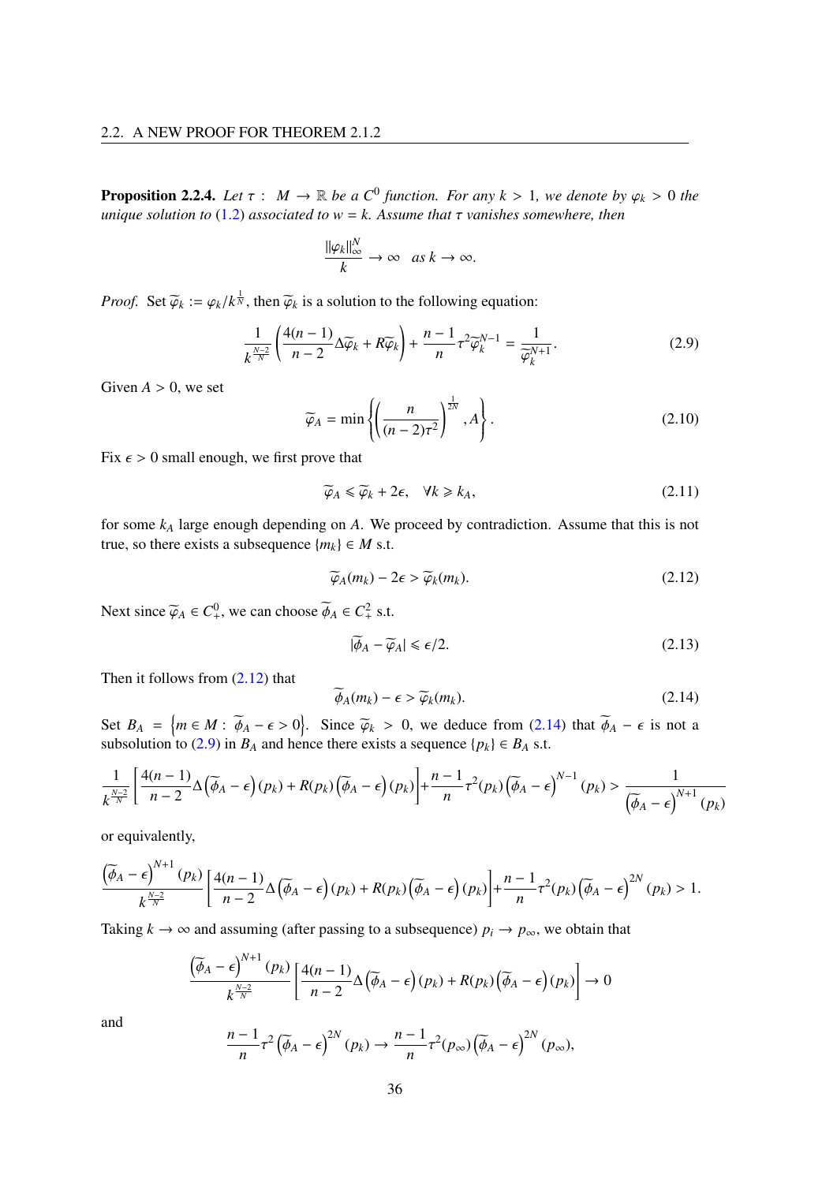**Proposition 2.2.4.** *Let $\tau : M \to \mathbb{R}$ be a $C^0$ function. For any $k > 1$, we denote by $\varphi_k > 0$ the unique solution to (1.2) associated to $w = k$. Assume that $\tau$ vanishes somewhere, then*

$$\frac{\|\varphi_k\|_\infty^N}{k} \to \infty \quad as\ k \to \infty.$$

*Proof.* Set $\widetilde{\varphi}_k := \varphi_k / k^{\frac{1}{N}}$, then $\widetilde{\varphi}_k$ is a solution to the following equation:

$$\frac{1}{k^{\frac{N-2}{N}}}\left(\frac{4(n-1)}{n-2}\Delta\widetilde{\varphi}_k + R\widetilde{\varphi}_k\right) + \frac{n-1}{n}\tau^2\widetilde{\varphi}_k^{N-1} = \frac{1}{\widetilde{\varphi}_k^{N+1}}. \tag{2.9}$$

Given $A > 0$, we set

$$\widetilde{\varphi}_A = \min\left\{\left(\frac{n}{(n-2)\tau^2}\right)^{\frac{1}{2N}}, A\right\}. \tag{2.10}$$

Fix $\epsilon > 0$ small enough, we first prove that

$$\widetilde{\varphi}_A \leqslant \widetilde{\varphi}_k + 2\epsilon, \quad \forall k \geqslant k_A, \tag{2.11}$$

for some $k_A$ large enough depending on $A$. We proceed by contradiction. Assume that this is not true, so there exists a subsequence $\{m_k\} \in M$ s.t.

$$\widetilde{\varphi}_A(m_k) - 2\epsilon > \widetilde{\varphi}_k(m_k). \tag{2.12}$$

Next since $\widetilde{\varphi}_A \in C^0_+$, we can choose $\widetilde{\phi}_A \in C^2_+$ s.t.

$$|\widetilde{\phi}_A - \widetilde{\varphi}_A| \leqslant \epsilon/2. \tag{2.13}$$

Then it follows from (2.12) that

$$\widetilde{\phi}_A(m_k) - \epsilon > \widetilde{\varphi}_k(m_k). \tag{2.14}$$

Set $B_A = \left\{m \in M : \widetilde{\phi}_A - \epsilon > 0\right\}$. Since $\widetilde{\varphi}_k > 0$, we deduce from (2.14) that $\widetilde{\phi}_A - \epsilon$ is not a subsolution to (2.9) in $B_A$ and hence there exists a sequence $\{p_k\} \in B_A$ s.t.

$$\frac{1}{k^{\frac{N-2}{N}}}\left[\frac{4(n-1)}{n-2}\Delta\left(\widetilde{\phi}_A - \epsilon\right)(p_k) + R(p_k)\left(\widetilde{\phi}_A - \epsilon\right)(p_k)\right] + \frac{n-1}{n}\tau^2(p_k)\left(\widetilde{\phi}_A - \epsilon\right)^{N-1}(p_k) > \frac{1}{\left(\widetilde{\phi}_A - \epsilon\right)^{N+1}(p_k)}$$

or equivalently,

$$\frac{\left(\widetilde{\phi}_A - \epsilon\right)^{N+1}(p_k)}{k^{\frac{N-2}{N}}}\left[\frac{4(n-1)}{n-2}\Delta\left(\widetilde{\phi}_A - \epsilon\right)(p_k) + R(p_k)\left(\widetilde{\phi}_A - \epsilon\right)(p_k)\right] + \frac{n-1}{n}\tau^2(p_k)\left(\widetilde{\phi}_A - \epsilon\right)^{2N}(p_k) > 1.$$

Taking $k \to \infty$ and assuming (after passing to a subsequence) $p_i \to p_\infty$, we obtain that

$$\frac{\left(\widetilde{\phi}_A - \epsilon\right)^{N+1}(p_k)}{k^{\frac{N-2}{N}}}\left[\frac{4(n-1)}{n-2}\Delta\left(\widetilde{\phi}_A - \epsilon\right)(p_k) + R(p_k)\left(\widetilde{\phi}_A - \epsilon\right)(p_k)\right] \to 0$$

and

$$\frac{n-1}{n}\tau^2\left(\widetilde{\phi}_A - \epsilon\right)^{2N}(p_k) \to \frac{n-1}{n}\tau^2(p_\infty)\left(\widetilde{\phi}_A - \epsilon\right)^{2N}(p_\infty),$$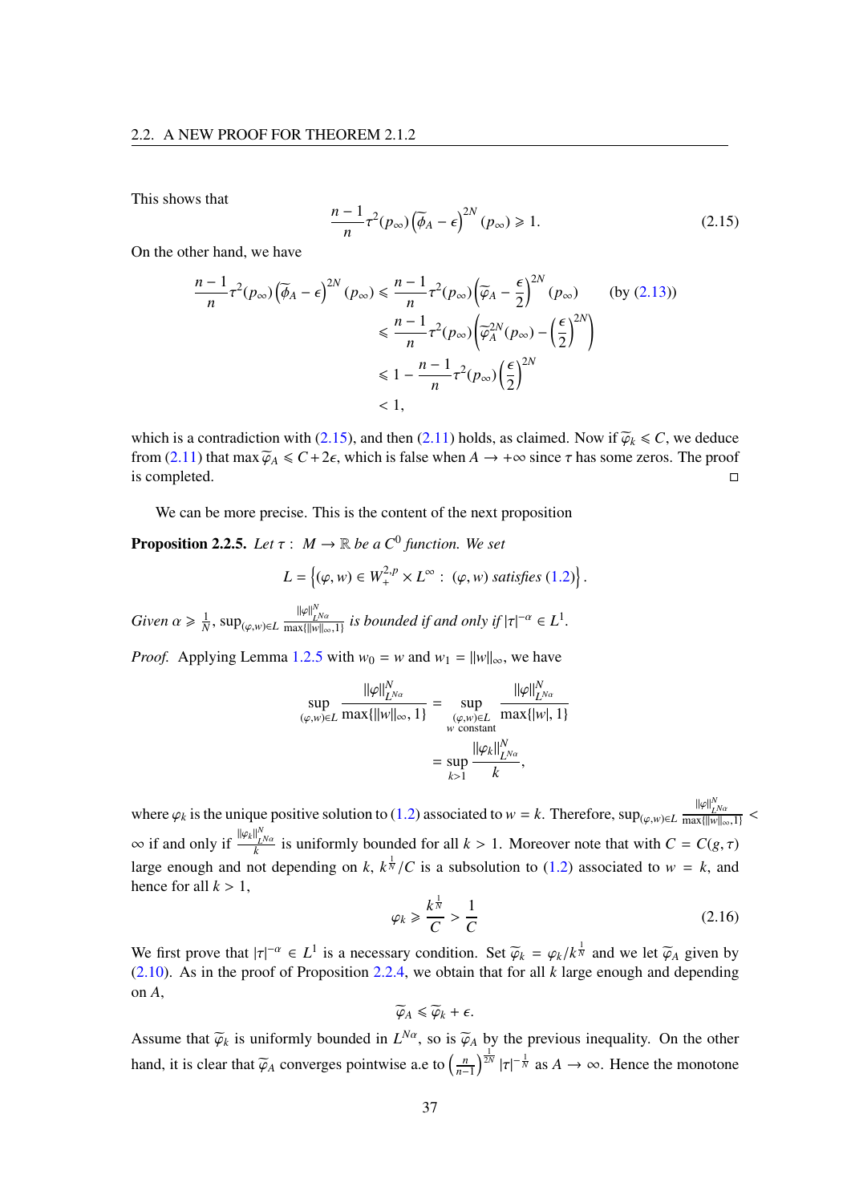This shows that

$$\frac{n-1}{n}\tau^2(p_\infty)\left(\widetilde{\phi}_A-\epsilon\right)^{2N}(p_\infty)\geqslant 1. \tag{2.15}$$

On the other hand, we have

$$\begin{aligned}
\frac{n-1}{n}\tau^2(p_\infty)\left(\widetilde{\phi}_A-\epsilon\right)^{2N}(p_\infty) &\leqslant \frac{n-1}{n}\tau^2(p_\infty)\left(\widetilde{\varphi}_A-\frac{\epsilon}{2}\right)^{2N}(p_\infty) \qquad \text{(by (2.13))}\\
&\leqslant \frac{n-1}{n}\tau^2(p_\infty)\left(\widetilde{\varphi}_A^{2N}(p_\infty)-\left(\frac{\epsilon}{2}\right)^{2N}\right)\\
&\leqslant 1-\frac{n-1}{n}\tau^2(p_\infty)\left(\frac{\epsilon}{2}\right)^{2N}\\
&< 1,
\end{aligned}$$

which is a contradiction with (2.15), and then (2.11) holds, as claimed. Now if $\widetilde{\varphi}_k \leqslant C$, we deduce from (2.11) that $\max\widetilde{\varphi}_A \leqslant C+2\epsilon$, which is false when $A\to+\infty$ since $\tau$ has some zeros. The proof is completed. ◻

We can be more precise. This is the content of the next proposition

**Proposition 2.2.5.** *Let $\tau:\ M\to\mathbb{R}$ be a $C^0$ function. We set*

$$L=\left\{(\varphi,w)\in W^{2,p}_+\times L^\infty:\ (\varphi,w)\ \text{satisfies (1.2)}\right\}.$$

*Given $\alpha\geqslant\frac{1}{N}$, $\sup_{(\varphi,w)\in L}\frac{\|\varphi\|^N_{L^{N\alpha}}}{\max\{\|w\|_\infty,1\}}$ is bounded if and only if $|\tau|^{-\alpha}\in L^1$.*

*Proof.* Applying Lemma 1.2.5 with $w_0=w$ and $w_1=\|w\|_\infty$, we have

$$\begin{aligned}
\sup_{(\varphi,w)\in L}\frac{\|\varphi\|^N_{L^{N\alpha}}}{\max\{\|w\|_\infty,1\}} &= \sup_{\substack{(\varphi,w)\in L\\ w\ \text{constant}}}\frac{\|\varphi\|^N_{L^{N\alpha}}}{\max\{|w|,1\}}\\
&=\sup_{k>1}\frac{\|\varphi_k\|^N_{L^{N\alpha}}}{k},
\end{aligned}$$

where $\varphi_k$ is the unique positive solution to (1.2) associated to $w=k$. Therefore, $\sup_{(\varphi,w)\in L}\frac{\|\varphi\|^N_{L^{N\alpha}}}{\max\{\|w\|_\infty,1\}}<\infty$ if and only if $\frac{\|\varphi_k\|^N_{L^{N\alpha}}}{k}$ is uniformly bounded for all $k>1$. Moreover note that with $C=C(g,\tau)$ large enough and not depending on $k$, $k^{\frac{1}{N}}/C$ is a subsolution to (1.2) associated to $w=k$, and hence for all $k>1$,

$$\varphi_k\geqslant\frac{k^{\frac{1}{N}}}{C}>\frac{1}{C} \tag{2.16}$$

We first prove that $|\tau|^{-\alpha}\in L^1$ is a necessary condition. Set $\widetilde{\varphi}_k=\varphi_k/k^{\frac{1}{N}}$ and we let $\widetilde{\varphi}_A$ given by (2.10). As in the proof of Proposition 2.2.4, we obtain that for all $k$ large enough and depending on $A$,

$$\widetilde{\varphi}_A\leqslant\widetilde{\varphi}_k+\epsilon.$$

Assume that $\widetilde{\varphi}_k$ is uniformly bounded in $L^{N\alpha}$, so is $\widetilde{\varphi}_A$ by the previous inequality. On the other hand, it is clear that $\widetilde{\varphi}_A$ converges pointwise a.e to $\left(\frac{n}{n-1}\right)^{\frac{1}{2N}}|\tau|^{-\frac{1}{N}}$ as $A\to\infty$. Hence the monotone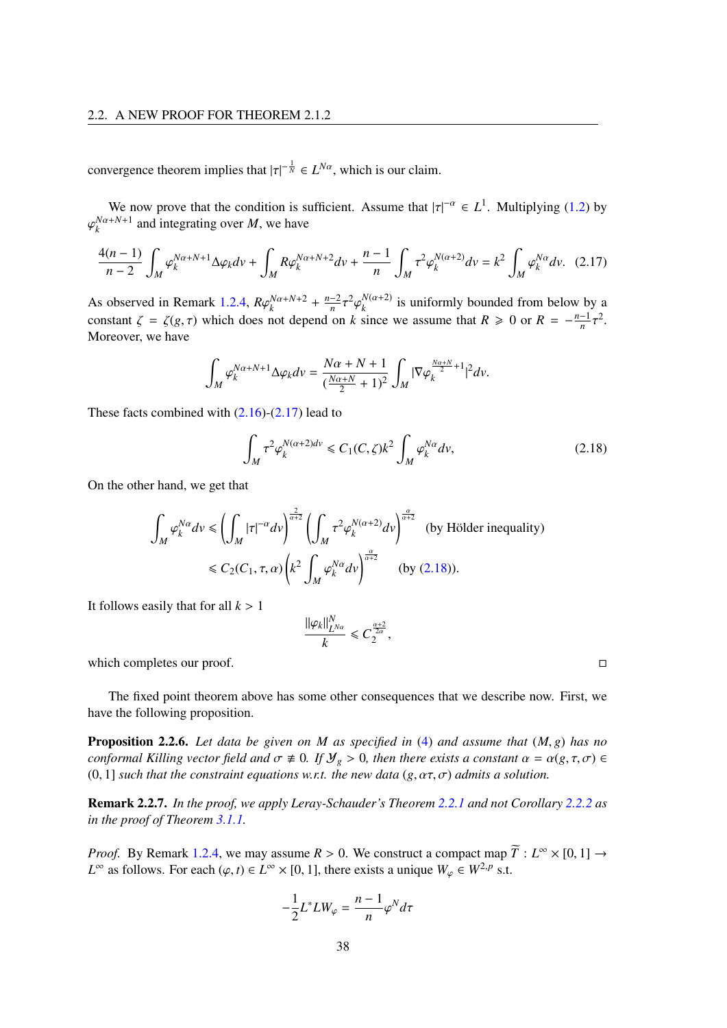convergence theorem implies that $|\tau|^{-\frac{1}{N}} \in L^{N\alpha}$, which is our claim.

We now prove that the condition is sufficient. Assume that $|\tau|^{-\alpha} \in L^1$. Multiplying (1.2) by $\varphi_k^{N\alpha+N+1}$ and integrating over $M$, we have

$$\frac{4(n-1)}{n-2}\int_M \varphi_k^{N\alpha+N+1}\Delta\varphi_k dv + \int_M R\varphi_k^{N\alpha+N+2}dv + \frac{n-1}{n}\int_M \tau^2\varphi_k^{N(\alpha+2)}dv = k^2\int_M \varphi_k^{N\alpha}dv. \quad (2.17)$$

As observed in Remark 1.2.4, $R\varphi_k^{N\alpha+N+2} + \frac{n-2}{n}\tau^2\varphi_k^{N(\alpha+2)}$ is uniformly bounded from below by a constant $\zeta = \zeta(g,\tau)$ which does not depend on $k$ since we assume that $R \geqslant 0$ or $R = -\frac{n-1}{n}\tau^2$. Moreover, we have

$$\int_M \varphi_k^{N\alpha+N+1}\Delta\varphi_k dv = \frac{N\alpha+N+1}{(\frac{N\alpha+N}{2}+1)^2}\int_M |\nabla\varphi_k^{\frac{N\alpha+N}{2}+1}|^2 dv.$$

These facts combined with (2.16)-(2.17) lead to

$$\int_M \tau^2\varphi_k^{N(\alpha+2)dv} \leqslant C_1(C,\zeta)k^2\int_M \varphi_k^{N\alpha}dv, \quad (2.18)$$

On the other hand, we get that

$$\begin{aligned}\int_M \varphi_k^{N\alpha}dv &\leqslant \left(\int_M |\tau|^{-\alpha}dv\right)^{\frac{2}{\alpha+2}}\left(\int_M \tau^2\varphi_k^{N(\alpha+2)}dv\right)^{\frac{\alpha}{\alpha+2}} \quad \text{(by Hölder inequality)}\\ &\leqslant C_2(C_1,\tau,\alpha)\left(k^2\int_M \varphi_k^{N\alpha}dv\right)^{\frac{\alpha}{\alpha+2}} \quad \text{(by (2.18))}.\end{aligned}$$

It follows easily that for all $k > 1$

$$\frac{\|\varphi_k\|_{L^{N\alpha}}^N}{k} \leqslant C_2^{\frac{\alpha+2}{2\alpha}},$$

which completes our proof. $\square$

The fixed point theorem above has some other consequences that we describe now. First, we have the following proposition.

**Proposition 2.2.6.** *Let data be given on $M$ as specified in (4) and assume that $(M,g)$ has no conformal Killing vector field and $\sigma \not\equiv 0$. If $\mathcal{Y}_g > 0$, then there exists a constant $\alpha = \alpha(g,\tau,\sigma) \in (0,1]$ such that the constraint equations w.r.t. the new data $(g,\alpha\tau,\sigma)$ admits a solution.*

**Remark 2.2.7.** *In the proof, we apply Leray-Schauder's Theorem 2.2.1 and not Corollary 2.2.2 as in the proof of Theorem 3.1.1.*

*Proof.* By Remark 1.2.4, we may assume $R > 0$. We construct a compact map $\widetilde{T} : L^\infty \times [0,1] \to L^\infty$ as follows. For each $(\varphi,t) \in L^\infty \times [0,1]$, there exists a unique $W_\varphi \in W^{2,p}$ s.t.

$$-\frac{1}{2}L^*LW_\varphi = \frac{n-1}{n}\varphi^N d\tau$$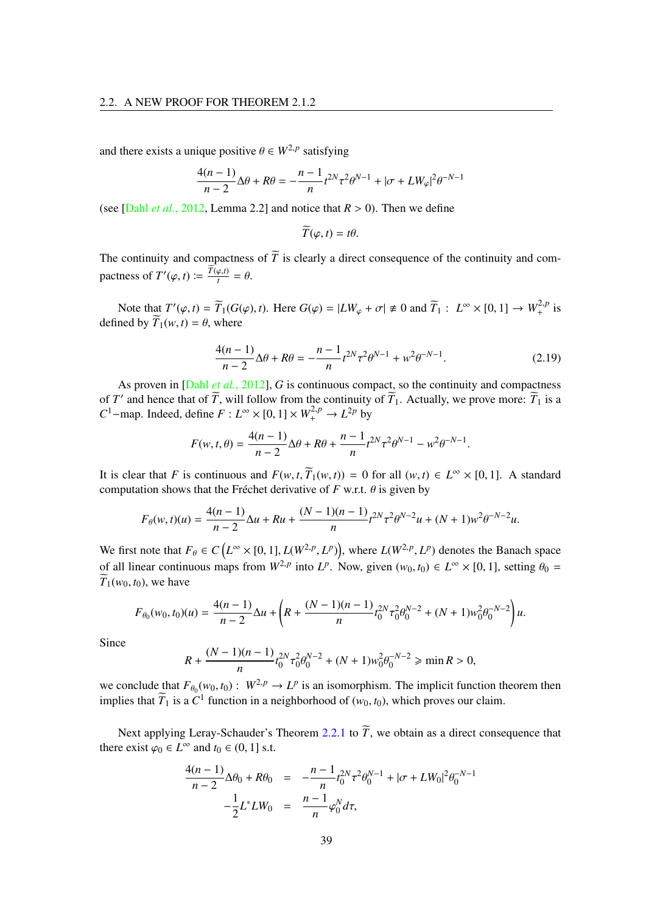and there exists a unique positive $\theta \in W^{2,p}$ satisfying

$$\frac{4(n-1)}{n-2}\Delta\theta + R\theta = -\frac{n-1}{n}t^{2N}\tau^2\theta^{N-1} + |\sigma + LW_\varphi|^2\theta^{-N-1}$$

(see [Dahl *et al.*, 2012, Lemma 2.2] and notice that $R > 0$). Then we define

$$\widetilde{T}(\varphi, t) = t\theta.$$

The continuity and compactness of $\widetilde{T}$ is clearly a direct consequence of the continuity and compactness of $T'(\varphi, t) := \frac{\widetilde{T}(\varphi,t)}{t} = \theta$.

Note that $T'(\varphi, t) = \widetilde{T}_1(G(\varphi), t)$. Here $G(\varphi) = |LW_\varphi + \sigma| \not\equiv 0$ and $\widetilde{T}_1 : L^\infty \times [0, 1] \to W^{2,p}_+$ is defined by $\widetilde{T}_1(w, t) = \theta$, where

$$\frac{4(n-1)}{n-2}\Delta\theta + R\theta = -\frac{n-1}{n}t^{2N}\tau^2\theta^{N-1} + w^2\theta^{-N-1}. \tag{2.19}$$

As proven in [Dahl *et al.*, 2012], $G$ is continuous compact, so the continuity and compactness of $T'$ and hence that of $\widetilde{T}$, will follow from the continuity of $\widetilde{T}_1$. Actually, we prove more: $\widetilde{T}_1$ is a $C^1$−map. Indeed, define $F : L^\infty \times [0, 1] \times W^{2,p}_+ \to L^{2p}$ by

$$F(w, t, \theta) = \frac{4(n-1)}{n-2}\Delta\theta + R\theta + \frac{n-1}{n}t^{2N}\tau^2\theta^{N-1} - w^2\theta^{-N-1}.$$

It is clear that $F$ is continuous and $F(w, t, \widetilde{T}_1(w, t)) = 0$ for all $(w, t) \in L^\infty \times [0, 1]$. A standard computation shows that the Fréchet derivative of $F$ w.r.t. $\theta$ is given by

$$F_\theta(w, t)(u) = \frac{4(n-1)}{n-2}\Delta u + Ru + \frac{(N-1)(n-1)}{n}t^{2N}\tau^2\theta^{N-2}u + (N+1)w^2\theta^{-N-2}u.$$

We first note that $F_\theta \in C\left(L^\infty \times [0, 1], L(W^{2,p}, L^p)\right)$, where $L(W^{2,p}, L^p)$ denotes the Banach space of all linear continuous maps from $W^{2,p}$ into $L^p$. Now, given $(w_0, t_0) \in L^\infty \times [0, 1]$, setting $\theta_0 = \widetilde{T}_1(w_0, t_0)$, we have

$$F_{\theta_0}(w_0, t_0)(u) = \frac{4(n-1)}{n-2}\Delta u + \left(R + \frac{(N-1)(n-1)}{n}t_0^{2N}\tau_0^2\theta_0^{N-2} + (N+1)w_0^2\theta_0^{-N-2}\right)u.$$

Since

$$R + \frac{(N-1)(n-1)}{n}t_0^{2N}\tau_0^2\theta_0^{N-2} + (N+1)w_0^2\theta_0^{-N-2} \geqslant \min R > 0,$$

we conclude that $F_{\theta_0}(w_0, t_0) : W^{2,p} \to L^p$ is an isomorphism. The implicit function theorem then implies that $\widetilde{T}_1$ is a $C^1$ function in a neighborhood of $(w_0, t_0)$, which proves our claim.

Next applying Leray-Schauder's Theorem 2.2.1 to $\widetilde{T}$, we obtain as a direct consequence that there exist $\varphi_0 \in L^\infty$ and $t_0 \in (0, 1]$ s.t.

$$\begin{aligned}
\frac{4(n-1)}{n-2}\Delta\theta_0 + R\theta_0 &= -\frac{n-1}{n}t_0^{2N}\tau^2\theta_0^{N-1} + |\sigma + LW_0|^2\theta_0^{-N-1} \\
-\frac{1}{2}L^*LW_0 &= \frac{n-1}{n}\varphi_0^N d\tau,
\end{aligned}$$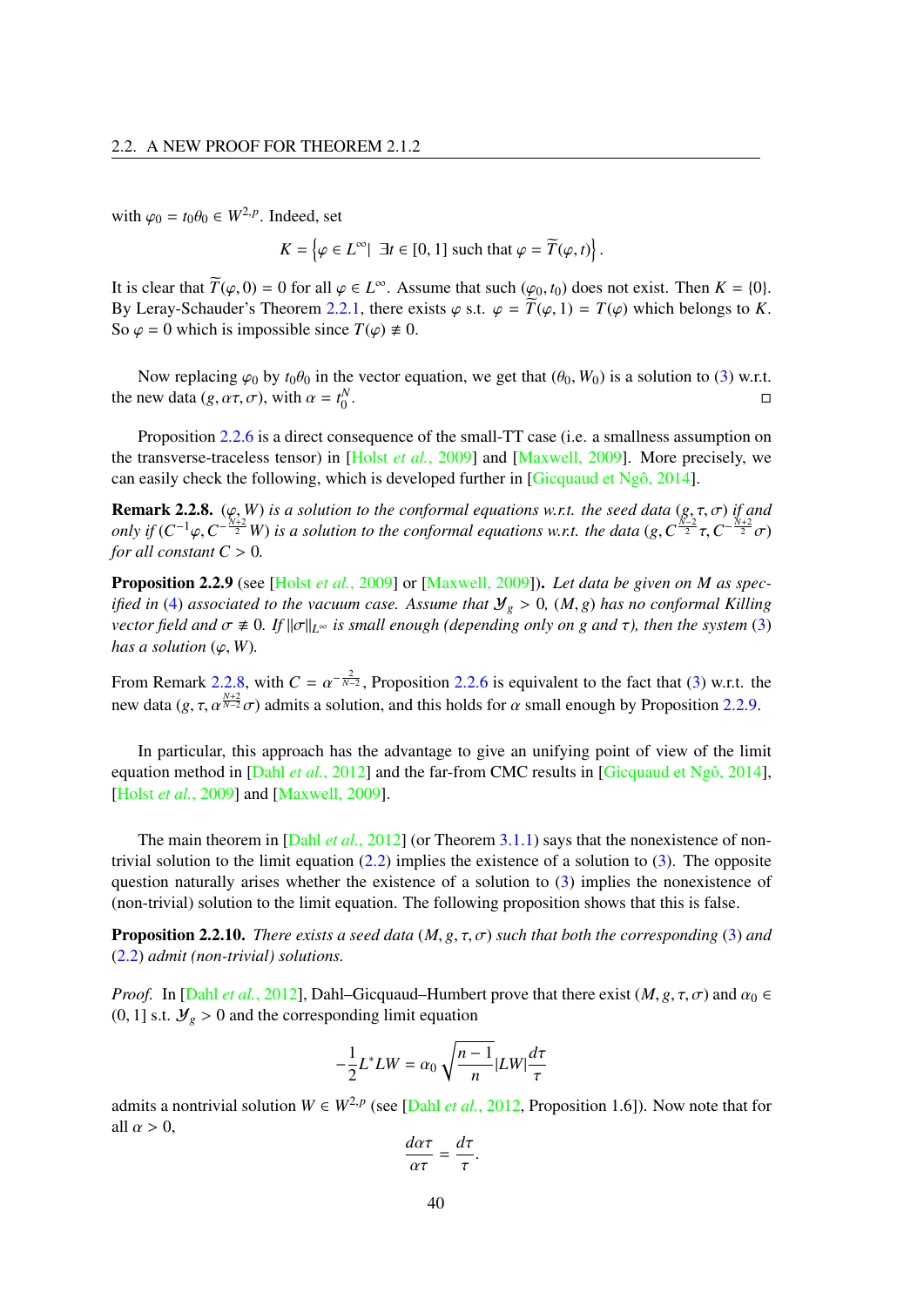with $\varphi_0 = t_0\theta_0 \in W^{2,p}$. Indeed, set

$$K = \left\{\varphi \in L^\infty |\ \exists t \in [0,1] \text{ such that } \varphi = \widetilde{T}(\varphi, t)\right\}.$$

It is clear that $\widetilde{T}(\varphi, 0) = 0$ for all $\varphi \in L^\infty$. Assume that such $(\varphi_0, t_0)$ does not exist. Then $K = \{0\}$. By Leray-Schauder's Theorem 2.2.1, there exists $\varphi$ s.t. $\varphi = \widetilde{T}(\varphi, 1) = T(\varphi)$ which belongs to $K$. So $\varphi = 0$ which is impossible since $T(\varphi) \not\equiv 0$.

Now replacing $\varphi_0$ by $t_0\theta_0$ in the vector equation, we get that $(\theta_0, W_0)$ is a solution to (3) w.r.t. the new data $(g, \alpha\tau, \sigma)$, with $\alpha = t_0^N$. □

Proposition 2.2.6 is a direct consequence of the small-TT case (i.e. a smallness assumption on the transverse-traceless tensor) in [Holst *et al.*, 2009] and [Maxwell, 2009]. More precisely, we can easily check the following, which is developed further in [Gicquaud et Ngô, 2014].

**Remark 2.2.8.** *$(\varphi, W)$ is a solution to the conformal equations w.r.t. the seed data $(g, \tau, \sigma)$ if and only if $(C^{-1}\varphi, C^{-\frac{N+2}{2}}W)$ is a solution to the conformal equations w.r.t. the data $(g, C^{\frac{N-2}{2}}\tau, C^{-\frac{N+2}{2}}\sigma)$ for all constant $C > 0$.*

**Proposition 2.2.9** (see [Holst *et al.*, 2009] or [Maxwell, 2009])**.** *Let data be given on $M$ as specified in (4) associated to the vacuum case. Assume that $\mathcal{Y}_g > 0$, $(M, g)$ has no conformal Killing vector field and $\sigma \not\equiv 0$. If $\|\sigma\|_{L^\infty}$ is small enough (depending only on $g$ and $\tau$), then the system (3) has a solution $(\varphi, W)$.*

From Remark 2.2.8, with $C = \alpha^{-\frac{2}{N-2}}$, Proposition 2.2.6 is equivalent to the fact that (3) w.r.t. the new data $(g, \tau, \alpha^{\frac{N+2}{N-2}}\sigma)$ admits a solution, and this holds for $\alpha$ small enough by Proposition 2.2.9.

In particular, this approach has the advantage to give an unifying point of view of the limit equation method in [Dahl *et al.*, 2012] and the far-from CMC results in [Gicquaud et Ngô, 2014], [Holst *et al.*, 2009] and [Maxwell, 2009].

The main theorem in [Dahl *et al.*, 2012] (or Theorem 3.1.1) says that the nonexistence of nontrivial solution to the limit equation (2.2) implies the existence of a solution to (3). The opposite question naturally arises whether the existence of a solution to (3) implies the nonexistence of (non-trivial) solution to the limit equation. The following proposition shows that this is false.

**Proposition 2.2.10.** *There exists a seed data $(M, g, \tau, \sigma)$ such that both the corresponding (3) and (2.2) admit (non-trivial) solutions.*

*Proof.* In [Dahl *et al.*, 2012], Dahl–Gicquaud–Humbert prove that there exist $(M, g, \tau, \sigma)$ and $\alpha_0 \in (0, 1]$ s.t. $\mathcal{Y}_g > 0$ and the corresponding limit equation

$$-\frac{1}{2}L^*LW = \alpha_0\sqrt{\frac{n-1}{n}}|LW|\frac{d\tau}{\tau}$$

admits a nontrivial solution $W \in W^{2,p}$ (see [Dahl *et al.*, 2012, Proposition 1.6]). Now note that for all $\alpha > 0$,

$$\frac{d\alpha\tau}{\alpha\tau} = \frac{d\tau}{\tau}.$$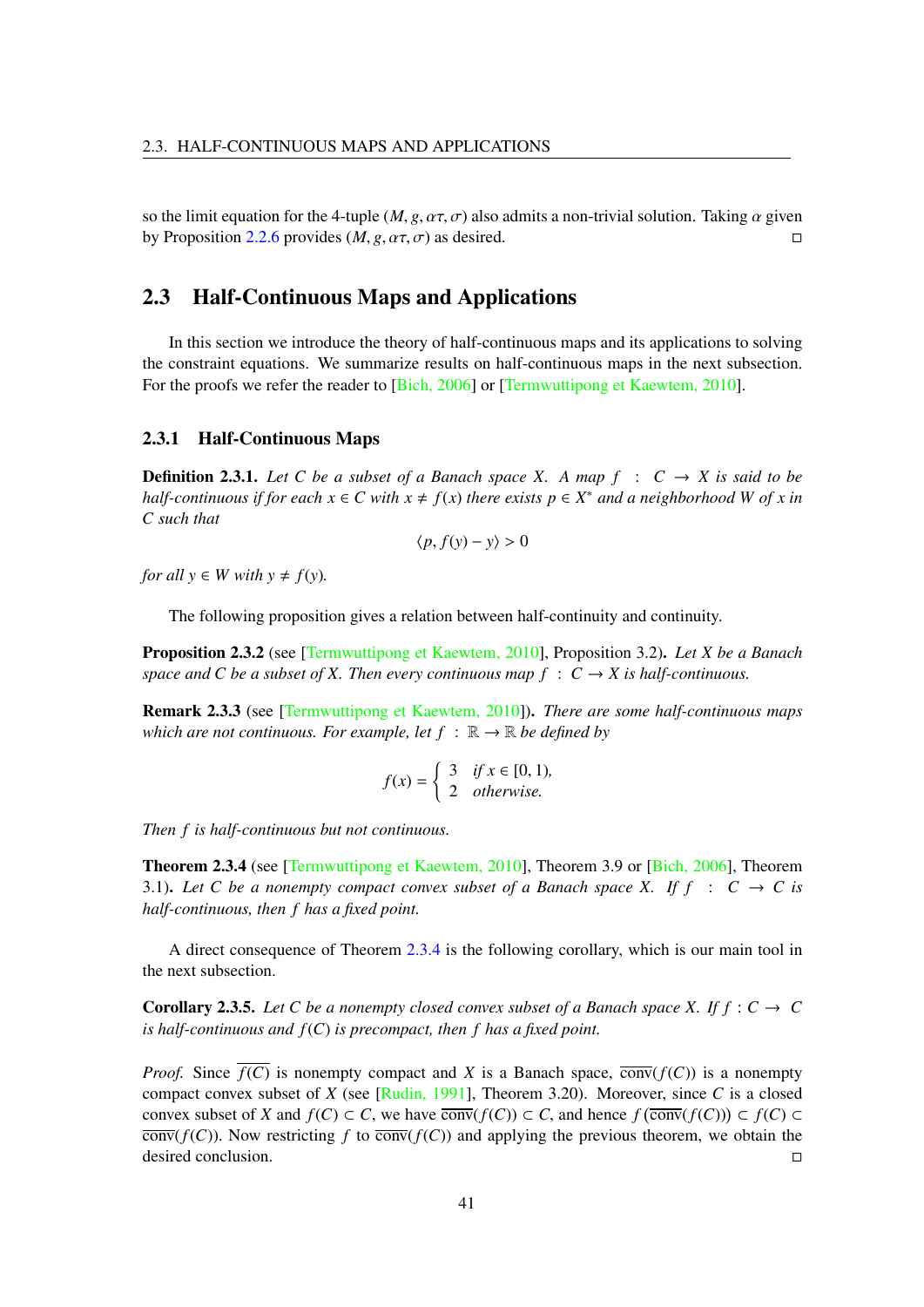so the limit equation for the 4-tuple $(M, g, \alpha\tau, \sigma)$ also admits a non-trivial solution. Taking $\alpha$ given by Proposition 2.2.6 provides $(M, g, \alpha\tau, \sigma)$ as desired. □

## 2.3 Half-Continuous Maps and Applications

In this section we introduce the theory of half-continuous maps and its applications to solving the constraint equations. We summarize results on half-continuous maps in the next subsection. For the proofs we refer the reader to [Bich, 2006] or [Termwuttipong et Kaewtem, 2010].

### 2.3.1 Half-Continuous Maps

**Definition 2.3.1.** *Let $C$ be a subset of a Banach space $X$. A map $f : C \to X$ is said to be half-continuous if for each $x \in C$ with $x \neq f(x)$ there exists $p \in X^*$ and a neighborhood $W$ of $x$ in $C$ such that*

$$\langle p, f(y) - y \rangle > 0$$

*for all $y \in W$ with $y \neq f(y)$.*

The following proposition gives a relation between half-continuity and continuity.

**Proposition 2.3.2** (see [Termwuttipong et Kaewtem, 2010], Proposition 3.2)**.** *Let $X$ be a Banach space and $C$ be a subset of $X$. Then every continuous map $f : C \to X$ is half-continuous.*

**Remark 2.3.3** (see [Termwuttipong et Kaewtem, 2010])**.** *There are some half-continuous maps which are not continuous. For example, let $f : \mathbb{R} \to \mathbb{R}$ be defined by*

$$f(x) = \begin{cases} 3 & \text{if } x \in [0, 1), \\ 2 & \text{otherwise.} \end{cases}$$

*Then $f$ is half-continuous but not continuous.*

**Theorem 2.3.4** (see [Termwuttipong et Kaewtem, 2010], Theorem 3.9 or [Bich, 2006], Theorem 3.1)**.** *Let $C$ be a nonempty compact convex subset of a Banach space $X$. If $f : C \to C$ is half-continuous, then $f$ has a fixed point.*

A direct consequence of Theorem 2.3.4 is the following corollary, which is our main tool in the next subsection.

**Corollary 2.3.5.** *Let $C$ be a nonempty closed convex subset of a Banach space $X$. If $f : C \to C$ is half-continuous and $f(C)$ is precompact, then $f$ has a fixed point.*

*Proof.* Since $\overline{f(C)}$ is nonempty compact and $X$ is a Banach space, $\overline{\text{conv}}(f(C))$ is a nonempty compact convex subset of $X$ (see [Rudin, 1991], Theorem 3.20). Moreover, since $C$ is a closed convex subset of $X$ and $f(C) \subset C$, we have $\overline{\text{conv}}(f(C)) \subset C$, and hence $f\left(\overline{\text{conv}}(f(C))\right) \subset f(C) \subset \overline{\text{conv}}(f(C))$. Now restricting $f$ to $\overline{\text{conv}}(f(C))$ and applying the previous theorem, we obtain the desired conclusion. □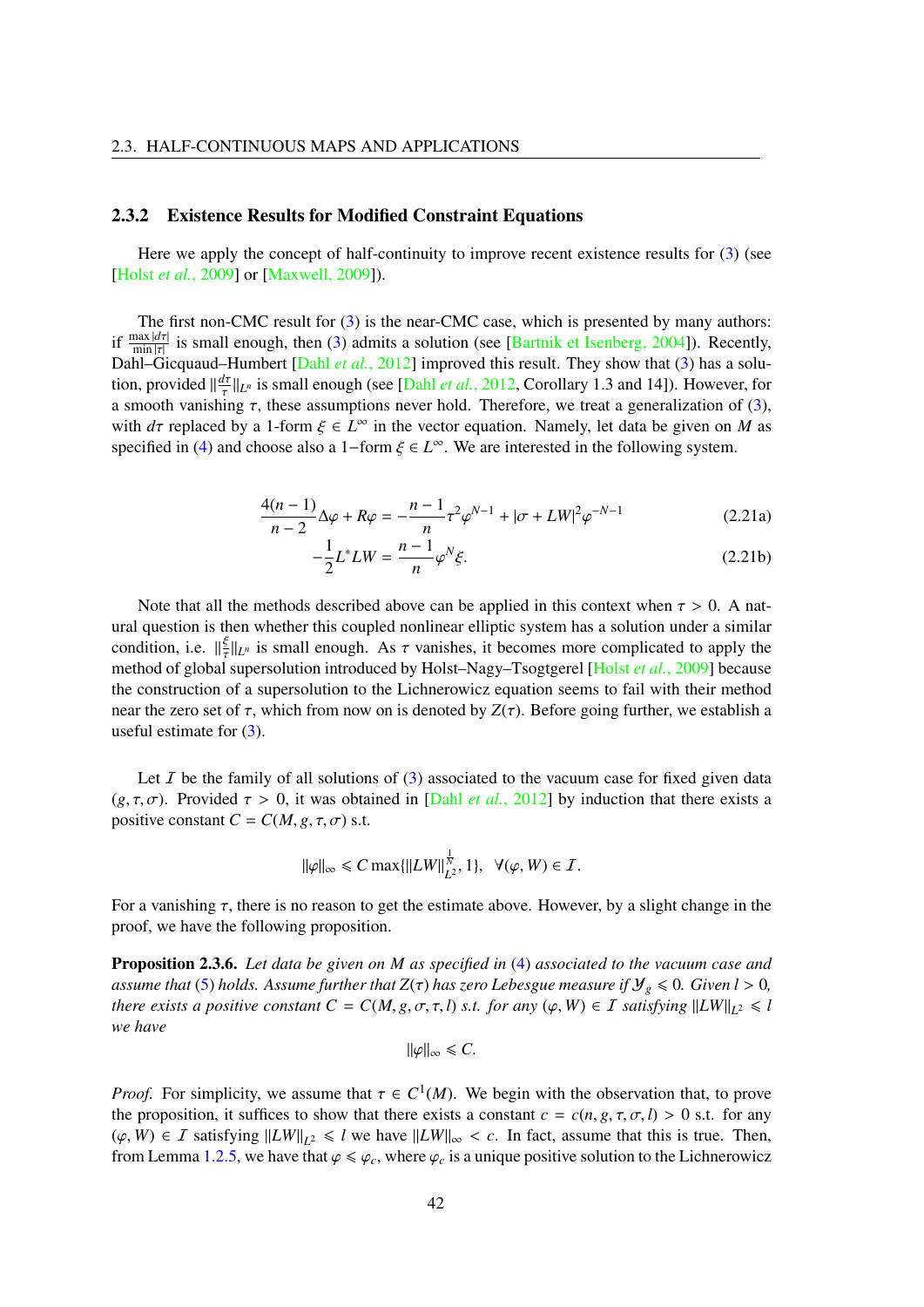### 2.3.2 Existence Results for Modified Constraint Equations

Here we apply the concept of half-continuity to improve recent existence results for (3) (see [Holst *et al.*, 2009] or [Maxwell, 2009]).

The first non-CMC result for (3) is the near-CMC case, which is presented by many authors: if $\frac{\max|d\tau|}{\min|\tau|}$ is small enough, then (3) admits a solution (see [Bartnik et Isenberg, 2004]). Recently, Dahl–Gicquaud–Humbert [Dahl *et al.*, 2012] improved this result. They show that (3) has a solution, provided $\|\frac{d\tau}{\tau}\|_{L^n}$ is small enough (see [Dahl *et al.*, 2012, Corollary 1.3 and 14]). However, for a smooth vanishing $\tau$, these assumptions never hold. Therefore, we treat a generalization of (3), with $d\tau$ replaced by a 1-form $\xi \in L^\infty$ in the vector equation. Namely, let data be given on $M$ as specified in (4) and choose also a 1−form $\xi \in L^\infty$. We are interested in the following system.

$$\frac{4(n-1)}{n-2}\Delta\varphi + R\varphi = -\frac{n-1}{n}\tau^2\varphi^{N-1} + |\sigma + LW|^2\varphi^{-N-1} \tag{2.21a}$$

$$-\frac{1}{2}L^*LW = \frac{n-1}{n}\varphi^N\xi. \tag{2.21b}$$

Note that all the methods described above can be applied in this context when $\tau > 0$. A natural question is then whether this coupled nonlinear elliptic system has a solution under a similar condition, i.e. $\|\frac{\xi}{\tau}\|_{L^n}$ is small enough. As $\tau$ vanishes, it becomes more complicated to apply the method of global supersolution introduced by Holst–Nagy–Tsogtgerel [Holst *et al.*, 2009] because the construction of a supersolution to the Lichnerowicz equation seems to fail with their method near the zero set of $\tau$, which from now on is denoted by $Z(\tau)$. Before going further, we establish a useful estimate for (3).

Let $\mathcal{I}$ be the family of all solutions of (3) associated to the vacuum case for fixed given data $(g, \tau, \sigma)$. Provided $\tau > 0$, it was obtained in [Dahl *et al.*, 2012] by induction that there exists a positive constant $C = C(M, g, \tau, \sigma)$ s.t.

$$\|\varphi\|_\infty \leqslant C \max\{\|LW\|_{L^2}^{\frac{1}{N}}, 1\}, \quad \forall (\varphi, W) \in \mathcal{I}.$$

For a vanishing $\tau$, there is no reason to get the estimate above. However, by a slight change in the proof, we have the following proposition.

**Proposition 2.3.6.** *Let data be given on $M$ as specified in (4) associated to the vacuum case and assume that (5) holds. Assume further that $Z(\tau)$ has zero Lebesgue measure if $\mathcal{Y}_g \leqslant 0$. Given $l > 0$, there exists a positive constant $C = C(M, g, \sigma, \tau, l)$ s.t. for any $(\varphi, W) \in \mathcal{I}$ satisfying $\|LW\|_{L^2} \leqslant l$ we have*

$$\|\varphi\|_\infty \leqslant C.$$

*Proof.* For simplicity, we assume that $\tau \in C^1(M)$. We begin with the observation that, to prove the proposition, it suffices to show that there exists a constant $c = c(n, g, \tau, \sigma, l) > 0$ s.t. for any $(\varphi, W) \in \mathcal{I}$ satisfying $\|LW\|_{L^2} \leqslant l$ we have $\|LW\|_\infty < c$. In fact, assume that this is true. Then, from Lemma 1.2.5, we have that $\varphi \leqslant \varphi_c$, where $\varphi_c$ is a unique positive solution to the Lichnerowicz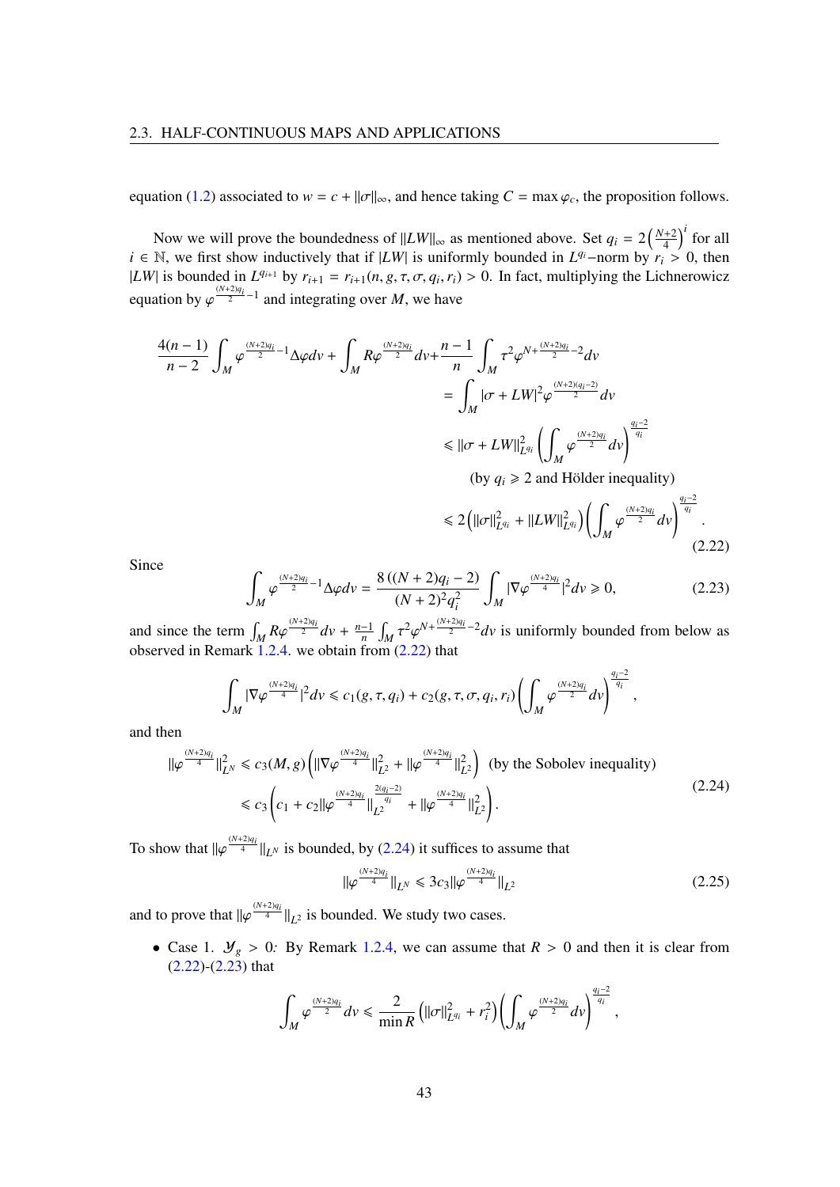equation (1.2) associated to $w = c + \|\sigma\|_\infty$, and hence taking $C = \max \varphi_c$, the proposition follows.

Now we will prove the boundedness of $\|LW\|_\infty$ as mentioned above. Set $q_i = 2\left(\frac{N+2}{4}\right)^i$ for all $i \in \mathbb{N}$, we first show inductively that if $|LW|$ is uniformly bounded in $L^{q_i}$–norm by $r_i > 0$, then $|LW|$ is bounded in $L^{q_{i+1}}$ by $r_{i+1} = r_{i+1}(n, g, \tau, \sigma, q_i, r_i) > 0$. In fact, multiplying the Lichnerowicz equation by $\varphi^{\frac{(N+2)q_i}{2}-1}$ and integrating over $M$, we have

$$
\begin{aligned}
\frac{4(n-1)}{n-2}\int_M \varphi^{\frac{(N+2)q_i}{2}-1}\Delta\varphi dv + \int_M R\varphi^{\frac{(N+2)q_i}{2}}dv + \frac{n-1}{n}\int_M \tau^2\varphi^{N+\frac{(N+2)q_i}{2}-2}dv \\
= \int_M |\sigma + LW|^2 \varphi^{\frac{(N+2)(q_i-2)}{2}}dv \\
\leqslant \|\sigma + LW\|^2_{L^{q_i}}\left(\int_M \varphi^{\frac{(N+2)q_i}{2}}dv\right)^{\frac{q_i-2}{q_i}} \\
\text{(by } q_i \geqslant 2 \text{ and Hölder inequality)} \\
\leqslant 2\left(\|\sigma\|^2_{L^{q_i}} + \|LW\|^2_{L^{q_i}}\right)\left(\int_M \varphi^{\frac{(N+2)q_i}{2}}dv\right)^{\frac{q_i-2}{q_i}}.
\end{aligned}
\tag{2.22}
$$

Since

$$
\int_M \varphi^{\frac{(N+2)q_i}{2}-1}\Delta\varphi dv = \frac{8\left((N+2)q_i - 2\right)}{(N+2)^2 q_i^2}\int_M |\nabla\varphi^{\frac{(N+2)q_i}{4}}|^2 dv \geqslant 0,
\tag{2.23}
$$

and since the term $\int_M R\varphi^{\frac{(N+2)q_i}{2}}dv + \frac{n-1}{n}\int_M \tau^2\varphi^{N+\frac{(N+2)q_i}{2}-2}dv$ is uniformly bounded from below as observed in Remark 1.2.4. we obtain from (2.22) that

$$
\int_M |\nabla\varphi^{\frac{(N+2)q_i}{4}}|^2 dv \leqslant c_1(g, \tau, q_i) + c_2(g, \tau, \sigma, q_i, r_i)\left(\int_M \varphi^{\frac{(N+2)q_i}{2}}dv\right)^{\frac{q_i-2}{q_i}},
$$

and then

$$
\begin{aligned}
\|\varphi^{\frac{(N+2)q_i}{4}}\|^2_{L^N} &\leqslant c_3(M, g)\left(\|\nabla\varphi^{\frac{(N+2)q_i}{4}}\|^2_{L^2} + \|\varphi^{\frac{(N+2)q_i}{4}}\|^2_{L^2}\right) \quad \text{(by the Sobolev inequality)} \\
&\leqslant c_3\left(c_1 + c_2\|\varphi^{\frac{(N+2)q_i}{4}}\|_{L^2}^{\frac{2(q_i-2)}{q_i}} + \|\varphi^{\frac{(N+2)q_i}{4}}\|^2_{L^2}\right).
\end{aligned}
\tag{2.24}
$$

To show that $\|\varphi^{\frac{(N+2)q_i}{4}}\|_{L^N}$ is bounded, by (2.24) it suffices to assume that

$$
\|\varphi^{\frac{(N+2)q_i}{4}}\|_{L^N} \leqslant 3c_3\|\varphi^{\frac{(N+2)q_i}{4}}\|_{L^2}
\tag{2.25}
$$

and to prove that $\|\varphi^{\frac{(N+2)q_i}{4}}\|_{L^2}$ is bounded. We study two cases.

- Case 1. $\mathcal{Y}_g > 0$: By Remark 1.2.4, we can assume that $R > 0$ and then it is clear from (2.22)-(2.23) that

$$
\int_M \varphi^{\frac{(N+2)q_i}{2}}dv \leqslant \frac{2}{\min R}\left(\|\sigma\|^2_{L^{q_i}} + r_i^2\right)\left(\int_M \varphi^{\frac{(N+2)q_i}{2}}dv\right)^{\frac{q_i-2}{q_i}},
$$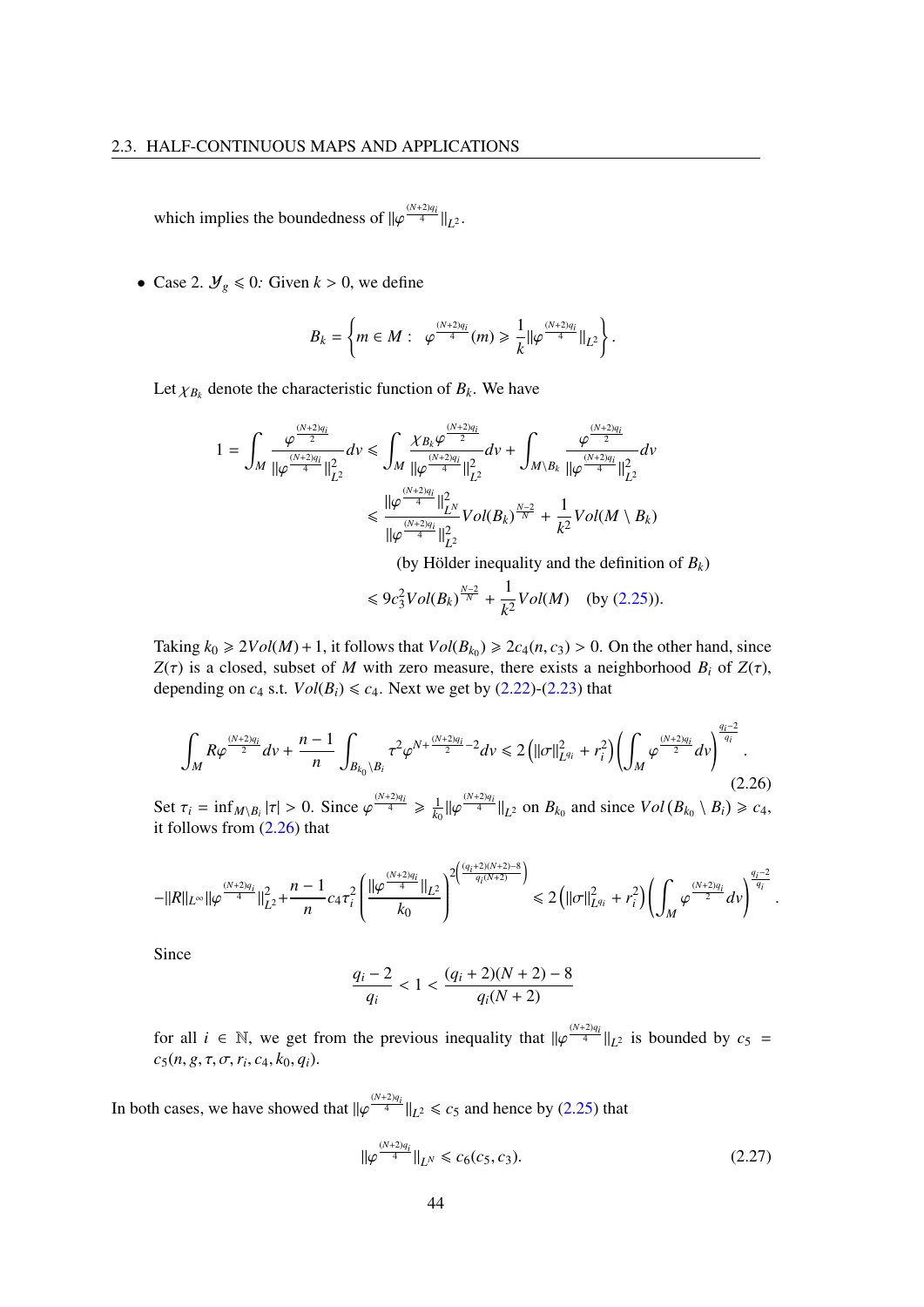which implies the boundedness of $\|\varphi^{\frac{(N+2)q_i}{4}}\|_{L^2}$.

- Case 2. $\mathcal{Y}_g \leqslant 0$: Given $k > 0$, we define

$$B_k = \left\{ m \in M : \quad \varphi^{\frac{(N+2)q_i}{4}}(m) \geqslant \frac{1}{k}\|\varphi^{\frac{(N+2)q_i}{4}}\|_{L^2} \right\}.$$

Let $\chi_{B_k}$ denote the characteristic function of $B_k$. We have

$$\begin{aligned}
1 = \int_M \frac{\varphi^{\frac{(N+2)q_i}{2}}}{\|\varphi^{\frac{(N+2)q_i}{4}}\|_{L^2}^2} dv &\leqslant \int_M \frac{\chi_{B_k}\varphi^{\frac{(N+2)q_i}{2}}}{\|\varphi^{\frac{(N+2)q_i}{4}}\|_{L^2}^2} dv + \int_{M\setminus B_k} \frac{\varphi^{\frac{(N+2)q_i}{2}}}{\|\varphi^{\frac{(N+2)q_i}{4}}\|_{L^2}^2} dv \\
&\leqslant \frac{\|\varphi^{\frac{(N+2)q_i}{4}}\|_{L^N}^2}{\|\varphi^{\frac{(N+2)q_i}{4}}\|_{L^2}^2} Vol(B_k)^{\frac{N-2}{N}} + \frac{1}{k^2} Vol(M \setminus B_k) \\
&\qquad \text{(by Hölder inequality and the definition of } B_k\text{)} \\
&\leqslant 9c_3^2 Vol(B_k)^{\frac{N-2}{N}} + \frac{1}{k^2} Vol(M) \quad \text{(by (2.25))}.
\end{aligned}$$

Taking $k_0 \geqslant 2Vol(M) + 1$, it follows that $Vol(B_{k_0}) \geqslant 2c_4(n, c_3) > 0$. On the other hand, since $Z(\tau)$ is a closed, subset of $M$ with zero measure, there exists a neighborhood $B_i$ of $Z(\tau)$, depending on $c_4$ s.t. $Vol(B_i) \leqslant c_4$. Next we get by (2.22)-(2.23) that

$$\int_M R\varphi^{\frac{(N+2)q_i}{2}} dv + \frac{n-1}{n} \int_{B_{k_0}\setminus B_i} \tau^2 \varphi^{N+\frac{(N+2)q_i}{2}-2} dv \leqslant 2\left(\|\sigma\|_{L^{q_i}}^2 + r_i^2\right)\left(\int_M \varphi^{\frac{(N+2)q_i}{2}} dv\right)^{\frac{q_i-2}{q_i}}. \tag{2.26}$$

Set $\tau_i = \inf_{M\setminus B_i} |\tau| > 0$. Since $\varphi^{\frac{(N+2)q_i}{4}} \geqslant \frac{1}{k_0}\|\varphi^{\frac{(N+2)q_i}{4}}\|_{L^2}$ on $B_{k_0}$ and since $Vol\,(B_{k_0} \setminus B_i) \geqslant c_4$, it follows from (2.26) that

$$-\|R\|_{L^\infty}\|\varphi^{\frac{(N+2)q_i}{4}}\|_{L^2}^2 + \frac{n-1}{n} c_4 \tau_i^2 \left(\frac{\|\varphi^{\frac{(N+2)q_i}{4}}\|_{L^2}}{k_0}\right)^{2\left(\frac{(q_i+2)(N+2)-8}{q_i(N+2)}\right)} \leqslant 2\left(\|\sigma\|_{L^{q_i}}^2 + r_i^2\right)\left(\int_M \varphi^{\frac{(N+2)q_i}{2}} dv\right)^{\frac{q_i-2}{q_i}}.$$

Since

$$\frac{q_i - 2}{q_i} < 1 < \frac{(q_i + 2)(N + 2) - 8}{q_i(N + 2)}$$

for all $i \in \mathbb{N}$, we get from the previous inequality that $\|\varphi^{\frac{(N+2)q_i}{4}}\|_{L^2}$ is bounded by $c_5 = c_5(n, g, \tau, \sigma, r_i, c_4, k_0, q_i)$.

In both cases, we have showed that $\|\varphi^{\frac{(N+2)q_i}{4}}\|_{L^2} \leqslant c_5$ and hence by (2.25) that

$$\|\varphi^{\frac{(N+2)q_i}{4}}\|_{L^N} \leqslant c_6(c_5, c_3). \tag{2.27}$$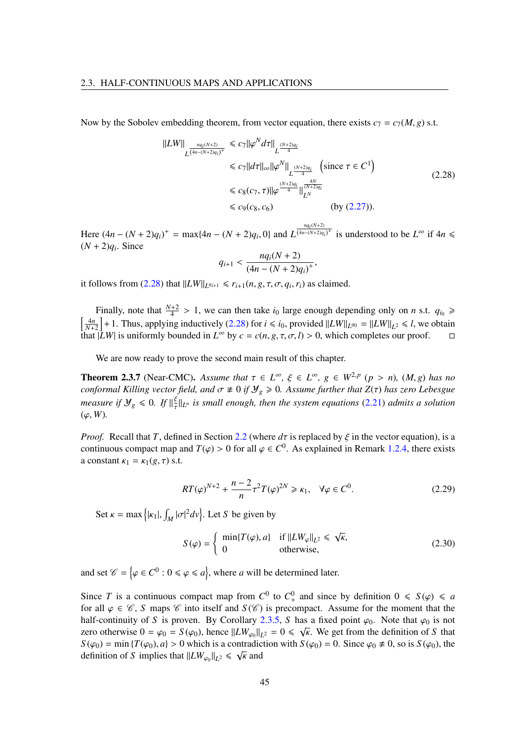Now by the Sobolev embedding theorem, from vector equation, there exists $c_7 = c_7(M, g)$ s.t.

$$
\begin{aligned}
\|LW\|_{L^{\frac{nq_i(N+2)}{(4n-(N+2)q_i)^+}}} &\leqslant c_7 \|\varphi^N d\tau\|_{L^{\frac{(N+2)q_i}{4}}} \\
&\leqslant c_7 \|d\tau\|_\infty \|\varphi^N\|_{L^{\frac{(N+2)q_i}{4}}} \quad \left(\text{since } \tau \in C^1\right) \\
&\leqslant c_8(c_7, \tau) \|\varphi^{\frac{(N+2)q_i}{4}}\|_{L^N}^{\frac{4N}{(N+2)q_i}} \\
&\leqslant c_9(c_8, c_6) \qquad\qquad (\text{by } (2.27)).
\end{aligned}
\tag{2.28}
$$

Here $(4n - (N + 2)q_i)^+ = \max\{4n - (N + 2)q_i, 0\}$ and $L^{\frac{nq_i(N+2)}{(4n-(N+2)q_i)^+}}$ is understood to be $L^\infty$ if $4n \leqslant (N + 2)q_i$. Since

$$
q_{i+1} < \frac{nq_i(N + 2)}{(4n - (N + 2)q_i)^+},
$$

it follows from (2.28) that $\|LW\|_{L^{q_{i+1}}} \leqslant r_{i+1}(n, g, \tau, \sigma, q_i, r_i)$ as claimed.

Finally, note that $\frac{N+2}{4} > 1$, we can then take $i_0$ large enough depending only on $n$ s.t. $q_{i_0} \geqslant \left[\frac{4n}{N+2}\right] + 1$. Thus, applying inductively (2.28) for $i \leqslant i_0$, provided $\|LW\|_{L^{q_0}} = \|LW\|_{L^2} \leqslant l$, we obtain that $|LW|$ is uniformly bounded in $L^\infty$ by $c = c(n, g, \tau, \sigma, l) > 0$, which completes our proof. □

We are now ready to prove the second main result of this chapter.

**Theorem 2.3.7** (Near-CMC). *Assume that $\tau \in L^\infty$, $\xi \in L^\infty$, $g \in W^{2,p}$ $(p > n)$, $(M, g)$ has no conformal Killing vector field, and $\sigma \not\equiv 0$ if $\mathscr{Y}_g \geqslant 0$. Assume further that $Z(\tau)$ has zero Lebesgue measure if $\mathscr{Y}_g \leqslant 0$. If $\|\frac{\xi}{\tau}\|_{L^n}$ is small enough, then the system equations (2.21) admits a solution $(\varphi, W)$.*

*Proof.* Recall that $T$, defined in Section 2.2 (where $d\tau$ is replaced by $\xi$ in the vector equation), is a continuous compact map and $T(\varphi) > 0$ for all $\varphi \in C^0$. As explained in Remark 1.2.4, there exists a constant $\kappa_1 = \kappa_1(g, \tau)$ s.t.

$$
RT(\varphi)^{N+2} + \frac{n-2}{n}\tau^2 T(\varphi)^{2N} \geqslant \kappa_1, \quad \forall \varphi \in C^0. \tag{2.29}
$$

Set $\kappa = \max\left\{|\kappa_1|, \int_M |\sigma|^2 dv\right\}$. Let $S$ be given by

$$
S(\varphi) = \begin{cases} \min\{T(\varphi), a\} & \text{if } \|LW_\varphi\|_{L^2} \leqslant \sqrt{\kappa}, \\ 0 & \text{otherwise,} \end{cases} \tag{2.30}
$$

and set $\mathscr{C} = \left\{\varphi \in C^0 : 0 \leqslant \varphi \leqslant a\right\}$, where $a$ will be determined later.

Since $T$ is a continuous compact map from $C^0$ to $C^0_+$ and since by definition $0 \leqslant S(\varphi) \leqslant a$ for all $\varphi \in \mathscr{C}$, $S$ maps $\mathscr{C}$ into itself and $S(\mathscr{C})$ is precompact. Assume for the moment that the half-continuity of $S$ is proven. By Corollary 2.3.5, $S$ has a fixed point $\varphi_0$. Note that $\varphi_0$ is not zero otherwise $0 = \varphi_0 = S(\varphi_0)$, hence $\|LW_{\varphi_0}\|_{L^2} = 0 \leqslant \sqrt{\kappa}$. We get from the definition of $S$ that $S(\varphi_0) = \min\{T(\varphi_0), a\} > 0$ which is a contradiction with $S(\varphi_0) = 0$. Since $\varphi_0 \not\equiv 0$, so is $S(\varphi_0)$, the definition of $S$ implies that $\|LW_{\varphi_0}\|_{L^2} \leqslant \sqrt{\kappa}$ and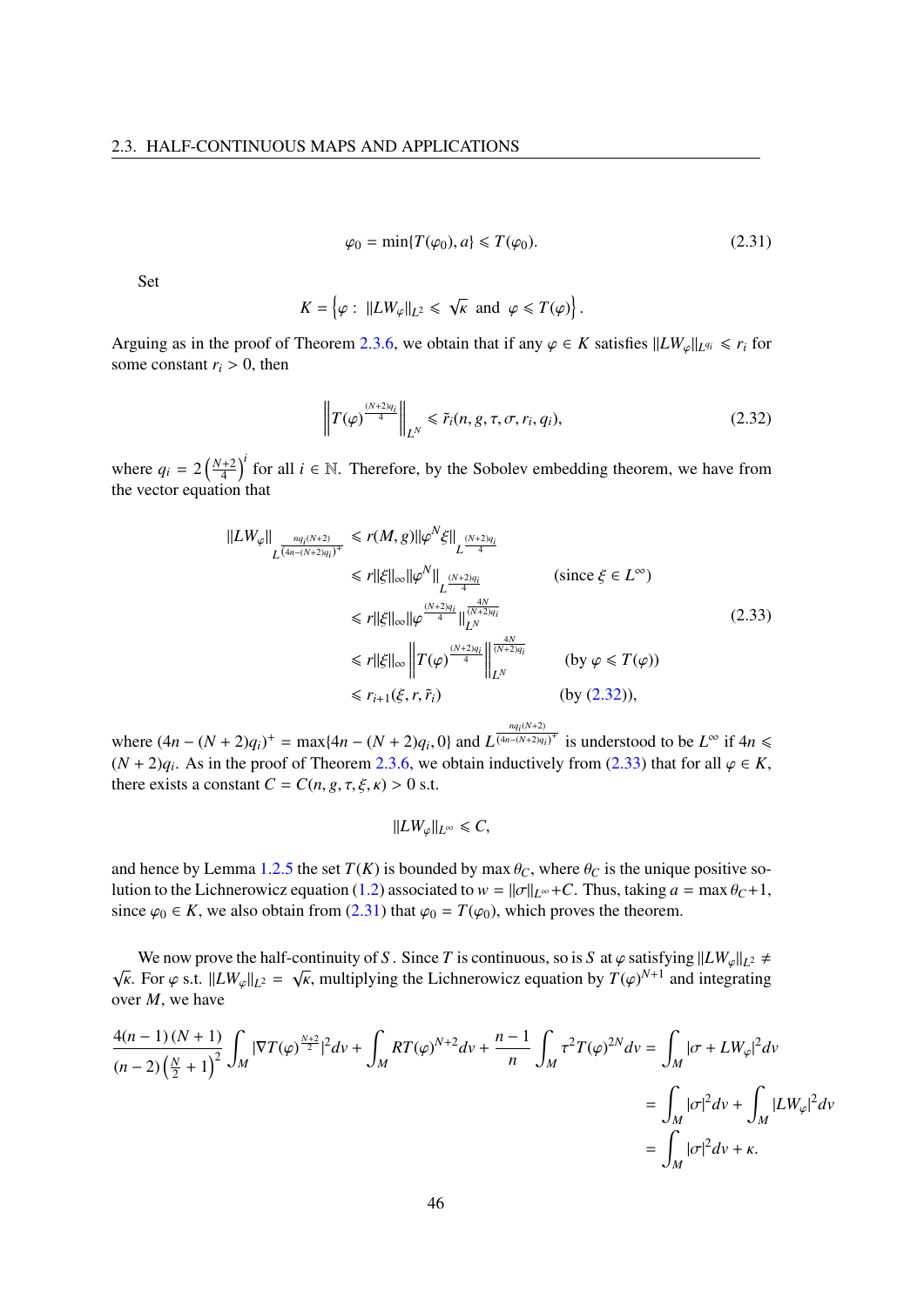$$\varphi_0 = \min\{T(\varphi_0), a\} \leqslant T(\varphi_0). \tag{2.31}$$

Set

$$K = \left\{\varphi : \ \|LW_\varphi\|_{L^2} \leqslant \sqrt{\kappa} \ \text{ and } \ \varphi \leqslant T(\varphi)\right\}.$$

Arguing as in the proof of Theorem 2.3.6, we obtain that if any $\varphi \in K$ satisfies $\|LW_\varphi\|_{L^{q_i}} \leqslant r_i$ for some constant $r_i > 0$, then

$$\left\| T(\varphi)^{\frac{(N+2)q_i}{4}} \right\|_{L^N} \leqslant \tilde{r}_i(n, g, \tau, \sigma, r_i, q_i), \tag{2.32}$$

where $q_i = 2\left(\frac{N+2}{4}\right)^i$ for all $i \in \mathbb{N}$. Therefore, by the Sobolev embedding theorem, we have from the vector equation that

$$\begin{aligned}
\|LW_\varphi\|_{L^{\frac{nq_i(N+2)}{(4n-(N+2)q_i)^+}}} &\leqslant r(M,g)\|\varphi^N \xi\|_{L^{\frac{(N+2)q_i}{4}}} \\
&\leqslant r\|\xi\|_\infty \|\varphi^N\|_{L^{\frac{(N+2)q_i}{4}}} && \text{(since } \xi \in L^\infty) \\
&\leqslant r\|\xi\|_\infty \|\varphi^{\frac{(N+2)q_i}{4}}\|_{L^N}^{\frac{4N}{(N+2)q_i}} \\
&\leqslant r\|\xi\|_\infty \left\| T(\varphi)^{\frac{(N+2)q_i}{4}} \right\|_{L^N}^{\frac{4N}{(N+2)q_i}} && \text{(by } \varphi \leqslant T(\varphi)) \\
&\leqslant r_{i+1}(\xi, r, \tilde{r}_i) && \text{(by (2.32))},
\end{aligned} \tag{2.33}$$

where $(4n-(N+2)q_i)^+ = \max\{4n-(N+2)q_i, 0\}$ and $L^{\frac{nq_i(N+2)}{(4n-(N+2)q_i)^+}}$ is understood to be $L^\infty$ if $4n \leqslant (N+2)q_i$. As in the proof of Theorem 2.3.6, we obtain inductively from (2.33) that for all $\varphi \in K$, there exists a constant $C = C(n, g, \tau, \xi, \kappa) > 0$ s.t.

$$\|LW_\varphi\|_{L^\infty} \leqslant C,$$

and hence by Lemma 1.2.5 the set $T(K)$ is bounded by $\max \theta_C$, where $\theta_C$ is the unique positive solution to the Lichnerowicz equation (1.2) associated to $w = \|\sigma\|_{L^\infty} + C$. Thus, taking $a = \max \theta_C + 1$, since $\varphi_0 \in K$, we also obtain from (2.31) that $\varphi_0 = T(\varphi_0)$, which proves the theorem.

We now prove the half-continuity of $S$. Since $T$ is continuous, so is $S$ at $\varphi$ satisfying $\|LW_\varphi\|_{L^2} \neq \sqrt{\kappa}$. For $\varphi$ s.t. $\|LW_\varphi\|_{L^2} = \sqrt{\kappa}$, multiplying the Lichnerowicz equation by $T(\varphi)^{N+1}$ and integrating over $M$, we have

$$\begin{aligned}
\frac{4(n-1)(N+1)}{(n-2)\left(\frac{N}{2}+1\right)^2}\int_M |\nabla T(\varphi)^{\frac{N+2}{2}}|^2 dv + \int_M RT(\varphi)^{N+2} dv + \frac{n-1}{n}\int_M \tau^2 T(\varphi)^{2N} dv &= \int_M |\sigma + LW_\varphi|^2 dv \\
&= \int_M |\sigma|^2 dv + \int_M |LW_\varphi|^2 dv \\
&= \int_M |\sigma|^2 dv + \kappa.
\end{aligned}$$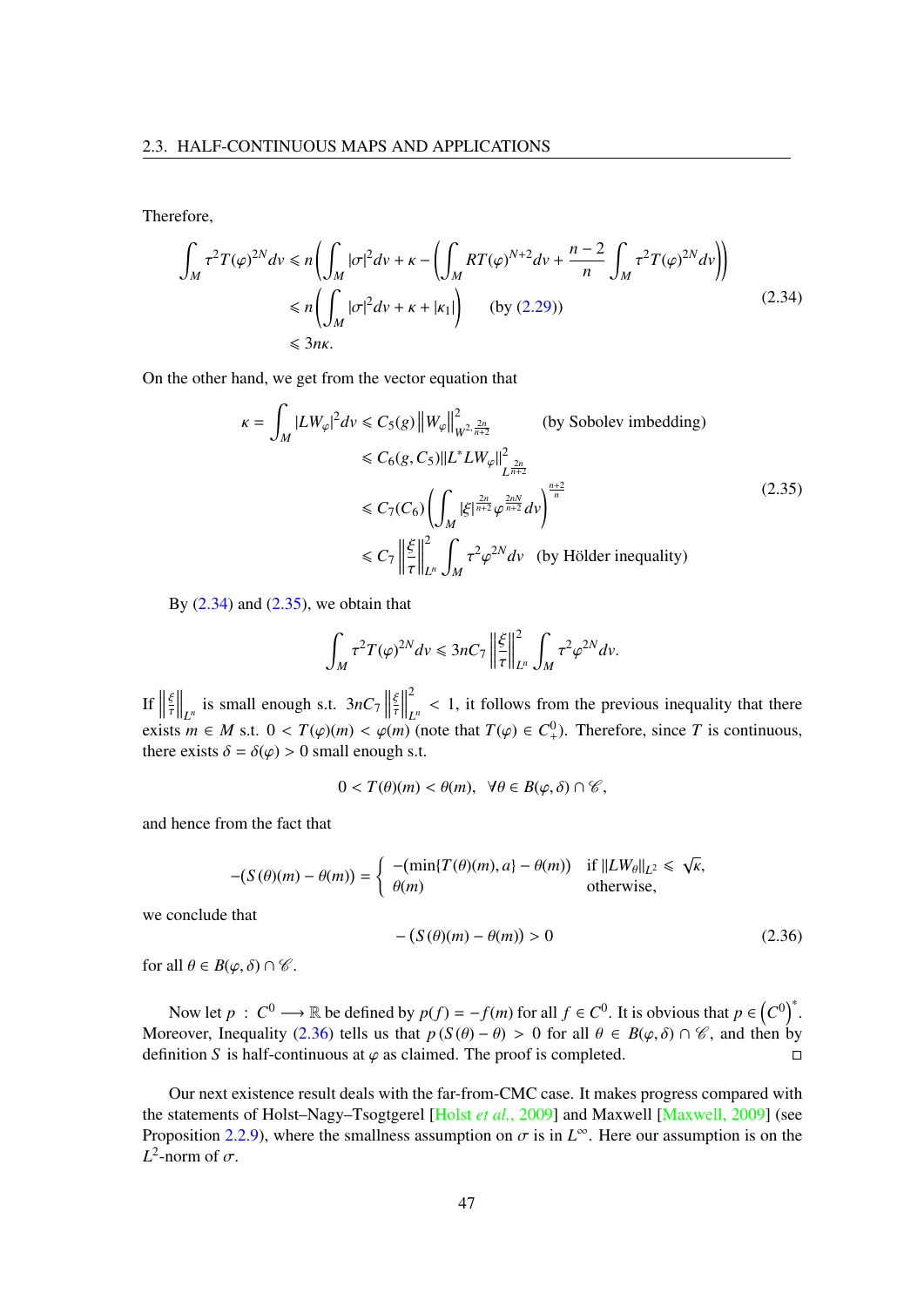Therefore,

$$\begin{aligned}
\int_M \tau^2 T(\varphi)^{2N} dv &\leqslant n\left(\int_M |\sigma|^2 dv + \kappa - \left(\int_M RT(\varphi)^{N+2} dv + \frac{n-2}{n}\int_M \tau^2 T(\varphi)^{2N} dv\right)\right) \\
&\leqslant n\left(\int_M |\sigma|^2 dv + \kappa + |\kappa_1|\right) \qquad \text{(by (2.29))} \\
&\leqslant 3n\kappa.
\end{aligned} \tag{2.34}$$

On the other hand, we get from the vector equation that

$$\begin{aligned}
\kappa = \int_M |LW_\varphi|^2 dv &\leqslant C_5(g)\left\|W_\varphi\right\|^2_{W^{2,\frac{2n}{n+2}}} \qquad \text{(by Sobolev imbedding)} \\
&\leqslant C_6(g, C_5)\|L^* LW_\varphi\|^2_{L^{\frac{2n}{n+2}}} \\
&\leqslant C_7(C_6)\left(\int_M |\xi|^{\frac{2n}{n+2}} \varphi^{\frac{2nN}{n+2}} dv\right)^{\frac{n+2}{n}} \\
&\leqslant C_7 \left\|\frac{\xi}{\tau}\right\|^2_{L^n} \int_M \tau^2 \varphi^{2N} dv \quad \text{(by Hölder inequality)}
\end{aligned} \tag{2.35}$$

By (2.34) and (2.35), we obtain that

$$\int_M \tau^2 T(\varphi)^{2N} dv \leqslant 3nC_7 \left\|\frac{\xi}{\tau}\right\|^2_{L^n} \int_M \tau^2 \varphi^{2N} dv.$$

If $\left\|\frac{\xi}{\tau}\right\|_{L^n}$ is small enough s.t. $3nC_7\left\|\frac{\xi}{\tau}\right\|^2_{L^n} < 1$, it follows from the previous inequality that there exists $m \in M$ s.t. $0 < T(\varphi)(m) < \varphi(m)$ (note that $T(\varphi) \in C^0_+$). Therefore, since $T$ is continuous, there exists $\delta = \delta(\varphi) > 0$ small enough s.t.

$$0 < T(\theta)(m) < \theta(m), \quad \forall \theta \in B(\varphi, \delta) \cap \mathscr{C},$$

and hence from the fact that

$$-(S(\theta)(m) - \theta(m)) = \begin{cases} -(\min\{T(\theta)(m), a\} - \theta(m)) & \text{if } \|LW_\theta\|_{L^2} \leqslant \sqrt{\kappa}, \\ \theta(m) & \text{otherwise,} \end{cases}$$

we conclude that

$$-\left(S(\theta)(m) - \theta(m)\right) > 0 \tag{2.36}$$

for all $\theta \in B(\varphi, \delta) \cap \mathscr{C}$.

Now let $p : C^0 \longrightarrow \mathbb{R}$ be defined by $p(f) = -f(m)$ for all $f \in C^0$. It is obvious that $p \in \left(C^0\right)^*$. Moreover, Inequality (2.36) tells us that $p\left(S(\theta) - \theta\right) > 0$ for all $\theta \in B(\varphi, \delta) \cap \mathscr{C}$, and then by definition $S$ is half-continuous at $\varphi$ as claimed. The proof is completed. □

Our next existence result deals with the far-from-CMC case. It makes progress compared with the statements of Holst–Nagy–Tsogtgerel [Holst *et al.*, 2009] and Maxwell [Maxwell, 2009] (see Proposition 2.2.9), where the smallness assumption on $\sigma$ is in $L^\infty$. Here our assumption is on the $L^2$-norm of $\sigma$.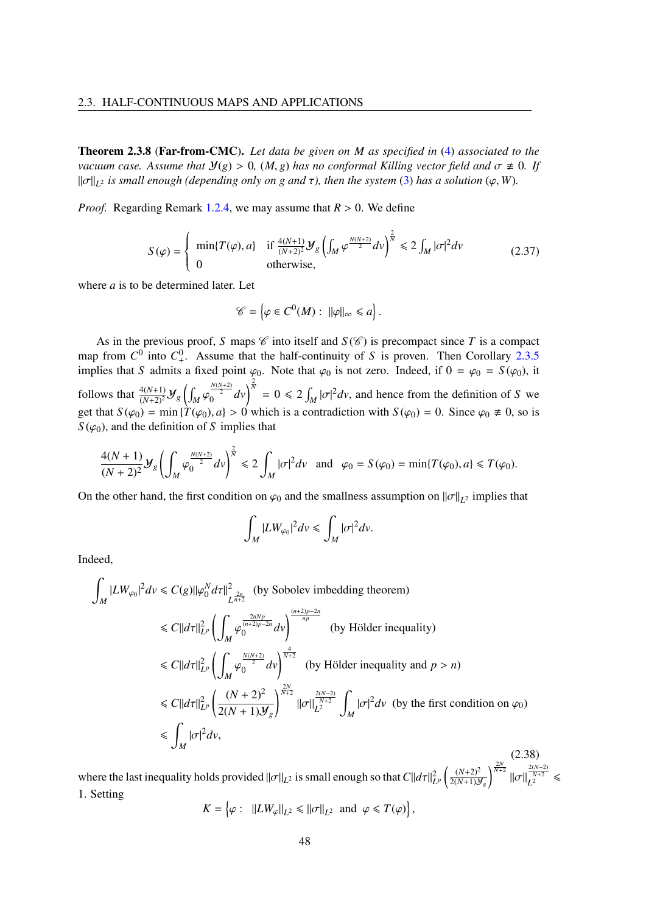**Theorem 2.3.8** (**Far-from-CMC**)**.** *Let data be given on $M$ as specified in (4) associated to the vacuum case. Assume that $\mathcal{Y}(g) > 0$, $(M, g)$ has no conformal Killing vector field and $\sigma \not\equiv 0$. If $\|\sigma\|_{L^2}$ is small enough (depending only on $g$ and $\tau$), then the system (3) has a solution $(\varphi, W)$.*

*Proof.* Regarding Remark 1.2.4, we may assume that $R > 0$. We define

$$S(\varphi) = \begin{cases} \min\{T(\varphi), a\} & \text{if } \frac{4(N+1)}{(N+2)^2}\mathcal{Y}_g\left(\int_M \varphi^{\frac{N(N+2)}{2}} dv\right)^{\frac{2}{N}} \leqslant 2\int_M |\sigma|^2 dv \\ 0 & \text{otherwise,} \end{cases} \tag{2.37}$$

where $a$ is to be determined later. Let

$$\mathscr{C} = \left\{\varphi \in C^0(M) : \ \|\varphi\|_\infty \leqslant a\right\}.$$

As in the previous proof, $S$ maps $\mathscr{C}$ into itself and $S(\mathscr{C})$ is precompact since $T$ is a compact map from $C^0$ into $C^0_+$. Assume that the half-continuity of $S$ is proven. Then Corollary 2.3.5 implies that $S$ admits a fixed point $\varphi_0$. Note that $\varphi_0$ is not zero. Indeed, if $0 = \varphi_0 = S(\varphi_0)$, it follows that $\frac{4(N+1)}{(N+2)^2}\mathcal{Y}_g\left(\int_M \varphi_0^{\frac{N(N+2)}{2}} dv\right)^{\frac{2}{N}} = 0 \leqslant 2\int_M |\sigma|^2 dv$, and hence from the definition of $S$ we get that $S(\varphi_0) = \min\{T(\varphi_0), a\} > 0$ which is a contradiction with $S(\varphi_0) = 0$. Since $\varphi_0 \not\equiv 0$, so is $S(\varphi_0)$, and the definition of $S$ implies that

$$\frac{4(N+1)}{(N+2)^2}\mathcal{Y}_g\left(\int_M \varphi_0^{\frac{N(N+2)}{2}} dv\right)^{\frac{2}{N}} \leqslant 2\int_M |\sigma|^2 dv \quad \text{and} \quad \varphi_0 = S(\varphi_0) = \min\{T(\varphi_0), a\} \leqslant T(\varphi_0).$$

On the other hand, the first condition on $\varphi_0$ and the smallness assumption on $\|\sigma\|_{L^2}$ implies that

$$\int_M |LW_{\varphi_0}|^2 dv \leqslant \int_M |\sigma|^2 dv.$$

Indeed,

$$\begin{aligned}
\int_M |LW_{\varphi_0}|^2 dv &\leqslant C(g)\|\varphi_0^N d\tau\|^2_{L^{\frac{2n}{n+2}}} \quad \text{(by Sobolev imbedding theorem)} \\
&\leqslant C\|d\tau\|^2_{L^p}\left(\int_M \varphi_0^{\frac{2nNp}{(n+2)p-2n}} dv\right)^{\frac{(n+2)p-2n}{np}} \quad \text{(by Hölder inequality)} \\
&\leqslant C\|d\tau\|^2_{L^p}\left(\int_M \varphi_0^{\frac{N(N+2)}{2}} dv\right)^{\frac{4}{N+2}} \quad \text{(by Hölder inequality and } p > n) \\
&\leqslant C\|d\tau\|^2_{L^p}\left(\frac{(N+2)^2}{2(N+1)\mathcal{Y}_g}\right)^{\frac{2N}{N+2}}\|\sigma\|_{L^2}^{\frac{2(N-2)}{N+2}}\int_M |\sigma|^2 dv \quad \text{(by the first condition on } \varphi_0) \\
&\leqslant \int_M |\sigma|^2 dv,
\end{aligned} \tag{2.38}$$

where the last inequality holds provided $\|\sigma\|_{L^2}$ is small enough so that $C\|d\tau\|^2_{L^p}\left(\frac{(N+2)^2}{2(N+1)\mathcal{Y}_g}\right)^{\frac{2N}{N+2}}\|\sigma\|_{L^2}^{\frac{2(N-2)}{N+2}} \leqslant 1$. Setting

$$K = \left\{\varphi : \ \|LW_\varphi\|_{L^2} \leqslant \|\sigma\|_{L^2} \ \text{and} \ \varphi \leqslant T(\varphi)\right\},$$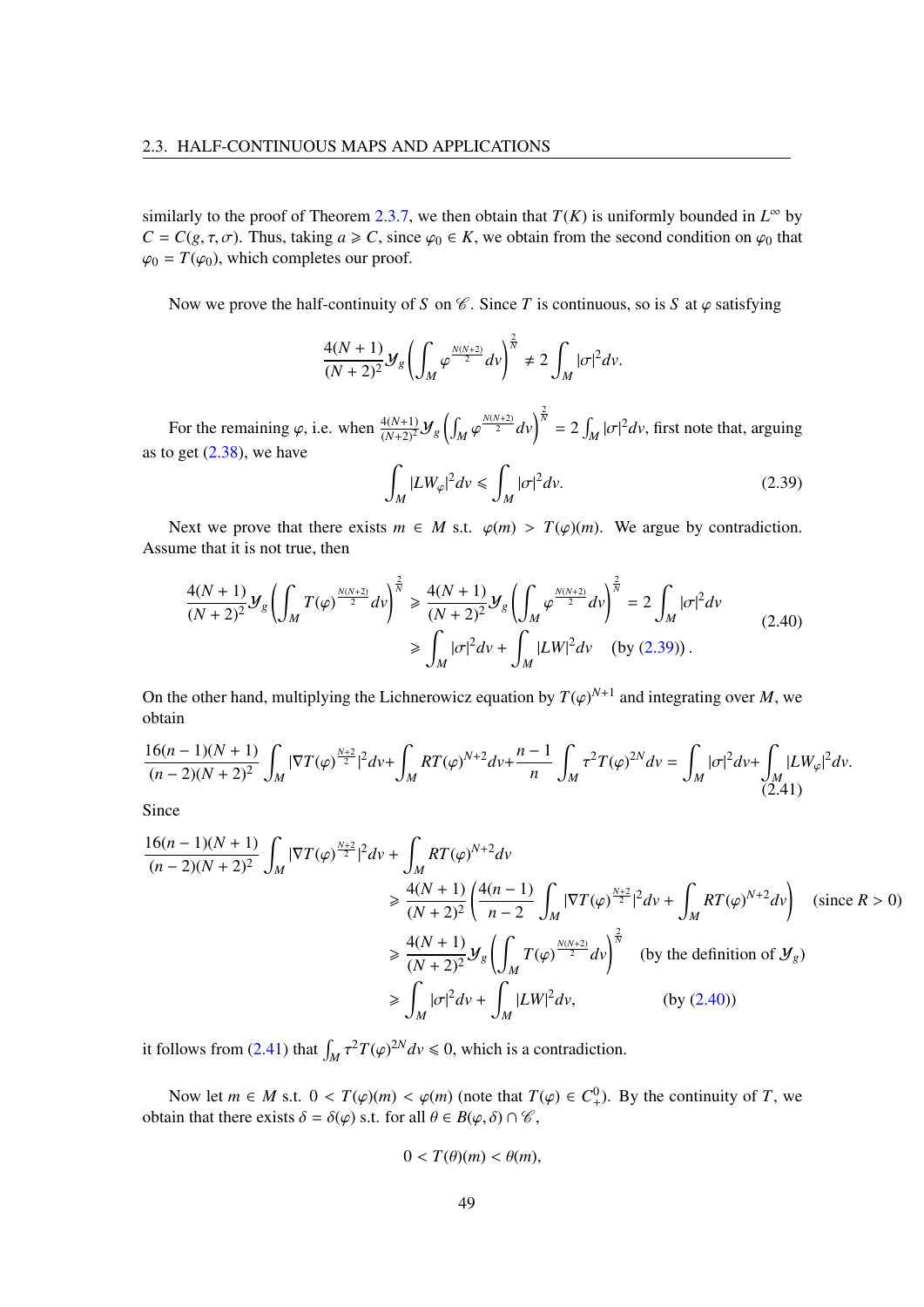similarly to the proof of Theorem 2.3.7, we then obtain that $T(K)$ is uniformly bounded in $L^\infty$ by $C = C(g, \tau, \sigma)$. Thus, taking $a \geqslant C$, since $\varphi_0 \in K$, we obtain from the second condition on $\varphi_0$ that $\varphi_0 = T(\varphi_0)$, which completes our proof.

Now we prove the half-continuity of $S$ on $\mathscr{C}$. Since $T$ is continuous, so is $S$ at $\varphi$ satisfying

$$\frac{4(N+1)}{(N+2)^2}\mathcal{Y}_g\left(\int_M \varphi^{\frac{N(N+2)}{2}}dv\right)^{\frac{2}{N}} \neq 2\int_M |\sigma|^2 dv.$$

For the remaining $\varphi$, i.e. when $\frac{4(N+1)}{(N+2)^2}\mathcal{Y}_g\left(\int_M \varphi^{\frac{N(N+2)}{2}}dv\right)^{\frac{2}{N}} = 2\int_M |\sigma|^2 dv$, first note that, arguing as to get (2.38), we have

$$\int_M |LW_\varphi|^2 dv \leqslant \int_M |\sigma|^2 dv. \tag{2.39}$$

Next we prove that there exists $m \in M$ s.t. $\varphi(m) > T(\varphi)(m)$. We argue by contradiction. Assume that it is not true, then

$$\begin{aligned}\frac{4(N+1)}{(N+2)^2}\mathcal{Y}_g\left(\int_M T(\varphi)^{\frac{N(N+2)}{2}}dv\right)^{\frac{2}{N}} \geqslant \frac{4(N+1)}{(N+2)^2}\mathcal{Y}_g\left(\int_M \varphi^{\frac{N(N+2)}{2}}dv\right)^{\frac{2}{N}} &= 2\int_M |\sigma|^2 dv \\ &\geqslant \int_M |\sigma|^2 dv + \int_M |LW|^2 dv \quad (\text{by } (2.39)).\end{aligned} \tag{2.40}$$

On the other hand, multiplying the Lichnerowicz equation by $T(\varphi)^{N+1}$ and integrating over $M$, we obtain

$$\frac{16(n-1)(N+1)}{(n-2)(N+2)^2}\int_M |\nabla T(\varphi)^{\frac{N+2}{2}}|^2 dv + \int_M RT(\varphi)^{N+2}dv + \frac{n-1}{n}\int_M \tau^2 T(\varphi)^{2N}dv = \int_M |\sigma|^2 dv + \int_M |LW_\varphi|^2 dv. \tag{2.41}$$

Since

$$\begin{aligned}&\frac{16(n-1)(N+1)}{(n-2)(N+2)^2}\int_M |\nabla T(\varphi)^{\frac{N+2}{2}}|^2 dv + \int_M RT(\varphi)^{N+2}dv \\ &\qquad\geqslant \frac{4(N+1)}{(N+2)^2}\left(\frac{4(n-1)}{n-2}\int_M |\nabla T(\varphi)^{\frac{N+2}{2}}|^2 dv + \int_M RT(\varphi)^{N+2}dv\right) \quad (\text{since } R > 0) \\ &\qquad\geqslant \frac{4(N+1)}{(N+2)^2}\mathcal{Y}_g\left(\int_M T(\varphi)^{\frac{N(N+2)}{2}}dv\right)^{\frac{2}{N}} \quad (\text{by the definition of } \mathcal{Y}_g) \\ &\qquad\geqslant \int_M |\sigma|^2 dv + \int_M |LW|^2 dv, \qquad\qquad (\text{by } (2.40))\end{aligned}$$

it follows from (2.41) that $\int_M \tau^2 T(\varphi)^{2N}dv \leqslant 0$, which is a contradiction.

Now let $m \in M$ s.t. $0 < T(\varphi)(m) < \varphi(m)$ (note that $T(\varphi) \in C^0_+$). By the continuity of $T$, we obtain that there exists $\delta = \delta(\varphi)$ s.t. for all $\theta \in B(\varphi, \delta) \cap \mathscr{C}$,

$$0 < T(\theta)(m) < \theta(m),$$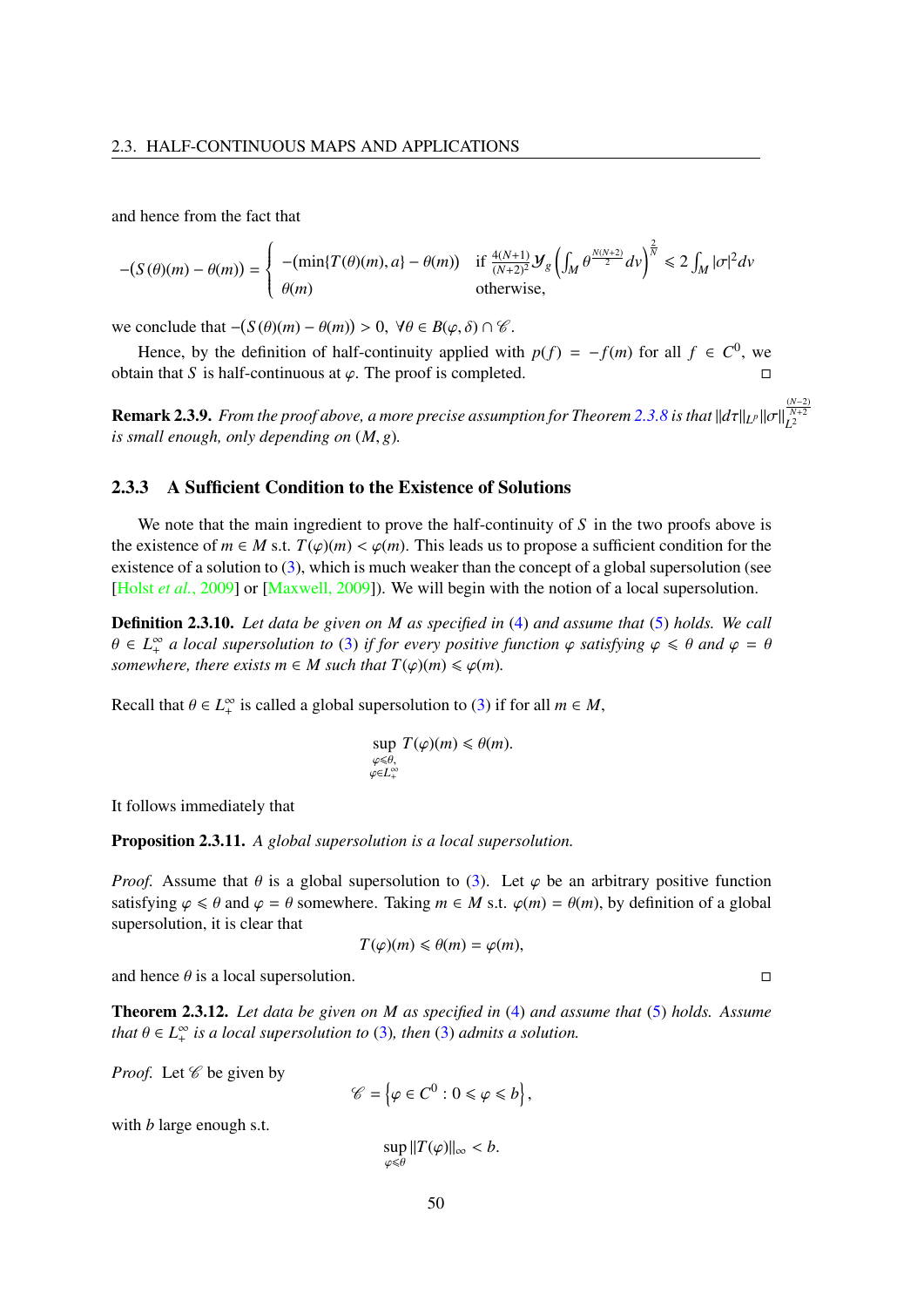and hence from the fact that

$$-(S(\theta)(m) - \theta(m)) = \begin{cases} -(\min\{T(\theta)(m), a\} - \theta(m)) & \text{if } \frac{4(N+1)}{(N+2)^2}\mathcal{Y}_g\left(\int_M \theta^{\frac{N(N+2)}{2}}dv\right)^{\frac{2}{N}} \leqslant 2\int_M |\sigma|^2 dv \\ \theta(m) & \text{otherwise,} \end{cases}$$

we conclude that $-(S(\theta)(m) - \theta(m)) > 0,\ \forall \theta \in B(\varphi, \delta) \cap \mathscr{C}$.

Hence, by the definition of half-continuity applied with $p(f) = -f(m)$ for all $f \in C^0$, we obtain that $S$ is half-continuous at $\varphi$. The proof is completed. □

**Remark 2.3.9.** *From the proof above, a more precise assumption for Theorem 2.3.8 is that $\|d\tau\|_{L^p}\|\sigma\|_{L^2}^{\frac{(N-2)}{N+2}}$ is small enough, only depending on $(M, g)$.*

### 2.3.3 A Sufficient Condition to the Existence of Solutions

We note that the main ingredient to prove the half-continuity of $S$ in the two proofs above is the existence of $m \in M$ s.t. $T(\varphi)(m) < \varphi(m)$. This leads us to propose a sufficient condition for the existence of a solution to (3), which is much weaker than the concept of a global supersolution (see [Holst *et al.*, 2009] or [Maxwell, 2009]). We will begin with the notion of a local supersolution.

**Definition 2.3.10.** *Let data be given on $M$ as specified in (4) and assume that (5) holds. We call $\theta \in L^\infty_+$ a local supersolution to (3) if for every positive function $\varphi$ satisfying $\varphi \leqslant \theta$ and $\varphi = \theta$ somewhere, there exists $m \in M$ such that $T(\varphi)(m) \leqslant \varphi(m)$.*

Recall that $\theta \in L^\infty_+$ is called a global supersolution to (3) if for all $m \in M$,

$$\sup_{\substack{\varphi \leqslant \theta,\\ \varphi \in L^\infty_+}} T(\varphi)(m) \leqslant \theta(m).$$

It follows immediately that

**Proposition 2.3.11.** *A global supersolution is a local supersolution.*

*Proof.* Assume that $\theta$ is a global supersolution to (3). Let $\varphi$ be an arbitrary positive function satisfying $\varphi \leqslant \theta$ and $\varphi = \theta$ somewhere. Taking $m \in M$ s.t. $\varphi(m) = \theta(m)$, by definition of a global supersolution, it is clear that

$$T(\varphi)(m) \leqslant \theta(m) = \varphi(m),$$

and hence $\theta$ is a local supersolution. □

**Theorem 2.3.12.** *Let data be given on $M$ as specified in (4) and assume that (5) holds. Assume that $\theta \in L^\infty_+$ is a local supersolution to (3), then (3) admits a solution.*

*Proof.* Let $\mathscr{C}$ be given by

$$\mathscr{C} = \left\{\varphi \in C^0 : 0 \leqslant \varphi \leqslant b\right\},$$

with $b$ large enough s.t.

$$\sup_{\varphi \leqslant \theta} \|T(\varphi)\|_\infty < b.$$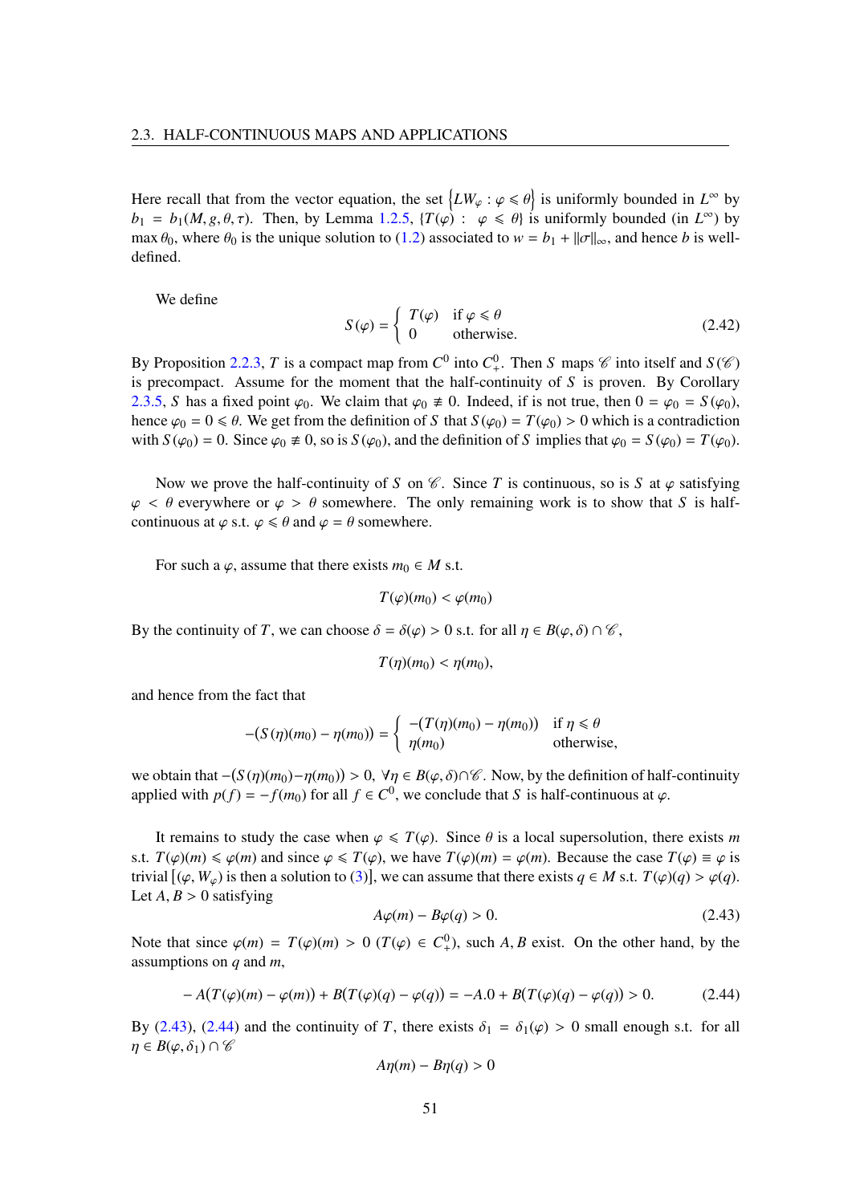Here recall that from the vector equation, the set $\left\{LW_\varphi : \varphi \leqslant \theta\right\}$ is uniformly bounded in $L^\infty$ by $b_1 = b_1(M, g, \theta, \tau)$. Then, by Lemma 1.2.5, $\{T(\varphi) : \varphi \leqslant \theta\}$ is uniformly bounded (in $L^\infty$) by $\max \theta_0$, where $\theta_0$ is the unique solution to (1.2) associated to $w = b_1 + \|\sigma\|_\infty$, and hence $b$ is well-defined.

We define

$$S(\varphi) = \begin{cases} T(\varphi) & \text{if } \varphi \leqslant \theta \\ 0 & \text{otherwise.} \end{cases} \tag{2.42}$$

By Proposition 2.2.3, $T$ is a compact map from $C^0$ into $C^0_+$. Then $S$ maps $\mathscr{C}$ into itself and $S(\mathscr{C})$ is precompact. Assume for the moment that the half-continuity of $S$ is proven. By Corollary 2.3.5, $S$ has a fixed point $\varphi_0$. We claim that $\varphi_0 \not\equiv 0$. Indeed, if is not true, then $0 = \varphi_0 = S(\varphi_0)$, hence $\varphi_0 = 0 \leqslant \theta$. We get from the definition of $S$ that $S(\varphi_0) = T(\varphi_0) > 0$ which is a contradiction with $S(\varphi_0) = 0$. Since $\varphi_0 \not\equiv 0$, so is $S(\varphi_0)$, and the definition of $S$ implies that $\varphi_0 = S(\varphi_0) = T(\varphi_0)$.

Now we prove the half-continuity of $S$ on $\mathscr{C}$. Since $T$ is continuous, so is $S$ at $\varphi$ satisfying $\varphi < \theta$ everywhere or $\varphi > \theta$ somewhere. The only remaining work is to show that $S$ is half-continuous at $\varphi$ s.t. $\varphi \leqslant \theta$ and $\varphi = \theta$ somewhere.

For such a $\varphi$, assume that there exists $m_0 \in M$ s.t.

$$T(\varphi)(m_0) < \varphi(m_0)$$

By the continuity of $T$, we can choose $\delta = \delta(\varphi) > 0$ s.t. for all $\eta \in B(\varphi, \delta) \cap \mathscr{C}$,

$$T(\eta)(m_0) < \eta(m_0),$$

and hence from the fact that

$$-(S(\eta)(m_0) - \eta(m_0)) = \begin{cases} -(T(\eta)(m_0) - \eta(m_0)) & \text{if } \eta \leqslant \theta \\ \eta(m_0) & \text{otherwise,} \end{cases}$$

we obtain that $-(S(\eta)(m_0) - \eta(m_0)) > 0$, $\forall \eta \in B(\varphi, \delta) \cap \mathscr{C}$. Now, by the definition of half-continuity applied with $p(f) = -f(m_0)$ for all $f \in C^0$, we conclude that $S$ is half-continuous at $\varphi$.

It remains to study the case when $\varphi \leqslant T(\varphi)$. Since $\theta$ is a local supersolution, there exists $m$ s.t. $T(\varphi)(m) \leqslant \varphi(m)$ and since $\varphi \leqslant T(\varphi)$, we have $T(\varphi)(m) = \varphi(m)$. Because the case $T(\varphi) \equiv \varphi$ is trivial $[(\varphi, W_\varphi)$ is then a solution to (3)$]$, we can assume that there exists $q \in M$ s.t. $T(\varphi)(q) > \varphi(q)$. Let $A, B > 0$ satisfying

$$A\varphi(m) - B\varphi(q) > 0. \tag{2.43}$$

Note that since $\varphi(m) = T(\varphi)(m) > 0$ ($T(\varphi) \in C^0_+$), such $A, B$ exist. On the other hand, by the assumptions on $q$ and $m$,

$$-A\big(T(\varphi)(m) - \varphi(m)\big) + B\big(T(\varphi)(q) - \varphi(q)\big) = -A.0 + B\big(T(\varphi)(q) - \varphi(q)\big) > 0. \tag{2.44}$$

By (2.43), (2.44) and the continuity of $T$, there exists $\delta_1 = \delta_1(\varphi) > 0$ small enough s.t. for all $\eta \in B(\varphi, \delta_1) \cap \mathscr{C}$

$$A\eta(m) - B\eta(q) > 0$$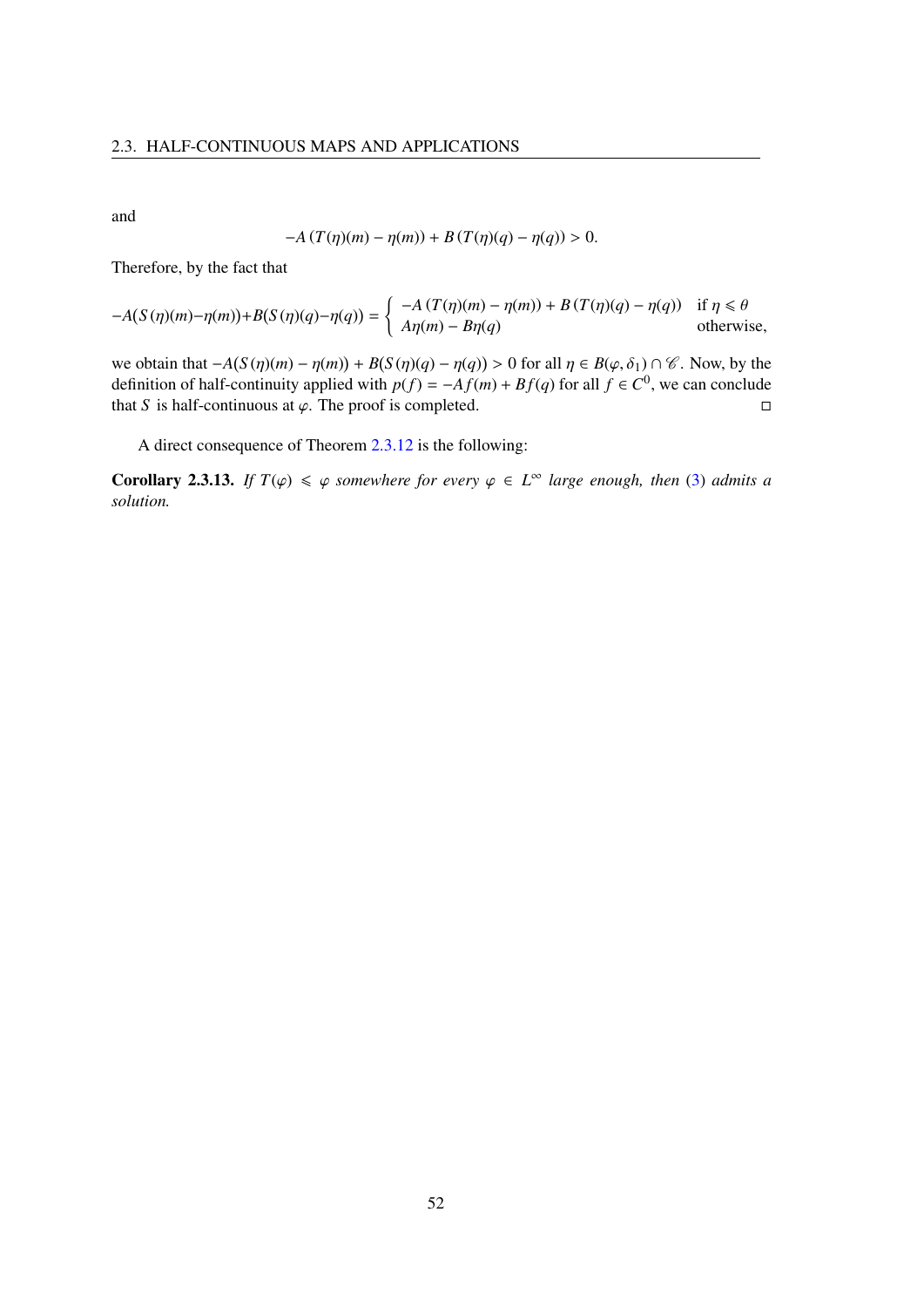and

$$-A\left(T(\eta)(m)-\eta(m)\right)+B\left(T(\eta)(q)-\eta(q)\right)>0.$$

Therefore, by the fact that

$$-A(S(\eta)(m)-\eta(m))+B(S(\eta)(q)-\eta(q))=\begin{cases}-A\left(T(\eta)(m)-\eta(m)\right)+B\left(T(\eta)(q)-\eta(q)\right) & \text{if } \eta\leqslant\theta\\ A\eta(m)-B\eta(q) & \text{otherwise,}\end{cases}$$

we obtain that $-A(S(\eta)(m)-\eta(m))+B(S(\eta)(q)-\eta(q))>0$ for all $\eta\in B(\varphi,\delta_1)\cap\mathscr{C}$. Now, by the definition of half-continuity applied with $p(f)=-Af(m)+Bf(q)$ for all $f\in C^0$, we can conclude that $S$ is half-continuous at $\varphi$. The proof is completed. ◻

A direct consequence of Theorem 2.3.12 is the following:

**Corollary 2.3.13.** *If $T(\varphi)\leqslant\varphi$ somewhere for every $\varphi\in L^\infty$ large enough, then (3) admits a solution.*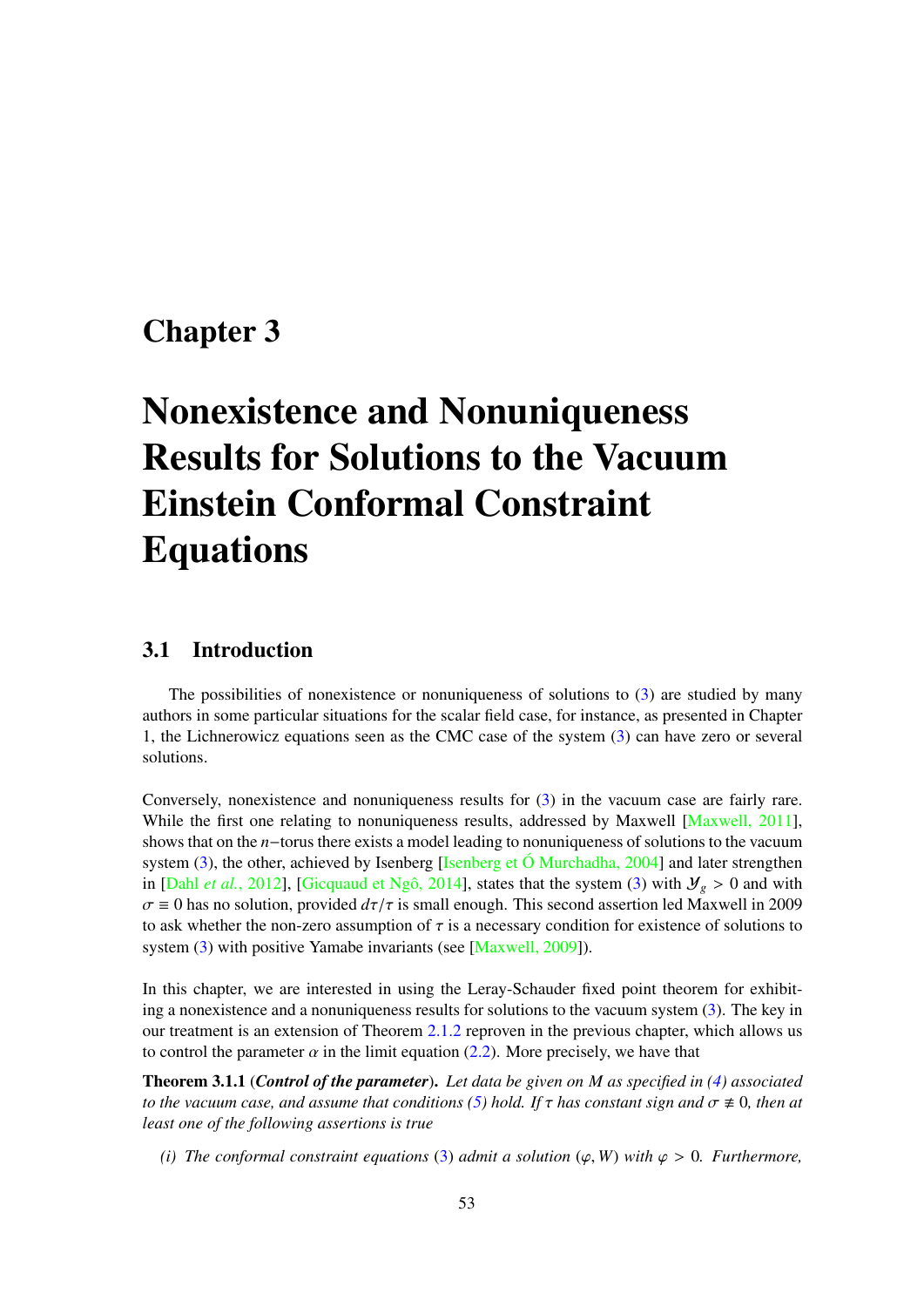# Chapter 3

# Nonexistence and Nonuniqueness Results for Solutions to the Vacuum Einstein Conformal Constraint Equations

## 3.1 Introduction

The possibilities of nonexistence or nonuniqueness of solutions to (3) are studied by many authors in some particular situations for the scalar field case, for instance, as presented in Chapter 1, the Lichnerowicz equations seen as the CMC case of the system (3) can have zero or several solutions.

Conversely, nonexistence and nonuniqueness results for (3) in the vacuum case are fairly rare. While the first one relating to nonuniqueness results, addressed by Maxwell [Maxwell, 2011], shows that on the $n-$torus there exists a model leading to nonuniqueness of solutions to the vacuum system (3), the other, achieved by Isenberg [Isenberg et Ó Murchadha, 2004] and later strengthen in [Dahl *et al.*, 2012], [Gicquaud et Ngô, 2014], states that the system (3) with $\mathcal{Y}_g > 0$ and with $\sigma \equiv 0$ has no solution, provided $d\tau/\tau$ is small enough. This second assertion led Maxwell in 2009 to ask whether the non-zero assumption of $\tau$ is a necessary condition for existence of solutions to system (3) with positive Yamabe invariants (see [Maxwell, 2009]).

In this chapter, we are interested in using the Leray-Schauder fixed point theorem for exhibiting a nonexistence and a nonuniqueness results for solutions to the vacuum system (3). The key in our treatment is an extension of Theorem 2.1.2 reproven in the previous chapter, which allows us to control the parameter $\alpha$ in the limit equation (2.2). More precisely, we have that

**Theorem 3.1.1** (***Control of the parameter***). *Let data be given on $M$ as specified in (4) associated to the vacuum case, and assume that conditions (5) hold. If $\tau$ has constant sign and $\sigma \not\equiv 0$, then at least one of the following assertions is true*

*(i) The conformal constraint equations (3) admit a solution $(\varphi, W)$ with $\varphi > 0$. Furthermore,*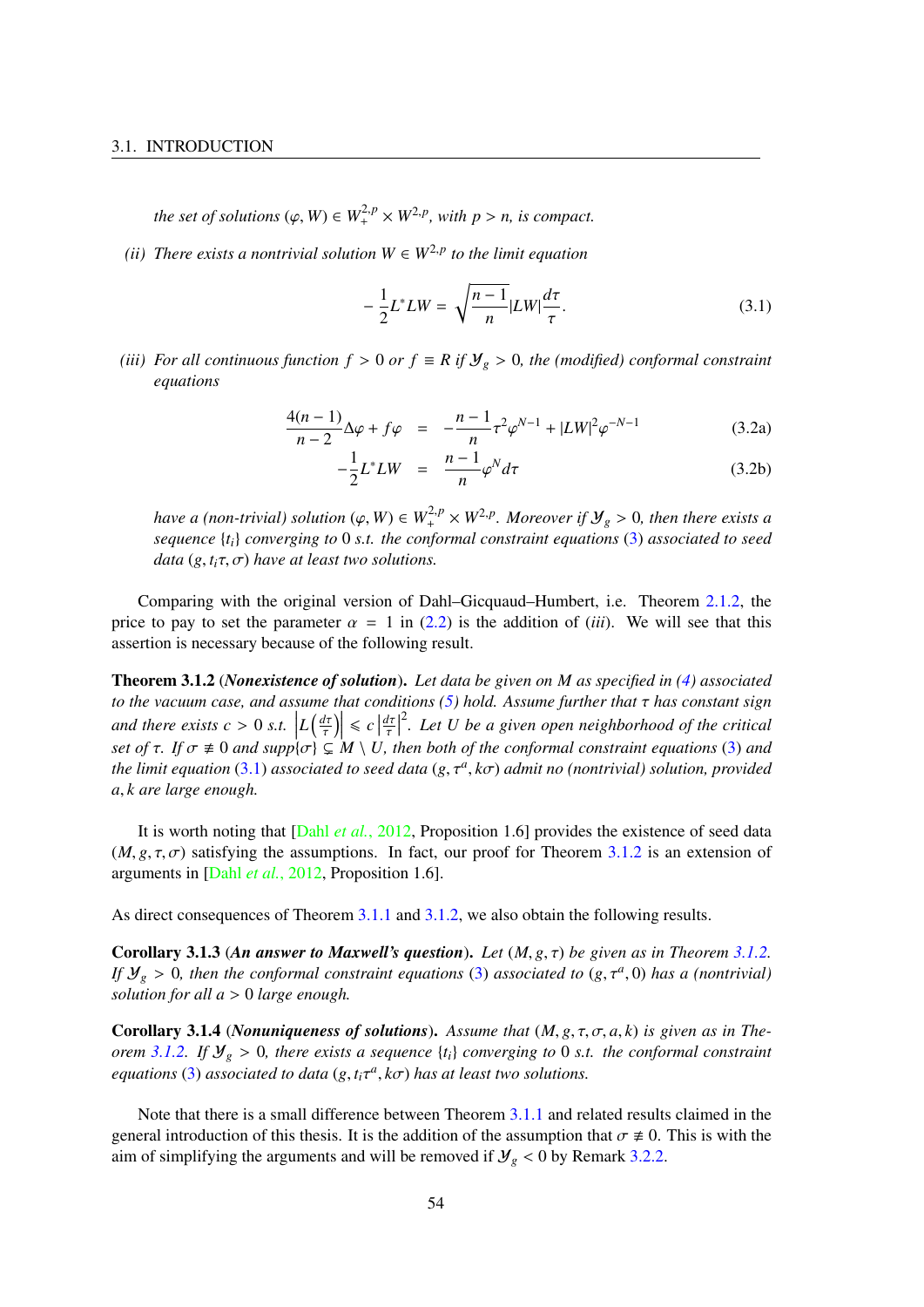*the set of solutions* $(\varphi, W) \in W^{2,p}_+ \times W^{2,p}$, *with* $p > n$, *is compact.*

*(ii) There exists a nontrivial solution* $W \in W^{2,p}$ *to the limit equation*

$$-\frac{1}{2}L^*LW = \sqrt{\frac{n-1}{n}}|LW|\frac{d\tau}{\tau}. \tag{3.1}$$

*(iii) For all continuous function* $f > 0$ *or* $f \equiv R$ *if* $\mathcal{Y}_g > 0$*, the (modified) conformal constraint equations*

$$\frac{4(n-1)}{n-2}\Delta\varphi + f\varphi = -\frac{n-1}{n}\tau^2\varphi^{N-1} + |LW|^2\varphi^{-N-1} \tag{3.2a}$$

$$-\frac{1}{2}L^*LW = \frac{n-1}{n}\varphi^N d\tau \tag{3.2b}$$

*have a (non-trivial) solution* $(\varphi, W) \in W^{2,p}_+ \times W^{2,p}$*. Moreover if* $\mathcal{Y}_g > 0$*, then there exists a sequence* $\{t_i\}$ *converging to* $0$ *s.t. the conformal constraint equations* (3) *associated to seed data* $(g, t_i\tau, \sigma)$ *have at least two solutions.*

Comparing with the original version of Dahl–Gicquaud–Humbert, i.e. Theorem 2.1.2, the price to pay to set the parameter $\alpha = 1$ in (2.2) is the addition of (*iii*). We will see that this assertion is necessary because of the following result.

**Theorem 3.1.2** (***Nonexistence of solution***)**.** *Let data be given on* $M$ *as specified in (4) associated to the vacuum case, and assume that conditions (5) hold. Assume further that* $\tau$ *has constant sign and there exists* $c > 0$ *s.t.* $\left|L\left(\frac{d\tau}{\tau}\right)\right| \leqslant c\left|\frac{d\tau}{\tau}\right|^2$*. Let* $U$ *be a given open neighborhood of the critical set of* $\tau$*. If* $\sigma \not\equiv 0$ *and* $supp\{\sigma\} \subsetneq M \setminus U$*, then both of the conformal constraint equations* (3) *and the limit equation* (3.1) *associated to seed data* $(g, \tau^a, k\sigma)$ *admit no (nontrivial) solution, provided* $a, k$ *are large enough.*

It is worth noting that [Dahl *et al.*, 2012, Proposition 1.6] provides the existence of seed data $(M, g, \tau, \sigma)$ satisfying the assumptions. In fact, our proof for Theorem 3.1.2 is an extension of arguments in [Dahl *et al.*, 2012, Proposition 1.6].

As direct consequences of Theorem 3.1.1 and 3.1.2, we also obtain the following results.

**Corollary 3.1.3** (***An answer to Maxwell's question***)**.** *Let* $(M, g, \tau)$ *be given as in Theorem 3.1.2. If* $\mathcal{Y}_g > 0$*, then the conformal constraint equations* (3) *associated to* $(g, \tau^a, 0)$ *has a (nontrivial) solution for all* $a > 0$ *large enough.*

**Corollary 3.1.4** (***Nonuniqueness of solutions***)**.** *Assume that* $(M, g, \tau, \sigma, a, k)$ *is given as in Theorem 3.1.2. If* $\mathcal{Y}_g > 0$*, there exists a sequence* $\{t_i\}$ *converging to* $0$ *s.t. the conformal constraint equations* (3) *associated to data* $(g, t_i\tau^a, k\sigma)$ *has at least two solutions.*

Note that there is a small difference between Theorem 3.1.1 and related results claimed in the general introduction of this thesis. It is the addition of the assumption that $\sigma \not\equiv 0$. This is with the aim of simplifying the arguments and will be removed if $\mathcal{Y}_g < 0$ by Remark 3.2.2.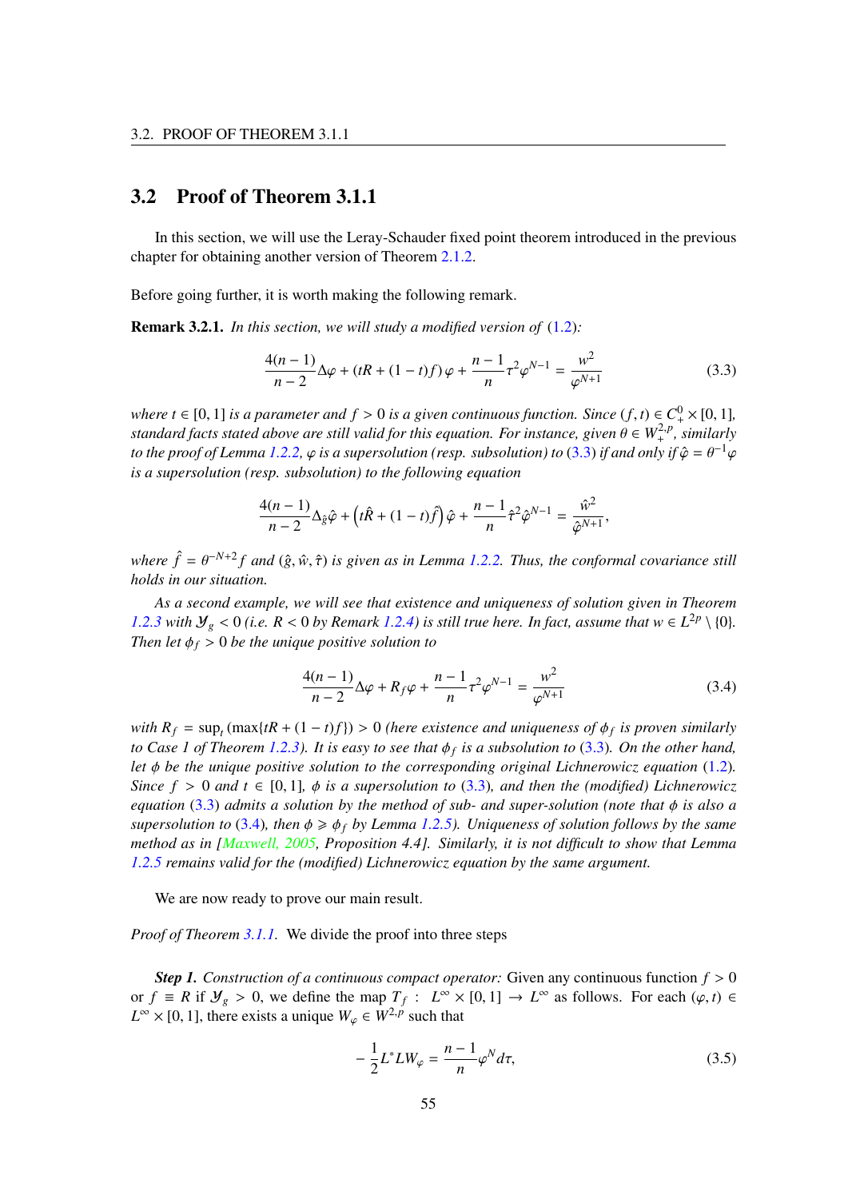## 3.2 Proof of Theorem 3.1.1

In this section, we will use the Leray-Schauder fixed point theorem introduced in the previous chapter for obtaining another version of Theorem 2.1.2.

Before going further, it is worth making the following remark.

**Remark 3.2.1.** *In this section, we will study a modified version of* (1.2)*:*

$$\frac{4(n-1)}{n-2}\Delta\varphi + (tR + (1-t)f)\,\varphi + \frac{n-1}{n}\tau^2\varphi^{N-1} = \frac{w^2}{\varphi^{N+1}} \tag{3.3}$$

*where $t \in [0,1]$ is a parameter and $f > 0$ is a given continuous function. Since $(f,t) \in C^0_+ \times [0,1]$, standard facts stated above are still valid for this equation. For instance, given $\theta \in W^{2,p}_+$, similarly to the proof of Lemma 1.2.2, $\varphi$ is a supersolution (resp. subsolution) to* (3.3) *if and only if $\hat\varphi = \theta^{-1}\varphi$ is a supersolution (resp. subsolution) to the following equation*

$$\frac{4(n-1)}{n-2}\Delta_{\hat g}\hat\varphi + \left(t\hat R + (1-t)\hat f\right)\hat\varphi + \frac{n-1}{n}\hat\tau^2\hat\varphi^{N-1} = \frac{\hat w^2}{\hat\varphi^{N+1}},$$

*where $\hat f = \theta^{-N+2}f$ and $(\hat g, \hat w, \hat\tau)$ is given as in Lemma 1.2.2. Thus, the conformal covariance still holds in our situation.*

*As a second example, we will see that existence and uniqueness of solution given in Theorem 1.2.3 with $\mathcal{Y}_g < 0$ (i.e. $R < 0$ by Remark 1.2.4) is still true here. In fact, assume that $w \in L^{2p} \setminus \{0\}$. Then let $\phi_f > 0$ be the unique positive solution to*

$$\frac{4(n-1)}{n-2}\Delta\varphi + R_f\varphi + \frac{n-1}{n}\tau^2\varphi^{N-1} = \frac{w^2}{\varphi^{N+1}} \tag{3.4}$$

*with $R_f = \sup_t(\max\{tR + (1-t)f\}) > 0$ (here existence and uniqueness of $\phi_f$ is proven similarly to Case 1 of Theorem 1.2.3). It is easy to see that $\phi_f$ is a subsolution to* (3.3)*. On the other hand, let $\phi$ be the unique positive solution to the corresponding original Lichnerowicz equation* (1.2)*. Since $f > 0$ and $t \in [0,1]$, $\phi$ is a supersolution to* (3.3)*, and then the (modified) Lichnerowicz equation* (3.3) *admits a solution by the method of sub- and super-solution (note that $\phi$ is also a supersolution to* (3.4)*, then $\phi \geqslant \phi_f$ by Lemma 1.2.5). Uniqueness of solution follows by the same method as in [Maxwell, 2005, Proposition 4.4]. Similarly, it is not difficult to show that Lemma 1.2.5 remains valid for the (modified) Lichnerowicz equation by the same argument.*

We are now ready to prove our main result.

*Proof of Theorem 3.1.1.* We divide the proof into three steps

***Step 1.*** *Construction of a continuous compact operator:* Given any continuous function $f > 0$ or $f \equiv R$ if $\mathcal{Y}_g > 0$, we define the map $T_f : L^\infty \times [0,1] \to L^\infty$ as follows. For each $(\varphi, t) \in L^\infty \times [0,1]$, there exists a unique $W_\varphi \in W^{2,p}$ such that

$$-\frac{1}{2}L^*LW_\varphi = \frac{n-1}{n}\varphi^N d\tau, \tag{3.5}$$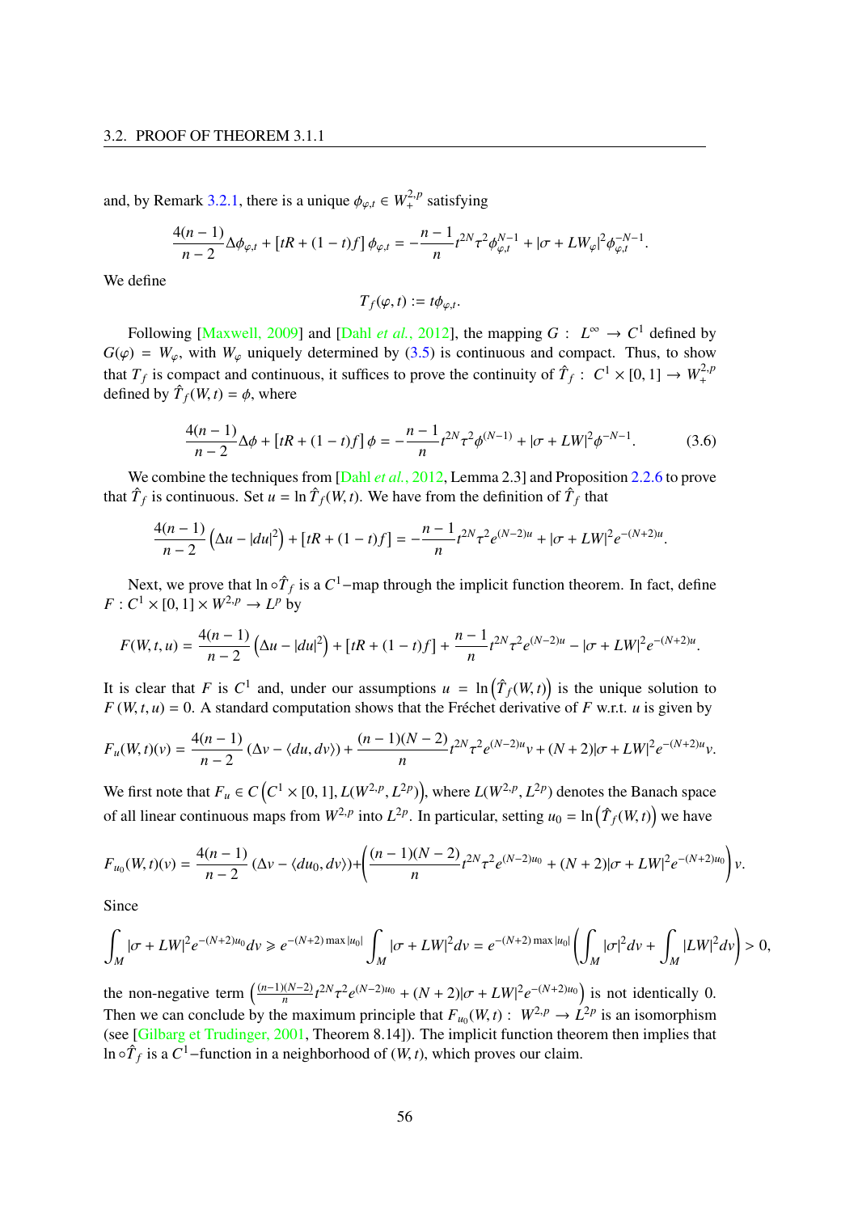and, by Remark 3.2.1, there is a unique $\phi_{\varphi,t} \in W^{2,p}_+$ satisfying

$$\frac{4(n-1)}{n-2}\Delta\phi_{\varphi,t} + [tR + (1-t)f]\,\phi_{\varphi,t} = -\frac{n-1}{n}t^{2N}\tau^2\phi_{\varphi,t}^{N-1} + |\sigma + LW_\varphi|^2\phi_{\varphi,t}^{-N-1}.$$

We define

$$T_f(\varphi, t) := t\phi_{\varphi,t}.$$

Following [Maxwell, 2009] and [Dahl *et al.*, 2012], the mapping $G : L^\infty \to C^1$ defined by $G(\varphi) = W_\varphi$, with $W_\varphi$ uniquely determined by (3.5) is continuous and compact. Thus, to show that $T_f$ is compact and continuous, it suffices to prove the continuity of $\hat{T}_f : C^1 \times [0,1] \to W^{2,p}_+$ defined by $\hat{T}_f(W,t) = \phi$, where

$$\frac{4(n-1)}{n-2}\Delta\phi + [tR + (1-t)f]\,\phi = -\frac{n-1}{n}t^{2N}\tau^2\phi^{(N-1)} + |\sigma + LW|^2\phi^{-N-1}. \tag{3.6}$$

We combine the techniques from [Dahl *et al.*, 2012, Lemma 2.3] and Proposition 2.2.6 to prove that $\hat{T}_f$ is continuous. Set $u = \ln \hat{T}_f(W,t)$. We have from the definition of $\hat{T}_f$ that

$$\frac{4(n-1)}{n-2}\left(\Delta u - |du|^2\right) + [tR + (1-t)f] = -\frac{n-1}{n}t^{2N}\tau^2 e^{(N-2)u} + |\sigma + LW|^2 e^{-(N+2)u}.$$

Next, we prove that $\ln \circ \hat{T}_f$ is a $C^1-$map through the implicit function theorem. In fact, define $F : C^1 \times [0,1] \times W^{2,p} \to L^p$ by

$$F(W,t,u) = \frac{4(n-1)}{n-2}\left(\Delta u - |du|^2\right) + [tR + (1-t)f] + \frac{n-1}{n}t^{2N}\tau^2 e^{(N-2)u} - |\sigma + LW|^2 e^{-(N+2)u}.$$

It is clear that $F$ is $C^1$ and, under our assumptions $u = \ln\left(\hat{T}_f(W,t)\right)$ is the unique solution to $F(W,t,u) = 0$. A standard computation shows that the Fréchet derivative of $F$ w.r.t. $u$ is given by

$$F_u(W,t)(v) = \frac{4(n-1)}{n-2}\left(\Delta v - \langle du, dv\rangle\right) + \frac{(n-1)(N-2)}{n}t^{2N}\tau^2 e^{(N-2)u}v + (N+2)|\sigma + LW|^2 e^{-(N+2)u}v.$$

We first note that $F_u \in C\left(C^1 \times [0,1], L(W^{2,p}, L^{2p})\right)$, where $L(W^{2,p}, L^{2p})$ denotes the Banach space of all linear continuous maps from $W^{2,p}$ into $L^{2p}$. In particular, setting $u_0 = \ln\left(\hat{T}_f(W,t)\right)$ we have

$$F_{u_0}(W,t)(v) = \frac{4(n-1)}{n-2}\left(\Delta v - \langle du_0, dv\rangle\right) + \left(\frac{(n-1)(N-2)}{n}t^{2N}\tau^2 e^{(N-2)u_0} + (N+2)|\sigma + LW|^2 e^{-(N+2)u_0}\right)v.$$

Since

$$\int_M |\sigma + LW|^2 e^{-(N+2)u_0}dv \geqslant e^{-(N+2)\max|u_0|}\int_M |\sigma + LW|^2 dv = e^{-(N+2)\max|u_0|}\left(\int_M |\sigma|^2 dv + \int_M |LW|^2 dv\right) > 0,$$

the non-negative term $\left(\frac{(n-1)(N-2)}{n}t^{2N}\tau^2 e^{(N-2)u_0} + (N+2)|\sigma + LW|^2 e^{-(N+2)u_0}\right)$ is not identically 0. Then we can conclude by the maximum principle that $F_{u_0}(W,t) : W^{2,p} \to L^{2p}$ is an isomorphism (see [Gilbarg et Trudinger, 2001, Theorem 8.14]). The implicit function theorem then implies that $\ln \circ \hat{T}_f$ is a $C^1-$function in a neighborhood of $(W,t)$, which proves our claim.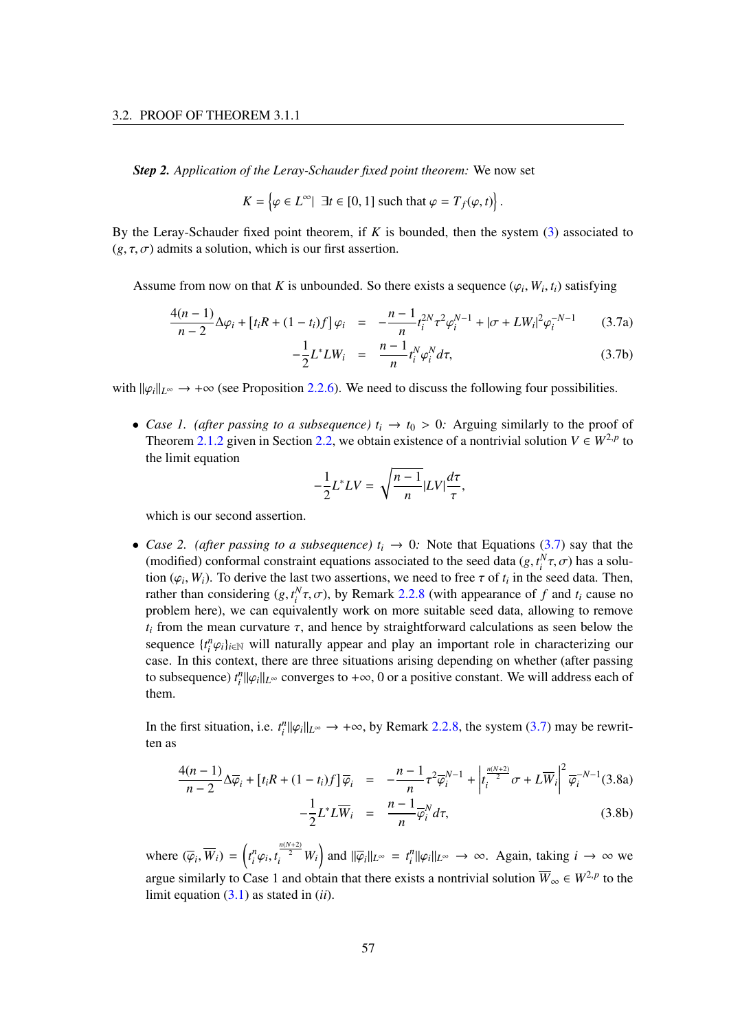***Step 2.*** *Application of the Leray-Schauder fixed point theorem:* We now set

$$K = \left\{ \varphi \in L^\infty \middle| \ \exists t \in [0,1] \text{ such that } \varphi = T_f(\varphi, t) \right\}.$$

By the Leray-Schauder fixed point theorem, if $K$ is bounded, then the system (3) associated to $(g, \tau, \sigma)$ admits a solution, which is our first assertion.

Assume from now on that $K$ is unbounded. So there exists a sequence $(\varphi_i, W_i, t_i)$ satisfying

$$\frac{4(n-1)}{n-2}\Delta\varphi_i + [t_i R + (1-t_i) f]\,\varphi_i = -\frac{n-1}{n} t_i^{2N} \tau^2 \varphi_i^{N-1} + |\sigma + LW_i|^2 \varphi_i^{-N-1} \tag{3.7a}$$

$$-\frac{1}{2} L^* L W_i = \frac{n-1}{n} t_i^N \varphi_i^N d\tau, \tag{3.7b}$$

with $\|\varphi_i\|_{L^\infty} \to +\infty$ (see Proposition 2.2.6). We need to discuss the following four possibilities.

- *Case 1. (after passing to a subsequence)* $t_i \to t_0 > 0$*:* Arguing similarly to the proof of Theorem 2.1.2 given in Section 2.2, we obtain existence of a nontrivial solution $V \in W^{2,p}$ to the limit equation

$$-\frac{1}{2} L^* L V = \sqrt{\frac{n-1}{n}} |LV| \frac{d\tau}{\tau},$$

which is our second assertion.

- *Case 2. (after passing to a subsequence)* $t_i \to 0$*:* Note that Equations (3.7) say that the (modified) conformal constraint equations associated to the seed data $(g, t_i^N \tau, \sigma)$ has a solution $(\varphi_i, W_i)$. To derive the last two assertions, we need to free $\tau$ of $t_i$ in the seed data. Then, rather than considering $(g, t_i^N \tau, \sigma)$, by Remark 2.2.8 (with appearance of $f$ and $t_i$ cause no problem here), we can equivalently work on more suitable seed data, allowing to remove $t_i$ from the mean curvature $\tau$, and hence by straightforward calculations as seen below the sequence $\{t_i^n \varphi_i\}_{i \in \mathbb{N}}$ will naturally appear and play an important role in characterizing our case. In this context, there are three situations arising depending on whether (after passing to subsequence) $t_i^n \|\varphi_i\|_{L^\infty}$ converges to $+\infty$, $0$ or a positive constant. We will address each of them.

  In the first situation, i.e. $t_i^n \|\varphi_i\|_{L^\infty} \to +\infty$, by Remark 2.2.8, the system (3.7) may be rewritten as

$$\frac{4(n-1)}{n-2}\Delta\overline{\varphi}_i + [t_i R + (1-t_i) f]\,\overline{\varphi}_i = -\frac{n-1}{n} \tau^2 \overline{\varphi}_i^{N-1} + \left| t_i^{\frac{n(N+2)}{2}} \sigma + L\overline{W}_i \right|^2 \overline{\varphi}_i^{-N-1} \tag{3.8a}$$

$$-\frac{1}{2} L^* L \overline{W}_i = \frac{n-1}{n} \overline{\varphi}_i^N d\tau, \tag{3.8b}$$

  where $(\overline{\varphi}_i, \overline{W}_i) = \left( t_i^n \varphi_i, t_i^{\frac{n(N+2)}{2}} W_i \right)$ and $\|\overline{\varphi}_i\|_{L^\infty} = t_i^n \|\varphi_i\|_{L^\infty} \to \infty$. Again, taking $i \to \infty$ we argue similarly to Case 1 and obtain that there exists a nontrivial solution $\overline{W}_\infty \in W^{2,p}$ to the limit equation (3.1) as stated in (*ii*).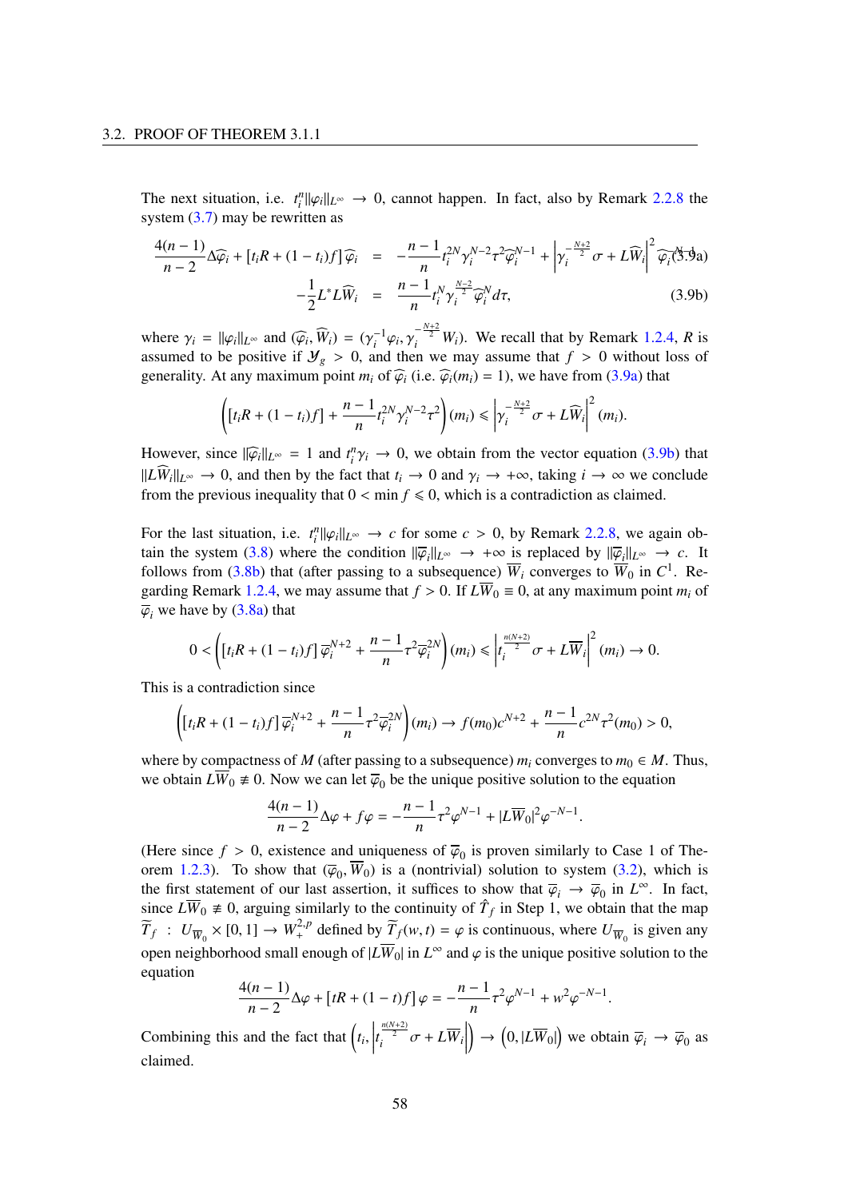The next situation, i.e. $t_i^n\|\varphi_i\|_{L^\infty} \to 0$, cannot happen. In fact, also by Remark 2.2.8 the system (3.7) may be rewritten as

$$
\begin{aligned}
\frac{4(n-1)}{n-2}\Delta\widehat{\varphi}_i + [t_iR + (1-t_i)f]\,\widehat{\varphi}_i &= -\frac{n-1}{n}t_i^{2N}\gamma_i^{N-2}\tau^2\widehat{\varphi}_i^{N-1} + \left|\gamma_i^{-\frac{N+2}{2}}\sigma + L\widehat{W}_i\right|^2\widehat{\varphi}_i^{-N-1} && \text{(3.9a)}\\
-\frac{1}{2}L^*L\widehat{W}_i &= \frac{n-1}{n}t_i^N\gamma_i^{\frac{N-2}{2}}\widehat{\varphi}_i^N d\tau, && \text{(3.9b)}
\end{aligned}
$$

where $\gamma_i = \|\varphi_i\|_{L^\infty}$ and $(\widehat{\varphi}_i, \widehat{W}_i) = (\gamma_i^{-1}\varphi_i, \gamma_i^{-\frac{N+2}{2}}W_i)$. We recall that by Remark 1.2.4, $R$ is assumed to be positive if $\mathcal{Y}_g > 0$, and then we may assume that $f > 0$ without loss of generality. At any maximum point $m_i$ of $\widehat{\varphi}_i$ (i.e. $\widehat{\varphi}_i(m_i) = 1$), we have from (3.9a) that

$$
\left([t_iR + (1-t_i)f] + \frac{n-1}{n}t_i^{2N}\gamma_i^{N-2}\tau^2\right)(m_i) \leqslant \left|\gamma_i^{-\frac{N+2}{2}}\sigma + L\widehat{W}_i\right|^2(m_i).
$$

However, since $\|\widehat{\varphi}_i\|_{L^\infty} = 1$ and $t_i^n\gamma_i \to 0$, we obtain from the vector equation (3.9b) that $\|L\widehat{W}_i\|_{L^\infty} \to 0$, and then by the fact that $t_i \to 0$ and $\gamma_i \to +\infty$, taking $i \to \infty$ we conclude from the previous inequality that $0 < \min f \leqslant 0$, which is a contradiction as claimed.

For the last situation, i.e. $t_i^n\|\varphi_i\|_{L^\infty} \to c$ for some $c > 0$, by Remark 2.2.8, we again obtain the system (3.8) where the condition $\|\overline{\varphi}_i\|_{L^\infty} \to +\infty$ is replaced by $\|\overline{\varphi}_i\|_{L^\infty} \to c$. It follows from (3.8b) that (after passing to a subsequence) $\overline{W}_i$ converges to $\overline{W}_0$ in $C^1$. Regarding Remark 1.2.4, we may assume that $f > 0$. If $L\overline{W}_0 \equiv 0$, at any maximum point $m_i$ of $\overline{\varphi}_i$ we have by (3.8a) that

$$
0 < \left([t_iR + (1-t_i)f]\,\overline{\varphi}_i^{N+2} + \frac{n-1}{n}\tau^2\overline{\varphi}_i^{2N}\right)(m_i) \leqslant \left|t_i^{\frac{n(N+2)}{2}}\sigma + L\overline{W}_i\right|^2(m_i) \to 0.
$$

This is a contradiction since

$$
\left([t_iR + (1-t_i)f]\,\overline{\varphi}_i^{N+2} + \frac{n-1}{n}\tau^2\overline{\varphi}_i^{2N}\right)(m_i) \to f(m_0)c^{N+2} + \frac{n-1}{n}c^{2N}\tau^2(m_0) > 0,
$$

where by compactness of $M$ (after passing to a subsequence) $m_i$ converges to $m_0 \in M$. Thus, we obtain $L\overline{W}_0 \not\equiv 0$. Now we can let $\overline{\varphi}_0$ be the unique positive solution to the equation

$$
\frac{4(n-1)}{n-2}\Delta\varphi + f\varphi = -\frac{n-1}{n}\tau^2\varphi^{N-1} + |L\overline{W}_0|^2\varphi^{-N-1}.
$$

(Here since $f > 0$, existence and uniqueness of $\overline{\varphi}_0$ is proven similarly to Case 1 of Theorem 1.2.3). To show that $(\overline{\varphi}_0, \overline{W}_0)$ is a (nontrivial) solution to system (3.2), which is the first statement of our last assertion, it suffices to show that $\overline{\varphi}_i \to \overline{\varphi}_0$ in $L^\infty$. In fact, since $L\overline{W}_0 \not\equiv 0$, arguing similarly to the continuity of $\hat{T}_f$ in Step 1, we obtain that the map $\widetilde{T}_f : U_{\overline{W}_0} \times [0,1] \to W_+^{2,p}$ defined by $\widetilde{T}_f(w,t) = \varphi$ is continuous, where $U_{\overline{W}_0}$ is given any open neighborhood small enough of $|L\overline{W}_0|$ in $L^\infty$ and $\varphi$ is the unique positive solution to the equation

$$
\frac{4(n-1)}{n-2}\Delta\varphi + [tR + (1-t)f]\,\varphi = -\frac{n-1}{n}\tau^2\varphi^{N-1} + w^2\varphi^{-N-1}.
$$

Combining this and the fact that $\left(t_i, \left|t_i^{\frac{n(N+2)}{2}}\sigma + L\overline{W}_i\right|\right) \to \left(0, |L\overline{W}_0|\right)$ we obtain $\overline{\varphi}_i \to \overline{\varphi}_0$ as claimed.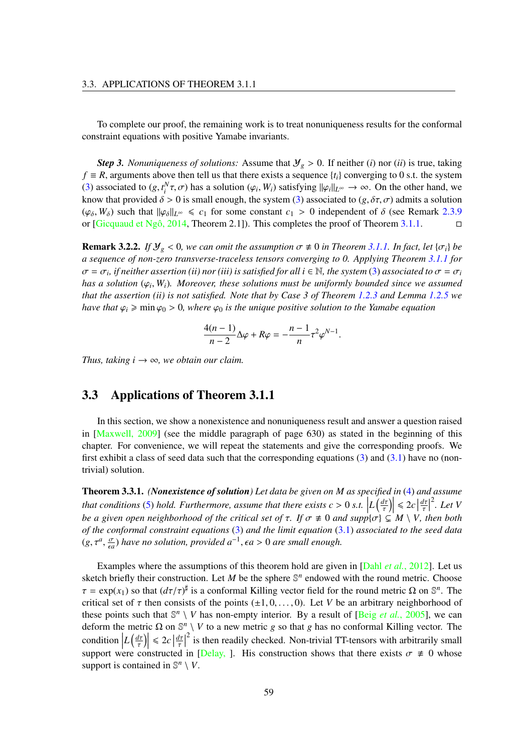To complete our proof, the remaining work is to treat nonuniqueness results for the conformal constraint equations with positive Yamabe invariants.

***Step 3.*** *Nonuniqueness of solutions:* Assume that $\mathcal{Y}_g > 0$. If neither $(i)$ nor $(ii)$ is true, taking $f \equiv R$, arguments above then tell us that there exists a sequence $\{t_i\}$ converging to 0 s.t. the system (3) associated to $(g, t_i^N\tau, \sigma)$ has a solution $(\varphi_i, W_i)$ satisfying $\|\varphi_i\|_{L^\infty} \to \infty$. On the other hand, we know that provided $\delta > 0$ is small enough, the system (3) associated to $(g, \delta\tau, \sigma)$ admits a solution $(\varphi_\delta, W_\delta)$ such that $\|\varphi_\delta\|_{L^\infty} \leqslant c_1$ for some constant $c_1 > 0$ independent of $\delta$ (see Remark 2.3.9 or [Gicquaud et Ngô, 2014, Theorem 2.1]). This completes the proof of Theorem 3.1.1. □

**Remark 3.2.2.** *If $\mathcal{Y}_g < 0$, we can omit the assumption $\sigma \not\equiv 0$ in Theorem 3.1.1. In fact, let $\{\sigma_i\}$ be a sequence of non-zero transverse-traceless tensors converging to 0. Applying Theorem 3.1.1 for $\sigma = \sigma_i$, if neither assertion (ii) nor (iii) is satisfied for all $i \in \mathbb{N}$, the system (3) associated to $\sigma = \sigma_i$ has a solution $(\varphi_i, W_i)$. Moreover, these solutions must be uniformly bounded since we assumed that the assertion (ii) is not satisfied. Note that by Case 3 of Theorem 1.2.3 and Lemma 1.2.5 we have that $\varphi_i \geqslant \min \varphi_0 > 0$, where $\varphi_0$ is the unique positive solution to the Yamabe equation*

$$\frac{4(n-1)}{n-2}\Delta\varphi + R\varphi = -\frac{n-1}{n}\tau^2\varphi^{N-1}.$$

*Thus, taking $i \to \infty$, we obtain our claim.*

## 3.3 Applications of Theorem 3.1.1

In this section, we show a nonexistence and nonuniqueness result and answer a question raised in [Maxwell, 2009] (see the middle paragraph of page 630) as stated in the beginning of this chapter. For convenience, we will repeat the statements and give the corresponding proofs. We first exhibit a class of seed data such that the corresponding equations (3) and (3.1) have no (non-trivial) solution.

**Theorem 3.3.1.** *(**Nonexistence of solution**) Let data be given on $M$ as specified in (4) and assume that conditions (5) hold. Furthermore, assume that there exists $c > 0$ s.t. $\left|L\left(\frac{d\tau}{\tau}\right)\right| \leqslant 2c\left|\frac{d\tau}{\tau}\right|^2$. Let $V$ be a given open neighborhood of the critical set of $\tau$. If $\sigma \not\equiv 0$ and $supp\{\sigma\} \subsetneq M \setminus V$, then both of the conformal constraint equations (3) and the limit equation (3.1) associated to the seed data $(g, \tau^a, \frac{\sigma}{\epsilon a})$ have no solution, provided $a^{-1}, \epsilon a > 0$ are small enough.*

Examples where the assumptions of this theorem hold are given in [Dahl *et al.*, 2012]. Let us sketch briefly their construction. Let $M$ be the sphere $\mathbb{S}^n$ endowed with the round metric. Choose $\tau = \exp(x_1)$ so that $(d\tau/\tau)^\sharp$ is a conformal Killing vector field for the round metric $\Omega$ on $\mathbb{S}^n$. The critical set of $\tau$ then consists of the points $(\pm 1, 0, \ldots, 0)$. Let $V$ be an arbitrary neighborhood of these points such that $\mathbb{S}^n \setminus V$ has non-empty interior. By a result of [Beig *et al.*, 2005], we can deform the metric $\Omega$ on $\mathbb{S}^n \setminus V$ to a new metric $g$ so that $g$ has no conformal Killing vector. The condition $\left|L\left(\frac{d\tau}{\tau}\right)\right| \leqslant 2c\left|\frac{d\tau}{\tau}\right|^2$ is then readily checked. Non-trivial TT-tensors with arbitrarily small support were constructed in [Delay, ]. His construction shows that there exists $\sigma \not\equiv 0$ whose support is contained in $\mathbb{S}^n \setminus V$.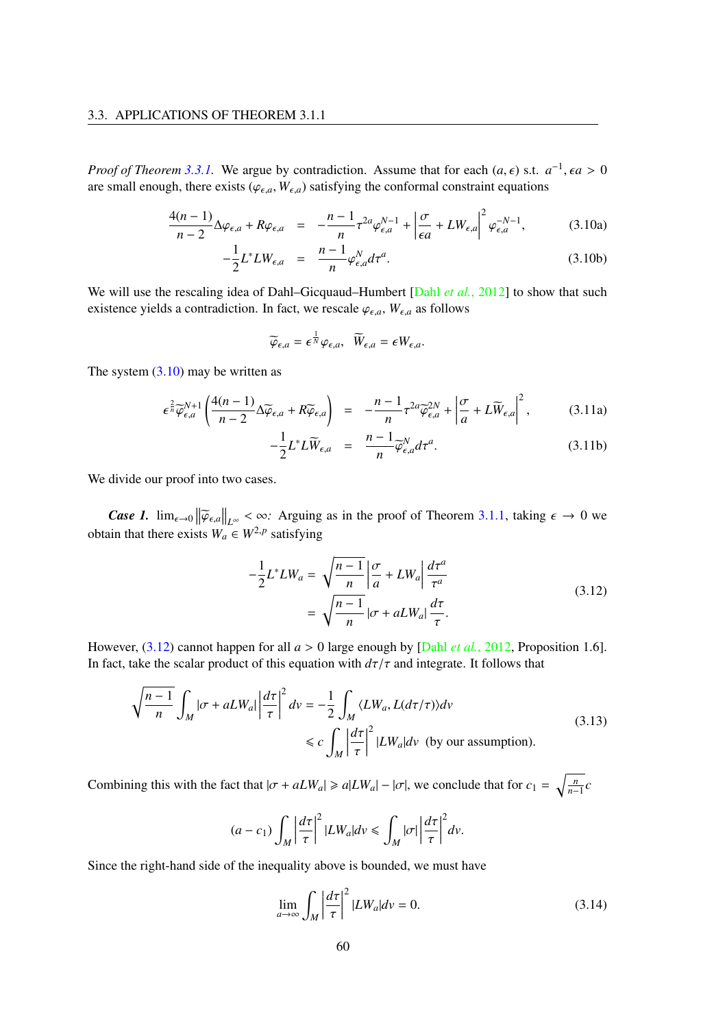*Proof of Theorem 3.3.1.* We argue by contradiction. Assume that for each $(a, \epsilon)$ s.t. $a^{-1}, \epsilon a > 0$ are small enough, there exists $(\varphi_{\epsilon,a}, W_{\epsilon,a})$ satisfying the conformal constraint equations

$$
\begin{aligned}
\frac{4(n-1)}{n-2}\Delta\varphi_{\epsilon,a} + R\varphi_{\epsilon,a} &= -\frac{n-1}{n}\tau^{2a}\varphi_{\epsilon,a}^{N-1} + \left|\frac{\sigma}{\epsilon a} + LW_{\epsilon,a}\right|^2 \varphi_{\epsilon,a}^{-N-1}, && \text{(3.10a)}\\
-\frac{1}{2}L^*LW_{\epsilon,a} &= \frac{n-1}{n}\varphi_{\epsilon,a}^N d\tau^a. && \text{(3.10b)}
\end{aligned}
$$

We will use the rescaling idea of Dahl–Gicquaud–Humbert [Dahl *et al.*, 2012] to show that such existence yields a contradiction. In fact, we rescale $\varphi_{\epsilon,a}$, $W_{\epsilon,a}$ as follows

$$
\widetilde{\varphi}_{\epsilon,a} = \epsilon^{\frac{1}{N}}\varphi_{\epsilon,a}, \quad \widetilde{W}_{\epsilon,a} = \epsilon W_{\epsilon,a}.
$$

The system (3.10) may be written as

$$
\begin{aligned}
\epsilon^{\frac{2}{n}}\widetilde{\varphi}_{\epsilon,a}^{N+1}\left(\frac{4(n-1)}{n-2}\Delta\widetilde{\varphi}_{\epsilon,a} + R\widetilde{\varphi}_{\epsilon,a}\right) &= -\frac{n-1}{n}\tau^{2a}\widetilde{\varphi}_{\epsilon,a}^{2N} + \left|\frac{\sigma}{a} + L\widetilde{W}_{\epsilon,a}\right|^2, && \text{(3.11a)}\\
-\frac{1}{2}L^*L\widetilde{W}_{\epsilon,a} &= \frac{n-1}{n}\widetilde{\varphi}_{\epsilon,a}^N d\tau^a. && \text{(3.11b)}
\end{aligned}
$$

We divide our proof into two cases.

***Case 1.*** *$\lim_{\epsilon\to 0}\left\|\widetilde{\varphi}_{\epsilon,a}\right\|_{L^\infty} < \infty$:* Arguing as in the proof of Theorem 3.1.1, taking $\epsilon \to 0$ we obtain that there exists $W_a \in W^{2,p}$ satisfying

$$
\begin{aligned}
-\frac{1}{2}L^*LW_a &= \sqrt{\frac{n-1}{n}}\left|\frac{\sigma}{a} + LW_a\right|\frac{d\tau^a}{\tau^a}\\
&= \sqrt{\frac{n-1}{n}}\left|\sigma + aLW_a\right|\frac{d\tau}{\tau}.
\end{aligned}
\tag{3.12}
$$

However, (3.12) cannot happen for all $a > 0$ large enough by [Dahl *et al.*, 2012, Proposition 1.6]. In fact, take the scalar product of this equation with $d\tau/\tau$ and integrate. It follows that

$$
\begin{aligned}
\sqrt{\frac{n-1}{n}}\int_M |\sigma + aLW_a|\left|\frac{d\tau}{\tau}\right|^2 dv &= -\frac{1}{2}\int_M \langle LW_a, L(d\tau/\tau)\rangle dv\\
&\leqslant c\int_M \left|\frac{d\tau}{\tau}\right|^2 |LW_a| dv \quad \text{(by our assumption).}
\end{aligned}
\tag{3.13}
$$

Combining this with the fact that $|\sigma + aLW_a| \geqslant a|LW_a| - |\sigma|$, we conclude that for $c_1 = \sqrt{\frac{n}{n-1}}c$

$$
(a - c_1)\int_M \left|\frac{d\tau}{\tau}\right|^2 |LW_a| dv \leqslant \int_M |\sigma|\left|\frac{d\tau}{\tau}\right|^2 dv.
$$

Since the right-hand side of the inequality above is bounded, we must have

$$
\lim_{a\to\infty}\int_M \left|\frac{d\tau}{\tau}\right|^2 |LW_a| dv = 0.
\tag{3.14}
$$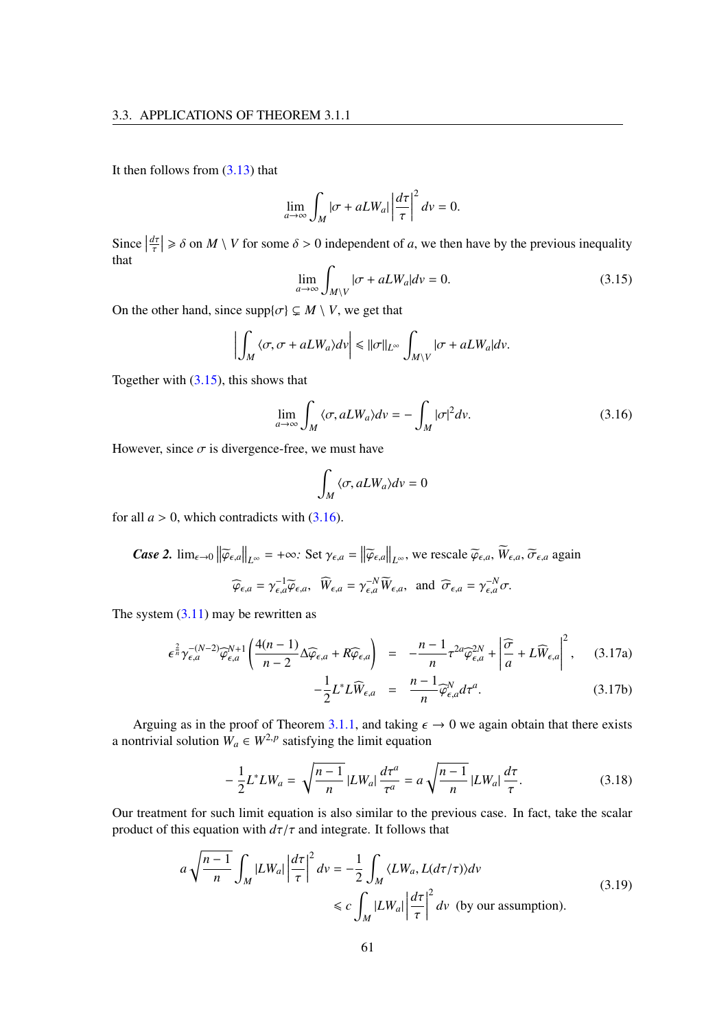It then follows from (3.13) that

$$\lim_{a\to\infty}\int_M |\sigma + aLW_a|\left|\frac{d\tau}{\tau}\right|^2 dv = 0.$$

Since $\left|\frac{d\tau}{\tau}\right| \geqslant \delta$ on $M \setminus V$ for some $\delta > 0$ independent of $a$, we then have by the previous inequality that

$$\lim_{a\to\infty}\int_{M\setminus V} |\sigma + aLW_a| dv = 0. \tag{3.15}$$

On the other hand, since $\operatorname{supp}\{\sigma\} \subsetneq M \setminus V$, we get that

$$\left|\int_M \langle\sigma, \sigma + aLW_a\rangle dv\right| \leqslant \|\sigma\|_{L^\infty}\int_{M\setminus V}|\sigma + aLW_a| dv.$$

Together with (3.15), this shows that

$$\lim_{a\to\infty}\int_M \langle\sigma, aLW_a\rangle dv = -\int_M |\sigma|^2 dv. \tag{3.16}$$

However, since $\sigma$ is divergence-free, we must have

$$\int_M \langle\sigma, aLW_a\rangle dv = 0$$

for all $a > 0$, which contradicts with (3.16).

***Case 2.*** $\lim_{\epsilon\to 0}\left\|\widetilde{\varphi}_{\epsilon,a}\right\|_{L^\infty} = +\infty$*:* Set $\gamma_{\epsilon,a} = \left\|\widetilde{\varphi}_{\epsilon,a}\right\|_{L^\infty}$, we rescale $\widetilde{\varphi}_{\epsilon,a}$, $\widetilde{W}_{\epsilon,a}$, $\widetilde{\sigma}_{\epsilon,a}$ again

$$\widehat{\varphi}_{\epsilon,a} = \gamma_{\epsilon,a}^{-1}\widetilde{\varphi}_{\epsilon,a},\quad \widehat{W}_{\epsilon,a} = \gamma_{\epsilon,a}^{-N}\widetilde{W}_{\epsilon,a},\quad \text{and}\quad \widehat{\sigma}_{\epsilon,a} = \gamma_{\epsilon,a}^{-N}\sigma.$$

The system (3.11) may be rewritten as

$$\begin{aligned}
\epsilon^{\frac{2}{n}}\gamma_{\epsilon,a}^{-(N-2)}\widehat{\varphi}_{\epsilon,a}^{N+1}\left(\frac{4(n-1)}{n-2}\Delta\widehat{\varphi}_{\epsilon,a} + R\widehat{\varphi}_{\epsilon,a}\right) &= -\frac{n-1}{n}\tau^{2a}\widehat{\varphi}_{\epsilon,a}^{2N} + \left|\frac{\widehat{\sigma}}{a} + L\widehat{W}_{\epsilon,a}\right|^2, &(3.17\text{a})\\
-\frac{1}{2}L^*L\widehat{W}_{\epsilon,a} &= \frac{n-1}{n}\widehat{\varphi}_{\epsilon,a}^{N}d\tau^a. &(3.17\text{b})
\end{aligned}$$

Arguing as in the proof of Theorem 3.1.1, and taking $\epsilon \to 0$ we again obtain that there exists a nontrivial solution $W_a \in W^{2,p}$ satisfying the limit equation

$$-\frac{1}{2}L^*LW_a = \sqrt{\frac{n-1}{n}}|LW_a|\frac{d\tau^a}{\tau^a} = a\sqrt{\frac{n-1}{n}}|LW_a|\frac{d\tau}{\tau}. \tag{3.18}$$

Our treatment for such limit equation is also similar to the previous case. In fact, take the scalar product of this equation with $d\tau/\tau$ and integrate. It follows that

$$\begin{aligned}
a\sqrt{\frac{n-1}{n}}\int_M |LW_a|\left|\frac{d\tau}{\tau}\right|^2 dv &= -\frac{1}{2}\int_M \langle LW_a, L(d\tau/\tau)\rangle dv\\
&\leqslant c\int_M |LW_a|\left|\frac{d\tau}{\tau}\right|^2 dv \quad \text{(by our assumption)}.
\end{aligned} \tag{3.19}$$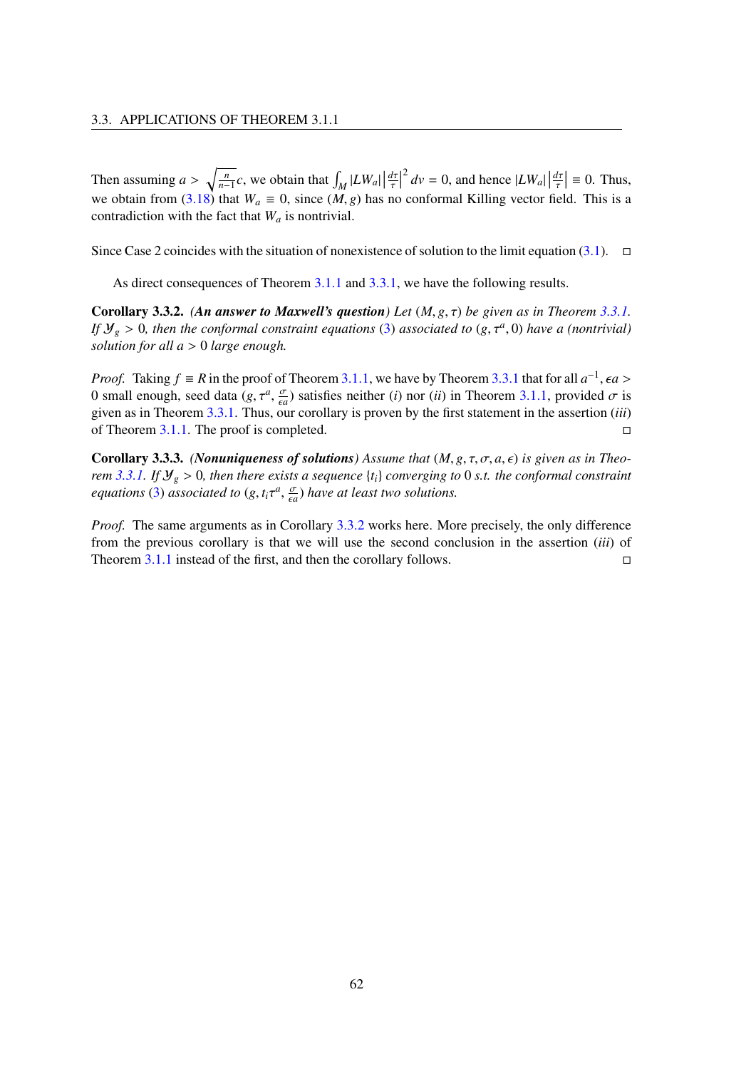Then assuming $a > \sqrt{\frac{n}{n-1}}c$, we obtain that $\int_M |LW_a| \left|\frac{d\tau}{\tau}\right|^2 dv = 0$, and hence $|LW_a| \left|\frac{d\tau}{\tau}\right| \equiv 0$. Thus, we obtain from (3.18) that $W_a \equiv 0$, since $(M, g)$ has no conformal Killing vector field. This is a contradiction with the fact that $W_a$ is nontrivial.

Since Case 2 coincides with the situation of nonexistence of solution to the limit equation (3.1). ◻

As direct consequences of Theorem 3.1.1 and 3.3.1, we have the following results.

**Corollary 3.3.2.** *(**An answer to Maxwell's question**) Let $(M, g, \tau)$ be given as in Theorem 3.3.1. If $\mathcal{Y}_g > 0$, then the conformal constraint equations (3) associated to $(g, \tau^a, 0)$ have a (nontrivial) solution for all $a > 0$ large enough.*

*Proof.* Taking $f \equiv R$ in the proof of Theorem 3.1.1, we have by Theorem 3.3.1 that for all $a^{-1}, \epsilon a > 0$ small enough, seed data $(g, \tau^a, \frac{\sigma}{\epsilon a})$ satisfies neither $(i)$ nor $(ii)$ in Theorem 3.1.1, provided $\sigma$ is given as in Theorem 3.3.1. Thus, our corollary is proven by the first statement in the assertion $(iii)$ of Theorem 3.1.1. The proof is completed. ◻

**Corollary 3.3.3.** *(**Nonuniqueness of solutions**) Assume that $(M, g, \tau, \sigma, a, \epsilon)$ is given as in Theorem 3.3.1. If $\mathcal{Y}_g > 0$, then there exists a sequence $\{t_i\}$ converging to $0$ s.t. the conformal constraint equations (3) associated to $(g, t_i\tau^a, \frac{\sigma}{\epsilon a})$ have at least two solutions.*

*Proof.* The same arguments as in Corollary 3.3.2 works here. More precisely, the only difference from the previous corollary is that we will use the second conclusion in the assertion $(iii)$ of Theorem 3.1.1 instead of the first, and then the corollary follows. ◻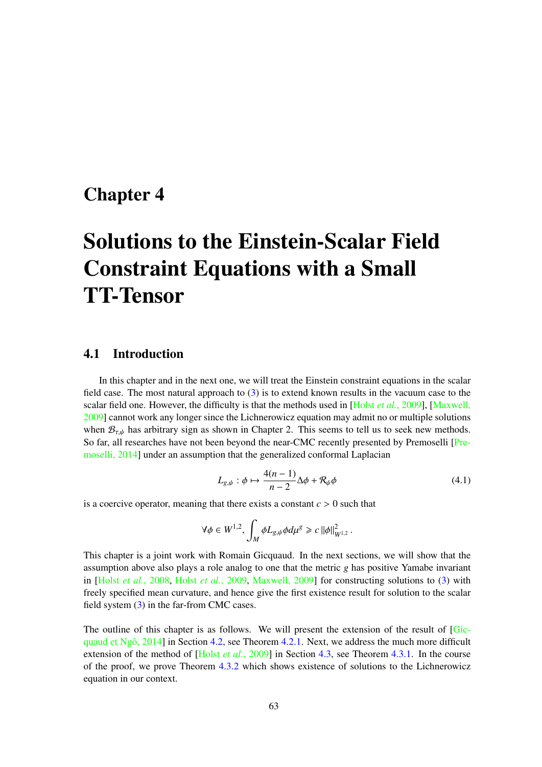# Chapter 4

# Solutions to the Einstein-Scalar Field Constraint Equations with a Small TT-Tensor

## 4.1 Introduction

In this chapter and in the next one, we will treat the Einstein constraint equations in the scalar field case. The most natural approach to (3) is to extend known results in the vacuum case to the scalar field one. However, the difficulty is that the methods used in [Holst *et al.*, 2009], [Maxwell, 2009] cannot work any longer since the Lichnerowicz equation may admit no or multiple solutions when $\mathcal{B}_{\tau,\psi}$ has arbitrary sign as shown in Chapter 2. This seems to tell us to seek new methods. So far, all researches have not been beyond the near-CMC recently presented by Premoselli [Premoselli, 2014] under an assumption that the generalized conformal Laplacian

$$L_{g,\psi} : \phi \mapsto \frac{4(n-1)}{n-2}\Delta\phi + \mathcal{R}_\psi\phi \tag{4.1}$$

is a coercive operator, meaning that there exists a constant $c > 0$ such that

$$\forall \phi \in W^{1,2}, \int_M \phi L_{g,\psi}\phi d\mu^g \geqslant c\,\|\phi\|^2_{W^{1,2}}.$$

This chapter is a joint work with Romain Gicquaud. In the next sections, we will show that the assumption above also plays a role analog to one that the metric $g$ has positive Yamabe invariant in [Holst *et al.*, 2008, Holst *et al.*, 2009, Maxwell, 2009] for constructing solutions to (3) with freely specified mean curvature, and hence give the first existence result for solution to the scalar field system (3) in the far-from CMC cases.

The outline of this chapter is as follows. We will present the extension of the result of [Gicquaud et Ngô, 2014] in Section 4.2, see Theorem 4.2.1. Next, we address the much more difficult extension of the method of [Holst *et al.*, 2009] in Section 4.3, see Theorem 4.3.1. In the course of the proof, we prove Theorem 4.3.2 which shows existence of solutions to the Lichnerowicz equation in our context.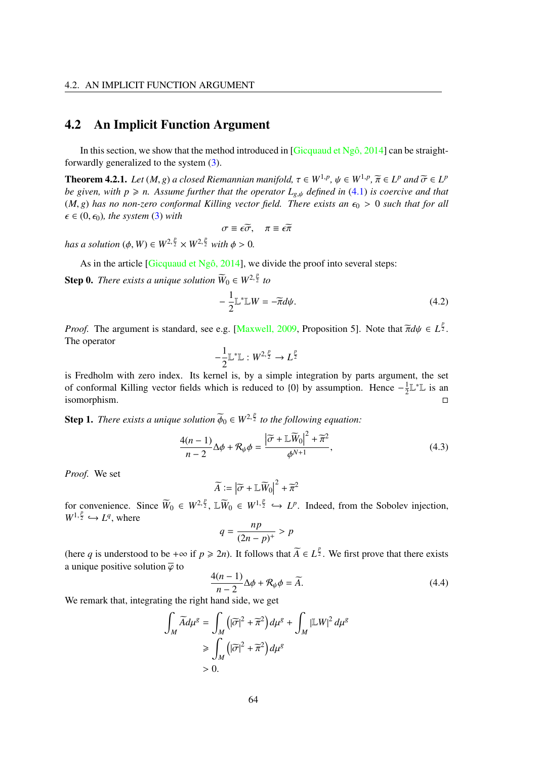## 4.2 An Implicit Function Argument

In this section, we show that the method introduced in [Gicquaud et Ngô, 2014] can be straightforwardly generalized to the system (3).

**Theorem 4.2.1.** *Let $(M, g)$ a closed Riemannian manifold, $\tau \in W^{1,p}$, $\psi \in W^{1,p}$, $\widetilde{\pi} \in L^p$ and $\widetilde{\sigma} \in L^p$ be given, with $p \geqslant n$. Assume further that the operator $L_{g,\psi}$ defined in (4.1) is coercive and that $(M, g)$ has no non-zero conformal Killing vector field. There exists an $\epsilon_0 > 0$ such that for all $\epsilon \in (0, \epsilon_0)$, the system (3) with*

$$\sigma \equiv \epsilon\widetilde{\sigma}, \quad \pi \equiv \epsilon\widetilde{\pi}$$

*has a solution $(\phi, W) \in W^{2,\frac{p}{2}} \times W^{2,\frac{p}{2}}$ with $\phi > 0$.*

As in the article [Gicquaud et Ngô, 2014], we divide the proof into several steps:

**Step 0.** *There exists a unique solution $\widetilde{W}_0 \in W^{2,\frac{p}{2}}$ to*

$$-\frac{1}{2}\mathbb{L}^*\mathbb{L}W = -\widetilde{\pi}d\psi. \tag{4.2}$$

*Proof.* The argument is standard, see e.g. [Maxwell, 2009, Proposition 5]. Note that $\widetilde{\pi}d\psi \in L^{\frac{p}{2}}$. The operator

$$-\frac{1}{2}\mathbb{L}^*\mathbb{L} : W^{2,\frac{p}{2}} \to L^{\frac{p}{2}}$$

is Fredholm with zero index. Its kernel is, by a simple integration by parts argument, the set of conformal Killing vector fields which is reduced to $\{0\}$ by assumption. Hence $-\frac{1}{2}\mathbb{L}^*\mathbb{L}$ is an isomorphism. ◻

**Step 1.** *There exists a unique solution $\widetilde{\phi}_0 \in W^{2,\frac{p}{2}}$ to the following equation:*

$$\frac{4(n-1)}{n-2}\Delta\phi + \mathcal{R}_\psi\phi = \frac{\left|\widetilde{\sigma} + \mathbb{L}\widetilde{W}_0\right|^2 + \widetilde{\pi}^2}{\phi^{N+1}}, \tag{4.3}$$

*Proof.* We set

$$\widetilde{A} := \left|\widetilde{\sigma} + \mathbb{L}\widetilde{W}_0\right|^2 + \widetilde{\pi}^2$$

for convenience. Since $\widetilde{W}_0 \in W^{2,\frac{p}{2}}$, $\mathbb{L}\widetilde{W}_0 \in W^{1,\frac{p}{2}} \hookrightarrow L^p$. Indeed, from the Sobolev injection, $W^{1,\frac{p}{2}} \hookrightarrow L^q$, where

$$q = \frac{np}{(2n-p)^+} > p$$

(here $q$ is understood to be $+\infty$ if $p \geqslant 2n$). It follows that $\widetilde{A} \in L^{\frac{p}{2}}$. We first prove that there exists a unique positive solution $\overline{\varphi}$ to

$$\frac{4(n-1)}{n-2}\Delta\phi + \mathcal{R}_\psi\phi = \widetilde{A}. \tag{4.4}$$

We remark that, integrating the right hand side, we get

$$\begin{aligned}
\int_M \widetilde{A}d\mu^g &= \int_M \left(|\widetilde{\sigma}|^2 + \widetilde{\pi}^2\right)d\mu^g + \int_M |\mathbb{L}W|^2 d\mu^g \\
&\geqslant \int_M \left(|\widetilde{\sigma}|^2 + \widetilde{\pi}^2\right)d\mu^g \\
&> 0.
\end{aligned}$$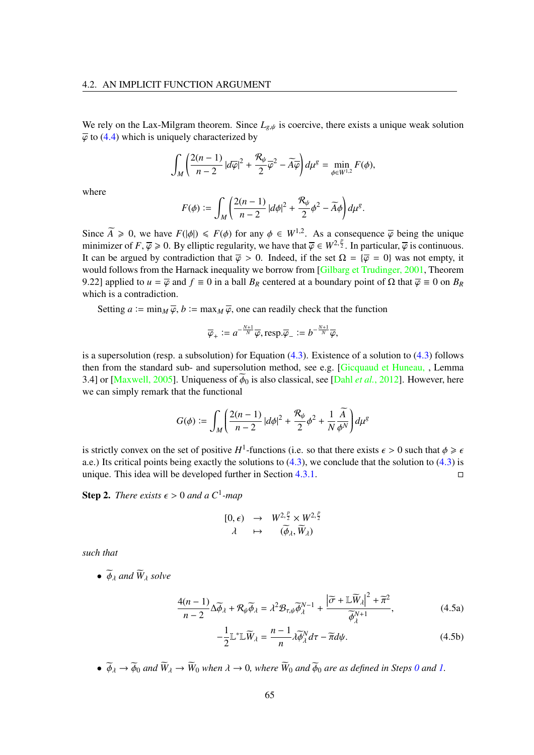We rely on the Lax-Milgram theorem. Since $L_{g,\psi}$ is coercive, there exists a unique weak solution $\overline{\varphi}$ to (4.4) which is uniquely characterized by

$$\int_M \left( \frac{2(n-1)}{n-2} |d\overline{\varphi}|^2 + \frac{\mathcal{R}_\psi}{2}\overline{\varphi}^2 - \widetilde{A}\overline{\varphi} \right) d\mu^g = \min_{\phi \in W^{1,2}} F(\phi),$$

where

$$F(\phi) := \int_M \left( \frac{2(n-1)}{n-2} |d\phi|^2 + \frac{\mathcal{R}_\psi}{2}\phi^2 - \widetilde{A}\phi \right) d\mu^g.$$

Since $\widetilde{A} \geqslant 0$, we have $F(|\phi|) \leqslant F(\phi)$ for any $\phi \in W^{1,2}$. As a consequence $\overline{\varphi}$ being the unique minimizer of $F$, $\overline{\varphi} \geqslant 0$. By elliptic regularity, we have that $\overline{\varphi} \in W^{2,\frac{p}{2}}$. In particular, $\overline{\varphi}$ is continuous. It can be argued by contradiction that $\overline{\varphi} > 0$. Indeed, if the set $\Omega = \{\overline{\varphi} = 0\}$ was not empty, it would follows from the Harnack inequality we borrow from [Gilbarg et Trudinger, 2001, Theorem 9.22] applied to $u = \overline{\varphi}$ and $f \equiv 0$ in a ball $B_R$ centered at a boundary point of $\Omega$ that $\overline{\varphi} \equiv 0$ on $B_R$ which is a contradiction.

Setting $a := \min_M \overline{\varphi}$, $b := \max_M \overline{\varphi}$, one can readily check that the function

$$\overline{\varphi}_+ := a^{-\frac{N+1}{N}}\overline{\varphi}, \text{resp.} \overline{\varphi}_- := b^{-\frac{N+1}{N}}\overline{\varphi},$$

is a supersolution (resp. a subsolution) for Equation (4.3). Existence of a solution to (4.3) follows then from the standard sub- and supersolution method, see e.g. [Gicquaud et Huneau, , Lemma 3.4] or [Maxwell, 2005]. Uniqueness of $\widetilde{\phi}_0$ is also classical, see [Dahl *et al.*, 2012]. However, here we can simply remark that the functional

$$G(\phi) := \int_M \left( \frac{2(n-1)}{n-2} |d\phi|^2 + \frac{\mathcal{R}_\psi}{2}\phi^2 + \frac{1}{N}\frac{\widetilde{A}}{\phi^N} \right) d\mu^g$$

is strictly convex on the set of positive $H^1$-functions (i.e. so that there exists $\epsilon > 0$ such that $\phi \geqslant \epsilon$ a.e.) Its critical points being exactly the solutions to (4.3), we conclude that the solution to (4.3) is unique. This idea will be developed further in Section 4.3.1. □

**Step 2.** *There exists $\epsilon > 0$ and a $C^1$-map*

$$\begin{array}{ccc} [0,\epsilon) & \to & W^{2,\frac{p}{2}} \times W^{2,\frac{p}{2}} \\ \lambda & \mapsto & (\widetilde{\phi}_\lambda, \widetilde{W}_\lambda) \end{array}$$

*such that*

- *$\widetilde{\phi}_\lambda$ and $\widetilde{W}_\lambda$ solve*

$$\frac{4(n-1)}{n-2}\Delta\widetilde{\phi}_\lambda + \mathcal{R}_\psi\widetilde{\phi}_\lambda = \lambda^2\mathcal{B}_{\tau,\psi}\widetilde{\phi}_\lambda^{N-1} + \frac{\left|\widetilde{\sigma} + \mathbb{L}\widetilde{W}_\lambda\right|^2 + \widetilde{\pi}^2}{\widetilde{\phi}_\lambda^{N+1}}, \tag{4.5a}$$

$$-\frac{1}{2}\mathbb{L}^*\mathbb{L}\widetilde{W}_\lambda = \frac{n-1}{n}\lambda\widetilde{\phi}_\lambda^N d\tau - \widetilde{\pi} d\psi. \tag{4.5b}$$

- *$\widetilde{\phi}_\lambda \to \widetilde{\phi}_0$ and $\widetilde{W}_\lambda \to \widetilde{W}_0$ when $\lambda \to 0$, where $\widetilde{W}_0$ and $\widetilde{\phi}_0$ are as defined in Steps 0 and 1.*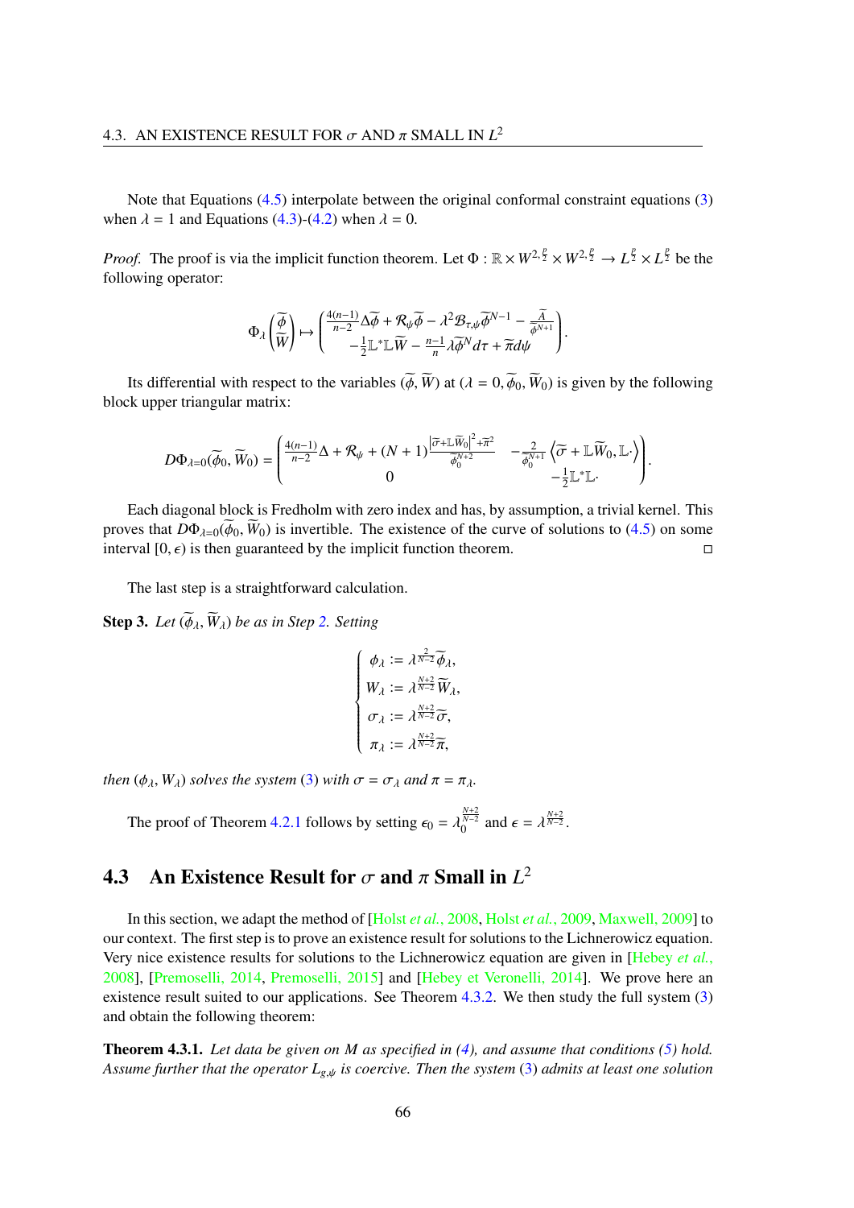Note that Equations (4.5) interpolate between the original conformal constraint equations (3) when $\lambda = 1$ and Equations (4.3)-(4.2) when $\lambda = 0$.

*Proof.* The proof is via the implicit function theorem. Let $\Phi : \mathbb{R} \times W^{2,\frac{p}{2}} \times W^{2,\frac{p}{2}} \to L^{\frac{p}{2}} \times L^{\frac{p}{2}}$ be the following operator:

$$\Phi_\lambda \begin{pmatrix} \widetilde{\phi} \\ \widetilde{W} \end{pmatrix} \mapsto \begin{pmatrix} \frac{4(n-1)}{n-2}\Delta\widetilde{\phi} + \mathcal{R}_\psi\widetilde{\phi} - \lambda^2\mathcal{B}_{\tau,\psi}\widetilde{\phi}^{N-1} - \frac{\widetilde{A}}{\widetilde{\phi}^{N+1}} \\ -\frac{1}{2}\mathbb{L}^*\mathbb{L}\widetilde{W} - \frac{n-1}{n}\lambda\widetilde{\phi}^N d\tau + \widetilde{\pi}d\psi \end{pmatrix}.$$

Its differential with respect to the variables $(\widetilde{\phi}, \widetilde{W})$ at $(\lambda = 0, \widetilde{\phi}_0, \widetilde{W}_0)$ is given by the following block upper triangular matrix:

$$D\Phi_{\lambda=0}(\widetilde{\phi}_0, \widetilde{W}_0) = \begin{pmatrix} \frac{4(n-1)}{n-2}\Delta + \mathcal{R}_\psi + (N+1)\frac{\left|\widetilde{\sigma}+\mathbb{L}\widetilde{W}_0\right|^2+\widetilde{\pi}^2}{\widetilde{\phi}_0^{N+2}} & -\frac{2}{\widetilde{\phi}_0^{N+1}}\left\langle \widetilde{\sigma} + \mathbb{L}\widetilde{W}_0, \mathbb{L}\cdot\right\rangle \\ 0 & -\frac{1}{2}\mathbb{L}^*\mathbb{L}\cdot \end{pmatrix}.$$

Each diagonal block is Fredholm with zero index and has, by assumption, a trivial kernel. This proves that $D\Phi_{\lambda=0}(\widetilde{\phi}_0, \widetilde{W}_0)$ is invertible. The existence of the curve of solutions to (4.5) on some interval $[0, \epsilon)$ is then guaranteed by the implicit function theorem. □

The last step is a straightforward calculation.

**Step 3.** *Let $(\widetilde{\phi}_\lambda, \widetilde{W}_\lambda)$ be as in Step 2. Setting*

$$\begin{cases} \phi_\lambda := \lambda^{\frac{2}{N-2}}\widetilde{\phi}_\lambda, \\ W_\lambda := \lambda^{\frac{N+2}{N-2}}\widetilde{W}_\lambda, \\ \sigma_\lambda := \lambda^{\frac{N+2}{N-2}}\widetilde{\sigma}, \\ \pi_\lambda := \lambda^{\frac{N+2}{N-2}}\widetilde{\pi}, \end{cases}$$

*then $(\phi_\lambda, W_\lambda)$ solves the system (3) with $\sigma = \sigma_\lambda$ and $\pi = \pi_\lambda$.*

The proof of Theorem 4.2.1 follows by setting $\epsilon_0 = \lambda_0^{\frac{N+2}{N-2}}$ and $\epsilon = \lambda^{\frac{N+2}{N-2}}$.

## 4.3 An Existence Result for $\sigma$ and $\pi$ Small in $L^2$

In this section, we adapt the method of [Holst *et al.*, 2008, Holst *et al.*, 2009, Maxwell, 2009] to our context. The first step is to prove an existence result for solutions to the Lichnerowicz equation. Very nice existence results for solutions to the Lichnerowicz equation are given in [Hebey *et al.*, 2008], [Premoselli, 2014, Premoselli, 2015] and [Hebey et Veronelli, 2014]. We prove here an existence result suited to our applications. See Theorem 4.3.2. We then study the full system (3) and obtain the following theorem:

**Theorem 4.3.1.** *Let data be given on $M$ as specified in (4), and assume that conditions (5) hold. Assume further that the operator $L_{g,\psi}$ is coercive. Then the system (3) admits at least one solution*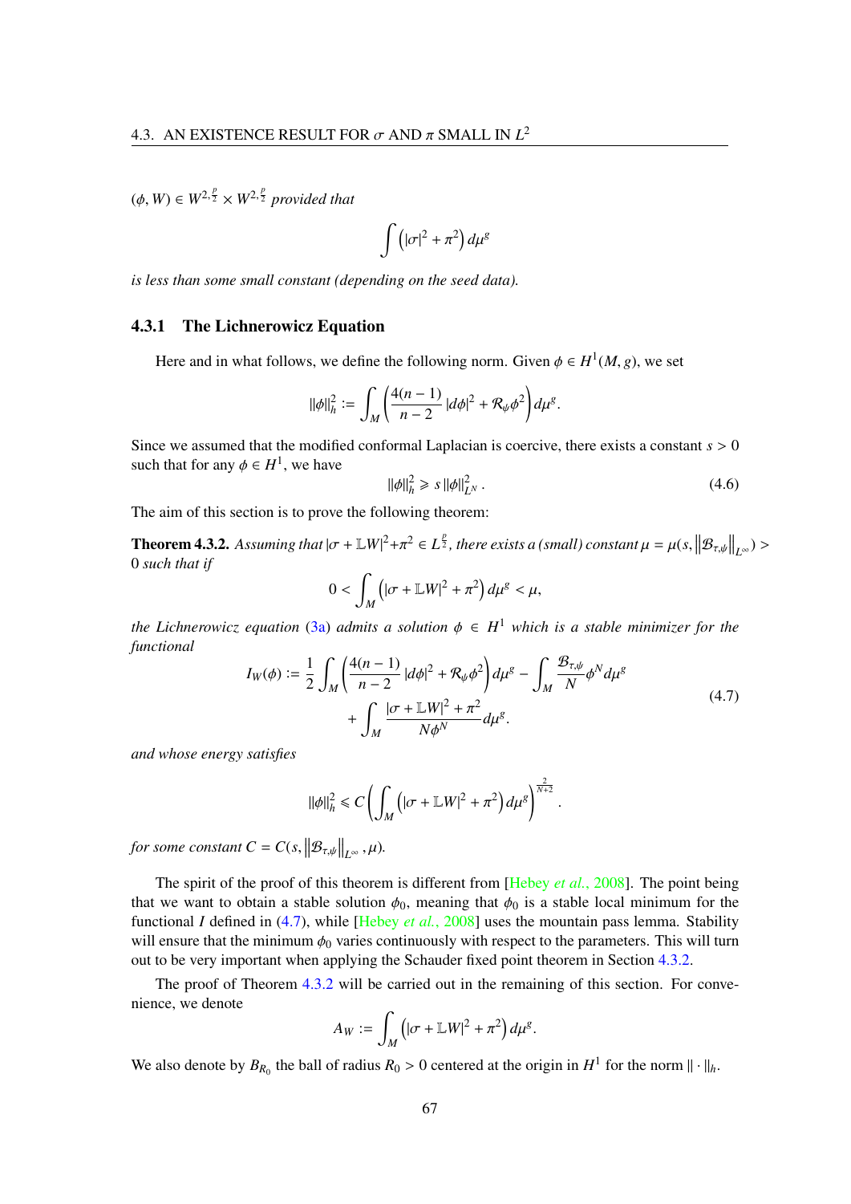*$(\phi, W) \in W^{2,\frac{p}{2}} \times W^{2,\frac{p}{2}}$ provided that*

$$\int \left( |\sigma|^2 + \pi^2 \right) d\mu^g$$

*is less than some small constant (depending on the seed data).*

### 4.3.1 The Lichnerowicz Equation

Here and in what follows, we define the following norm. Given $\phi \in H^1(M, g)$, we set

$$\|\phi\|_h^2 := \int_M \left( \frac{4(n-1)}{n-2} |d\phi|^2 + \mathcal{R}_\psi \phi^2 \right) d\mu^g.$$

Since we assumed that the modified conformal Laplacian is coercive, there exists a constant $s > 0$ such that for any $\phi \in H^1$, we have

$$\|\phi\|_h^2 \geqslant s \|\phi\|_{L^N}^2 . \tag{4.6}$$

The aim of this section is to prove the following theorem:

**Theorem 4.3.2.** *Assuming that $|\sigma + \mathbb{L}W|^2 + \pi^2 \in L^{\frac{p}{2}}$, there exists a (small) constant $\mu = \mu(s, \left\|\mathcal{B}_{\tau,\psi}\right\|_{L^\infty}) > 0$ such that if*

$$0 < \int_M \left( |\sigma + \mathbb{L}W|^2 + \pi^2 \right) d\mu^g < \mu,$$

*the Lichnerowicz equation (3a) admits a solution $\phi \in H^1$ which is a stable minimizer for the functional*

$$\begin{aligned} I_W(\phi) := \frac{1}{2} \int_M \left( \frac{4(n-1)}{n-2} |d\phi|^2 + \mathcal{R}_\psi \phi^2 \right) d\mu^g - \int_M \frac{\mathcal{B}_{\tau,\psi}}{N} \phi^N d\mu^g \\ + \int_M \frac{|\sigma + \mathbb{L}W|^2 + \pi^2}{N \phi^N} d\mu^g. \end{aligned} \tag{4.7}$$

*and whose energy satisfies*

$$\|\phi\|_h^2 \leqslant C \left( \int_M \left( |\sigma + \mathbb{L}W|^2 + \pi^2 \right) d\mu^g \right)^{\frac{2}{N+2}}.$$

*for some constant $C = C(s, \left\|\mathcal{B}_{\tau,\psi}\right\|_{L^\infty}, \mu)$.*

The spirit of the proof of this theorem is different from [Hebey *et al.*, 2008]. The point being that we want to obtain a stable solution $\phi_0$, meaning that $\phi_0$ is a stable local minimum for the functional $I$ defined in (4.7), while [Hebey *et al.*, 2008] uses the mountain pass lemma. Stability will ensure that the minimum $\phi_0$ varies continuously with respect to the parameters. This will turn out to be very important when applying the Schauder fixed point theorem in Section 4.3.2.

The proof of Theorem 4.3.2 will be carried out in the remaining of this section. For convenience, we denote

$$A_W := \int_M \left( |\sigma + \mathbb{L}W|^2 + \pi^2 \right) d\mu^g.$$

We also denote by $B_{R_0}$ the ball of radius $R_0 > 0$ centered at the origin in $H^1$ for the norm $\| \cdot \|_h$.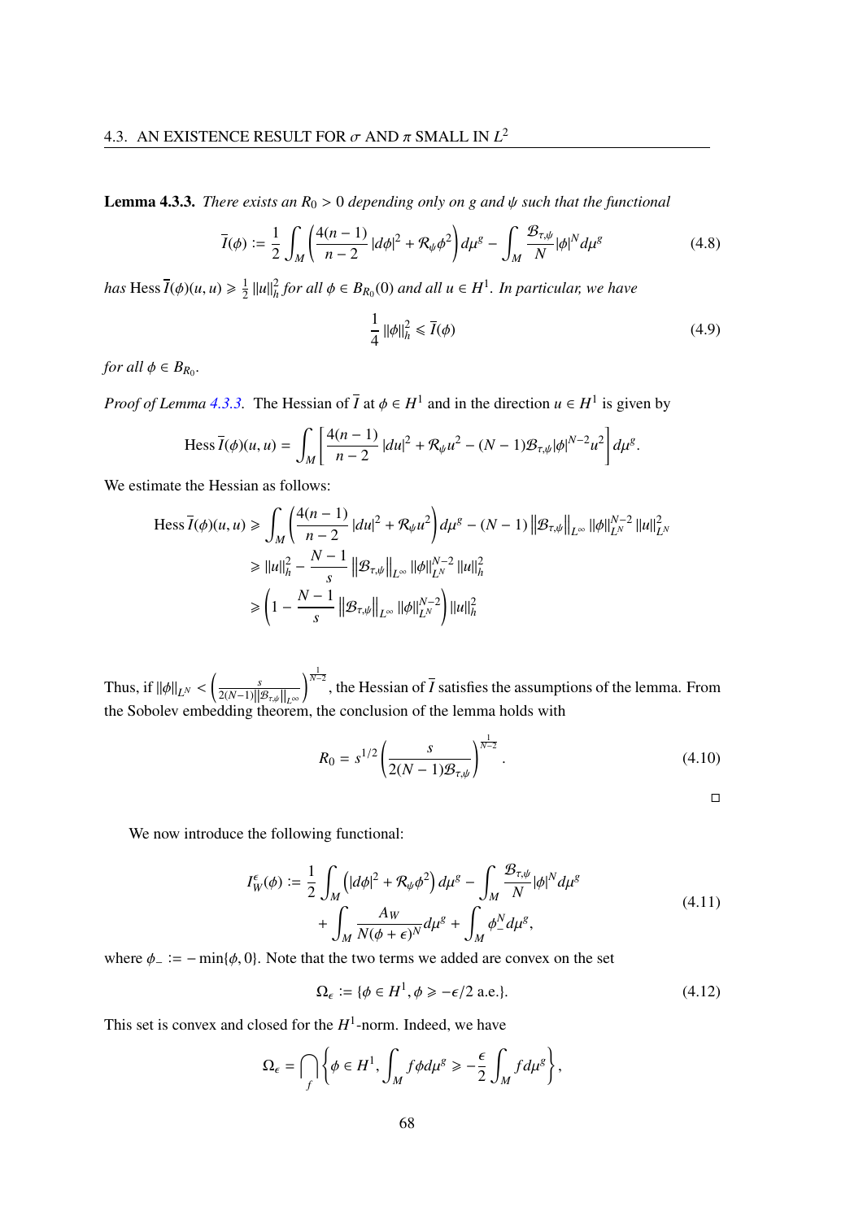**Lemma 4.3.3.** *There exists an $R_0 > 0$ depending only on $g$ and $\psi$ such that the functional*

$$\overline{I}(\phi) := \frac{1}{2}\int_M \left(\frac{4(n-1)}{n-2}|d\phi|^2 + \mathcal{R}_\psi \phi^2\right) d\mu^g - \int_M \frac{\mathcal{B}_{\tau,\psi}}{N}|\phi|^N d\mu^g \tag{4.8}$$

*has* $\operatorname{Hess}\overline{I}(\phi)(u,u) \geqslant \frac{1}{2}\|u\|_h^2$ *for all $\phi \in B_{R_0}(0)$ and all $u \in H^1$. In particular, we have*

$$\frac{1}{4}\|\phi\|_h^2 \leqslant \overline{I}(\phi) \tag{4.9}$$

*for all $\phi \in B_{R_0}$.*

*Proof of Lemma 4.3.3.* The Hessian of $\overline{I}$ at $\phi \in H^1$ and in the direction $u \in H^1$ is given by

$$\operatorname{Hess}\overline{I}(\phi)(u,u) = \int_M \left[\frac{4(n-1)}{n-2}|du|^2 + \mathcal{R}_\psi u^2 - (N-1)\mathcal{B}_{\tau,\psi}|\phi|^{N-2}u^2\right] d\mu^g.$$

We estimate the Hessian as follows:

$$\begin{aligned}
\operatorname{Hess}\overline{I}(\phi)(u,u) &\geqslant \int_M \left(\frac{4(n-1)}{n-2}|du|^2 + \mathcal{R}_\psi u^2\right) d\mu^g - (N-1)\left\|\mathcal{B}_{\tau,\psi}\right\|_{L^\infty}\|\phi\|_{L^N}^{N-2}\|u\|_{L^N}^2 \\
&\geqslant \|u\|_h^2 - \frac{N-1}{s}\left\|\mathcal{B}_{\tau,\psi}\right\|_{L^\infty}\|\phi\|_{L^N}^{N-2}\|u\|_h^2 \\
&\geqslant \left(1 - \frac{N-1}{s}\left\|\mathcal{B}_{\tau,\psi}\right\|_{L^\infty}\|\phi\|_{L^N}^{N-2}\right)\|u\|_h^2
\end{aligned}$$

Thus, if $\|\phi\|_{L^N} < \left(\frac{s}{2(N-1)\|\mathcal{B}_{\tau,\psi}\|_{L^\infty}}\right)^{\frac{1}{N-2}}$, the Hessian of $\overline{I}$ satisfies the assumptions of the lemma. From the Sobolev embedding theorem, the conclusion of the lemma holds with

$$R_0 = s^{1/2}\left(\frac{s}{2(N-1)\mathcal{B}_{\tau,\psi}}\right)^{\frac{1}{N-2}}. \tag{4.10}$$

$\square$

We now introduce the following functional:

$$\begin{aligned}
I_W^\epsilon(\phi) := \frac{1}{2}\int_M \left(|d\phi|^2 + \mathcal{R}_\psi \phi^2\right) d\mu^g - \int_M \frac{\mathcal{B}_{\tau,\psi}}{N}|\phi|^N d\mu^g \\
+ \int_M \frac{A_W}{N(\phi+\epsilon)^N} d\mu^g + \int_M \phi_-^N d\mu^g,
\end{aligned} \tag{4.11}$$

where $\phi_- := -\min\{\phi, 0\}$. Note that the two terms we added are convex on the set

$$\Omega_\epsilon := \{\phi \in H^1, \phi \geqslant -\epsilon/2 \text{ a.e.}\}. \tag{4.12}$$

This set is convex and closed for the $H^1$-norm. Indeed, we have

$$\Omega_\epsilon = \bigcap_f \left\{\phi \in H^1, \int_M f\phi d\mu^g \geqslant -\frac{\epsilon}{2}\int_M f d\mu^g\right\},$$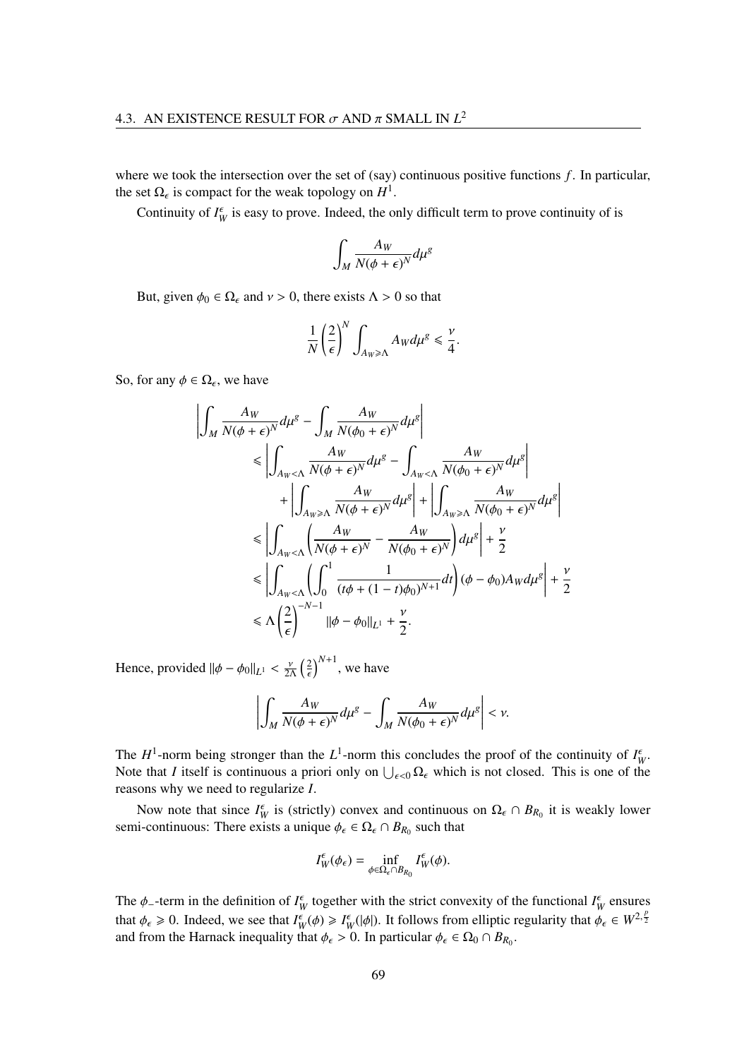where we took the intersection over the set of (say) continuous positive functions $f$. In particular, the set $\Omega_\epsilon$ is compact for the weak topology on $H^1$.

Continuity of $I_W^\epsilon$ is easy to prove. Indeed, the only difficult term to prove continuity of is

$$\int_M \frac{A_W}{N(\phi+\epsilon)^N} d\mu^g$$

But, given $\phi_0 \in \Omega_\epsilon$ and $\nu > 0$, there exists $\Lambda > 0$ so that

$$\frac{1}{N}\left(\frac{2}{\epsilon}\right)^N \int_{A_W \geqslant \Lambda} A_W d\mu^g \leqslant \frac{\nu}{4}.$$

So, for any $\phi \in \Omega_\epsilon$, we have

$$\begin{aligned}
&\left| \int_M \frac{A_W}{N(\phi+\epsilon)^N} d\mu^g - \int_M \frac{A_W}{N(\phi_0+\epsilon)^N} d\mu^g \right| \\
&\qquad \leqslant \left| \int_{A_W < \Lambda} \frac{A_W}{N(\phi+\epsilon)^N} d\mu^g - \int_{A_W < \Lambda} \frac{A_W}{N(\phi_0+\epsilon)^N} d\mu^g \right| \\
&\qquad\quad + \left| \int_{A_W \geqslant \Lambda} \frac{A_W}{N(\phi+\epsilon)^N} d\mu^g \right| + \left| \int_{A_W \geqslant \Lambda} \frac{A_W}{N(\phi_0+\epsilon)^N} d\mu^g \right| \\
&\qquad \leqslant \left| \int_{A_W < \Lambda} \left( \frac{A_W}{N(\phi+\epsilon)^N} - \frac{A_W}{N(\phi_0+\epsilon)^N} \right) d\mu^g \right| + \frac{\nu}{2} \\
&\qquad \leqslant \left| \int_{A_W < \Lambda} \left( \int_0^1 \frac{1}{(t\phi + (1-t)\phi_0)^{N+1}} dt \right) (\phi - \phi_0) A_W d\mu^g \right| + \frac{\nu}{2} \\
&\qquad \leqslant \Lambda \left(\frac{2}{\epsilon}\right)^{-N-1} \|\phi - \phi_0\|_{L^1} + \frac{\nu}{2}.
\end{aligned}$$

Hence, provided $\|\phi - \phi_0\|_{L^1} < \frac{\nu}{2\Lambda}\left(\frac{2}{\epsilon}\right)^{N+1}$, we have

$$\left| \int_M \frac{A_W}{N(\phi+\epsilon)^N} d\mu^g - \int_M \frac{A_W}{N(\phi_0+\epsilon)^N} d\mu^g \right| < \nu.$$

The $H^1$-norm being stronger than the $L^1$-norm this concludes the proof of the continuity of $I_W^\epsilon$. Note that $I$ itself is continuous a priori only on $\bigcup_{\epsilon<0} \Omega_\epsilon$ which is not closed. This is one of the reasons why we need to regularize $I$.

Now note that since $I_W^\epsilon$ is (strictly) convex and continuous on $\Omega_\epsilon \cap B_{R_0}$ it is weakly lower semi-continuous: There exists a unique $\phi_\epsilon \in \Omega_\epsilon \cap B_{R_0}$ such that

$$I_W^\epsilon(\phi_\epsilon) = \inf_{\phi \in \Omega_\epsilon \cap B_{R_0}} I_W^\epsilon(\phi).$$

The $\phi_-$-term in the definition of $I_W^\epsilon$ together with the strict convexity of the functional $I_W^\epsilon$ ensures that $\phi_\epsilon \geqslant 0$. Indeed, we see that $I_W^\epsilon(\phi) \geqslant I_W^\epsilon(|\phi|)$. It follows from elliptic regularity that $\phi_\epsilon \in W^{2,\frac{p}{2}}$ and from the Harnack inequality that $\phi_\epsilon > 0$. In particular $\phi_\epsilon \in \Omega_0 \cap B_{R_0}$.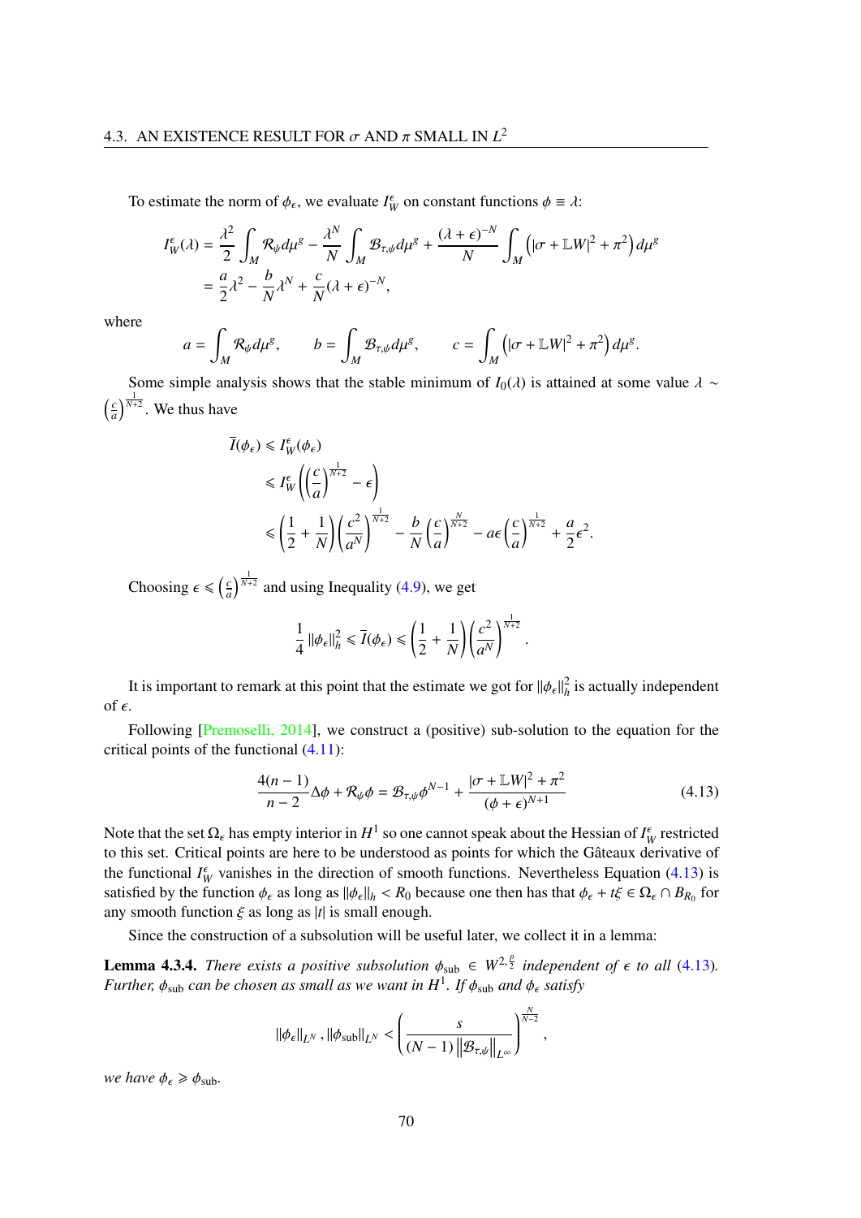To estimate the norm of $\phi_\epsilon$, we evaluate $I^\epsilon_W$ on constant functions $\phi \equiv \lambda$:

$$
\begin{aligned}
I^\epsilon_W(\lambda) &= \frac{\lambda^2}{2}\int_M \mathcal{R}_\psi d\mu^g - \frac{\lambda^N}{N}\int_M \mathcal{B}_{\tau,\psi} d\mu^g + \frac{(\lambda+\epsilon)^{-N}}{N}\int_M \left(|\sigma + \mathbb{L}W|^2 + \pi^2\right) d\mu^g \\
&= \frac{a}{2}\lambda^2 - \frac{b}{N}\lambda^N + \frac{c}{N}(\lambda+\epsilon)^{-N},
\end{aligned}
$$

where

$$
a = \int_M \mathcal{R}_\psi d\mu^g, \qquad b = \int_M \mathcal{B}_{\tau,\psi} d\mu^g, \qquad c = \int_M \left(|\sigma + \mathbb{L}W|^2 + \pi^2\right) d\mu^g.
$$

Some simple analysis shows that the stable minimum of $I_0(\lambda)$ is attained at some value $\lambda \sim \left(\frac{c}{a}\right)^{\frac{1}{N+2}}$. We thus have

$$
\begin{aligned}
\overline{I}(\phi_\epsilon) &\leqslant I^\epsilon_W(\phi_\epsilon) \\
&\leqslant I^\epsilon_W\left(\left(\frac{c}{a}\right)^{\frac{1}{N+2}} - \epsilon\right) \\
&\leqslant \left(\frac{1}{2}+\frac{1}{N}\right)\left(\frac{c^2}{a^N}\right)^{\frac{1}{N+2}} - \frac{b}{N}\left(\frac{c}{a}\right)^{\frac{N}{N+2}} - a\epsilon\left(\frac{c}{a}\right)^{\frac{1}{N+2}} + \frac{a}{2}\epsilon^2.
\end{aligned}
$$

Choosing $\epsilon \leqslant \left(\frac{c}{a}\right)^{\frac{1}{N+2}}$ and using Inequality (4.9), we get

$$
\frac{1}{4}\|\phi_\epsilon\|^2_h \leqslant \overline{I}(\phi_\epsilon) \leqslant \left(\frac{1}{2}+\frac{1}{N}\right)\left(\frac{c^2}{a^N}\right)^{\frac{1}{N+2}}.
$$

It is important to remark at this point that the estimate we got for $\|\phi_\epsilon\|^2_h$ is actually independent of $\epsilon$.

Following [Premoselli, 2014], we construct a (positive) sub-solution to the equation for the critical points of the functional (4.11):

$$
\frac{4(n-1)}{n-2}\Delta\phi + \mathcal{R}_\psi \phi = \mathcal{B}_{\tau,\psi}\phi^{N-1} + \frac{|\sigma + \mathbb{L}W|^2 + \pi^2}{(\phi+\epsilon)^{N+1}} \tag{4.13}
$$

Note that the set $\Omega_\epsilon$ has empty interior in $H^1$ so one cannot speak about the Hessian of $I^\epsilon_W$ restricted to this set. Critical points are here to be understood as points for which the Gâteaux derivative of the functional $I^\epsilon_W$ vanishes in the direction of smooth functions. Nevertheless Equation (4.13) is satisfied by the function $\phi_\epsilon$ as long as $\|\phi_\epsilon\|_h < R_0$ because one then has that $\phi_\epsilon + t\xi \in \Omega_\epsilon \cap B_{R_0}$ for any smooth function $\xi$ as long as $|t|$ is small enough.

Since the construction of a subsolution will be useful later, we collect it in a lemma:

**Lemma 4.3.4.** *There exists a positive subsolution $\phi_{\text{sub}} \in W^{2,\frac{p}{2}}$ independent of $\epsilon$ to all (4.13). Further, $\phi_{\text{sub}}$ can be chosen as small as we want in $H^1$. If $\phi_{\text{sub}}$ and $\phi_\epsilon$ satisfy*

$$
\|\phi_\epsilon\|_{L^N}, \|\phi_{\text{sub}}\|_{L^N} < \left(\frac{s}{(N-1)\left\|\mathcal{B}_{\tau,\psi}\right\|_{L^\infty}}\right)^{\frac{N}{N-2}},
$$

*we have $\phi_\epsilon \geqslant \phi_{\text{sub}}$.*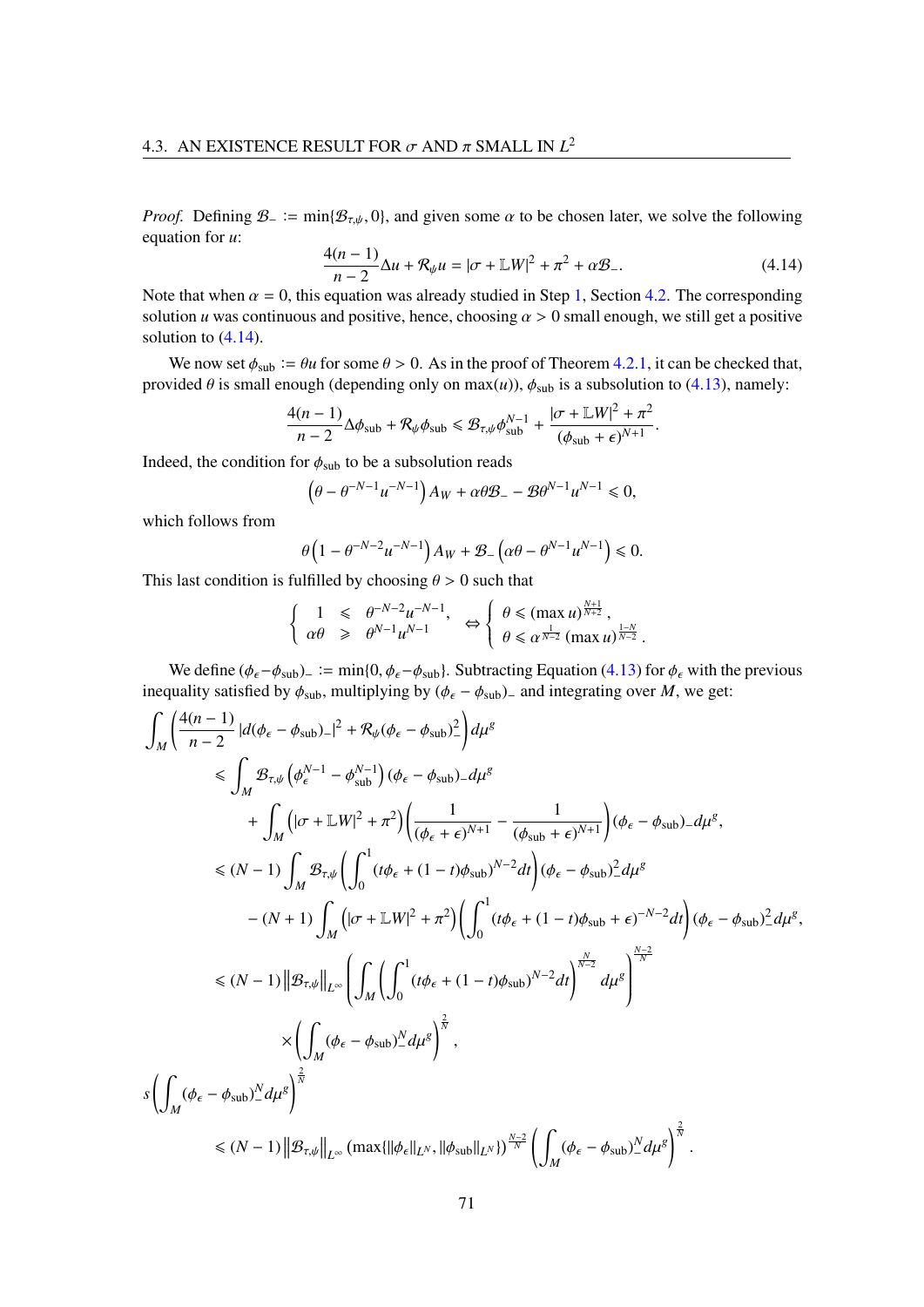*Proof.* Defining $\mathcal{B}_- := \min\{\mathcal{B}_{\tau,\psi}, 0\}$, and given some $\alpha$ to be chosen later, we solve the following equation for $u$:

$$\frac{4(n-1)}{n-2}\Delta u + \mathcal{R}_\psi u = |\sigma + \mathbb{L}W|^2 + \pi^2 + \alpha\mathcal{B}_-. \tag{4.14}$$

Note that when $\alpha = 0$, this equation was already studied in Step 1, Section 4.2. The corresponding solution $u$ was continuous and positive, hence, choosing $\alpha > 0$ small enough, we still get a positive solution to (4.14).

We now set $\phi_{\text{sub}} := \theta u$ for some $\theta > 0$. As in the proof of Theorem 4.2.1, it can be checked that, provided $\theta$ is small enough (depending only on $\max(u)$), $\phi_{\text{sub}}$ is a subsolution to (4.13), namely:

$$\frac{4(n-1)}{n-2}\Delta\phi_{\text{sub}} + \mathcal{R}_\psi\phi_{\text{sub}} \leqslant \mathcal{B}_{\tau,\psi}\phi_{\text{sub}}^{N-1} + \frac{|\sigma + \mathbb{L}W|^2 + \pi^2}{(\phi_{\text{sub}} + \epsilon)^{N+1}}.$$

Indeed, the condition for $\phi_{\text{sub}}$ to be a subsolution reads

$$\left(\theta - \theta^{-N-1}u^{-N-1}\right)A_W + \alpha\theta\mathcal{B}_- - \mathcal{B}\theta^{N-1}u^{N-1} \leqslant 0,$$

which follows from

$$\theta\left(1 - \theta^{-N-2}u^{-N-1}\right)A_W + \mathcal{B}_-\left(\alpha\theta - \theta^{N-1}u^{N-1}\right) \leqslant 0.$$

This last condition is fulfilled by choosing $\theta > 0$ such that

$$\left\{\begin{array}{lcl} 1 & \leqslant & \theta^{-N-2}u^{-N-1}, \\ \alpha\theta & \geqslant & \theta^{N-1}u^{N-1} \end{array}\right. \Leftrightarrow \left\{\begin{array}{l} \theta \leqslant (\max u)^{\frac{N+1}{N+2}}, \\ \theta \leqslant \alpha^{\frac{1}{N-2}}(\max u)^{\frac{1-N}{N-2}}. \end{array}\right.$$

We define $(\phi_\epsilon - \phi_{\text{sub}})_- := \min\{0, \phi_\epsilon - \phi_{\text{sub}}\}$. Subtracting Equation (4.13) for $\phi_\epsilon$ with the previous inequality satisfied by $\phi_{\text{sub}}$, multiplying by $(\phi_\epsilon - \phi_{\text{sub}})_-$ and integrating over $M$, we get:

$$\begin{aligned}
\int_M &\left(\frac{4(n-1)}{n-2}|d(\phi_\epsilon - \phi_{\text{sub}})_-|^2 + \mathcal{R}_\psi(\phi_\epsilon - \phi_{\text{sub}})_-^2\right)d\mu^g \\
&\leqslant \int_M \mathcal{B}_{\tau,\psi}\left(\phi_\epsilon^{N-1} - \phi_{\text{sub}}^{N-1}\right)(\phi_\epsilon - \phi_{\text{sub}})_- d\mu^g \\
&\qquad + \int_M\left(|\sigma + \mathbb{L}W|^2 + \pi^2\right)\left(\frac{1}{(\phi_\epsilon + \epsilon)^{N+1}} - \frac{1}{(\phi_{\text{sub}} + \epsilon)^{N+1}}\right)(\phi_\epsilon - \phi_{\text{sub}})_- d\mu^g, \\
&\leqslant (N-1)\int_M \mathcal{B}_{\tau,\psi}\left(\int_0^1 (t\phi_\epsilon + (1-t)\phi_{\text{sub}})^{N-2}dt\right)(\phi_\epsilon - \phi_{\text{sub}})_-^2 d\mu^g \\
&\qquad - (N+1)\int_M\left(|\sigma + \mathbb{L}W|^2 + \pi^2\right)\left(\int_0^1 (t\phi_\epsilon + (1-t)\phi_{\text{sub}} + \epsilon)^{-N-2}dt\right)(\phi_\epsilon - \phi_{\text{sub}})_-^2 d\mu^g, \\
&\leqslant (N-1)\left\|\mathcal{B}_{\tau,\psi}\right\|_{L^\infty}\left(\int_M\left(\int_0^1 (t\phi_\epsilon + (1-t)\phi_{\text{sub}})^{N-2}dt\right)^{\frac{N}{N-2}}d\mu^g\right)^{\frac{N-2}{N}} \\
&\qquad\times\left(\int_M (\phi_\epsilon - \phi_{\text{sub}})_-^N d\mu^g\right)^{\frac{2}{N}},
\end{aligned}$$

$$\begin{aligned}
s&\left(\int_M (\phi_\epsilon - \phi_{\text{sub}})_-^N d\mu^g\right)^{\frac{2}{N}} \\
&\leqslant (N-1)\left\|\mathcal{B}_{\tau,\psi}\right\|_{L^\infty}\left(\max\{\|\phi_\epsilon\|_{L^N}, \|\phi_{\text{sub}}\|_{L^N}\}\right)^{\frac{N-2}{N}}\left(\int_M (\phi_\epsilon - \phi_{\text{sub}})_-^N d\mu^g\right)^{\frac{2}{N}}.
\end{aligned}$$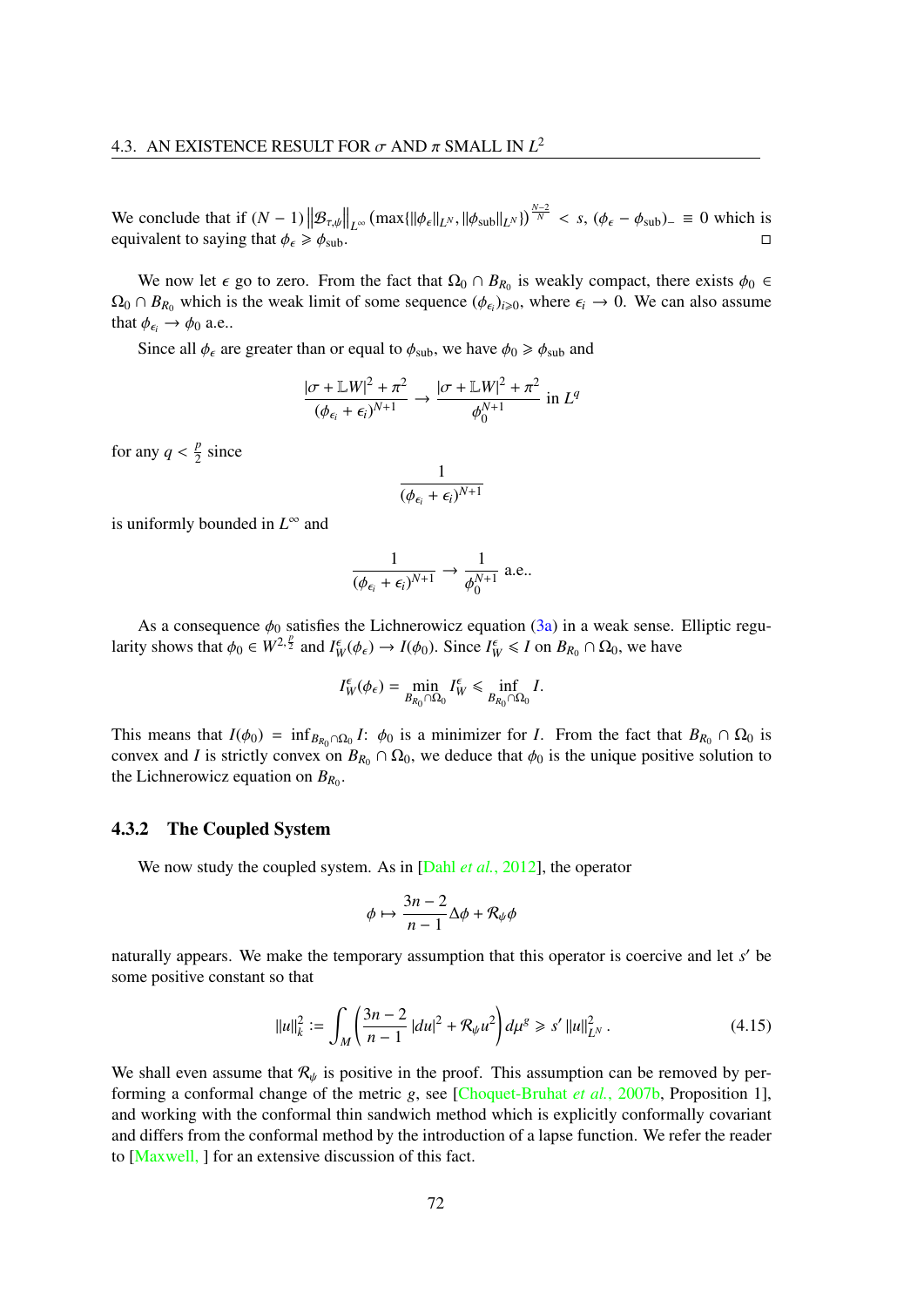We conclude that if $(N-1)\left\|\mathcal{B}_{\tau,\psi}\right\|_{L^\infty}\left(\max\{\|\phi_\epsilon\|_{L^N}, \|\phi_{\text{sub}}\|_{L^N}\}\right)^{\frac{N-2}{N}} < s$, $(\phi_\epsilon - \phi_{\text{sub}})_- \equiv 0$ which is equivalent to saying that $\phi_\epsilon \geqslant \phi_{\text{sub}}$. ◻

We now let $\epsilon$ go to zero. From the fact that $\Omega_0 \cap B_{R_0}$ is weakly compact, there exists $\phi_0 \in \Omega_0 \cap B_{R_0}$ which is the weak limit of some sequence $(\phi_{\epsilon_i})_{i\geqslant 0}$, where $\epsilon_i \to 0$. We can also assume that $\phi_{\epsilon_i} \to \phi_0$ a.e..

Since all $\phi_\epsilon$ are greater than or equal to $\phi_{\text{sub}}$, we have $\phi_0 \geqslant \phi_{\text{sub}}$ and

$$\frac{|\sigma + \mathbb{L}W|^2 + \pi^2}{(\phi_{\epsilon_i} + \epsilon_i)^{N+1}} \to \frac{|\sigma + \mathbb{L}W|^2 + \pi^2}{\phi_0^{N+1}} \text{ in } L^q$$

for any $q < \frac{p}{2}$ since

$$\frac{1}{(\phi_{\epsilon_i} + \epsilon_i)^{N+1}}$$

is uniformly bounded in $L^\infty$ and

$$\frac{1}{(\phi_{\epsilon_i} + \epsilon_i)^{N+1}} \to \frac{1}{\phi_0^{N+1}} \text{ a.e..}$$

As a consequence $\phi_0$ satisfies the Lichnerowicz equation (3a) in a weak sense. Elliptic regularity shows that $\phi_0 \in W^{2,\frac{p}{2}}$ and $I^\epsilon_W(\phi_\epsilon) \to I(\phi_0)$. Since $I^\epsilon_W \leqslant I$ on $B_{R_0} \cap \Omega_0$, we have

$$I^\epsilon_W(\phi_\epsilon) = \min_{B_{R_0}\cap\Omega_0} I^\epsilon_W \leqslant \inf_{B_{R_0}\cap\Omega_0} I.$$

This means that $I(\phi_0) = \inf_{B_{R_0}\cap\Omega_0} I$: $\phi_0$ is a minimizer for $I$. From the fact that $B_{R_0} \cap \Omega_0$ is convex and $I$ is strictly convex on $B_{R_0} \cap \Omega_0$, we deduce that $\phi_0$ is the unique positive solution to the Lichnerowicz equation on $B_{R_0}$.

### 4.3.2 The Coupled System

We now study the coupled system. As in [Dahl *et al.*, 2012], the operator

$$\phi \mapsto \frac{3n-2}{n-1}\Delta\phi + \mathcal{R}_\psi\phi$$

naturally appears. We make the temporary assumption that this operator is coercive and let $s'$ be some positive constant so that

$$\|u\|_k^2 := \int_M \left(\frac{3n-2}{n-1}|du|^2 + \mathcal{R}_\psi u^2\right) d\mu^g \geqslant s' \|u\|_{L^N}^2. \tag{4.15}$$

We shall even assume that $\mathcal{R}_\psi$ is positive in the proof. This assumption can be removed by performing a conformal change of the metric $g$, see [Choquet-Bruhat *et al.*, 2007b, Proposition 1], and working with the conformal thin sandwich method which is explicitly conformally covariant and differs from the conformal method by the introduction of a lapse function. We refer the reader to [Maxwell, ] for an extensive discussion of this fact.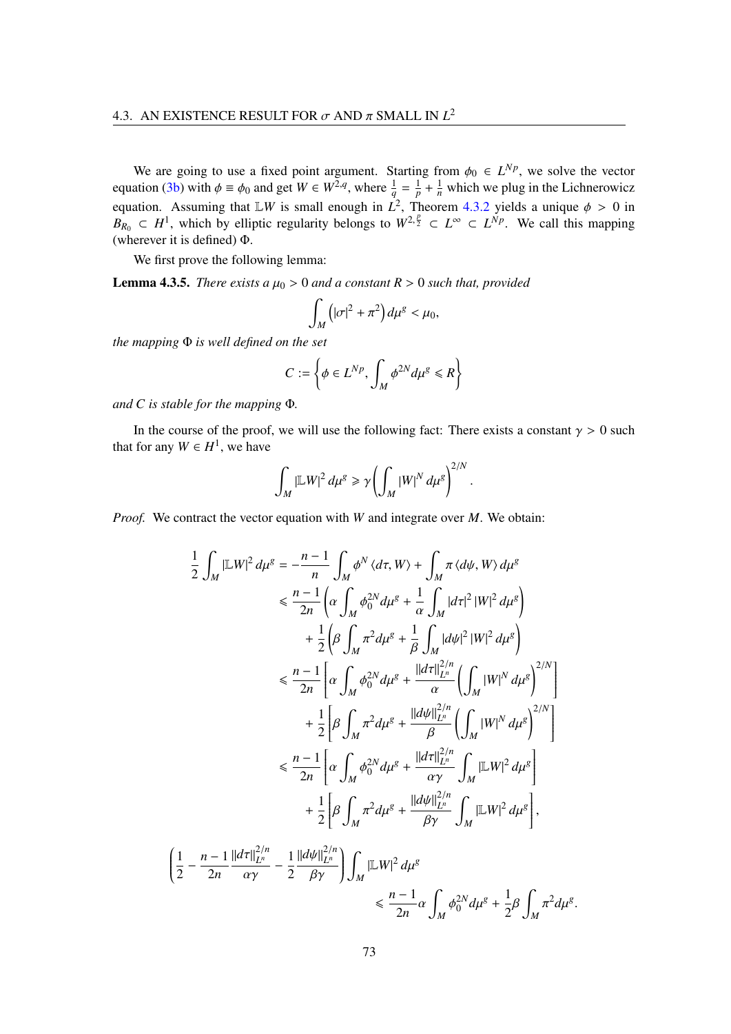We are going to use a fixed point argument. Starting from $\phi_0 \in L^{Np}$, we solve the vector equation (3b) with $\phi \equiv \phi_0$ and get $W \in W^{2,q}$, where $\frac{1}{q} = \frac{1}{p} + \frac{1}{n}$ which we plug in the Lichnerowicz equation. Assuming that $\mathbb{L}W$ is small enough in $L^2$, Theorem 4.3.2 yields a unique $\phi > 0$ in $B_{R_0} \subset H^1$, which by elliptic regularity belongs to $W^{2,\frac{p}{2}} \subset L^\infty \subset L^{Np}$. We call this mapping (wherever it is defined) $\Phi$.

We first prove the following lemma:

**Lemma 4.3.5.** *There exists a $\mu_0 > 0$ and a constant $R > 0$ such that, provided*

$$\int_M \left(|\sigma|^2 + \pi^2\right) d\mu^g < \mu_0,$$

*the mapping $\Phi$ is well defined on the set*

$$C := \left\{\phi \in L^{Np}, \int_M \phi^{2N} d\mu^g \leqslant R\right\}$$

*and $C$ is stable for the mapping $\Phi$.*

In the course of the proof, we will use the following fact: There exists a constant $\gamma > 0$ such that for any $W \in H^1$, we have

$$\int_M |\mathbb{L}W|^2 \, d\mu^g \geqslant \gamma \left(\int_M |W|^N \, d\mu^g\right)^{2/N}.$$

*Proof.* We contract the vector equation with $W$ and integrate over $M$. We obtain:

$$\begin{aligned}
\frac{1}{2}\int_M |\mathbb{L}W|^2 \, d\mu^g &= -\frac{n-1}{n}\int_M \phi^N \langle d\tau, W\rangle + \int_M \pi \langle d\psi, W\rangle \, d\mu^g \\
&\leqslant \frac{n-1}{2n}\left(\alpha \int_M \phi_0^{2N} d\mu^g + \frac{1}{\alpha}\int_M |d\tau|^2 |W|^2 \, d\mu^g\right) \\
&\quad + \frac{1}{2}\left(\beta \int_M \pi^2 d\mu^g + \frac{1}{\beta}\int_M |d\psi|^2 |W|^2 \, d\mu^g\right) \\
&\leqslant \frac{n-1}{2n}\left[\alpha \int_M \phi_0^{2N} d\mu^g + \frac{\|d\tau\|_{L^n}^{2/n}}{\alpha}\left(\int_M |W|^N \, d\mu^g\right)^{2/N}\right] \\
&\quad + \frac{1}{2}\left[\beta \int_M \pi^2 d\mu^g + \frac{\|d\psi\|_{L^n}^{2/n}}{\beta}\left(\int_M |W|^N \, d\mu^g\right)^{2/N}\right] \\
&\leqslant \frac{n-1}{2n}\left[\alpha \int_M \phi_0^{2N} d\mu^g + \frac{\|d\tau\|_{L^n}^{2/n}}{\alpha\gamma}\int_M |\mathbb{L}W|^2 \, d\mu^g\right] \\
&\quad + \frac{1}{2}\left[\beta \int_M \pi^2 d\mu^g + \frac{\|d\psi\|_{L^n}^{2/n}}{\beta\gamma}\int_M |\mathbb{L}W|^2 \, d\mu^g\right],
\end{aligned}$$

$$\left(\frac{1}{2} - \frac{n-1}{2n}\frac{\|d\tau\|_{L^n}^{2/n}}{\alpha\gamma} - \frac{1}{2}\frac{\|d\psi\|_{L^n}^{2/n}}{\beta\gamma}\right)\int_M |\mathbb{L}W|^2 \, d\mu^g \leqslant \frac{n-1}{2n}\alpha \int_M \phi_0^{2N} d\mu^g + \frac{1}{2}\beta \int_M \pi^2 d\mu^g.$$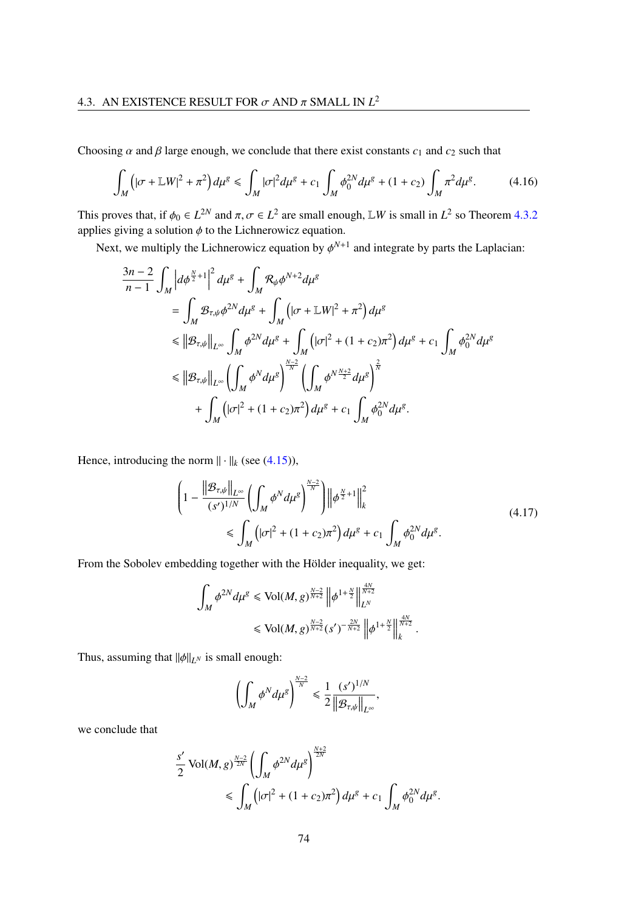Choosing $\alpha$ and $\beta$ large enough, we conclude that there exist constants $c_1$ and $c_2$ such that

$$\int_M \left(|\sigma + \mathbb{L}W|^2 + \pi^2\right) d\mu^g \leqslant \int_M |\sigma|^2 d\mu^g + c_1 \int_M \phi_0^{2N} d\mu^g + (1 + c_2) \int_M \pi^2 d\mu^g. \tag{4.16}$$

This proves that, if $\phi_0 \in L^{2N}$ and $\pi, \sigma \in L^2$ are small enough, $\mathbb{L}W$ is small in $L^2$ so Theorem 4.3.2 applies giving a solution $\phi$ to the Lichnerowicz equation.

Next, we multiply the Lichnerowicz equation by $\phi^{N+1}$ and integrate by parts the Laplacian:

$$\begin{aligned}
\frac{3n-2}{n-1} \int_M \left|d\phi^{\frac{N}{2}+1}\right|^2 d\mu^g &+ \int_M \mathcal{R}_\psi \phi^{N+2} d\mu^g \\
&= \int_M \mathcal{B}_{\tau,\psi} \phi^{2N} d\mu^g + \int_M \left(|\sigma + \mathbb{L}W|^2 + \pi^2\right) d\mu^g \\
&\leqslant \left\|\mathcal{B}_{\tau,\psi}\right\|_{L^\infty} \int_M \phi^{2N} d\mu^g + \int_M \left(|\sigma|^2 + (1+c_2)\pi^2\right) d\mu^g + c_1 \int_M \phi_0^{2N} d\mu^g \\
&\leqslant \left\|\mathcal{B}_{\tau,\psi}\right\|_{L^\infty} \left(\int_M \phi^N d\mu^g\right)^{\frac{N-2}{N}} \left(\int_M \phi^{N\frac{N+2}{2}} d\mu^g\right)^{\frac{2}{N}} \\
&\qquad + \int_M \left(|\sigma|^2 + (1+c_2)\pi^2\right) d\mu^g + c_1 \int_M \phi_0^{2N} d\mu^g.
\end{aligned}$$

Hence, introducing the norm $\|\cdot\|_k$ (see (4.15)),

$$\begin{aligned}
\left(1 - \frac{\left\|\mathcal{B}_{\tau,\psi}\right\|_{L^\infty}}{(s')^{1/N}} \left(\int_M \phi^N d\mu^g\right)^{\frac{N-2}{N}}\right) \left\|\phi^{\frac{N}{2}+1}\right\|_k^2 \\
\leqslant \int_M \left(|\sigma|^2 + (1+c_2)\pi^2\right) d\mu^g + c_1 \int_M \phi_0^{2N} d\mu^g.
\end{aligned} \tag{4.17}$$

From the Sobolev embedding together with the Hölder inequality, we get:

$$\begin{aligned}
\int_M \phi^{2N} d\mu^g &\leqslant \mathrm{Vol}(M,g)^{\frac{N-2}{N+2}} \left\|\phi^{1+\frac{N}{2}}\right\|_{L^N}^{\frac{4N}{N+2}} \\
&\leqslant \mathrm{Vol}(M,g)^{\frac{N-2}{N+2}} (s')^{-\frac{2N}{N+2}} \left\|\phi^{1+\frac{N}{2}}\right\|_k^{\frac{4N}{N+2}}.
\end{aligned}$$

Thus, assuming that $\|\phi\|_{L^N}$ is small enough:

$$\left(\int_M \phi^N d\mu^g\right)^{\frac{N-2}{N}} \leqslant \frac{1}{2} \frac{(s')^{1/N}}{\left\|\mathcal{B}_{\tau,\psi}\right\|_{L^\infty}},$$

we conclude that

$$\begin{aligned}
\frac{s'}{2} \mathrm{Vol}(M,g)^{\frac{N-2}{2N}} \left(\int_M \phi^{2N} d\mu^g\right)^{\frac{N+2}{2N}} \\
\leqslant \int_M \left(|\sigma|^2 + (1+c_2)\pi^2\right) d\mu^g + c_1 \int_M \phi_0^{2N} d\mu^g.
\end{aligned}$$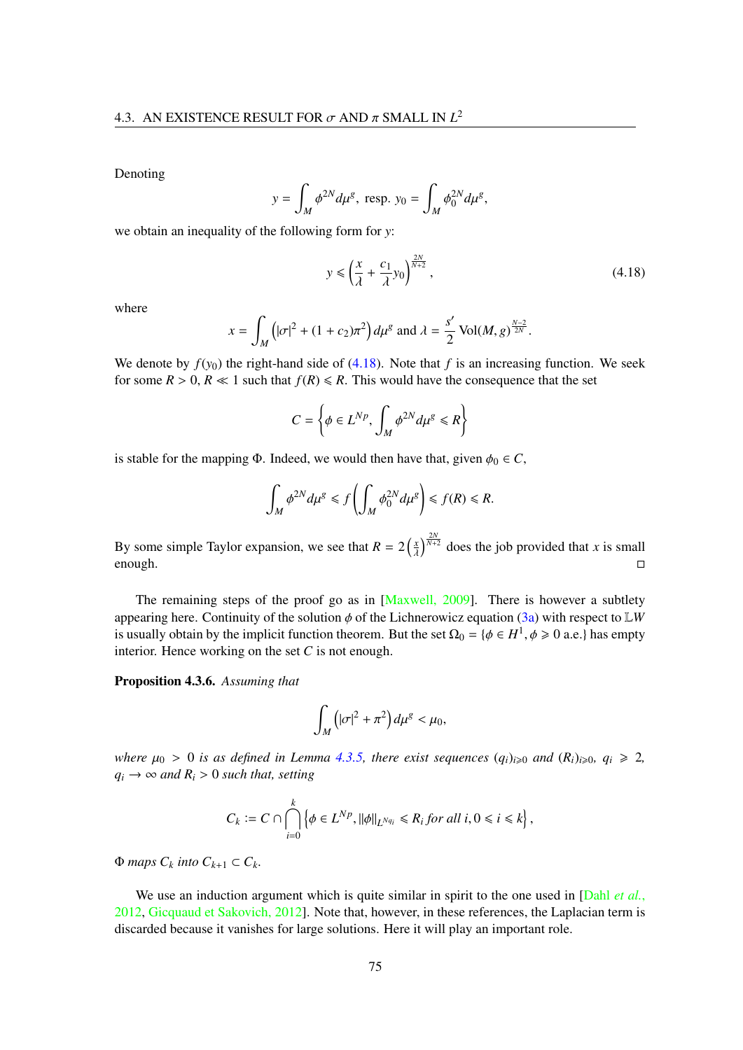Denoting

$$y = \int_M \phi^{2N} d\mu^g, \text{ resp. } y_0 = \int_M \phi_0^{2N} d\mu^g,$$

we obtain an inequality of the following form for $y$:

$$y \leqslant \left(\frac{x}{\lambda} + \frac{c_1}{\lambda} y_0\right)^{\frac{2N}{N+2}}, \tag{4.18}$$

where

$$x = \int_M \left(|\sigma|^2 + (1 + c_2)\pi^2\right) d\mu^g \text{ and } \lambda = \frac{s'}{2} \operatorname{Vol}(M, g)^{\frac{N-2}{2N}}.$$

We denote by $f(y_0)$ the right-hand side of (4.18). Note that $f$ is an increasing function. We seek for some $R > 0$, $R \ll 1$ such that $f(R) \leqslant R$. This would have the consequence that the set

$$C = \left\{\phi \in L^{Np}, \int_M \phi^{2N} d\mu^g \leqslant R\right\}$$

is stable for the mapping $\Phi$. Indeed, we would then have that, given $\phi_0 \in C$,

$$\int_M \phi^{2N} d\mu^g \leqslant f\left(\int_M \phi_0^{2N} d\mu^g\right) \leqslant f(R) \leqslant R.$$

By some simple Taylor expansion, we see that $R = 2\left(\frac{x}{\lambda}\right)^{\frac{2N}{N+2}}$ does the job provided that $x$ is small enough. □

The remaining steps of the proof go as in [Maxwell, 2009]. There is however a subtlety appearing here. Continuity of the solution $\phi$ of the Lichnerowicz equation (3a) with respect to $\mathbb{L}W$ is usually obtain by the implicit function theorem. But the set $\Omega_0 = \{\phi \in H^1, \phi \geqslant 0 \text{ a.e.}\}$ has empty interior. Hence working on the set $C$ is not enough.

**Proposition 4.3.6.** *Assuming that*

$$\int_M \left(|\sigma|^2 + \pi^2\right) d\mu^g < \mu_0,$$

*where $\mu_0 > 0$ is as defined in Lemma 4.3.5, there exist sequences $(q_i)_{i \geqslant 0}$ and $(R_i)_{i \geqslant 0}$, $q_i \geqslant 2$, $q_i \to \infty$ and $R_i > 0$ such that, setting*

$$C_k := C \cap \bigcap_{i=0}^{k} \left\{\phi \in L^{Np}, \|\phi\|_{L^{Nq_i}} \leqslant R_i \text{ for all } i, 0 \leqslant i \leqslant k\right\},$$

*$\Phi$ maps $C_k$ into $C_{k+1} \subset C_k$.*

We use an induction argument which is quite similar in spirit to the one used in [Dahl *et al.*, 2012, Gicquaud et Sakovich, 2012]. Note that, however, in these references, the Laplacian term is discarded because it vanishes for large solutions. Here it will play an important role.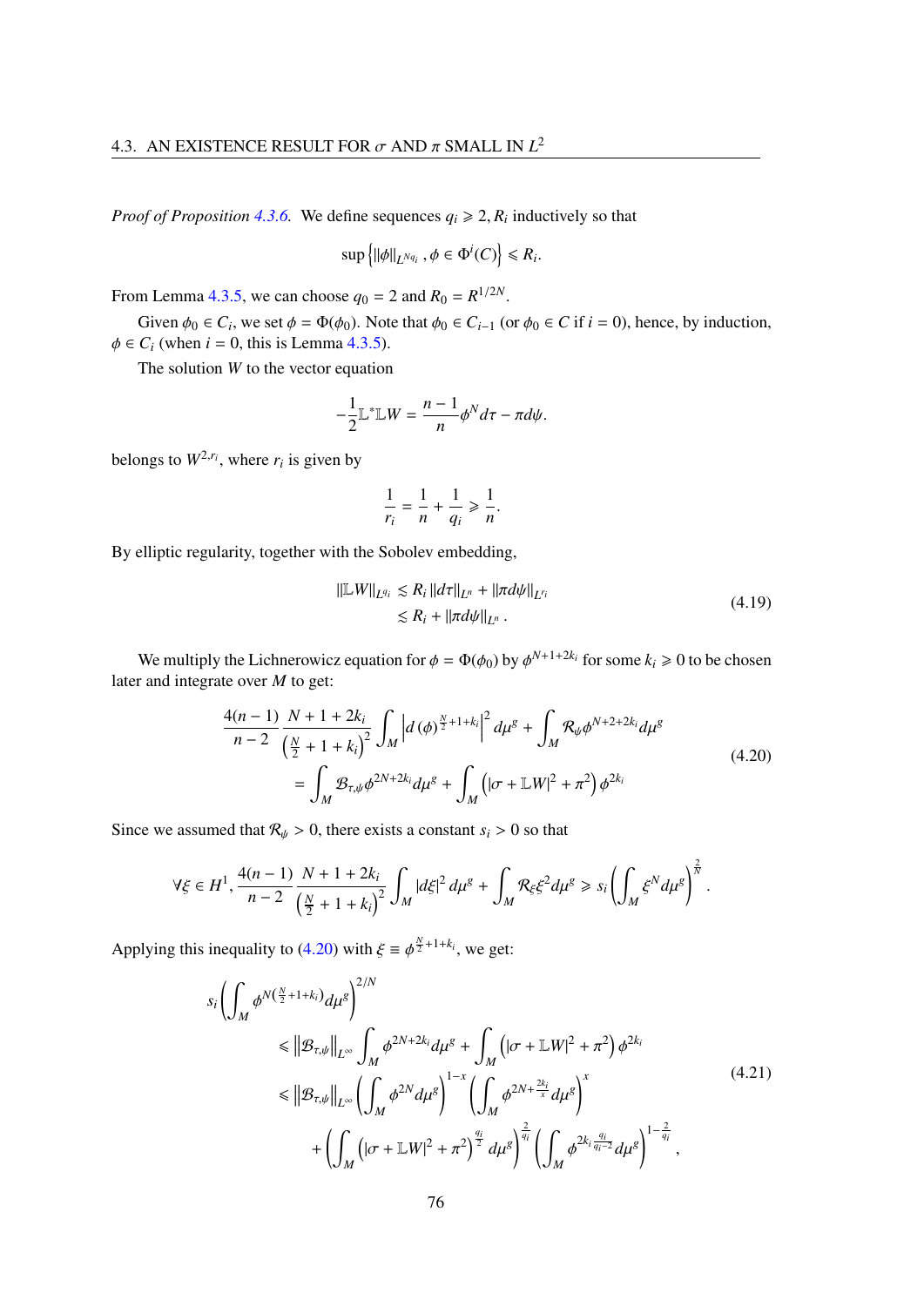*Proof of Proposition 4.3.6.* We define sequences $q_i \geqslant 2, R_i$ inductively so that

$$\sup\left\{\|\phi\|_{L^{Nq_i}}, \phi \in \Phi^i(C)\right\} \leqslant R_i.$$

From Lemma 4.3.5, we can choose $q_0 = 2$ and $R_0 = R^{1/2N}$.

Given $\phi_0 \in C_i$, we set $\phi = \Phi(\phi_0)$. Note that $\phi_0 \in C_{i-1}$ (or $\phi_0 \in C$ if $i = 0$), hence, by induction, $\phi \in C_i$ (when $i = 0$, this is Lemma 4.3.5).

The solution $W$ to the vector equation

$$-\frac{1}{2}\mathbb{L}^*\mathbb{L}W = \frac{n-1}{n}\phi^N d\tau - \pi d\psi.$$

belongs to $W^{2,r_i}$, where $r_i$ is given by

$$\frac{1}{r_i} = \frac{1}{n} + \frac{1}{q_i} \geqslant \frac{1}{n}.$$

By elliptic regularity, together with the Sobolev embedding,

$$\begin{aligned}
\|\mathbb{L}W\|_{L^{q_i}} &\lesssim R_i \|d\tau\|_{L^n} + \|\pi d\psi\|_{L^{r_i}} \\
&\lesssim R_i + \|\pi d\psi\|_{L^n}.
\end{aligned} \tag{4.19}$$

We multiply the Lichnerowicz equation for $\phi = \Phi(\phi_0)$ by $\phi^{N+1+2k_i}$ for some $k_i \geqslant 0$ to be chosen later and integrate over $M$ to get:

$$\begin{aligned}
\frac{4(n-1)}{n-2}\frac{N+1+2k_i}{\left(\frac{N}{2}+1+k_i\right)^2}\int_M \left|d(\phi)^{\frac{N}{2}+1+k_i}\right|^2 d\mu^g + \int_M \mathcal{R}_\psi \phi^{N+2+2k_i} d\mu^g \\
= \int_M \mathcal{B}_{\tau,\psi}\phi^{2N+2k_i} d\mu^g + \int_M \left(|\sigma + \mathbb{L}W|^2 + \pi^2\right)\phi^{2k_i}
\end{aligned} \tag{4.20}$$

Since we assumed that $\mathcal{R}_\psi > 0$, there exists a constant $s_i > 0$ so that

$$\forall \xi \in H^1, \frac{4(n-1)}{n-2}\frac{N+1+2k_i}{\left(\frac{N}{2}+1+k_i\right)^2}\int_M |d\xi|^2 d\mu^g + \int_M \mathcal{R}_\xi \xi^2 d\mu^g \geqslant s_i\left(\int_M \xi^N d\mu^g\right)^{\frac{2}{N}}.$$

Applying this inequality to (4.20) with $\xi \equiv \phi^{\frac{N}{2}+1+k_i}$, we get:

$$\begin{aligned}
s_i\left(\int_M \phi^{N\left(\frac{N}{2}+1+k_i\right)} d\mu^g\right)^{2/N} \\
&\leqslant \left\|\mathcal{B}_{\tau,\psi}\right\|_{L^\infty}\int_M \phi^{2N+2k_i} d\mu^g + \int_M \left(|\sigma + \mathbb{L}W|^2 + \pi^2\right)\phi^{2k_i} \\
&\leqslant \left\|\mathcal{B}_{\tau,\psi}\right\|_{L^\infty}\left(\int_M \phi^{2N} d\mu^g\right)^{1-x}\left(\int_M \phi^{2N+\frac{2k_i}{x}} d\mu^g\right)^x \\
&\quad + \left(\int_M \left(|\sigma + \mathbb{L}W|^2 + \pi^2\right)^{\frac{q_i}{2}} d\mu^g\right)^{\frac{2}{q_i}}\left(\int_M \phi^{2k_i\frac{q_i}{q_i-2}} d\mu^g\right)^{1-\frac{2}{q_i}},
\end{aligned} \tag{4.21}$$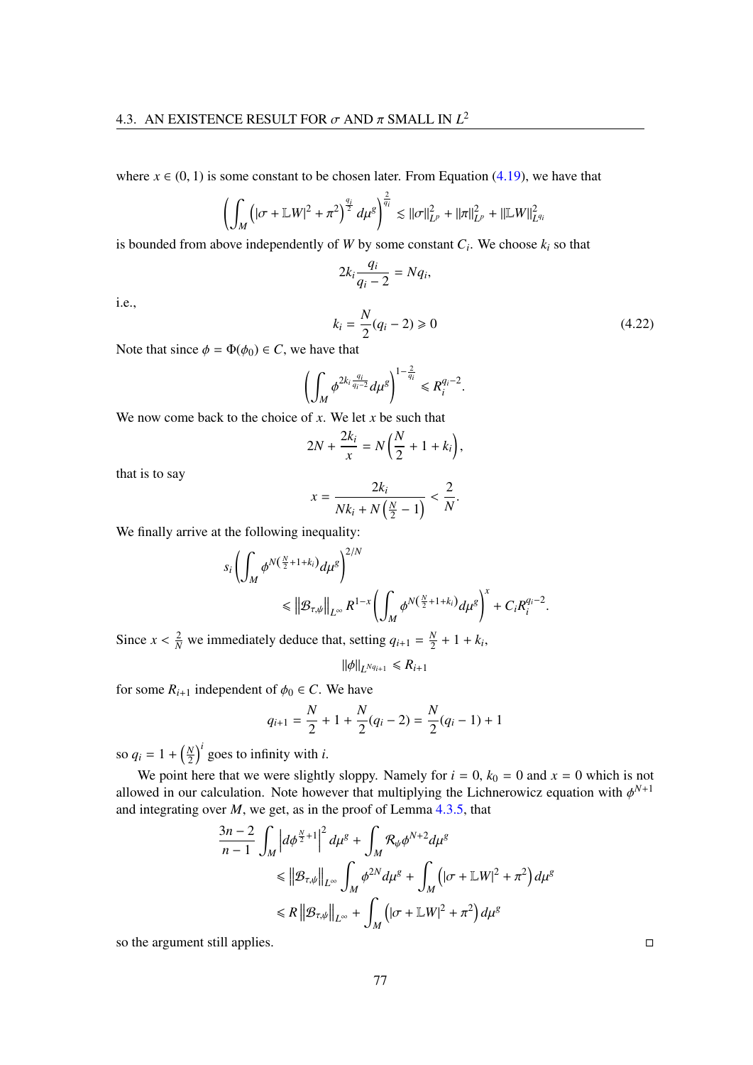where $x \in (0, 1)$ is some constant to be chosen later. From Equation (4.19), we have that

$$\left(\int_M \left(|\sigma + \mathbb{L}W|^2 + \pi^2\right)^{\frac{q_i}{2}} d\mu^g\right)^{\frac{2}{q_i}} \lesssim \|\sigma\|^2_{L^p} + \|\pi\|^2_{L^p} + \|\mathbb{L}W\|^2_{L^{q_i}}$$

is bounded from above independently of $W$ by some constant $C_i$. We choose $k_i$ so that

$$2k_i \frac{q_i}{q_i - 2} = N q_i,$$

i.e.,

$$k_i = \frac{N}{2}(q_i - 2) \geqslant 0 \tag{4.22}$$

Note that since $\phi = \Phi(\phi_0) \in C$, we have that

$$\left(\int_M \phi^{2k_i \frac{q_i}{q_i-2}} d\mu^g\right)^{1-\frac{2}{q_i}} \leqslant R_i^{q_i - 2}.$$

We now come back to the choice of $x$. We let $x$ be such that

$$2N + \frac{2k_i}{x} = N\left(\frac{N}{2} + 1 + k_i\right),$$

that is to say

$$x = \frac{2k_i}{N k_i + N\left(\frac{N}{2} - 1\right)} < \frac{2}{N}.$$

We finally arrive at the following inequality:

$$s_i \left(\int_M \phi^{N\left(\frac{N}{2}+1+k_i\right)} d\mu^g\right)^{2/N} \leqslant \left\|\mathcal{B}_{\tau,\psi}\right\|_{L^\infty} R^{1-x} \left(\int_M \phi^{N\left(\frac{N}{2}+1+k_i\right)} d\mu^g\right)^x + C_i R_i^{q_i - 2}.$$

Since $x < \frac{2}{N}$ we immediately deduce that, setting $q_{i+1} = \frac{N}{2} + 1 + k_i$,

$$\|\phi\|_{L^{N q_{i+1}}} \leqslant R_{i+1}$$

for some $R_{i+1}$ independent of $\phi_0 \in C$. We have

$$q_{i+1} = \frac{N}{2} + 1 + \frac{N}{2}(q_i - 2) = \frac{N}{2}(q_i - 1) + 1$$

so $q_i = 1 + \left(\frac{N}{2}\right)^i$ goes to infinity with $i$.

We point here that we were slightly sloppy. Namely for $i = 0$, $k_0 = 0$ and $x = 0$ which is not allowed in our calculation. Note however that multiplying the Lichnerowicz equation with $\phi^{N+1}$ and integrating over $M$, we get, as in the proof of Lemma 4.3.5, that

$$\begin{aligned}
\frac{3n-2}{n-1} \int_M \left|d\phi^{\frac{N}{2}+1}\right|^2 d\mu^g + \int_M \mathcal{R}_\psi \phi^{N+2} d\mu^g
&\leqslant \left\|\mathcal{B}_{\tau,\psi}\right\|_{L^\infty} \int_M \phi^{2N} d\mu^g + \int_M \left(|\sigma + \mathbb{L}W|^2 + \pi^2\right) d\mu^g \\
&\leqslant R \left\|\mathcal{B}_{\tau,\psi}\right\|_{L^\infty} + \int_M \left(|\sigma + \mathbb{L}W|^2 + \pi^2\right) d\mu^g
\end{aligned}$$

so the argument still applies. □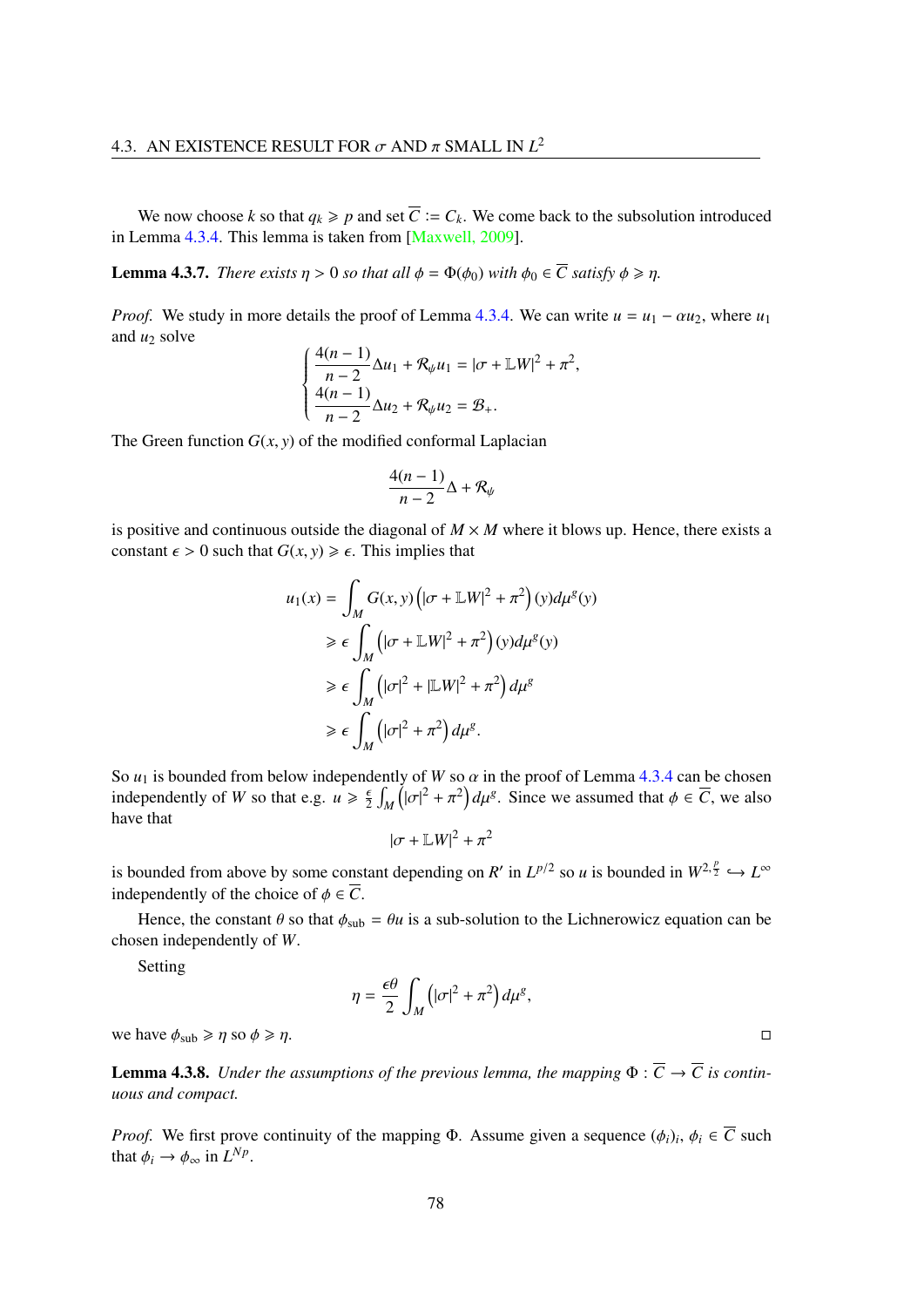We now choose $k$ so that $q_k \geqslant p$ and set $\overline{C} := C_k$. We come back to the subsolution introduced in Lemma 4.3.4. This lemma is taken from [Maxwell, 2009].

**Lemma 4.3.7.** *There exists $\eta > 0$ so that all $\phi = \Phi(\phi_0)$ with $\phi_0 \in \overline{C}$ satisfy $\phi \geqslant \eta$.*

*Proof.* We study in more details the proof of Lemma 4.3.4. We can write $u = u_1 - \alpha u_2$, where $u_1$ and $u_2$ solve

$$\begin{cases} \dfrac{4(n-1)}{n-2}\Delta u_1 + \mathcal{R}_\psi u_1 = |\sigma + \mathbb{L}W|^2 + \pi^2, \\ \dfrac{4(n-1)}{n-2}\Delta u_2 + \mathcal{R}_\psi u_2 = \mathcal{B}_+. \end{cases}$$

The Green function $G(x, y)$ of the modified conformal Laplacian

$$\frac{4(n-1)}{n-2}\Delta + \mathcal{R}_\psi$$

is positive and continuous outside the diagonal of $M \times M$ where it blows up. Hence, there exists a constant $\epsilon > 0$ such that $G(x, y) \geqslant \epsilon$. This implies that

$$\begin{aligned} u_1(x) &= \int_M G(x,y)\left(|\sigma + \mathbb{L}W|^2 + \pi^2\right)(y) d\mu^g(y) \\ &\geqslant \epsilon \int_M \left(|\sigma + \mathbb{L}W|^2 + \pi^2\right)(y) d\mu^g(y) \\ &\geqslant \epsilon \int_M \left(|\sigma|^2 + |\mathbb{L}W|^2 + \pi^2\right) d\mu^g \\ &\geqslant \epsilon \int_M \left(|\sigma|^2 + \pi^2\right) d\mu^g. \end{aligned}$$

So $u_1$ is bounded from below independently of $W$ so $\alpha$ in the proof of Lemma 4.3.4 can be chosen independently of $W$ so that e.g. $u \geqslant \frac{\epsilon}{2}\int_M \left(|\sigma|^2 + \pi^2\right) d\mu^g$. Since we assumed that $\phi \in \overline{C}$, we also have that

$$|\sigma + \mathbb{L}W|^2 + \pi^2$$

is bounded from above by some constant depending on $R'$ in $L^{p/2}$ so $u$ is bounded in $W^{2,\frac{p}{2}} \hookrightarrow L^\infty$ independently of the choice of $\phi \in \overline{C}$.

Hence, the constant $\theta$ so that $\phi_{\text{sub}} = \theta u$ is a sub-solution to the Lichnerowicz equation can be chosen independently of $W$.

Setting

$$\eta = \frac{\epsilon\theta}{2}\int_M \left(|\sigma|^2 + \pi^2\right) d\mu^g,$$

we have $\phi_{\text{sub}} \geqslant \eta$ so $\phi \geqslant \eta$. □

**Lemma 4.3.8.** *Under the assumptions of the previous lemma, the mapping $\Phi : \overline{C} \to \overline{C}$ is continuous and compact.*

*Proof.* We first prove continuity of the mapping $\Phi$. Assume given a sequence $(\phi_i)_i$, $\phi_i \in \overline{C}$ such that $\phi_i \to \phi_\infty$ in $L^{Np}$.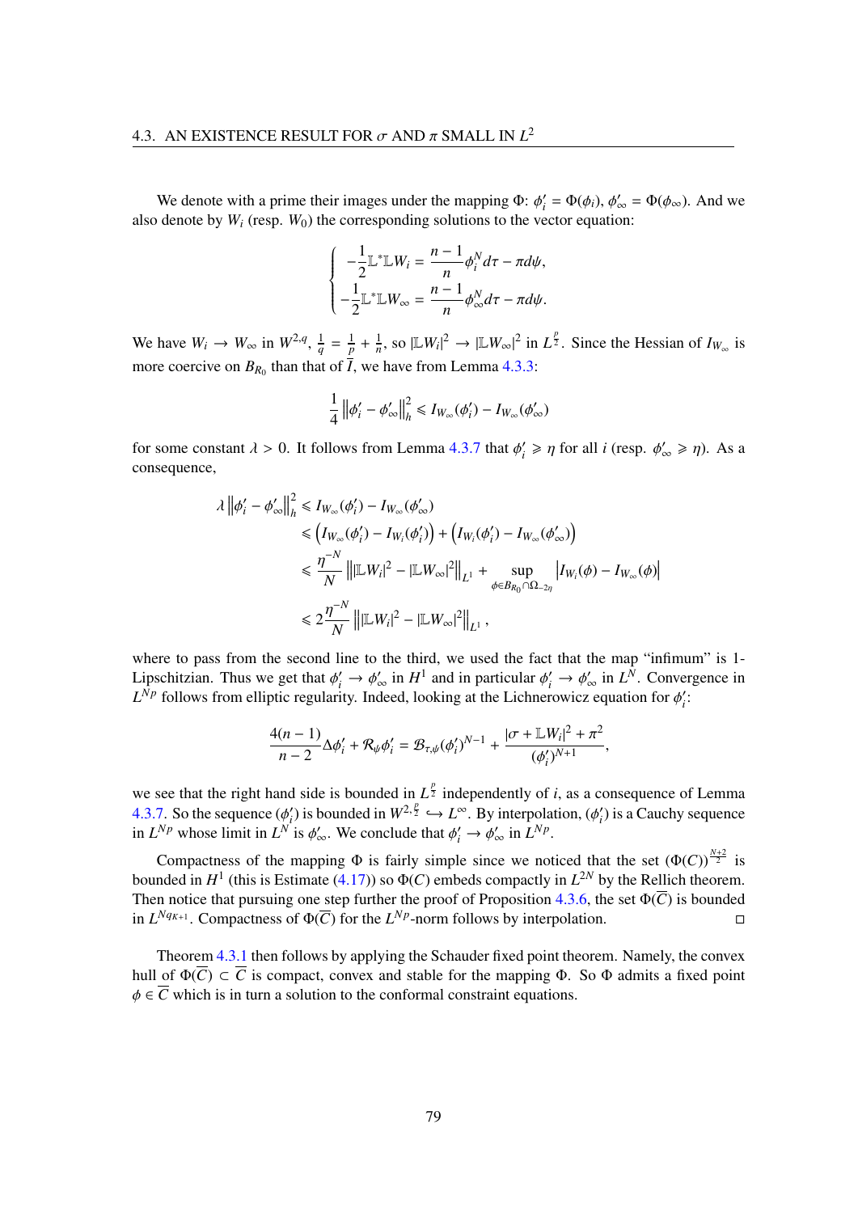We denote with a prime their images under the mapping $\Phi$: $\phi'_i = \Phi(\phi_i)$, $\phi'_\infty = \Phi(\phi_\infty)$. And we also denote by $W_i$ (resp. $W_0$) the corresponding solutions to the vector equation:

$$\begin{cases} -\dfrac{1}{2}\mathbb{L}^*\mathbb{L}W_i = \dfrac{n-1}{n}\phi_i^N d\tau - \pi d\psi, \\ -\dfrac{1}{2}\mathbb{L}^*\mathbb{L}W_\infty = \dfrac{n-1}{n}\phi_\infty^N d\tau - \pi d\psi. \end{cases}$$

We have $W_i \to W_\infty$ in $W^{2,q}$, $\frac{1}{q} = \frac{1}{p} + \frac{1}{n}$, so $|\mathbb{L}W_i|^2 \to |\mathbb{L}W_\infty|^2$ in $L^{\frac{p}{2}}$. Since the Hessian of $I_{W_\infty}$ is more coercive on $B_{R_0}$ than that of $\overline{I}$, we have from Lemma 4.3.3:

$$\frac{1}{4}\left\|\phi'_i - \phi'_\infty\right\|_h^2 \leqslant I_{W_\infty}(\phi'_i) - I_{W_\infty}(\phi'_\infty)$$

for some constant $\lambda > 0$. It follows from Lemma 4.3.7 that $\phi'_i \geqslant \eta$ for all $i$ (resp. $\phi'_\infty \geqslant \eta$). As a consequence,

$$\begin{aligned}
\lambda\left\|\phi'_i - \phi'_\infty\right\|_h^2 &\leqslant I_{W_\infty}(\phi'_i) - I_{W_\infty}(\phi'_\infty) \\
&\leqslant \left(I_{W_\infty}(\phi'_i) - I_{W_i}(\phi'_i)\right) + \left(I_{W_i}(\phi'_i) - I_{W_\infty}(\phi'_\infty)\right) \\
&\leqslant \frac{\eta^{-N}}{N}\left\||\mathbb{L}W_i|^2 - |\mathbb{L}W_\infty|^2\right\|_{L^1} + \sup_{\phi \in B_{R_0}\cap\Omega_{-2\eta}} \left|I_{W_i}(\phi) - I_{W_\infty}(\phi)\right| \\
&\leqslant 2\frac{\eta^{-N}}{N}\left\||\mathbb{L}W_i|^2 - |\mathbb{L}W_\infty|^2\right\|_{L^1},
\end{aligned}$$

where to pass from the second line to the third, we used the fact that the map "infimum" is 1-Lipschitzian. Thus we get that $\phi'_i \to \phi'_\infty$ in $H^1$ and in particular $\phi'_i \to \phi'_\infty$ in $L^N$. Convergence in $L^{Np}$ follows from elliptic regularity. Indeed, looking at the Lichnerowicz equation for $\phi'_i$:

$$\frac{4(n-1)}{n-2}\Delta\phi'_i + \mathcal{R}_\psi\phi'_i = \mathcal{B}_{\tau,\psi}(\phi'_i)^{N-1} + \frac{|\sigma + \mathbb{L}W_i|^2 + \pi^2}{(\phi'_i)^{N+1}},$$

we see that the right hand side is bounded in $L^{\frac{p}{2}}$ independently of $i$, as a consequence of Lemma 4.3.7. So the sequence $(\phi'_i)$ is bounded in $W^{2,\frac{p}{2}} \hookrightarrow L^\infty$. By interpolation, $(\phi'_i)$ is a Cauchy sequence in $L^{Np}$ whose limit in $L^N$ is $\phi'_\infty$. We conclude that $\phi'_i \to \phi'_\infty$ in $L^{Np}$.

Compactness of the mapping $\Phi$ is fairly simple since we noticed that the set $(\Phi(C))^{\frac{N+2}{2}}$ is bounded in $H^1$ (this is Estimate (4.17)) so $\Phi(C)$ embeds compactly in $L^{2N}$ by the Rellich theorem. Then notice that pursuing one step further the proof of Proposition 4.3.6, the set $\Phi(\overline{C})$ is bounded in $L^{Nq_{K+1}}$. Compactness of $\Phi(\overline{C})$ for the $L^{Np}$-norm follows by interpolation. □

Theorem 4.3.1 then follows by applying the Schauder fixed point theorem. Namely, the convex hull of $\Phi(\overline{C}) \subset \overline{C}$ is compact, convex and stable for the mapping $\Phi$. So $\Phi$ admits a fixed point $\phi \in \overline{C}$ which is in turn a solution to the conformal constraint equations.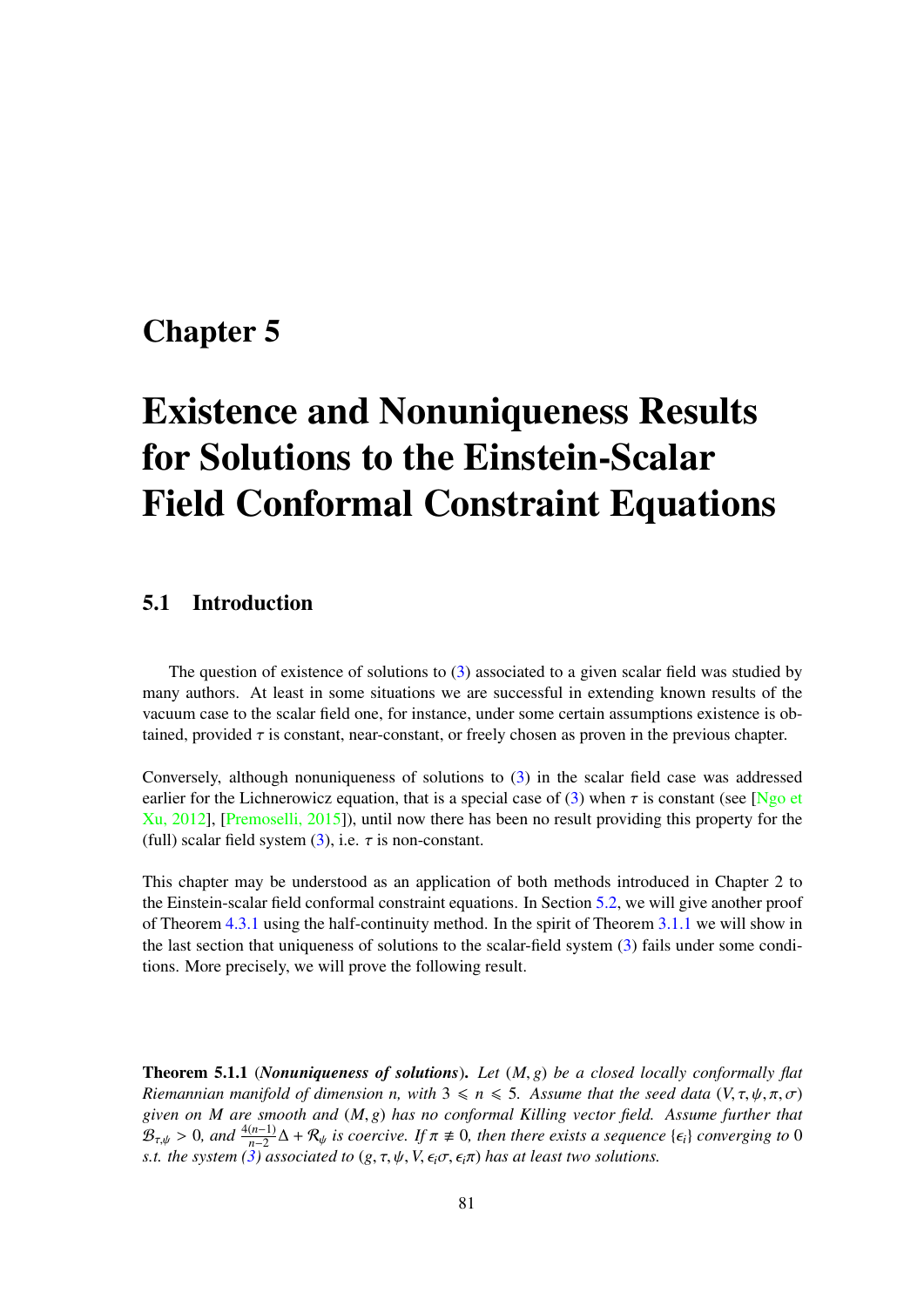# Chapter 5

# Existence and Nonuniqueness Results for Solutions to the Einstein-Scalar Field Conformal Constraint Equations

## 5.1 Introduction

The question of existence of solutions to (3) associated to a given scalar field was studied by many authors. At least in some situations we are successful in extending known results of the vacuum case to the scalar field one, for instance, under some certain assumptions existence is obtained, provided $\tau$ is constant, near-constant, or freely chosen as proven in the previous chapter.

Conversely, although nonuniqueness of solutions to (3) in the scalar field case was addressed earlier for the Lichnerowicz equation, that is a special case of (3) when $\tau$ is constant (see [Ngo et Xu, 2012], [Premoselli, 2015]), until now there has been no result providing this property for the (full) scalar field system (3), i.e. $\tau$ is non-constant.

This chapter may be understood as an application of both methods introduced in Chapter 2 to the Einstein-scalar field conformal constraint equations. In Section 5.2, we will give another proof of Theorem 4.3.1 using the half-continuity method. In the spirit of Theorem 3.1.1 we will show in the last section that uniqueness of solutions to the scalar-field system (3) fails under some conditions. More precisely, we will prove the following result.

**Theorem 5.1.1** (***Nonuniqueness of solutions***)**.** *Let $(M, g)$ be a closed locally conformally flat Riemannian manifold of dimension $n$, with $3 \leqslant n \leqslant 5$. Assume that the seed data $(V, \tau, \psi, \pi, \sigma)$ given on $M$ are smooth and $(M, g)$ has no conformal Killing vector field. Assume further that $\mathcal{B}_{\tau,\psi} > 0$, and $\frac{4(n-1)}{n-2}\Delta + \mathcal{R}_\psi$ is coercive. If $\pi \not\equiv 0$, then there exists a sequence $\{\epsilon_i\}$ converging to $0$ s.t. the system (3) associated to $(g, \tau, \psi, V, \epsilon_i\sigma, \epsilon_i\pi)$ has at least two solutions.*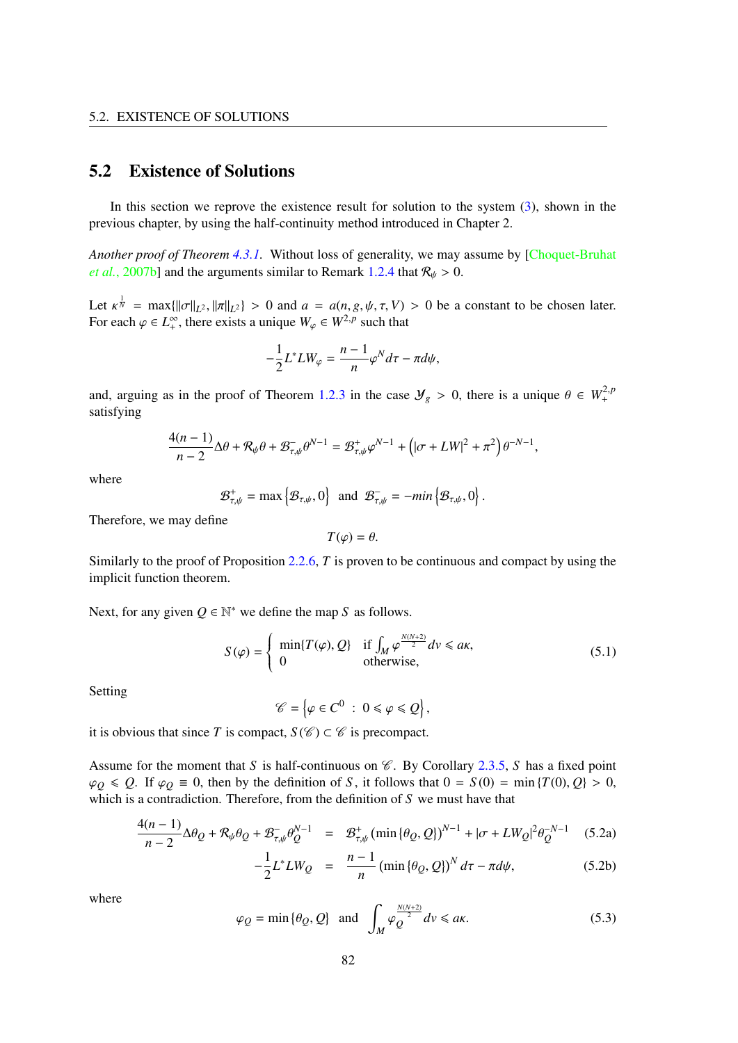## 5.2 Existence of Solutions

In this section we reprove the existence result for solution to the system (3), shown in the previous chapter, by using the half-continuity method introduced in Chapter 2.

*Another proof of Theorem 4.3.1.* Without loss of generality, we may assume by [Choquet-Bruhat et al., 2007b] and the arguments similar to Remark 1.2.4 that $\mathcal{R}_\psi > 0$.

Let $\kappa^{\frac{1}{N}} = \max\{\|\sigma\|_{L^2}, \|\pi\|_{L^2}\} > 0$ and $a = a(n, g, \psi, \tau, V) > 0$ be a constant to be chosen later. For each $\varphi \in L^\infty_+$, there exists a unique $W_\varphi \in W^{2,p}$ such that

$$-\frac{1}{2}L^* LW_\varphi = \frac{n-1}{n}\varphi^N d\tau - \pi d\psi,$$

and, arguing as in the proof of Theorem 1.2.3 in the case $\mathcal{Y}_g > 0$, there is a unique $\theta \in W^{2,p}_+$ satisfying

$$\frac{4(n-1)}{n-2}\Delta\theta + \mathcal{R}_\psi\theta + \mathcal{B}^-_{\tau,\psi}\theta^{N-1} = \mathcal{B}^+_{\tau,\psi}\varphi^{N-1} + \left(|\sigma + LW|^2 + \pi^2\right)\theta^{-N-1},$$

where

$$\mathcal{B}^+_{\tau,\psi} = \max\left\{\mathcal{B}_{\tau,\psi}, 0\right\} \quad \text{and} \quad \mathcal{B}^-_{\tau,\psi} = -min\left\{\mathcal{B}_{\tau,\psi}, 0\right\}.$$

Therefore, we may define

$$T(\varphi) = \theta.$$

Similarly to the proof of Proposition 2.2.6, $T$ is proven to be continuous and compact by using the implicit function theorem.

Next, for any given $Q \in \mathbb{N}^*$ we define the map $S$ as follows.

$$S(\varphi) = \begin{cases} \min\{T(\varphi), Q\} & \text{if } \int_M \varphi^{\frac{N(N+2)}{2}} dv \leqslant a\kappa, \\ 0 & \text{otherwise}, \end{cases} \tag{5.1}$$

Setting

$$\mathscr{C} = \left\{\varphi \in C^0 \ : \ 0 \leqslant \varphi \leqslant Q\right\},$$

it is obvious that since $T$ is compact, $S(\mathscr{C}) \subset \mathscr{C}$ is precompact.

Assume for the moment that $S$ is half-continuous on $\mathscr{C}$. By Corollary 2.3.5, $S$ has a fixed point $\varphi_Q \leqslant Q$. If $\varphi_Q \equiv 0$, then by the definition of $S$, it follows that $0 = S(0) = \min\{T(0), Q\} > 0$, which is a contradiction. Therefore, from the definition of $S$ we must have that

$$\frac{4(n-1)}{n-2}\Delta\theta_Q + \mathcal{R}_\psi\theta_Q + \mathcal{B}^-_{\tau,\psi}\theta_Q^{N-1} = \mathcal{B}^+_{\tau,\psi}\left(\min\{\theta_Q, Q\}\right)^{N-1} + |\sigma + LW_Q|^2\theta_Q^{-N-1} \tag{5.2a}$$

$$-\frac{1}{2}L^* LW_Q = \frac{n-1}{n}\left(\min\{\theta_Q, Q\}\right)^N d\tau - \pi d\psi, \tag{5.2b}$$

where

$$\varphi_Q = \min\{\theta_Q, Q\} \quad \text{and} \quad \int_M \varphi_Q^{\frac{N(N+2)}{2}} dv \leqslant a\kappa. \tag{5.3}$$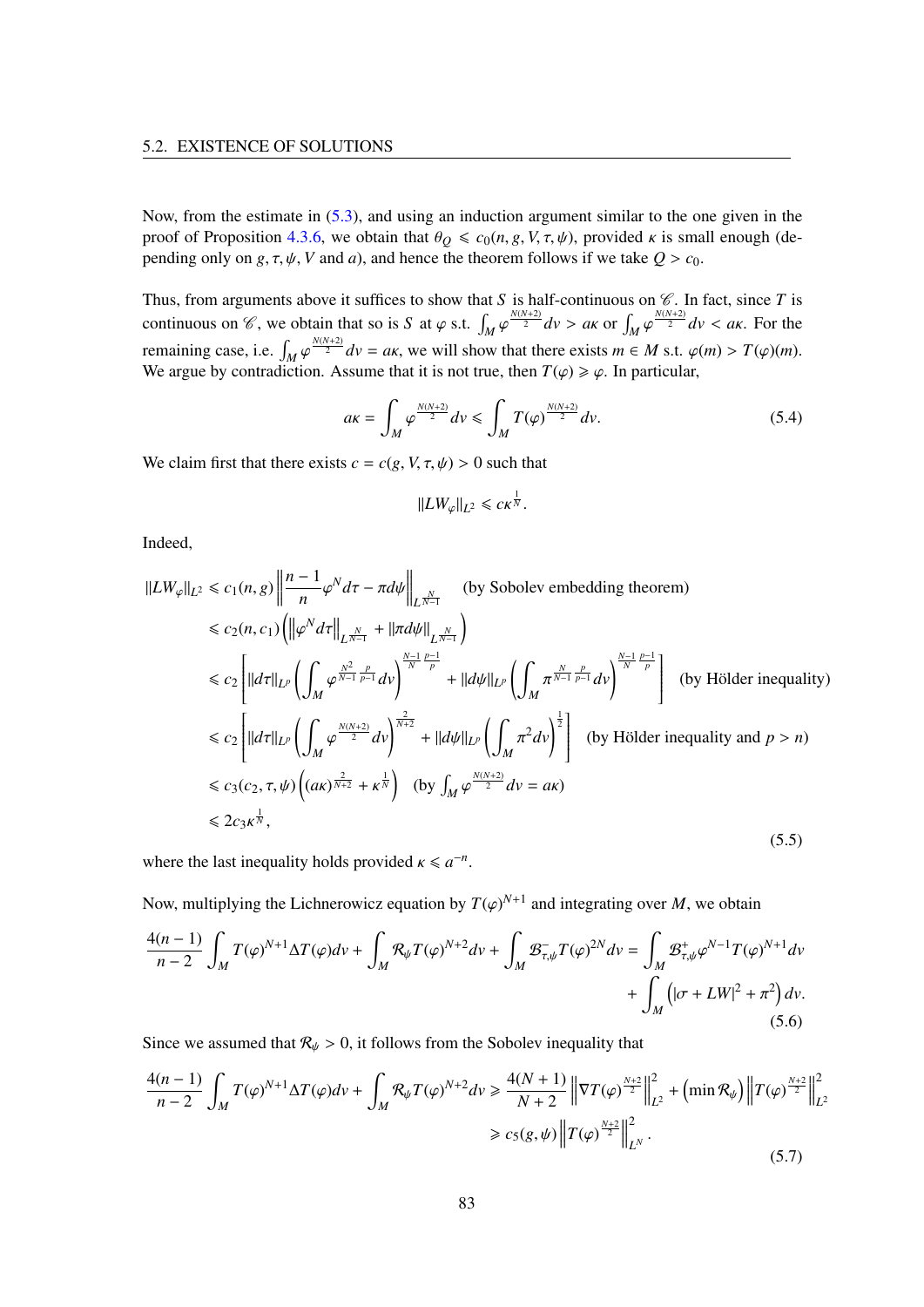Now, from the estimate in (5.3), and using an induction argument similar to the one given in the proof of Proposition 4.3.6, we obtain that $\theta_Q \leqslant c_0(n, g, V, \tau, \psi)$, provided $\kappa$ is small enough (depending only on $g, \tau, \psi, V$ and $a$), and hence the theorem follows if we take $Q > c_0$.

Thus, from arguments above it suffices to show that $S$ is half-continuous on $\mathscr{C}$. In fact, since $T$ is continuous on $\mathscr{C}$, we obtain that so is $S$ at $\varphi$ s.t. $\int_M \varphi^{\frac{N(N+2)}{2}} dv > a\kappa$ or $\int_M \varphi^{\frac{N(N+2)}{2}} dv < a\kappa$. For the remaining case, i.e. $\int_M \varphi^{\frac{N(N+2)}{2}} dv = a\kappa$, we will show that there exists $m \in M$ s.t. $\varphi(m) > T(\varphi)(m)$. We argue by contradiction. Assume that it is not true, then $T(\varphi) \geqslant \varphi$. In particular,

$$
a\kappa = \int_M \varphi^{\frac{N(N+2)}{2}} dv \leqslant \int_M T(\varphi)^{\frac{N(N+2)}{2}} dv. \tag{5.4}
$$

We claim first that there exists $c = c(g, V, \tau, \psi) > 0$ such that

$$
\|LW_\varphi\|_{L^2} \leqslant c\kappa^{\frac{1}{N}}.
$$

Indeed,

$$
\begin{aligned}
\|LW_\varphi\|_{L^2} &\leqslant c_1(n, g) \left\| \frac{n-1}{n} \varphi^N d\tau - \pi d\psi \right\|_{L^{\frac{N}{N-1}}} \quad \text{(by Sobolev embedding theorem)} \\
&\leqslant c_2(n, c_1) \left( \left\| \varphi^N d\tau \right\|_{L^{\frac{N}{N-1}}} + \|\pi d\psi\|_{L^{\frac{N}{N-1}}} \right) \\
&\leqslant c_2 \left[ \|d\tau\|_{L^p} \left( \int_M \varphi^{\frac{N^2}{N-1}\frac{p}{p-1}} dv \right)^{\frac{N-1}{N}\frac{p-1}{p}} + \|d\psi\|_{L^p} \left( \int_M \pi^{\frac{N}{N-1}\frac{p}{p-1}} dv \right)^{\frac{N-1}{N}\frac{p-1}{p}} \right] \quad \text{(by Hölder inequality)} \\
&\leqslant c_2 \left[ \|d\tau\|_{L^p} \left( \int_M \varphi^{\frac{N(N+2)}{2}} dv \right)^{\frac{2}{N+2}} + \|d\psi\|_{L^p} \left( \int_M \pi^2 dv \right)^{\frac{1}{2}} \right] \quad \text{(by Hölder inequality and } p > n) \\
&\leqslant c_3(c_2, \tau, \psi) \left( (a\kappa)^{\frac{2}{N+2}} + \kappa^{\frac{1}{N}} \right) \quad \left(\text{by } \int_M \varphi^{\frac{N(N+2)}{2}} dv = a\kappa\right) \\
&\leqslant 2c_3 \kappa^{\frac{1}{N}},
\end{aligned}
\tag{5.5}
$$

where the last inequality holds provided $\kappa \leqslant a^{-n}$.

Now, multiplying the Lichnerowicz equation by $T(\varphi)^{N+1}$ and integrating over $M$, we obtain

$$
\begin{aligned}
\frac{4(n-1)}{n-2} \int_M T(\varphi)^{N+1} \Delta T(\varphi) dv + \int_M \mathcal{R}_\psi T(\varphi)^{N+2} dv + \int_M \mathcal{B}^-_{\tau,\psi} T(\varphi)^{2N} dv = \int_M \mathcal{B}^+_{\tau,\psi} \varphi^{N-1} T(\varphi)^{N+1} dv \\
+ \int_M \left( |\sigma + LW|^2 + \pi^2 \right) dv.
\end{aligned}
\tag{5.6}
$$

Since we assumed that $\mathcal{R}_\psi > 0$, it follows from the Sobolev inequality that

$$
\begin{aligned}
\frac{4(n-1)}{n-2} \int_M T(\varphi)^{N+1} \Delta T(\varphi) dv + \int_M \mathcal{R}_\psi T(\varphi)^{N+2} dv &\geqslant \frac{4(N+1)}{N+2} \left\| \nabla T(\varphi)^{\frac{N+2}{2}} \right\|_{L^2}^2 + \left( \min \mathcal{R}_\psi \right) \left\| T(\varphi)^{\frac{N+2}{2}} \right\|_{L^2}^2 \\
&\geqslant c_5(g, \psi) \left\| T(\varphi)^{\frac{N+2}{2}} \right\|_{L^N}^2.
\end{aligned}
\tag{5.7}
$$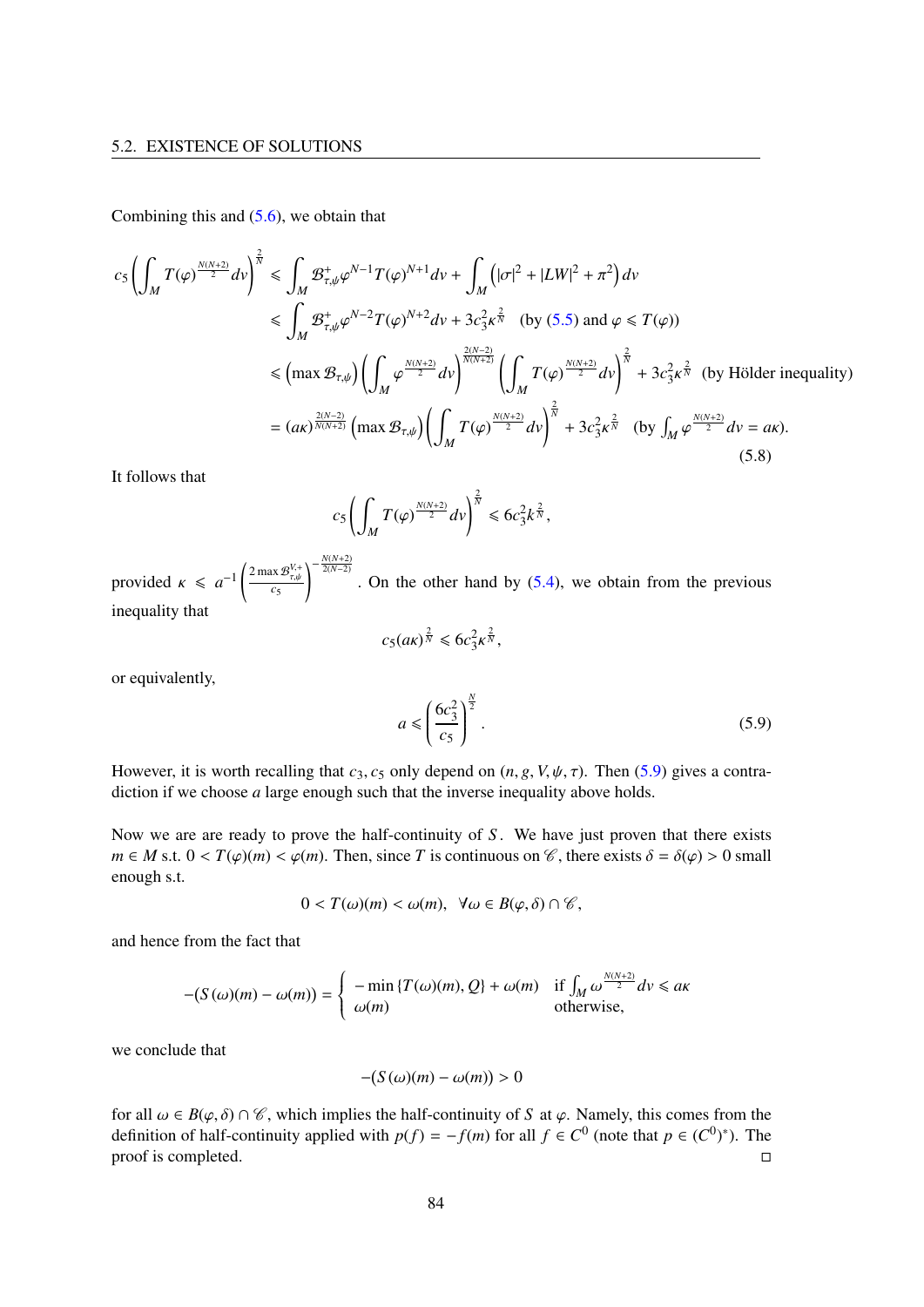Combining this and (5.6), we obtain that

$$
\begin{aligned}
c_5\left(\int_M T(\varphi)^{\frac{N(N+2)}{2}}dv\right)^{\frac{2}{N}} &\leqslant \int_M \mathcal{B}^+_{\tau,\psi}\varphi^{N-1}T(\varphi)^{N+1}dv + \int_M \left(|\sigma|^2+|LW|^2+\pi^2\right)dv \\
&\leqslant \int_M \mathcal{B}^+_{\tau,\psi}\varphi^{N-2}T(\varphi)^{N+2}dv + 3c_3^2\kappa^{\frac{2}{N}} \quad \text{(by (5.5) and } \varphi \leqslant T(\varphi)) \\
&\leqslant \left(\max \mathcal{B}_{\tau,\psi}\right)\left(\int_M \varphi^{\frac{N(N+2)}{2}}dv\right)^{\frac{2(N-2)}{N(N+2)}}\left(\int_M T(\varphi)^{\frac{N(N+2)}{2}}dv\right)^{\frac{2}{N}} + 3c_3^2\kappa^{\frac{2}{N}} \quad \text{(by Hölder inequality)} \\
&= (a\kappa)^{\frac{2(N-2)}{N(N+2)}}\left(\max \mathcal{B}_{\tau,\psi}\right)\left(\int_M T(\varphi)^{\frac{N(N+2)}{2}}dv\right)^{\frac{2}{N}} + 3c_3^2\kappa^{\frac{2}{N}} \quad \left(\text{by } \int_M \varphi^{\frac{N(N+2)}{2}}dv = a\kappa\right).
\end{aligned}
\tag{5.8}
$$

It follows that

$$
c_5\left(\int_M T(\varphi)^{\frac{N(N+2)}{2}}dv\right)^{\frac{2}{N}} \leqslant 6c_3^2k^{\frac{2}{N}},
$$

provided $\kappa \leqslant a^{-1}\left(\frac{2\max \mathcal{B}^{V,+}_{\tau,\psi}}{c_5}\right)^{-\frac{N(N+2)}{2(N-2)}}$. On the other hand by (5.4), we obtain from the previous inequality that

$$
c_5(a\kappa)^{\frac{2}{N}} \leqslant 6c_3^2\kappa^{\frac{2}{N}},
$$

or equivalently,

$$
a \leqslant \left(\frac{6c_3^2}{c_5}\right)^{\frac{N}{2}}. \tag{5.9}
$$

However, it is worth recalling that $c_3, c_5$ only depend on $(n, g, V, \psi, \tau)$. Then (5.9) gives a contradiction if we choose $a$ large enough such that the inverse inequality above holds.

Now we are are ready to prove the half-continuity of $S$. We have just proven that there exists $m \in M$ s.t. $0 < T(\varphi)(m) < \varphi(m)$. Then, since $T$ is continuous on $\mathscr{C}$, there exists $\delta = \delta(\varphi) > 0$ small enough s.t.

$$
0 < T(\omega)(m) < \omega(m), \quad \forall \omega \in B(\varphi, \delta) \cap \mathscr{C},
$$

and hence from the fact that

$$
-(S(\omega)(m) - \omega(m)) = \begin{cases} -\min\{T(\omega)(m), Q\} + \omega(m) & \text{if } \int_M \omega^{\frac{N(N+2)}{2}}dv \leqslant a\kappa \\ \omega(m) & \text{otherwise,} \end{cases}
$$

we conclude that

$$
-(S(\omega)(m) - \omega(m)) > 0
$$

for all $\omega \in B(\varphi, \delta) \cap \mathscr{C}$, which implies the half-continuity of $S$ at $\varphi$. Namely, this comes from the definition of half-continuity applied with $p(f) = -f(m)$ for all $f \in C^0$ (note that $p \in (C^0)^*$). The proof is completed. ◻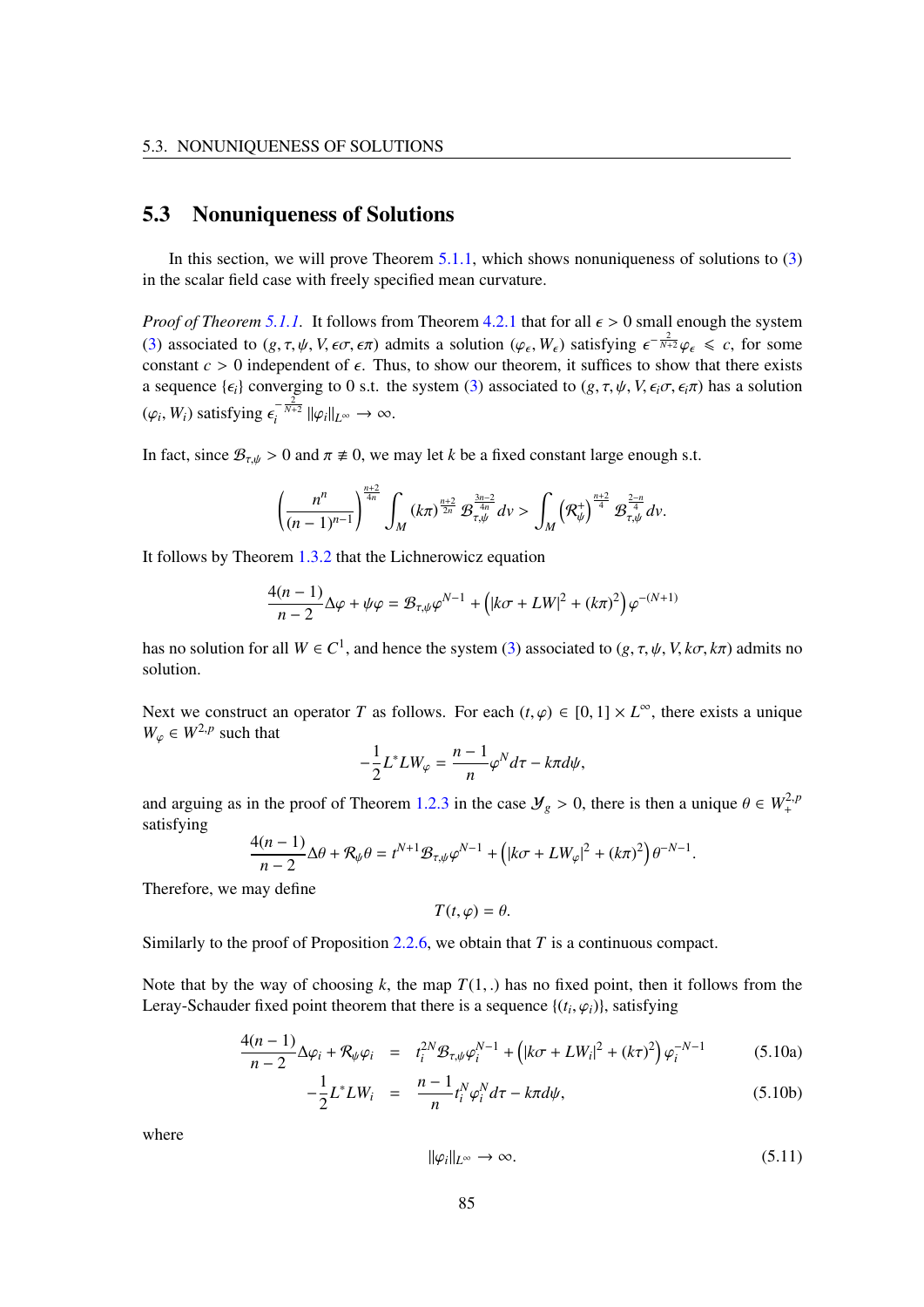## 5.3 Nonuniqueness of Solutions

In this section, we will prove Theorem 5.1.1, which shows nonuniqueness of solutions to (3) in the scalar field case with freely specified mean curvature.

*Proof of Theorem 5.1.1.* It follows from Theorem 4.2.1 that for all $\epsilon > 0$ small enough the system (3) associated to $(g, \tau, \psi, V, \epsilon\sigma, \epsilon\pi)$ admits a solution $(\varphi_\epsilon, W_\epsilon)$ satisfying $\epsilon^{-\frac{2}{N+2}}\varphi_\epsilon \leqslant c$, for some constant $c > 0$ independent of $\epsilon$. Thus, to show our theorem, it suffices to show that there exists a sequence $\{\epsilon_i\}$ converging to 0 s.t. the system (3) associated to $(g, \tau, \psi, V, \epsilon_i\sigma, \epsilon_i\pi)$ has a solution $(\varphi_i, W_i)$ satisfying $\epsilon_i^{-\frac{2}{N+2}}\|\varphi_i\|_{L^\infty} \to \infty$.

In fact, since $\mathcal{B}_{\tau,\psi} > 0$ and $\pi \not\equiv 0$, we may let $k$ be a fixed constant large enough s.t.

$$\left(\frac{n^n}{(n-1)^{n-1}}\right)^{\frac{n+2}{4n}} \int_M (k\pi)^{\frac{n+2}{2n}} \mathcal{B}_{\tau,\psi}^{\frac{3n-2}{4n}} dv > \int_M \left(\mathcal{R}_\psi^+\right)^{\frac{n+2}{4}} \mathcal{B}_{\tau,\psi}^{\frac{2-n}{4}} dv.$$

It follows by Theorem 1.3.2 that the Lichnerowicz equation

$$\frac{4(n-1)}{n-2}\Delta\varphi + \psi\varphi = \mathcal{B}_{\tau,\psi}\varphi^{N-1} + \left(|k\sigma + LW|^2 + (k\pi)^2\right)\varphi^{-(N+1)}$$

has no solution for all $W \in C^1$, and hence the system (3) associated to $(g, \tau, \psi, V, k\sigma, k\pi)$ admits no solution.

Next we construct an operator $T$ as follows. For each $(t, \varphi) \in [0, 1] \times L^\infty$, there exists a unique $W_\varphi \in W^{2,p}$ such that

$$-\frac{1}{2}L^*LW_\varphi = \frac{n-1}{n}\varphi^N d\tau - k\pi d\psi,$$

and arguing as in the proof of Theorem 1.2.3 in the case $\mathcal{Y}_g > 0$, there is then a unique $\theta \in W^{2,p}_+$ satisfying

$$\frac{4(n-1)}{n-2}\Delta\theta + \mathcal{R}_\psi\theta = t^{N+1}\mathcal{B}_{\tau,\psi}\varphi^{N-1} + \left(|k\sigma + LW_\varphi|^2 + (k\pi)^2\right)\theta^{-N-1}.$$

Therefore, we may define

$$T(t, \varphi) = \theta.$$

Similarly to the proof of Proposition 2.2.6, we obtain that $T$ is a continuous compact.

Note that by the way of choosing $k$, the map $T(1, .)$ has no fixed point, then it follows from the Leray-Schauder fixed point theorem that there is a sequence $\{(t_i, \varphi_i)\}$, satisfying

$$\frac{4(n-1)}{n-2}\Delta\varphi_i + \mathcal{R}_\psi\varphi_i = t_i^{2N}\mathcal{B}_{\tau,\psi}\varphi_i^{N-1} + \left(|k\sigma + LW_i|^2 + (k\tau)^2\right)\varphi_i^{-N-1} \tag{5.10a}$$

$$-\frac{1}{2}L^*LW_i = \frac{n-1}{n}t_i^N\varphi_i^N d\tau - k\pi d\psi, \tag{5.10b}$$

where

$$\|\varphi_i\|_{L^\infty} \to \infty. \tag{5.11}$$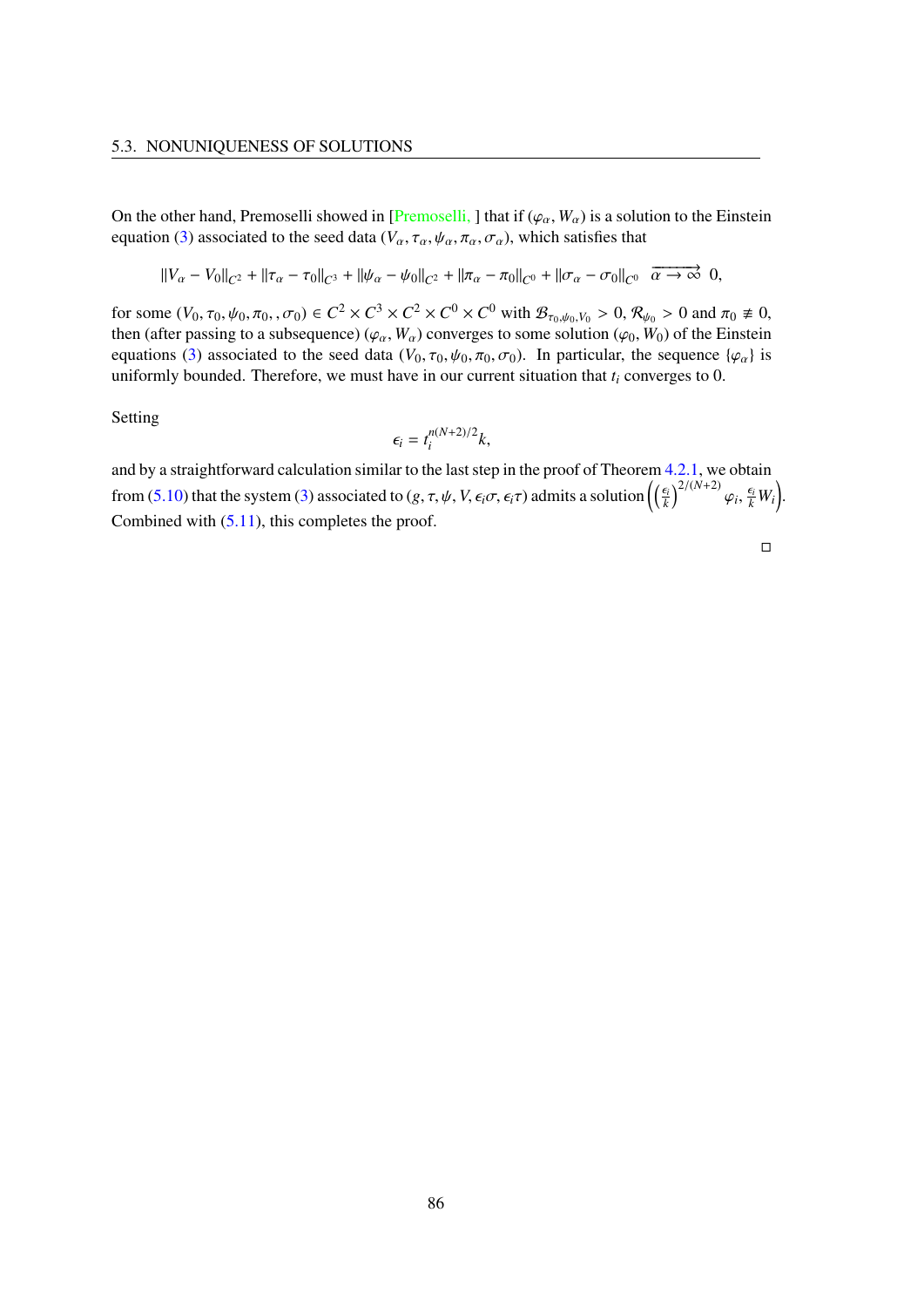On the other hand, Premoselli showed in [Premoselli, ] that if $(\varphi_\alpha, W_\alpha)$ is a solution to the Einstein equation (3) associated to the seed data $(V_\alpha, \tau_\alpha, \psi_\alpha, \pi_\alpha, \sigma_\alpha)$, which satisfies that

$$\|V_\alpha - V_0\|_{C^2} + \|\tau_\alpha - \tau_0\|_{C^3} + \|\psi_\alpha - \psi_0\|_{C^2} + \|\pi_\alpha - \pi_0\|_{C^0} + \|\sigma_\alpha - \sigma_0\|_{C^0} \quad \overrightarrow{\alpha \to \infty} \quad 0,$$

for some $(V_0, \tau_0, \psi_0, \pi_0, , \sigma_0) \in C^2 \times C^3 \times C^2 \times C^0 \times C^0$ with $\mathcal{B}_{\tau_0,\psi_0,V_0} > 0$, $\mathcal{R}_{\psi_0} > 0$ and $\pi_0 \not\equiv 0$, then (after passing to a subsequence) $(\varphi_\alpha, W_\alpha)$ converges to some solution $(\varphi_0, W_0)$ of the Einstein equations (3) associated to the seed data $(V_0, \tau_0, \psi_0, \pi_0, \sigma_0)$. In particular, the sequence $\{\varphi_\alpha\}$ is uniformly bounded. Therefore, we must have in our current situation that $t_i$ converges to 0.

Setting

$$\epsilon_i = t_i^{n(N+2)/2} k,$$

and by a straightforward calculation similar to the last step in the proof of Theorem 4.2.1, we obtain from (5.10) that the system (3) associated to $(g, \tau, \psi, V, \epsilon_i\sigma, \epsilon_i\tau)$ admits a solution $\left(\left(\frac{\epsilon_i}{k}\right)^{2/(N+2)} \varphi_i, \frac{\epsilon_i}{k} W_i\right)$. Combined with (5.11), this completes the proof.

□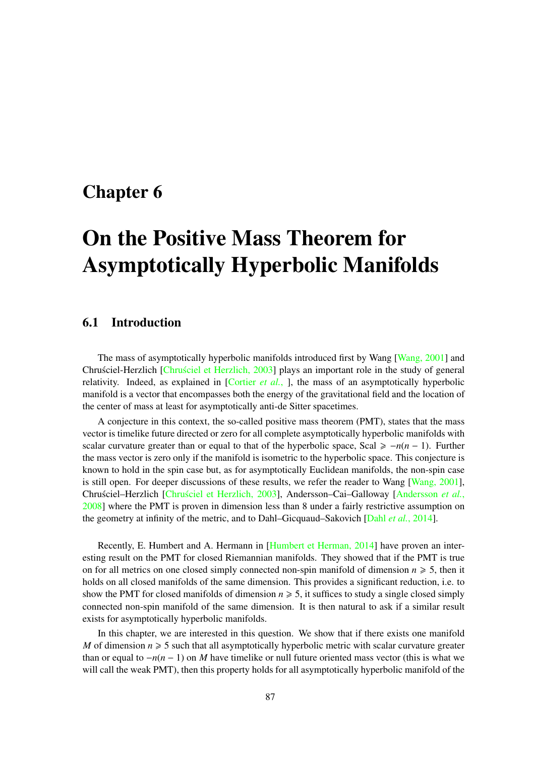# Chapter 6

# On the Positive Mass Theorem for Asymptotically Hyperbolic Manifolds

## 6.1 Introduction

The mass of asymptotically hyperbolic manifolds introduced first by Wang [Wang, 2001] and Chruściel-Herzlich [Chruściel et Herzlich, 2003] plays an important role in the study of general relativity. Indeed, as explained in [Cortier *et al.,* ], the mass of an asymptotically hyperbolic manifold is a vector that encompasses both the energy of the gravitational field and the location of the center of mass at least for asymptotically anti-de Sitter spacetimes.

A conjecture in this context, the so-called positive mass theorem (PMT), states that the mass vector is timelike future directed or zero for all complete asymptotically hyperbolic manifolds with scalar curvature greater than or equal to that of the hyperbolic space, $\mathrm{Scal} \geqslant -n(n-1)$. Further the mass vector is zero only if the manifold is isometric to the hyperbolic space. This conjecture is known to hold in the spin case but, as for asymptotically Euclidean manifolds, the non-spin case is still open. For deeper discussions of these results, we refer the reader to Wang [Wang, 2001], Chruściel–Herzlich [Chruściel et Herzlich, 2003], Andersson–Cai–Galloway [Andersson *et al.,* 2008] where the PMT is proven in dimension less than 8 under a fairly restrictive assumption on the geometry at infinity of the metric, and to Dahl–Gicquaud–Sakovich [Dahl *et al.*, 2014].

Recently, E. Humbert and A. Hermann in [Humbert et Herman, 2014] have proven an interesting result on the PMT for closed Riemannian manifolds. They showed that if the PMT is true on for all metrics on one closed simply connected non-spin manifold of dimension $n \geqslant 5$, then it holds on all closed manifolds of the same dimension. This provides a significant reduction, i.e. to show the PMT for closed manifolds of dimension $n \geqslant 5$, it suffices to study a single closed simply connected non-spin manifold of the same dimension. It is then natural to ask if a similar result exists for asymptotically hyperbolic manifolds.

In this chapter, we are interested in this question. We show that if there exists one manifold $M$ of dimension $n \geqslant 5$ such that all asymptotically hyperbolic metric with scalar curvature greater than or equal to $-n(n-1)$ on $M$ have timelike or null future oriented mass vector (this is what we will call the weak PMT), then this property holds for all asymptotically hyperbolic manifold of the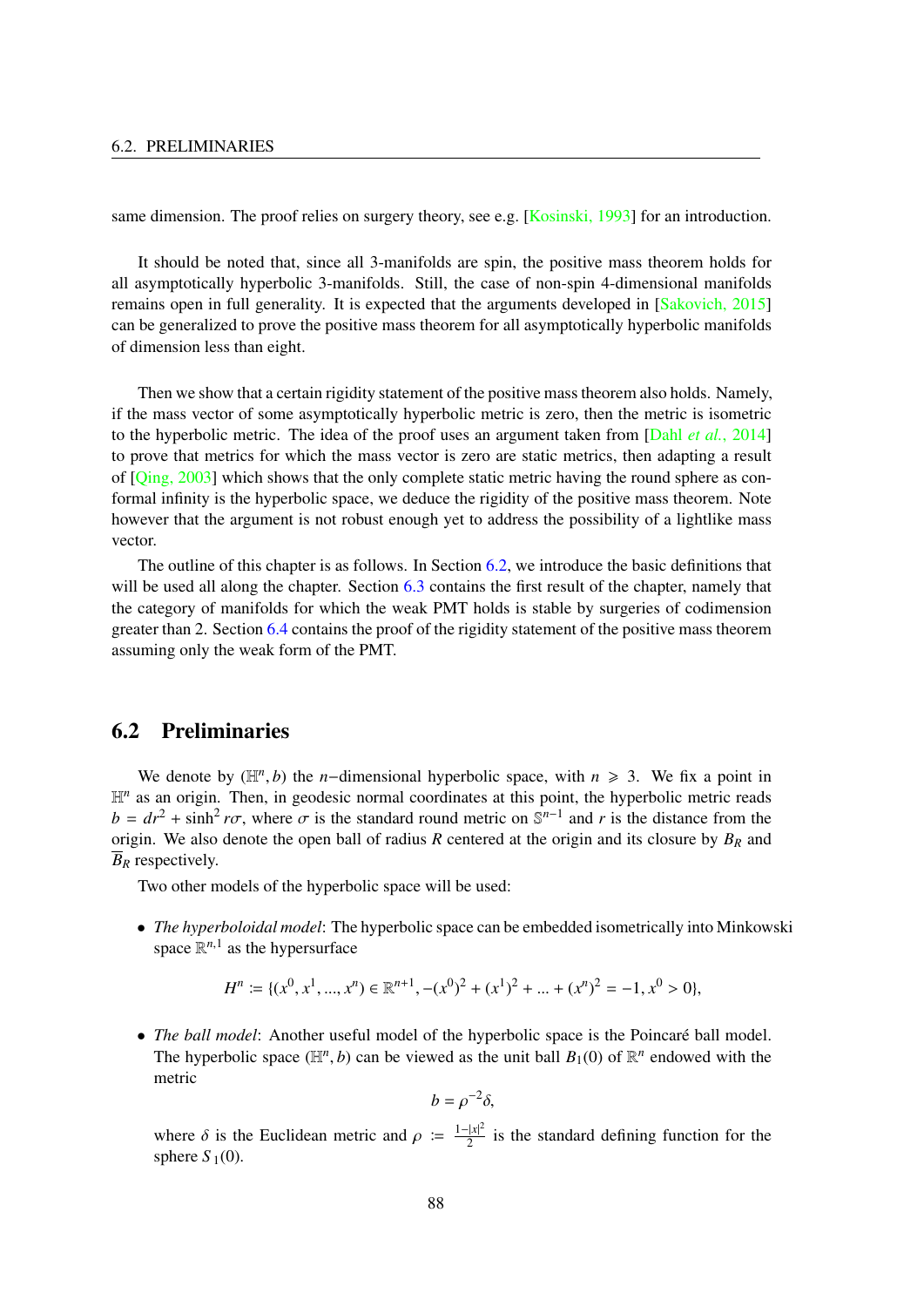same dimension. The proof relies on surgery theory, see e.g. [Kosinski, 1993] for an introduction.

It should be noted that, since all 3-manifolds are spin, the positive mass theorem holds for all asymptotically hyperbolic 3-manifolds. Still, the case of non-spin 4-dimensional manifolds remains open in full generality. It is expected that the arguments developed in [Sakovich, 2015] can be generalized to prove the positive mass theorem for all asymptotically hyperbolic manifolds of dimension less than eight.

Then we show that a certain rigidity statement of the positive mass theorem also holds. Namely, if the mass vector of some asymptotically hyperbolic metric is zero, then the metric is isometric to the hyperbolic metric. The idea of the proof uses an argument taken from [Dahl *et al.*, 2014] to prove that metrics for which the mass vector is zero are static metrics, then adapting a result of [Qing, 2003] which shows that the only complete static metric having the round sphere as conformal infinity is the hyperbolic space, we deduce the rigidity of the positive mass theorem. Note however that the argument is not robust enough yet to address the possibility of a lightlike mass vector.

The outline of this chapter is as follows. In Section 6.2, we introduce the basic definitions that will be used all along the chapter. Section 6.3 contains the first result of the chapter, namely that the category of manifolds for which the weak PMT holds is stable by surgeries of codimension greater than 2. Section 6.4 contains the proof of the rigidity statement of the positive mass theorem assuming only the weak form of the PMT.

## 6.2 Preliminaries

We denote by $(\mathbb{H}^n, b)$ the $n-$dimensional hyperbolic space, with $n \geqslant 3$. We fix a point in $\mathbb{H}^n$ as an origin. Then, in geodesic normal coordinates at this point, the hyperbolic metric reads $b = dr^2 + \sinh^2 r\sigma$, where $\sigma$ is the standard round metric on $\mathbb{S}^{n-1}$ and $r$ is the distance from the origin. We also denote the open ball of radius $R$ centered at the origin and its closure by $B_R$ and $\overline{B}_R$ respectively.

Two other models of the hyperbolic space will be used:

- *The hyperboloidal model*: The hyperbolic space can be embedded isometrically into Minkowski space $\mathbb{R}^{n,1}$ as the hypersurface

$$H^n := \{(x^0, x^1, ..., x^n) \in \mathbb{R}^{n+1}, -(x^0)^2 + (x^1)^2 + ... + (x^n)^2 = -1, x^0 > 0\},$$

- *The ball model*: Another useful model of the hyperbolic space is the Poincaré ball model. The hyperbolic space $(\mathbb{H}^n, b)$ can be viewed as the unit ball $B_1(0)$ of $\mathbb{R}^n$ endowed with the metric

$$b = \rho^{-2}\delta,$$

where $\delta$ is the Euclidean metric and $\rho := \frac{1-|x|^2}{2}$ is the standard defining function for the sphere $S_1(0)$.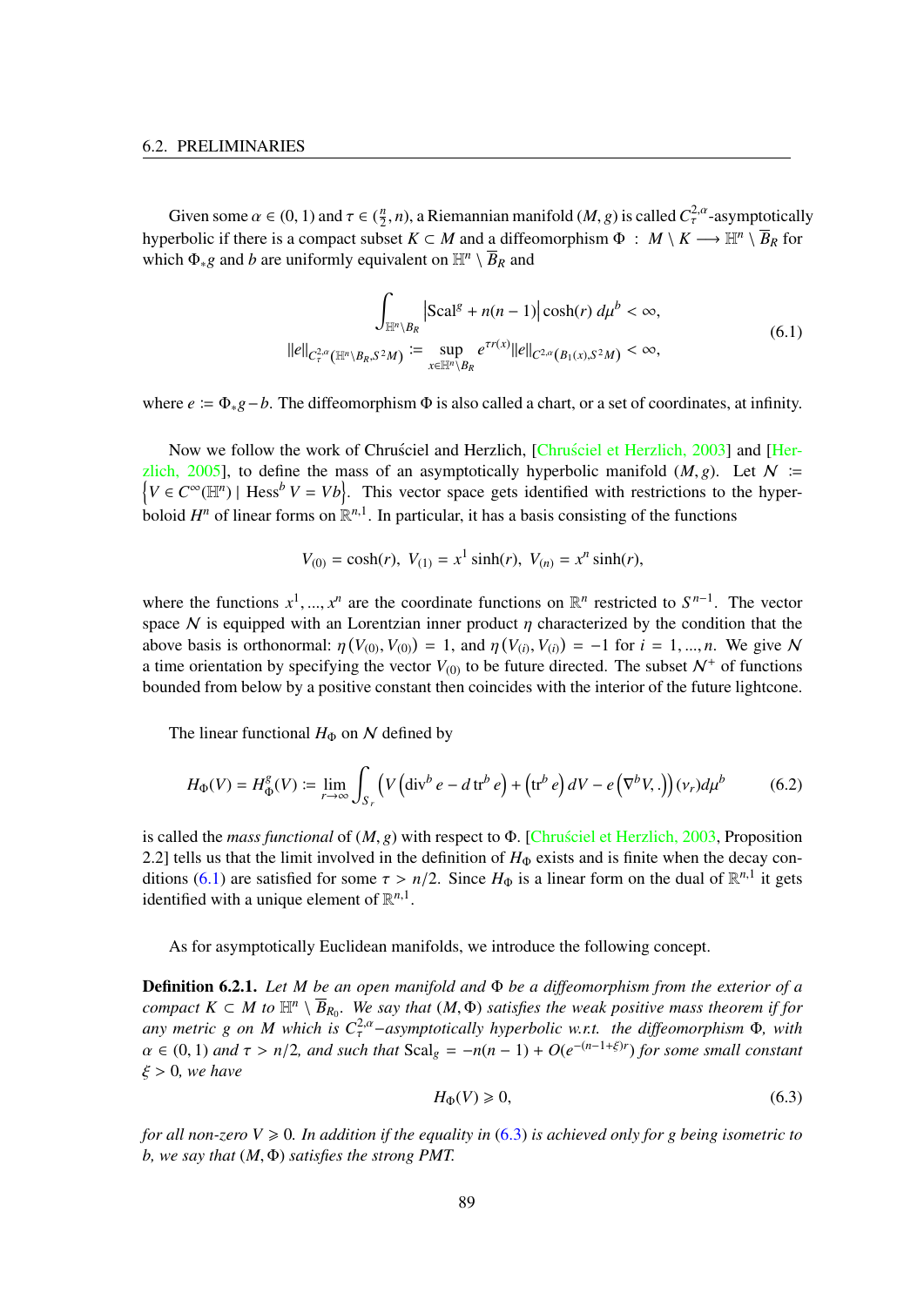Given some $\alpha \in (0,1)$ and $\tau \in (\frac{n}{2}, n)$, a Riemannian manifold $(M, g)$ is called $C^{2,\alpha}_\tau$-asymptotically hyperbolic if there is a compact subset $K \subset M$ and a diffeomorphism $\Phi : M \setminus K \longrightarrow \mathbb{H}^n \setminus \overline{B}_R$ for which $\Phi_* g$ and $b$ are uniformly equivalent on $\mathbb{H}^n \setminus \overline{B}_R$ and

$$
\begin{aligned}
\int_{\mathbb{H}^n \setminus B_R} \left| \mathrm{Scal}^g + n(n-1) \right| \cosh(r)\, d\mu^b &< \infty, \\
\|e\|_{C^{2,\alpha}_\tau(\mathbb{H}^n \setminus B_R, S^2 M)} := \sup_{x \in \mathbb{H}^n \setminus B_R} e^{\tau r(x)} \|e\|_{C^{2,\alpha}(B_1(x), S^2 M)} &< \infty,
\end{aligned}
\tag{6.1}
$$

where $e := \Phi_* g - b$. The diffeomorphism $\Phi$ is also called a chart, or a set of coordinates, at infinity.

Now we follow the work of Chruściel and Herzlich, [Chruściel et Herzlich, 2003] and [Herzlich, 2005], to define the mass of an asymptotically hyperbolic manifold $(M, g)$. Let $\mathcal{N} := \left\{ V \in C^\infty(\mathbb{H}^n) \mid \mathrm{Hess}^b\, V = Vb \right\}$. This vector space gets identified with restrictions to the hyperboloid $H^n$ of linear forms on $\mathbb{R}^{n,1}$. In particular, it has a basis consisting of the functions

$$
V_{(0)} = \cosh(r),\ V_{(1)} = x^1 \sinh(r),\ V_{(n)} = x^n \sinh(r),
$$

where the functions $x^1, ..., x^n$ are the coordinate functions on $\mathbb{R}^n$ restricted to $S^{n-1}$. The vector space $\mathcal{N}$ is equipped with an Lorentzian inner product $\eta$ characterized by the condition that the above basis is orthonormal: $\eta\left(V_{(0)}, V_{(0)}\right) = 1$, and $\eta\left(V_{(i)}, V_{(i)}\right) = -1$ for $i = 1, ..., n$. We give $\mathcal{N}$ a time orientation by specifying the vector $V_{(0)}$ to be future directed. The subset $\mathcal{N}^+$ of functions bounded from below by a positive constant then coincides with the interior of the future lightcone.

The linear functional $H_\Phi$ on $\mathcal{N}$ defined by

$$
H_\Phi(V) = H^g_\Phi(V) := \lim_{r \to \infty} \int_{S_r} \left( V \left( \mathrm{div}^b\, e - d\, \mathrm{tr}^b\, e \right) + \left( \mathrm{tr}^b\, e \right) dV - e\left( \nabla^b V, . \right) \right) (\nu_r) d\mu^b \tag{6.2}
$$

is called the *mass functional* of $(M, g)$ with respect to $\Phi$. [Chruściel et Herzlich, 2003, Proposition 2.2] tells us that the limit involved in the definition of $H_\Phi$ exists and is finite when the decay conditions (6.1) are satisfied for some $\tau > n/2$. Since $H_\Phi$ is a linear form on the dual of $\mathbb{R}^{n,1}$ it gets identified with a unique element of $\mathbb{R}^{n,1}$.

As for asymptotically Euclidean manifolds, we introduce the following concept.

**Definition 6.2.1.** *Let $M$ be an open manifold and $\Phi$ be a diffeomorphism from the exterior of a compact $K \subset M$ to $\mathbb{H}^n \setminus \overline{B}_{R_0}$. We say that $(M, \Phi)$ satisfies the weak positive mass theorem if for any metric $g$ on $M$ which is $C^{2,\alpha}_\tau$–asymptotically hyperbolic w.r.t. the diffeomorphism $\Phi$, with $\alpha \in (0,1)$ and $\tau > n/2$, and such that $\mathrm{Scal}_g = -n(n-1) + O(e^{-(n-1+\xi)r})$ for some small constant $\xi > 0$, we have*

$$
H_\Phi(V) \geqslant 0, \tag{6.3}
$$

*for all non-zero $V \geqslant 0$. In addition if the equality in (6.3) is achieved only for $g$ being isometric to $b$, we say that $(M, \Phi)$ satisfies the strong PMT.*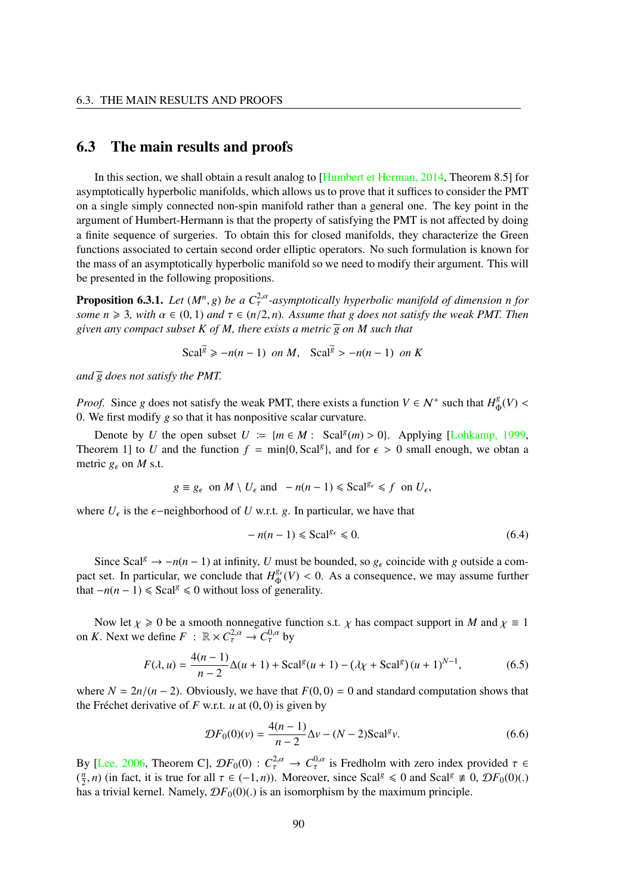## 6.3 The main results and proofs

In this section, we shall obtain a result analog to [Humbert et Herman, 2014, Theorem 8.5] for asymptotically hyperbolic manifolds, which allows us to prove that it suffices to consider the PMT on a single simply connected non-spin manifold rather than a general one. The key point in the argument of Humbert-Hermann is that the property of satisfying the PMT is not affected by doing a finite sequence of surgeries. To obtain this for closed manifolds, they characterize the Green functions associated to certain second order elliptic operators. No such formulation is known for the mass of an asymptotically hyperbolic manifold so we need to modify their argument. This will be presented in the following propositions.

**Proposition 6.3.1.** *Let $(M^n, g)$ be a $C^{2,\alpha}_\tau$-asymptotically hyperbolic manifold of dimension $n$ for some $n \geqslant 3$, with $\alpha \in (0,1)$ and $\tau \in (n/2, n)$. Assume that $g$ does not satisfy the weak PMT. Then given any compact subset $K$ of $M$, there exists a metric $\widetilde{g}$ on $M$ such that*

$$\mathrm{Scal}^{\widetilde{g}} \geqslant -n(n-1) \text{ on } M, \quad \mathrm{Scal}^{\widetilde{g}} > -n(n-1) \text{ on } K$$

*and $\widetilde{g}$ does not satisfy the PMT.*

*Proof.* Since $g$ does not satisfy the weak PMT, there exists a function $V \in \mathcal{N}^+$ such that $H^g_\Phi(V) < 0$. We first modify $g$ so that it has nonpositive scalar curvature.

Denote by $U$ the open subset $U := \{m \in M : \ \mathrm{Scal}^g(m) > 0\}$. Applying [Lohkamp, 1999, Theorem 1] to $U$ and the function $f = \min\{0, \mathrm{Scal}^g\}$, and for $\epsilon > 0$ small enough, we obtan a metric $g_\epsilon$ on $M$ s.t.

$$g \equiv g_\epsilon \text{ on } M \setminus U_\epsilon \text{ and } -n(n-1) \leqslant \mathrm{Scal}^{g_\epsilon} \leqslant f \text{ on } U_\epsilon,$$

where $U_\epsilon$ is the $\epsilon$−neighborhood of $U$ w.r.t. $g$. In particular, we have that

$$-n(n-1) \leqslant \mathrm{Scal}^{g_\epsilon} \leqslant 0. \tag{6.4}$$

Since $\mathrm{Scal}^g \to -n(n-1)$ at infinity, $U$ must be bounded, so $g_\epsilon$ coincide with $g$ outside a compact set. In particular, we conclude that $H^{g_\epsilon}_\Phi(V) < 0$. As a consequence, we may assume further that $-n(n-1) \leqslant \mathrm{Scal}^g \leqslant 0$ without loss of generality.

Now let $\chi \geqslant 0$ be a smooth nonnegative function s.t. $\chi$ has compact support in $M$ and $\chi \equiv 1$ on $K$. Next we define $F : \mathbb{R} \times C^{2,\alpha}_\tau \to C^{0,\alpha}_\tau$ by

$$F(\lambda, u) = \frac{4(n-1)}{n-2}\Delta(u+1) + \mathrm{Scal}^g(u+1) - (\lambda\chi + \mathrm{Scal}^g)(u+1)^{N-1}, \tag{6.5}$$

where $N = 2n/(n-2)$. Obviously, we have that $F(0,0) = 0$ and standard computation shows that the Fréchet derivative of $F$ w.r.t. $u$ at $(0,0)$ is given by

$$\mathcal{D}F_0(0)(v) = \frac{4(n-1)}{n-2}\Delta v - (N-2)\mathrm{Scal}^g v. \tag{6.6}$$

By [Lee, 2006, Theorem C], $\mathcal{D}F_0(0) : C^{2,\alpha}_\tau \to C^{0,\alpha}_\tau$ is Fredholm with zero index provided $\tau \in (\frac{n}{2}, n)$ (in fact, it is true for all $\tau \in (-1, n)$). Moreover, since $\mathrm{Scal}^g \leqslant 0$ and $\mathrm{Scal}^g \not\equiv 0$, $\mathcal{D}F_0(0)(.)$ has a trivial kernel. Namely, $\mathcal{D}F_0(0)(.)$ is an isomorphism by the maximum principle.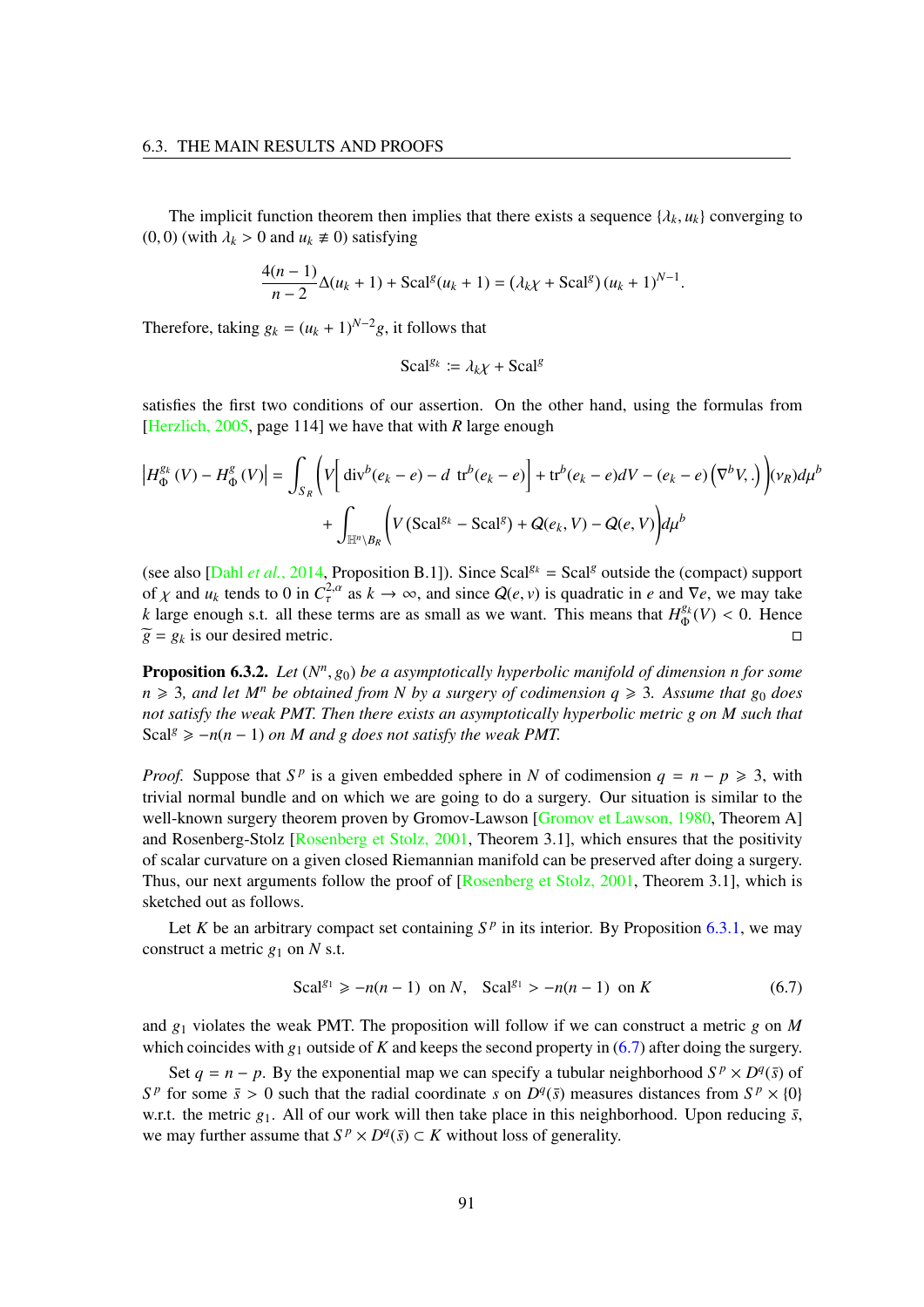The implicit function theorem then implies that there exists a sequence $\{\lambda_k, u_k\}$ converging to $(0,0)$ (with $\lambda_k > 0$ and $u_k \not\equiv 0$) satisfying

$$\frac{4(n-1)}{n-2}\Delta(u_k+1) + \mathrm{Scal}^g(u_k+1) = \left(\lambda_k\chi + \mathrm{Scal}^g\right)(u_k+1)^{N-1}.$$

Therefore, taking $g_k = (u_k+1)^{N-2}g$, it follows that

$$\mathrm{Scal}^{g_k} := \lambda_k\chi + \mathrm{Scal}^g$$

satisfies the first two conditions of our assertion. On the other hand, using the formulas from [Herzlich, 2005, page 114] we have that with $R$ large enough

$$\left|H_\Phi^{g_k}(V) - H_\Phi^g(V)\right| = \int_{S_R}\left(V\left[\,\mathrm{div}^b(e_k-e) - d\ \mathrm{tr}^b(e_k-e)\right] + \mathrm{tr}^b(e_k-e)dV - (e_k-e)\left(\nabla^b V,.\right)\right)(\nu_R)d\mu^b$$
$$+ \int_{\mathbb{H}^n\setminus B_R}\left(V\left(\mathrm{Scal}^{g_k} - \mathrm{Scal}^g\right) + Q(e_k,V) - Q(e,V)\right)d\mu^b$$

(see also [Dahl *et al.*, 2014, Proposition B.1]). Since $\mathrm{Scal}^{g_k} = \mathrm{Scal}^g$ outside the (compact) support of $\chi$ and $u_k$ tends to 0 in $C^{2,\alpha}_\tau$ as $k \to \infty$, and since $Q(e,v)$ is quadratic in $e$ and $\nabla e$, we may take $k$ large enough s.t. all these terms are as small as we want. This means that $H_\Phi^{g_k}(V) < 0$. Hence $\widetilde{g} = g_k$ is our desired metric. □

**Proposition 6.3.2.** *Let $(N^n, g_0)$ be a asymptotically hyperbolic manifold of dimension $n$ for some $n \geqslant 3$, and let $M^n$ be obtained from $N$ by a surgery of codimension $q \geqslant 3$. Assume that $g_0$ does not satisfy the weak PMT. Then there exists an asymptotically hyperbolic metric $g$ on $M$ such that $\mathrm{Scal}^g \geqslant -n(n-1)$ on $M$ and $g$ does not satisfy the weak PMT.*

*Proof.* Suppose that $S^p$ is a given embedded sphere in $N$ of codimension $q = n - p \geqslant 3$, with trivial normal bundle and on which we are going to do a surgery. Our situation is similar to the well-known surgery theorem proven by Gromov-Lawson [Gromov et Lawson, 1980, Theorem A] and Rosenberg-Stolz [Rosenberg et Stolz, 2001, Theorem 3.1], which ensures that the positivity of scalar curvature on a given closed Riemannian manifold can be preserved after doing a surgery. Thus, our next arguments follow the proof of [Rosenberg et Stolz, 2001, Theorem 3.1], which is sketched out as follows.

Let $K$ be an arbitrary compact set containing $S^p$ in its interior. By Proposition 6.3.1, we may construct a metric $g_1$ on $N$ s.t.

$$\mathrm{Scal}^{g_1} \geqslant -n(n-1) \ \text{ on } N, \quad \mathrm{Scal}^{g_1} > -n(n-1) \ \text{ on } K \tag{6.7}$$

and $g_1$ violates the weak PMT. The proposition will follow if we can construct a metric $g$ on $M$ which coincides with $g_1$ outside of $K$ and keeps the second property in (6.7) after doing the surgery.

Set $q = n - p$. By the exponential map we can specify a tubular neighborhood $S^p \times D^q(\bar{s})$ of $S^p$ for some $\bar{s} > 0$ such that the radial coordinate $s$ on $D^q(\bar{s})$ measures distances from $S^p \times \{0\}$ w.r.t. the metric $g_1$. All of our work will then take place in this neighborhood. Upon reducing $\bar{s}$, we may further assume that $S^p \times D^q(\bar{s}) \subset K$ without loss of generality.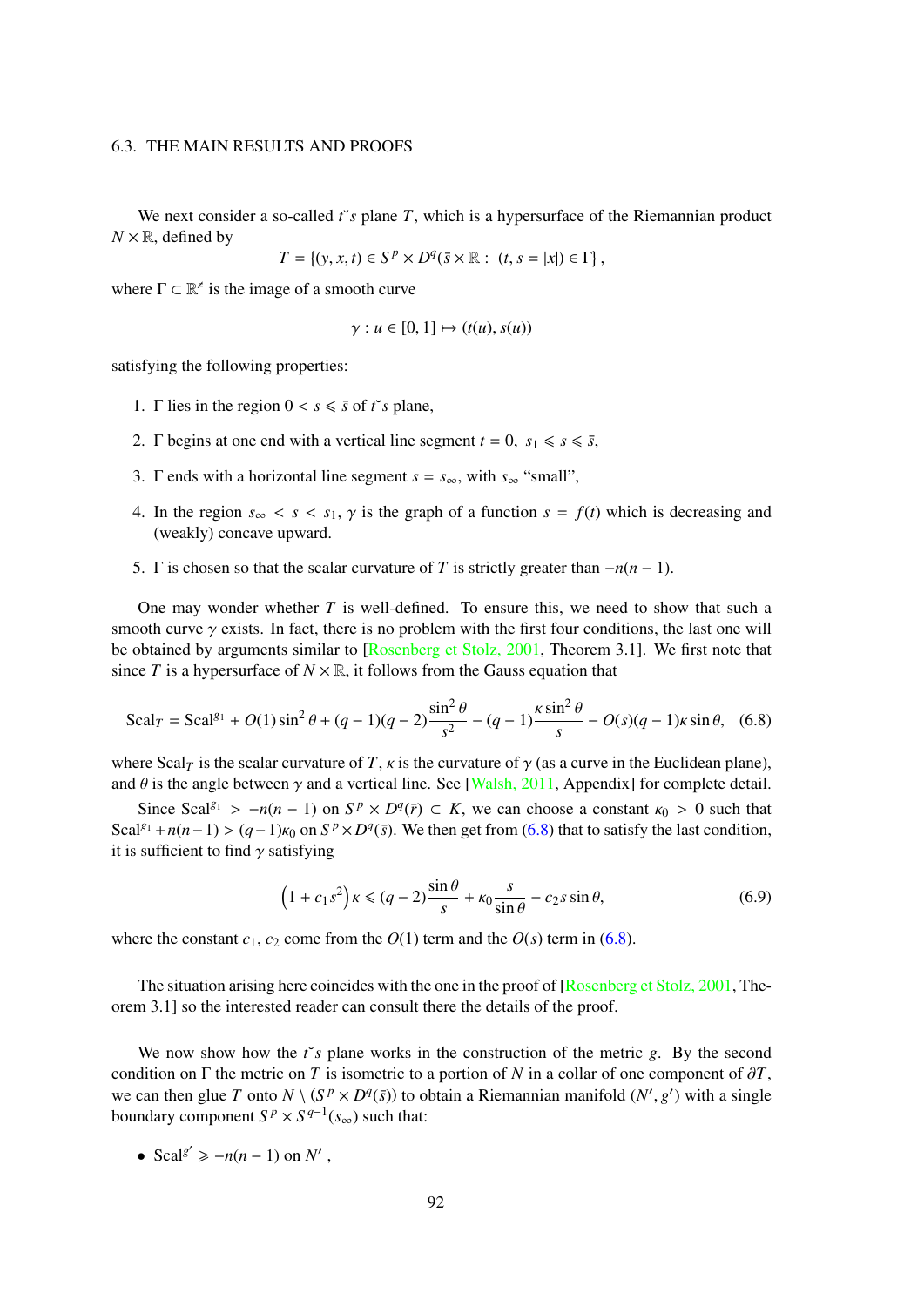We next consider a so-called $t\breve{}s$ plane $T$, which is a hypersurface of the Riemannian product $N \times \mathbb{R}$, defined by

$$T = \{(y, x, t) \in S^p \times D^q(\bar{s} \times \mathbb{R} : \ (t, s = |x|) \in \Gamma\},$$

where $\Gamma \subset \mathbb{R}^{\not{\mathrm{r}}}$ is the image of a smooth curve

$$\gamma : u \in [0, 1] \mapsto (t(u), s(u))$$

satisfying the following properties:

1. $\Gamma$ lies in the region $0 < s \leqslant \bar{s}$ of $t\breve{}s$ plane,
2. $\Gamma$ begins at one end with a vertical line segment $t = 0, \ s_1 \leqslant s \leqslant \bar{s}$,
3. $\Gamma$ ends with a horizontal line segment $s = s_\infty$, with $s_\infty$ "small",
4. In the region $s_\infty < s < s_1$, $\gamma$ is the graph of a function $s = f(t)$ which is decreasing and (weakly) concave upward.
5. $\Gamma$ is chosen so that the scalar curvature of $T$ is strictly greater than $-n(n-1)$.

One may wonder whether $T$ is well-defined. To ensure this, we need to show that such a smooth curve $\gamma$ exists. In fact, there is no problem with the first four conditions, the last one will be obtained by arguments similar to [Rosenberg et Stolz, 2001, Theorem 3.1]. We first note that since $T$ is a hypersurface of $N \times \mathbb{R}$, it follows from the Gauss equation that

$$\mathrm{Scal}_T = \mathrm{Scal}^{g_1} + O(1)\sin^2\theta + (q-1)(q-2)\frac{\sin^2\theta}{s^2} - (q-1)\frac{\kappa\sin^2\theta}{s} - O(s)(q-1)\kappa\sin\theta, \quad (6.8)$$

where $\mathrm{Scal}_T$ is the scalar curvature of $T$, $\kappa$ is the curvature of $\gamma$ (as a curve in the Euclidean plane), and $\theta$ is the angle between $\gamma$ and a vertical line. See [Walsh, 2011, Appendix] for complete detail.

Since $\mathrm{Scal}^{g_1} > -n(n-1)$ on $S^p \times D^q(\bar{r}) \subset K$, we can choose a constant $\kappa_0 > 0$ such that $\mathrm{Scal}^{g_1} + n(n-1) > (q-1)\kappa_0$ on $S^p \times D^q(\bar{s})$. We then get from (6.8) that to satisfy the last condition, it is sufficient to find $\gamma$ satisfying

$$\left(1 + c_1 s^2\right)\kappa \leqslant (q-2)\frac{\sin\theta}{s} + \kappa_0\frac{s}{\sin\theta} - c_2 s\sin\theta, \quad (6.9)$$

where the constant $c_1$, $c_2$ come from the $O(1)$ term and the $O(s)$ term in (6.8).

The situation arising here coincides with the one in the proof of [Rosenberg et Stolz, 2001, Theorem 3.1] so the interested reader can consult there the details of the proof.

We now show how the $t\breve{}s$ plane works in the construction of the metric $g$. By the second condition on $\Gamma$ the metric on $T$ is isometric to a portion of $N$ in a collar of one component of $\partial T$, we can then glue $T$ onto $N \setminus (S^p \times D^q(\bar{s}))$ to obtain a Riemannian manifold $(N', g')$ with a single boundary component $S^p \times S^{q-1}(s_\infty)$ such that:

- $\mathrm{Scal}^{g'} \geqslant -n(n-1)$ on $N'$,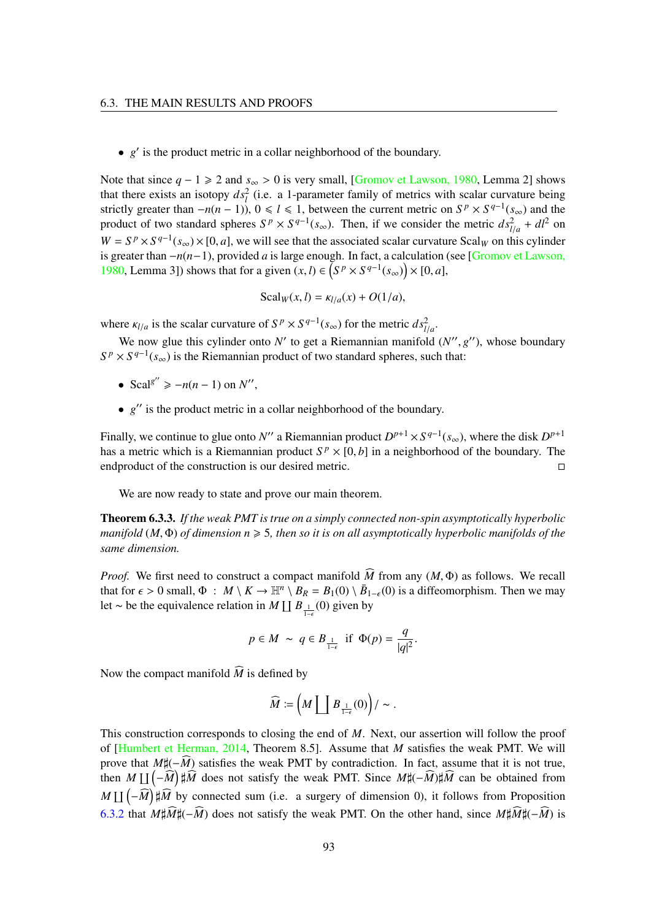- $g'$ is the product metric in a collar neighborhood of the boundary.

Note that since $q-1 \geqslant 2$ and $s_\infty > 0$ is very small, [Gromov et Lawson, 1980, Lemma 2] shows that there exists an isotopy $ds_l^2$ (i.e. a 1-parameter family of metrics with scalar curvature being strictly greater than $-n(n-1)$), $0 \leqslant l \leqslant 1$, between the current metric on $S^p \times S^{q-1}(s_\infty)$ and the product of two standard spheres $S^p \times S^{q-1}(s_\infty)$. Then, if we consider the metric $ds_{l/a}^2 + dl^2$ on $W = S^p \times S^{q-1}(s_\infty) \times [0, a]$, we will see that the associated scalar curvature $\mathrm{Scal}_W$ on this cylinder is greater than $-n(n-1)$, provided $a$ is large enough. In fact, a calculation (see [Gromov et Lawson, 1980, Lemma 3]) shows that for a given $(x, l) \in \left(S^p \times S^{q-1}(s_\infty)\right) \times [0, a]$,

$$\mathrm{Scal}_W(x, l) = \kappa_{l/a}(x) + O(1/a),$$

where $\kappa_{l/a}$ is the scalar curvature of $S^p \times S^{q-1}(s_\infty)$ for the metric $ds_{l/a}^2$.

We now glue this cylinder onto $N'$ to get a Riemannian manifold $(N'', g'')$, whose boundary $S^p \times S^{q-1}(s_\infty)$ is the Riemannian product of two standard spheres, such that:

- $\mathrm{Scal}^{g''} \geqslant -n(n-1)$ on $N''$,
- $g''$ is the product metric in a collar neighborhood of the boundary.

Finally, we continue to glue onto $N''$ a Riemannian product $D^{p+1} \times S^{q-1}(s_\infty)$, where the disk $D^{p+1}$ has a metric which is a Riemannian product $S^p \times [0, b]$ in a neighborhood of the boundary. The endproduct of the construction is our desired metric. $\square$

We are now ready to state and prove our main theorem.

**Theorem 6.3.3.** *If the weak PMT is true on a simply connected non-spin asymptotically hyperbolic manifold $(M, \Phi)$ of dimension $n \geqslant 5$, then so it is on all asymptotically hyperbolic manifolds of the same dimension.*

*Proof.* We first need to construct a compact manifold $\widehat{M}$ from any $(M, \Phi)$ as follows. We recall that for $\epsilon > 0$ small, $\Phi : M \setminus K \to \mathbb{H}^n \setminus B_R = B_1(0) \setminus \bar{B}_{1-\epsilon}(0)$ is a diffeomorphism. Then we may let $\sim$ be the equivalence relation in $M \coprod B_{\frac{1}{1-\epsilon}}(0)$ given by

$$p \in M \ \sim \ q \in B_{\frac{1}{1-\epsilon}} \ \text{ if } \ \Phi(p) = \frac{q}{|q|^2}.$$

Now the compact manifold $\widehat{M}$ is defined by

$$\widehat{M} := \left(M \coprod B_{\frac{1}{1-\epsilon}}(0)\right) / \sim .$$

This construction corresponds to closing the end of $M$. Next, our assertion will follow the proof of [Humbert et Herman, 2014, Theorem 8.5]. Assume that $M$ satisfies the weak PMT. We will prove that $M \sharp (-\widehat{M})$ satisfies the weak PMT by contradiction. In fact, assume that it is not true, then $M \coprod \left(-\widehat{M}\right) \sharp \widehat{M}$ does not satisfy the weak PMT. Since $M \sharp (-\widehat{M}) \sharp \widehat{M}$ can be obtained from $M \coprod \left(-\widehat{M}\right) \sharp \widehat{M}$ by connected sum (i.e. a surgery of dimension 0), it follows from Proposition 6.3.2 that $M \sharp \widehat{M} \sharp (-\widehat{M})$ does not satisfy the weak PMT. On the other hand, since $M \sharp \widehat{M} \sharp (-\widehat{M})$ is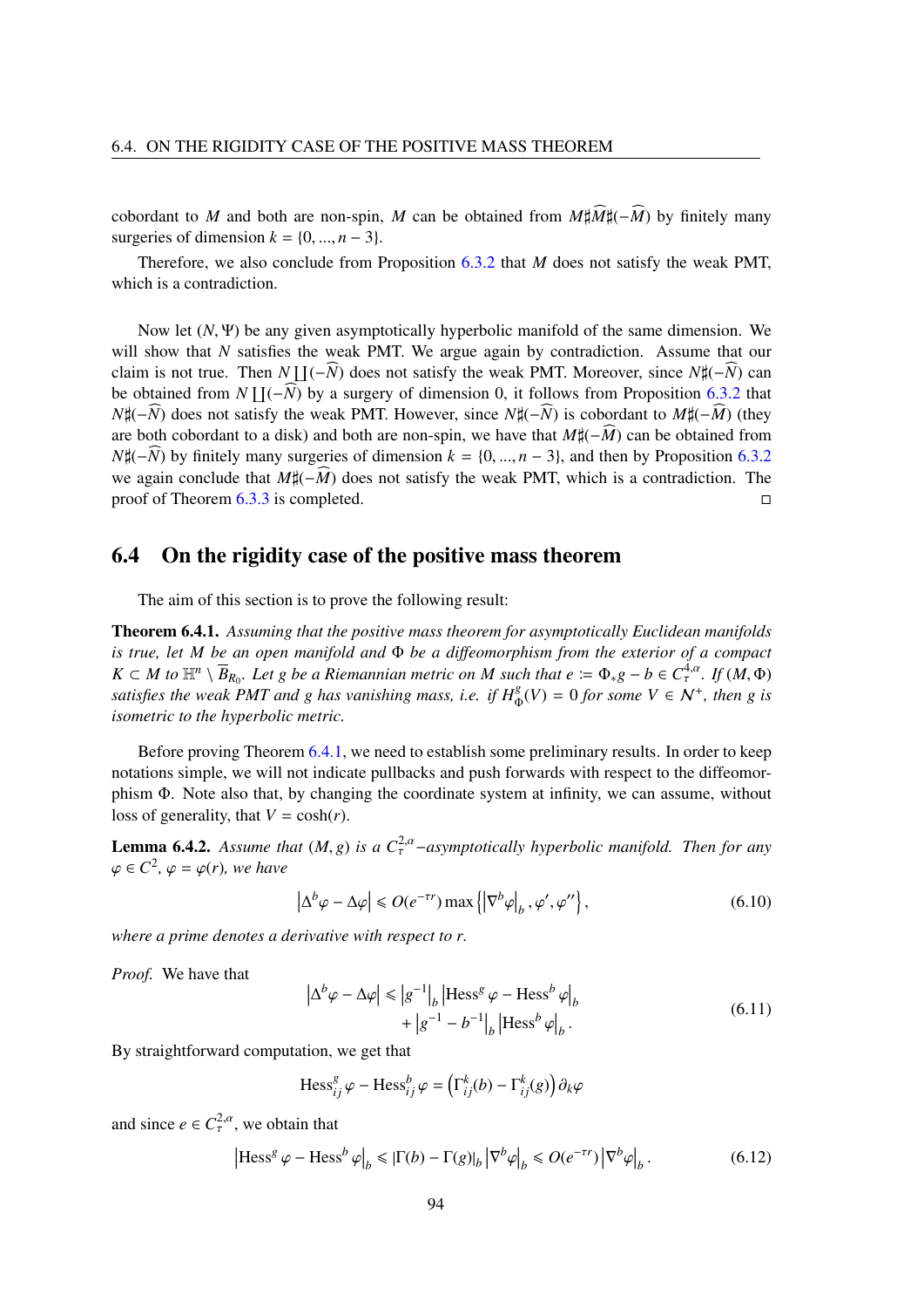cobordant to $M$ and both are non-spin, $M$ can be obtained from $M\sharp\widehat{M}\sharp(-\widehat{M})$ by finitely many surgeries of dimension $k = \{0, ..., n-3\}$.

Therefore, we also conclude from Proposition 6.3.2 that $M$ does not satisfy the weak PMT, which is a contradiction.

Now let $(N, \Psi)$ be any given asymptotically hyperbolic manifold of the same dimension. We will show that $N$ satisfies the weak PMT. We argue again by contradiction. Assume that our claim is not true. Then $N \coprod (-\widehat{N})$ does not satisfy the weak PMT. Moreover, since $N\sharp(-\widehat{N})$ can be obtained from $N \coprod (-\widehat{N})$ by a surgery of dimension 0, it follows from Proposition 6.3.2 that $N\sharp(-\widehat{N})$ does not satisfy the weak PMT. However, since $N\sharp(-\widehat{N})$ is cobordant to $M\sharp(-\widehat{M})$ (they are both cobordant to a disk) and both are non-spin, we have that $M\sharp(-\widehat{M})$ can be obtained from $N\sharp(-\widehat{N})$ by finitely many surgeries of dimension $k = \{0, ..., n-3\}$, and then by Proposition 6.3.2 we again conclude that $M\sharp(-\widehat{M})$ does not satisfy the weak PMT, which is a contradiction. The proof of Theorem 6.3.3 is completed. □

## 6.4 On the rigidity case of the positive mass theorem

The aim of this section is to prove the following result:

**Theorem 6.4.1.** *Assuming that the positive mass theorem for asymptotically Euclidean manifolds is true, let $M$ be an open manifold and $\Phi$ be a diffeomorphism from the exterior of a compact $K \subset M$ to $\mathbb{H}^n \setminus \overline{B}_{R_0}$. Let $g$ be a Riemannian metric on $M$ such that $e := \Phi_* g - b \in C^{4,\alpha}_\tau$. If $(M, \Phi)$ satisfies the weak PMT and $g$ has vanishing mass, i.e. if $H^g_\Phi(V) = 0$ for some $V \in \mathcal{N}^+$, then $g$ is isometric to the hyperbolic metric.*

Before proving Theorem 6.4.1, we need to establish some preliminary results. In order to keep notations simple, we will not indicate pullbacks and push forwards with respect to the diffeomorphism $\Phi$. Note also that, by changing the coordinate system at infinity, we can assume, without loss of generality, that $V = \cosh(r)$.

**Lemma 6.4.2.** *Assume that $(M, g)$ is a $C^{2,\alpha}_\tau$-asymptotically hyperbolic manifold. Then for any $\varphi \in C^2$, $\varphi = \varphi(r)$, we have*

$$\left|\Delta^b \varphi - \Delta\varphi\right| \leqslant O(e^{-\tau r}) \max\left\{\left|\nabla^b \varphi\right|_b, \varphi', \varphi''\right\}, \tag{6.10}$$

*where a prime denotes a derivative with respect to $r$.*

*Proof.* We have that

$$\begin{aligned}\left|\Delta^b \varphi - \Delta\varphi\right| \leqslant{} & \left|g^{-1}\right|_b \left|\operatorname{Hess}^g \varphi - \operatorname{Hess}^b \varphi\right|_b \\ & + \left|g^{-1} - b^{-1}\right|_b \left|\operatorname{Hess}^b \varphi\right|_b.\end{aligned} \tag{6.11}$$

By straightforward computation, we get that

$$\operatorname{Hess}^g_{ij} \varphi - \operatorname{Hess}^b_{ij} \varphi = \left(\Gamma^k_{ij}(b) - \Gamma^k_{ij}(g)\right) \partial_k \varphi$$

and since $e \in C^{2,\alpha}_\tau$, we obtain that

$$\left|\operatorname{Hess}^g \varphi - \operatorname{Hess}^b \varphi\right|_b \leqslant |\Gamma(b) - \Gamma(g)|_b \left|\nabla^b \varphi\right|_b \leqslant O(e^{-\tau r}) \left|\nabla^b \varphi\right|_b. \tag{6.12}$$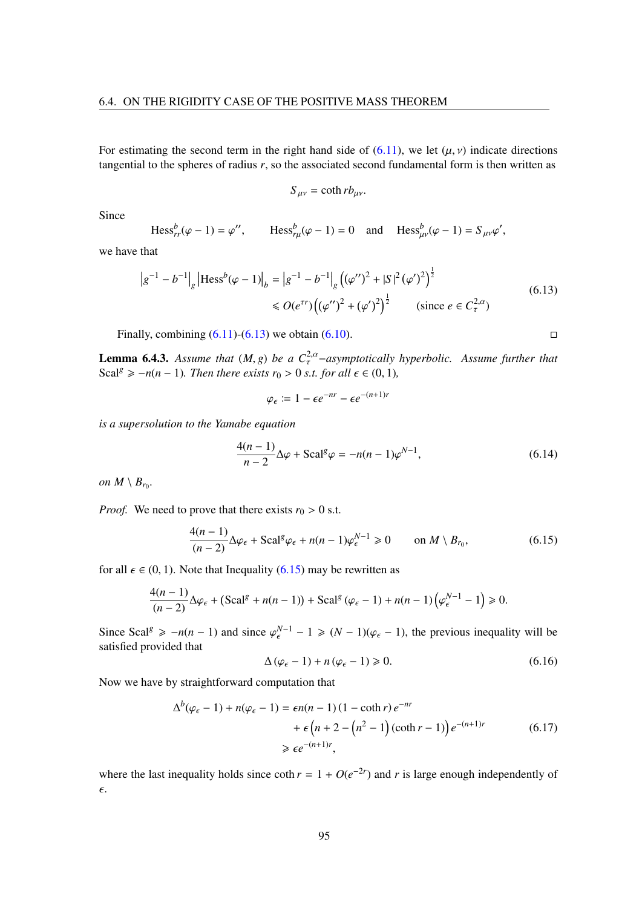For estimating the second term in the right hand side of (6.11), we let $(\mu, \nu)$ indicate directions tangential to the spheres of radius $r$, so the associated second fundamental form is then written as

$$S_{\mu\nu} = \coth r b_{\mu\nu}.$$

Since

$$\mathrm{Hess}^b_{rr}(\varphi - 1) = \varphi'', \qquad \mathrm{Hess}^b_{r\mu}(\varphi - 1) = 0 \quad \text{and} \quad \mathrm{Hess}^b_{\mu\nu}(\varphi - 1) = S_{\mu\nu}\varphi',$$

we have that

$$\begin{aligned} \left|g^{-1} - b^{-1}\right|_g \left|\mathrm{Hess}^b(\varphi - 1)\right|_b &= \left|g^{-1} - b^{-1}\right|_g \left((\varphi'')^2 + |S|^2 (\varphi')^2\right)^{\frac{1}{2}} \\ &\leqslant O(e^{\tau r})\left((\varphi'')^2 + (\varphi')^2\right)^{\frac{1}{2}} \qquad (\text{since } e \in C^{2,\alpha}_\tau) \end{aligned} \tag{6.13}$$

Finally, combining (6.11)-(6.13) we obtain (6.10). $\square$

**Lemma 6.4.3.** *Assume that $(M, g)$ be a $C^{2,\alpha}_\tau$–asymptotically hyperbolic. Assume further that $\mathrm{Scal}^g \geqslant -n(n-1)$. Then there exists $r_0 > 0$ s.t. for all $\epsilon \in (0, 1)$,*

$$\varphi_\epsilon := 1 - \epsilon e^{-nr} - \epsilon e^{-(n+1)r}$$

*is a supersolution to the Yamabe equation*

$$\frac{4(n-1)}{n-2}\Delta\varphi + \mathrm{Scal}^g\varphi = -n(n-1)\varphi^{N-1}, \tag{6.14}$$

*on $M \setminus B_{r_0}$.*

*Proof.* We need to prove that there exists $r_0 > 0$ s.t.

$$\frac{4(n-1)}{(n-2)}\Delta\varphi_\epsilon + \mathrm{Scal}^g\varphi_\epsilon + n(n-1)\varphi_\epsilon^{N-1} \geqslant 0 \qquad \text{on } M \setminus B_{r_0}, \tag{6.15}$$

for all $\epsilon \in (0, 1)$. Note that Inequality (6.15) may be rewritten as

$$\frac{4(n-1)}{(n-2)}\Delta\varphi_\epsilon + \left(\mathrm{Scal}^g + n(n-1)\right) + \mathrm{Scal}^g\left(\varphi_\epsilon - 1\right) + n(n-1)\left(\varphi_\epsilon^{N-1} - 1\right) \geqslant 0.$$

Since $\mathrm{Scal}^g \geqslant -n(n-1)$ and since $\varphi_\epsilon^{N-1} - 1 \geqslant (N-1)(\varphi_\epsilon - 1)$, the previous inequality will be satisfied provided that

$$\Delta\left(\varphi_\epsilon - 1\right) + n\left(\varphi_\epsilon - 1\right) \geqslant 0. \tag{6.16}$$

Now we have by straightforward computation that

$$\begin{aligned} \Delta^b(\varphi_\epsilon - 1) + n(\varphi_\epsilon - 1) &= \epsilon n(n-1)\left(1 - \coth r\right)e^{-nr} \\ &\quad + \epsilon\left(n + 2 - \left(n^2 - 1\right)(\coth r - 1)\right)e^{-(n+1)r} \\ &\geqslant \epsilon e^{-(n+1)r}, \end{aligned} \tag{6.17}$$

where the last inequality holds since $\coth r = 1 + O(e^{-2r})$ and $r$ is large enough independently of $\epsilon$.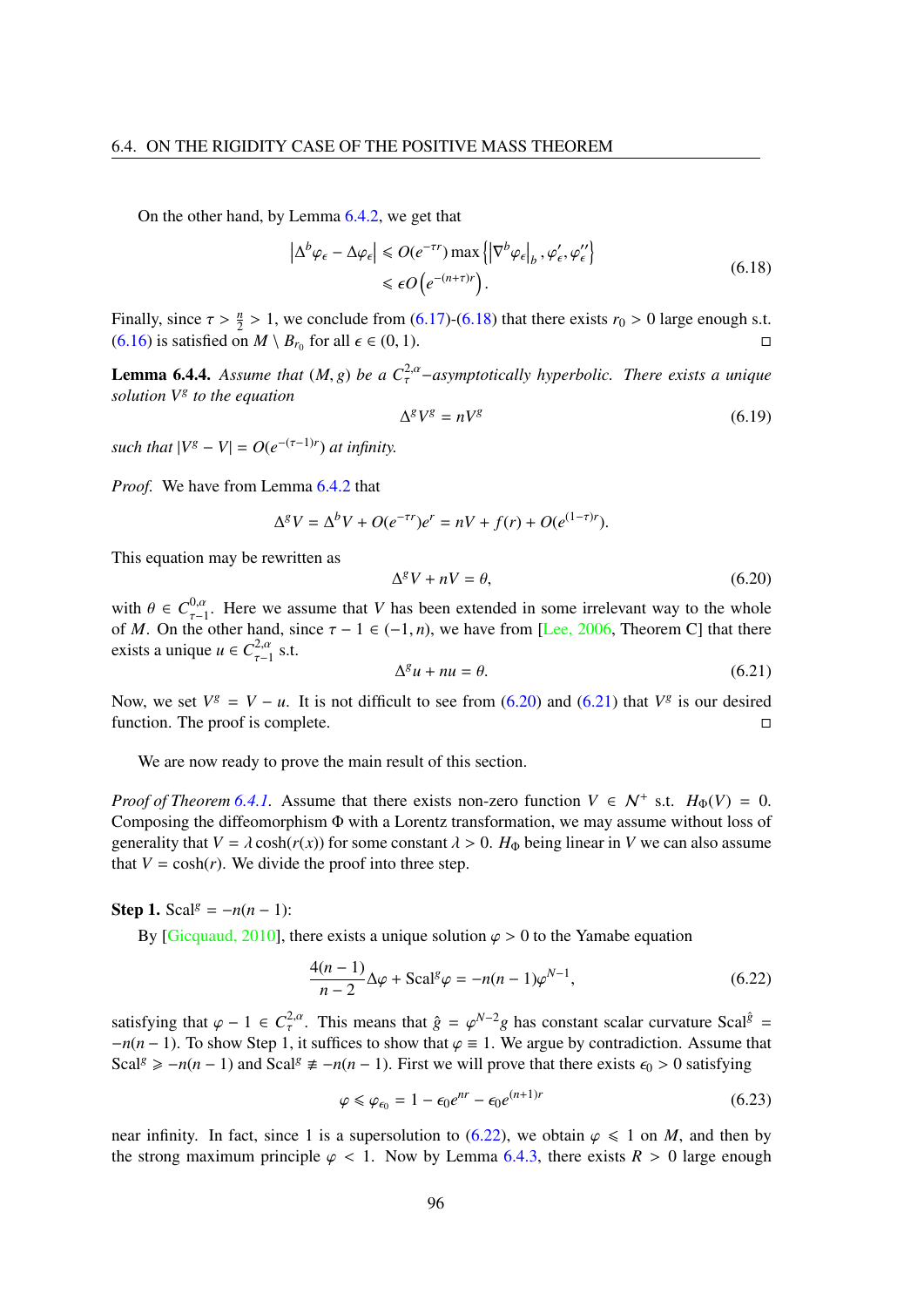On the other hand, by Lemma 6.4.2, we get that

$$
\begin{aligned}
\left|\Delta^b \varphi_\epsilon - \Delta \varphi_\epsilon\right| &\leqslant O(e^{-\tau r}) \max\left\{\left|\nabla^b \varphi_\epsilon\right|_b, \varphi_\epsilon', \varphi_\epsilon''\right\} \\
&\leqslant \epsilon O\left(e^{-(n+\tau) r}\right).
\end{aligned} \tag{6.18}
$$

Finally, since $\tau > \frac{n}{2} > 1$, we conclude from (6.17)-(6.18) that there exists $r_0 > 0$ large enough s.t. (6.16) is satisfied on $M \setminus B_{r_0}$ for all $\epsilon \in (0,1)$. ◻

**Lemma 6.4.4.** *Assume that $(M, g)$ be a $C^{2,\alpha}_\tau$−asymptotically hyperbolic. There exists a unique solution $V^g$ to the equation*

$$
\Delta^g V^g = n V^g \tag{6.19}
$$

*such that $|V^g - V| = O(e^{-(\tau-1)r})$ at infinity.*

*Proof.* We have from Lemma 6.4.2 that

$$
\Delta^g V = \Delta^b V + O(e^{-\tau r}) e^r = nV + f(r) + O(e^{(1-\tau) r}).
$$

This equation may be rewritten as

$$
\Delta^g V + nV = \theta, \tag{6.20}
$$

with $\theta \in C^{0,\alpha}_{\tau-1}$. Here we assume that $V$ has been extended in some irrelevant way to the whole of $M$. On the other hand, since $\tau - 1 \in (-1, n)$, we have from [Lee, 2006, Theorem C] that there exists a unique $u \in C^{2,\alpha}_{\tau-1}$ s.t.

$$
\Delta^g u + nu = \theta. \tag{6.21}
$$

Now, we set $V^g = V - u$. It is not difficult to see from (6.20) and (6.21) that $V^g$ is our desired function. The proof is complete. ◻

We are now ready to prove the main result of this section.

*Proof of Theorem 6.4.1.* Assume that there exists non-zero function $V \in \mathcal{N}^+$ s.t. $H_\Phi(V) = 0$. Composing the diffeomorphism $\Phi$ with a Lorentz transformation, we may assume without loss of generality that $V = \lambda \cosh(r(x))$ for some constant $\lambda > 0$. $H_\Phi$ being linear in $V$ we can also assume that $V = \cosh(r)$. We divide the proof into three step.

**Step 1.** $\mathrm{Scal}^g = -n(n-1)$:

By [Gicquaud, 2010], there exists a unique solution $\varphi > 0$ to the Yamabe equation

$$
\frac{4(n-1)}{n-2} \Delta \varphi + \mathrm{Scal}^g \varphi = -n(n-1) \varphi^{N-1}, \tag{6.22}
$$

satisfying that $\varphi - 1 \in C^{2,\alpha}_\tau$. This means that $\hat{g} = \varphi^{N-2} g$ has constant scalar curvature $\mathrm{Scal}^{\hat{g}} = -n(n-1)$. To show Step 1, it suffices to show that $\varphi \equiv 1$. We argue by contradiction. Assume that $\mathrm{Scal}^g \geqslant -n(n-1)$ and $\mathrm{Scal}^g \not\equiv -n(n-1)$. First we will prove that there exists $\epsilon_0 > 0$ satisfying

$$
\varphi \leqslant \varphi_{\epsilon_0} = 1 - \epsilon_0 e^{nr} - \epsilon_0 e^{(n+1)r} \tag{6.23}
$$

near infinity. In fact, since 1 is a supersolution to (6.22), we obtain $\varphi \leqslant 1$ on $M$, and then by the strong maximum principle $\varphi < 1$. Now by Lemma 6.4.3, there exists $R > 0$ large enough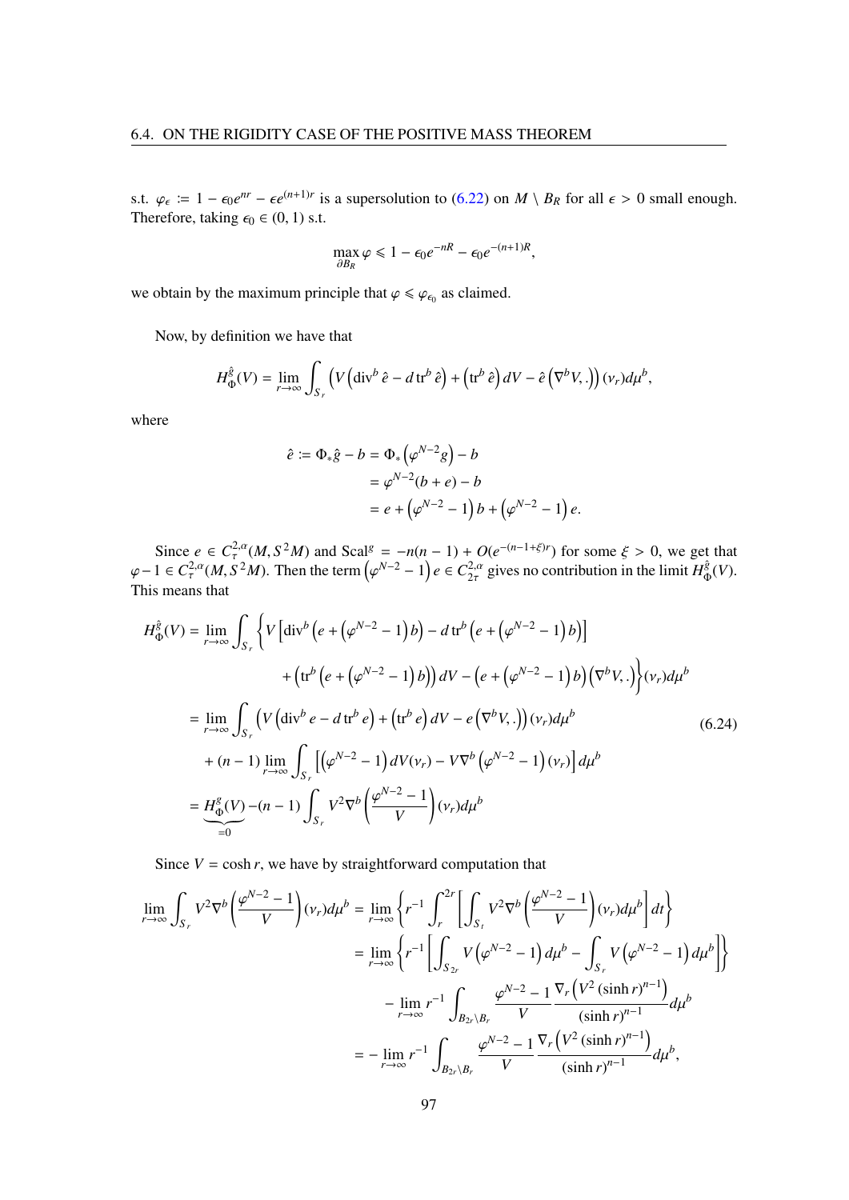s.t. $\varphi_\epsilon := 1 - \epsilon_0 e^{nr} - \epsilon e^{(n+1)r}$ is a supersolution to (6.22) on $M \setminus B_R$ for all $\epsilon > 0$ small enough. Therefore, taking $\epsilon_0 \in (0,1)$ s.t.

$$\max_{\partial B_R} \varphi \leqslant 1 - \epsilon_0 e^{-nR} - \epsilon_0 e^{-(n+1)R},$$

we obtain by the maximum principle that $\varphi \leqslant \varphi_{\epsilon_0}$ as claimed.

Now, by definition we have that

$$H_\Phi^{\hat{g}}(V) = \lim_{r\to\infty} \int_{S_r} \left( V\left(\operatorname{div}^b \hat{e} - d\operatorname{tr}^b \hat{e}\right) + \left(\operatorname{tr}^b \hat{e}\right) dV - \hat{e}\left(\nabla^b V, .\right)\right)(\nu_r) d\mu^b,$$

where

$$\begin{aligned}
\hat{e} := \Phi_* \hat{g} - b = \Phi_*\left(\varphi^{N-2} g\right) - b \\
&= \varphi^{N-2}(b+e) - b \\
&= e + \left(\varphi^{N-2} - 1\right) b + \left(\varphi^{N-2} - 1\right) e.
\end{aligned}$$

Since $e \in C^{2,\alpha}_\tau(M, S^2M)$ and $\operatorname{Scal}^g = -n(n-1) + O(e^{-(n-1+\xi)r})$ for some $\xi > 0$, we get that $\varphi - 1 \in C^{2,\alpha}_\tau(M, S^2M)$. Then the term $\left(\varphi^{N-2} - 1\right) e \in C^{2,\alpha}_{2\tau}$ gives no contribution in the limit $H_\Phi^{\hat{g}}(V)$. This means that

$$\begin{aligned}
H_\Phi^{\hat{g}}(V) &= \lim_{r\to\infty} \int_{S_r} \Big\{ V\left[\operatorname{div}^b\left(e + \left(\varphi^{N-2} - 1\right) b\right) - d\operatorname{tr}^b\left(e + \left(\varphi^{N-2} - 1\right) b\right)\right] \\
&\qquad + \left(\operatorname{tr}^b\left(e + \left(\varphi^{N-2} - 1\right) b\right)\right) dV - \left(e + \left(\varphi^{N-2} - 1\right) b\right)\left(\nabla^b V, .\right)\Big\}(\nu_r) d\mu^b \\
&= \lim_{r\to\infty} \int_{S_r} \left( V\left(\operatorname{div}^b e - d\operatorname{tr}^b e\right) + \left(\operatorname{tr}^b e\right) dV - e\left(\nabla^b V, .\right)\right)(\nu_r) d\mu^b \qquad (6.24) \\
&\quad + (n-1) \lim_{r\to\infty} \int_{S_r} \left[\left(\varphi^{N-2} - 1\right) dV(\nu_r) - V \nabla^b \left(\varphi^{N-2} - 1\right)(\nu_r)\right] d\mu^b \\
&= \underbrace{H_\Phi^g(V)}_{=0} - (n-1) \int_{S_r} V^2 \nabla^b \left(\frac{\varphi^{N-2} - 1}{V}\right)(\nu_r) d\mu^b
\end{aligned}$$

Since $V = \cosh r$, we have by straightforward computation that

$$\begin{aligned}
\lim_{r\to\infty} \int_{S_r} V^2 \nabla^b \left(\frac{\varphi^{N-2} - 1}{V}\right)(\nu_r) d\mu^b &= \lim_{r\to\infty} \left\{ r^{-1} \int_r^{2r} \left[ \int_{S_t} V^2 \nabla^b \left(\frac{\varphi^{N-2} - 1}{V}\right)(\nu_r) d\mu^b \right] dt \right\} \\
&= \lim_{r\to\infty} \left\{ r^{-1} \left[ \int_{S_{2r}} V\left(\varphi^{N-2} - 1\right) d\mu^b - \int_{S_r} V\left(\varphi^{N-2} - 1\right) d\mu^b \right] \right\} \\
&\quad - \lim_{r\to\infty} r^{-1} \int_{B_{2r}\setminus B_r} \frac{\varphi^{N-2} - 1}{V} \frac{\nabla_r\left(V^2 (\sinh r)^{n-1}\right)}{(\sinh r)^{n-1}} d\mu^b \\
&= - \lim_{r\to\infty} r^{-1} \int_{B_{2r}\setminus B_r} \frac{\varphi^{N-2} - 1}{V} \frac{\nabla_r\left(V^2 (\sinh r)^{n-1}\right)}{(\sinh r)^{n-1}} d\mu^b,
\end{aligned}$$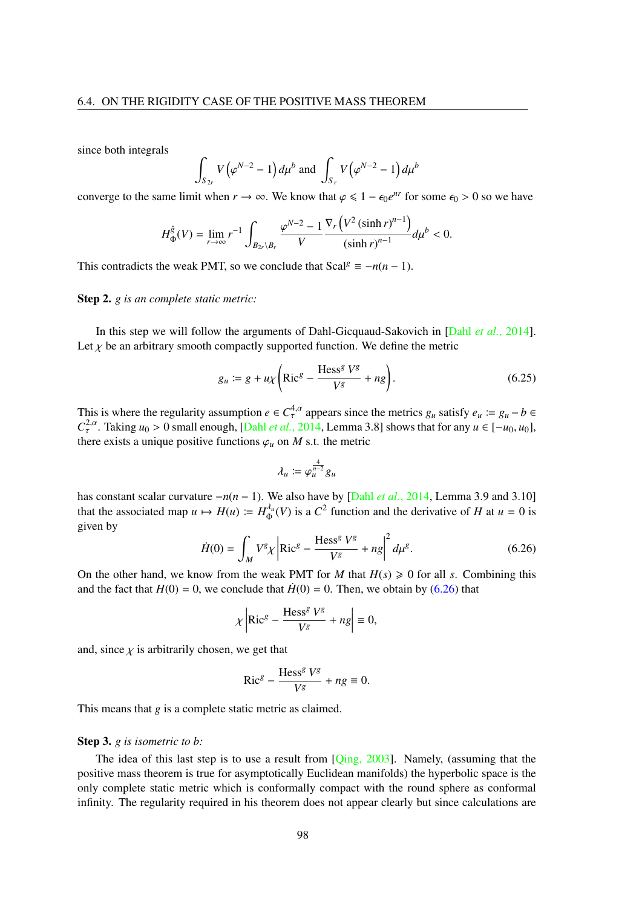since both integrals

$$\int_{S_{2r}} V\left(\varphi^{N-2}-1\right) d\mu^b \text{ and } \int_{S_r} V\left(\varphi^{N-2}-1\right) d\mu^b$$

converge to the same limit when $r \to \infty$. We know that $\varphi \leqslant 1 - \epsilon_0 e^{nr}$ for some $\epsilon_0 > 0$ so we have

$$H_\Phi^{\hat{g}}(V) = \lim_{r\to\infty} r^{-1} \int_{B_{2r}\setminus B_r} \frac{\varphi^{N-2}-1}{V} \frac{\nabla_r\left(V^2 (\sinh r)^{n-1}\right)}{(\sinh r)^{n-1}} d\mu^b < 0.$$

This contradicts the weak PMT, so we conclude that $\mathrm{Scal}^g \equiv -n(n-1)$.

**Step 2.** *g is an complete static metric:*

In this step we will follow the arguments of Dahl-Gicquaud-Sakovich in [Dahl *et al.*, 2014]. Let $\chi$ be an arbitrary smooth compactly supported function. We define the metric

$$g_u := g + u\chi\left(\mathrm{Ric}^g - \frac{\mathrm{Hess}^g V^g}{V^g} + ng\right). \tag{6.25}$$

This is where the regularity assumption $e \in C^{4,\alpha}_\tau$ appears since the metrics $g_u$ satisfy $e_u := g_u - b \in C^{2,\alpha}_\tau$. Taking $u_0 > 0$ small enough, [Dahl *et al.*, 2014, Lemma 3.8] shows that for any $u \in [-u_0, u_0]$, there exists a unique positive functions $\varphi_u$ on $M$ s.t. the metric

$$\lambda_u := \varphi_u^{\frac{4}{n-2}} g_u$$

has constant scalar curvature $-n(n-1)$. We also have by [Dahl *et al.*, 2014, Lemma 3.9 and 3.10] that the associated map $u \mapsto H(u) := H_\Phi^{\lambda_u}(V)$ is a $C^2$ function and the derivative of $H$ at $u = 0$ is given by

$$\dot{H}(0) = \int_M V^g \chi \left|\mathrm{Ric}^g - \frac{\mathrm{Hess}^g V^g}{V^g} + ng\right|^2 d\mu^g. \tag{6.26}$$

On the other hand, we know from the weak PMT for $M$ that $H(s) \geqslant 0$ for all $s$. Combining this and the fact that $H(0) = 0$, we conclude that $\dot{H}(0) = 0$. Then, we obtain by (6.26) that

$$\chi\left|\mathrm{Ric}^g - \frac{\mathrm{Hess}^g V^g}{V^g} + ng\right| \equiv 0,$$

and, since $\chi$ is arbitrarily chosen, we get that

$$\mathrm{Ric}^g - \frac{\mathrm{Hess}^g V^g}{V^g} + ng \equiv 0.$$

This means that $g$ is a complete static metric as claimed.

**Step 3.** *g is isometric to b:*

The idea of this last step is to use a result from [Qing, 2003]. Namely, (assuming that the positive mass theorem is true for asymptotically Euclidean manifolds) the hyperbolic space is the only complete static metric which is conformally compact with the round sphere as conformal infinity. The regularity required in his theorem does not appear clearly but since calculations are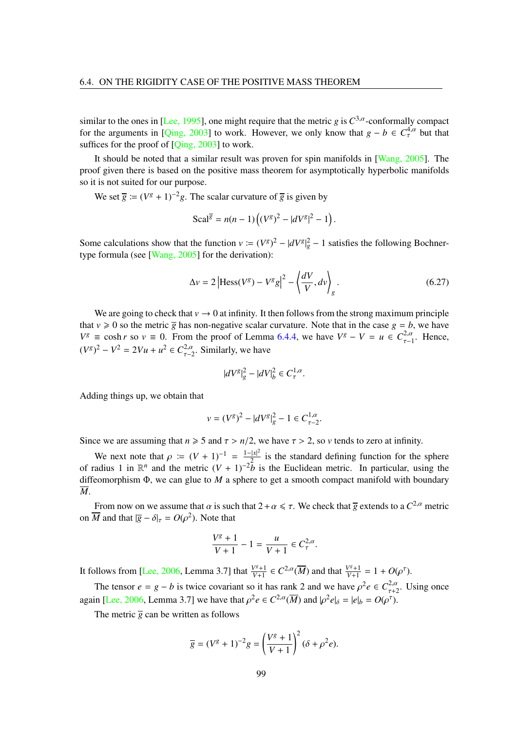similar to the ones in [Lee, 1995], one might require that the metric $g$ is $C^{3,\alpha}$-conformally compact for the arguments in [Qing, 2003] to work. However, we only know that $g - b \in C^{4,\alpha}_\tau$ but that suffices for the proof of [Qing, 2003] to work.

It should be noted that a similar result was proven for spin manifolds in [Wang, 2005]. The proof given there is based on the positive mass theorem for asymptotically hyperbolic manifolds so it is not suited for our purpose.

We set $\overline{g} := (V^g + 1)^{-2} g$. The scalar curvature of $\overline{g}$ is given by

$$\mathrm{Scal}^{\overline{g}} = n(n-1)\left((V^g)^2 - |dV^g|^2 - 1\right).$$

Some calculations show that the function $v := (V^g)^2 - |dV^g|^2_g - 1$ satisfies the following Bochner-type formula (see [Wang, 2005] for the derivation):

$$\Delta v = 2\left|\mathrm{Hess}(V^g) - V^g g\right|^2 - \left\langle \frac{dV}{V}, dv \right\rangle_g. \tag{6.27}$$

We are going to check that $v \to 0$ at infinity. It then follows from the strong maximum principle that $v \geqslant 0$ so the metric $\overline{g}$ has non-negative scalar curvature. Note that in the case $g = b$, we have $V^g \equiv \cosh r$ so $v \equiv 0$. From the proof of Lemma 6.4.4, we have $V^g - V = u \in C^{2,\alpha}_{\tau-1}$. Hence, $(V^g)^2 - V^2 = 2Vu + u^2 \in C^{2,\alpha}_{\tau-2}$. Similarly, we have

$$|dV^g|^2_g - |dV|^2_b \in C^{1,\alpha}_\tau.$$

Adding things up, we obtain that

$$v = (V^g)^2 - |dV^g|^2_g - 1 \in C^{1,\alpha}_{\tau-2}.$$

Since we are assuming that $n \geqslant 5$ and $\tau > n/2$, we have $\tau > 2$, so $v$ tends to zero at infinity.

We next note that $\rho := (V+1)^{-1} = \frac{1-|x|^2}{2}$ is the standard defining function for the sphere of radius 1 in $\mathbb{R}^n$ and the metric $(V+1)^{-2}b$ is the Euclidean metric. In particular, using the diffeomorphism $\Phi$, we can glue to $M$ a sphere to get a smooth compact manifold with boundary $\overline{M}$.

From now on we assume that $\alpha$ is such that $2 + \alpha \leqslant \tau$. We check that $\overline{g}$ extends to a $C^{2,\alpha}$ metric on $\overline{M}$ and that $|\overline{g} - \delta|_\tau = O(\rho^2)$. Note that

$$\frac{V^g + 1}{V+1} - 1 = \frac{u}{V+1} \in C^{2,\alpha}_\tau.$$

It follows from [Lee, 2006, Lemma 3.7] that $\frac{V^g+1}{V+1} \in C^{2,\alpha}(\overline{M})$ and that $\frac{V^g+1}{V+1} = 1 + O(\rho^\tau)$.

The tensor $e = g - b$ is twice covariant so it has rank 2 and we have $\rho^2 e \in C^{2,\alpha}_{\tau+2}$. Using once again [Lee, 2006, Lemma 3.7] we have that $\rho^2 e \in C^{2,\alpha}(\overline{M})$ and $|\rho^2 e|_\delta = |e|_b = O(\rho^\tau)$.

The metric $\overline{g}$ can be written as follows

$$\overline{g} = (V^g + 1)^{-2} g = \left(\frac{V^g + 1}{V+1}\right)^2 (\delta + \rho^2 e).$$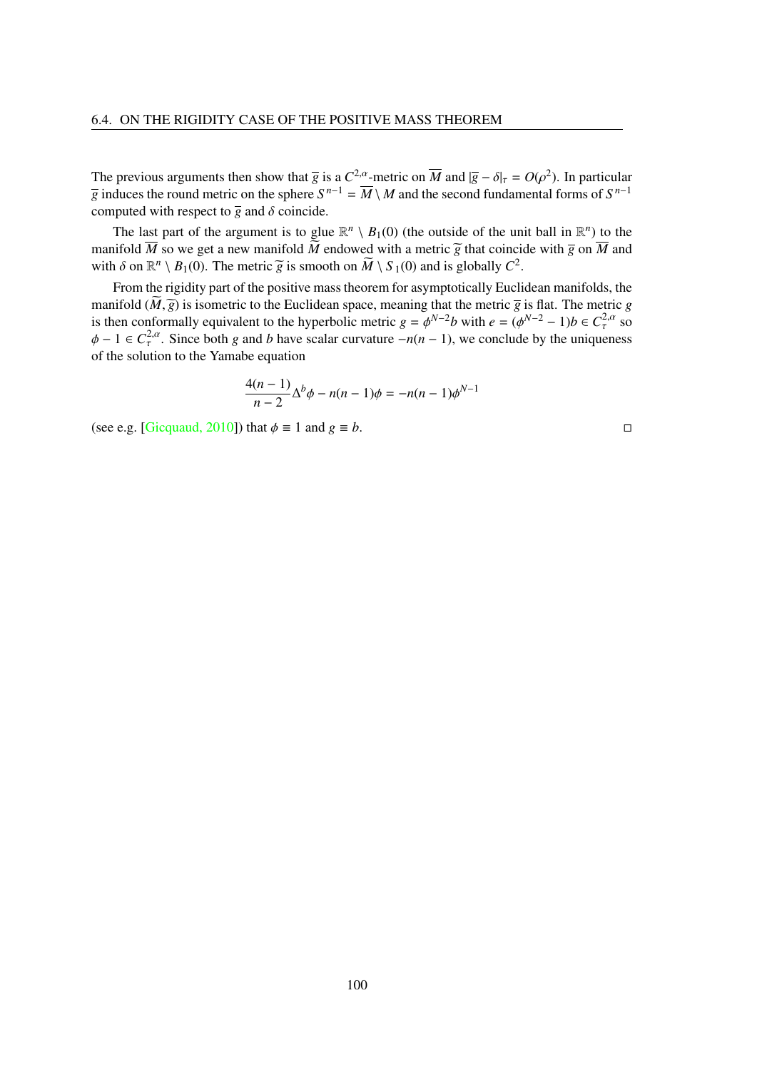The previous arguments then show that $\overline{g}$ is a $C^{2,\alpha}$-metric on $\overline{M}$ and $|\overline{g} - \delta|_\tau = O(\rho^2)$. In particular $\overline{g}$ induces the round metric on the sphere $S^{n-1} = \overline{M} \setminus M$ and the second fundamental forms of $S^{n-1}$ computed with respect to $\overline{g}$ and $\delta$ coincide.

The last part of the argument is to glue $\mathbb{R}^n \setminus B_1(0)$ (the outside of the unit ball in $\mathbb{R}^n$) to the manifold $\overline{M}$ so we get a new manifold $\widetilde{M}$ endowed with a metric $\widetilde{g}$ that coincide with $\overline{g}$ on $\overline{M}$ and with $\delta$ on $\mathbb{R}^n \setminus B_1(0)$. The metric $\widetilde{g}$ is smooth on $\widetilde{M} \setminus S_1(0)$ and is globally $C^2$.

From the rigidity part of the positive mass theorem for asymptotically Euclidean manifolds, the manifold $(\widetilde{M}, \widetilde{g})$ is isometric to the Euclidean space, meaning that the metric $\overline{g}$ is flat. The metric $g$ is then conformally equivalent to the hyperbolic metric $g = \phi^{N-2} b$ with $e = (\phi^{N-2} - 1) b \in C^{2,\alpha}_\tau$ so $\phi - 1 \in C^{2,\alpha}_\tau$. Since both $g$ and $b$ have scalar curvature $-n(n-1)$, we conclude by the uniqueness of the solution to the Yamabe equation

$$\frac{4(n-1)}{n-2} \Delta^b \phi - n(n-1)\phi = -n(n-1)\phi^{N-1}$$

(see e.g. [Gicquaud, 2010]) that $\phi \equiv 1$ and $g \equiv b$. □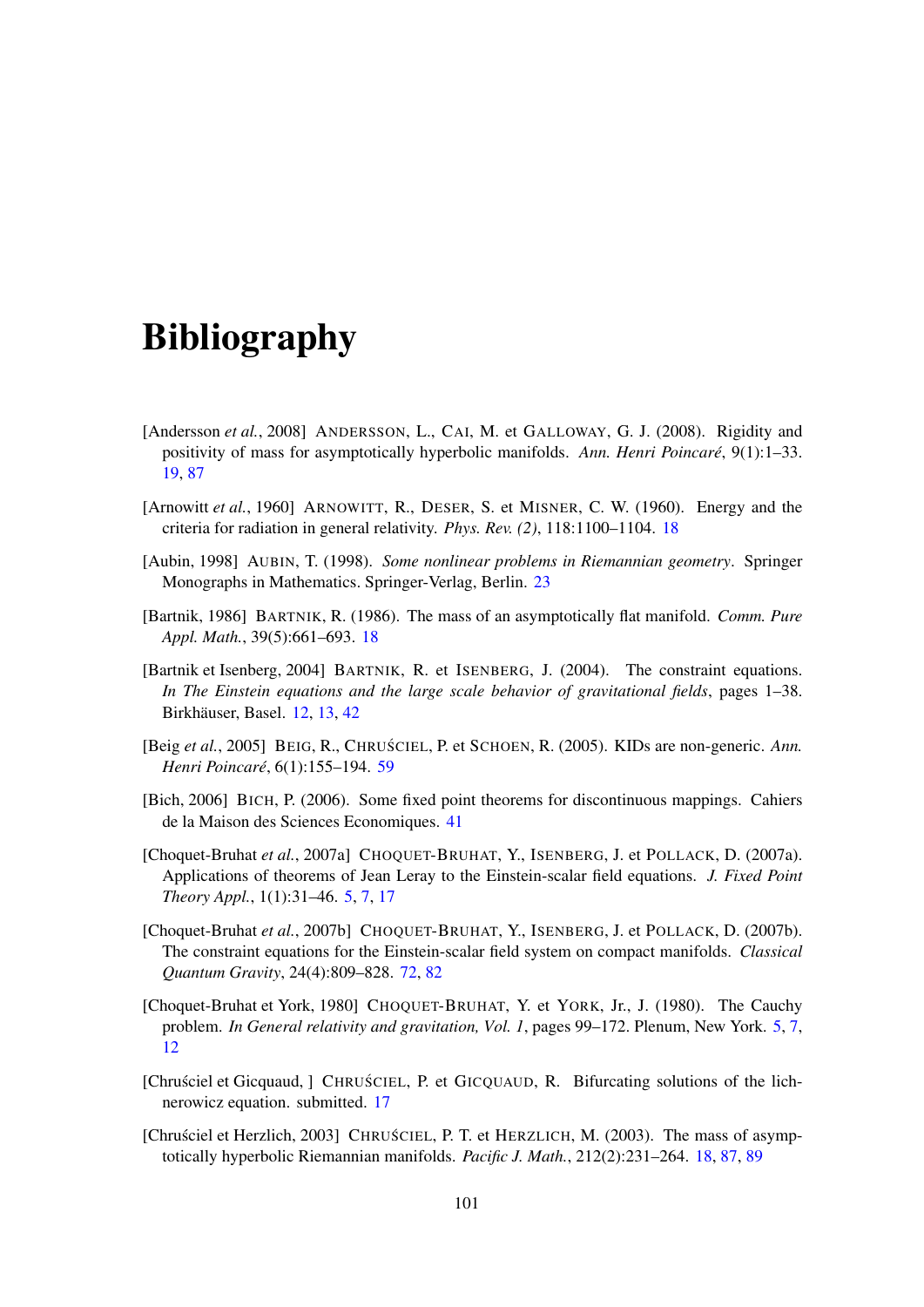# Bibliography

[Andersson *et al.*, 2008] ANDERSSON, L., CAI, M. et GALLOWAY, G. J. (2008). Rigidity and positivity of mass for asymptotically hyperbolic manifolds. *Ann. Henri Poincaré*, 9(1):1–33. 19, 87

[Arnowitt *et al.*, 1960] ARNOWITT, R., DESER, S. et MISNER, C. W. (1960). Energy and the criteria for radiation in general relativity. *Phys. Rev. (2)*, 118:1100–1104. 18

[Aubin, 1998] AUBIN, T. (1998). *Some nonlinear problems in Riemannian geometry*. Springer Monographs in Mathematics. Springer-Verlag, Berlin. 23

[Bartnik, 1986] BARTNIK, R. (1986). The mass of an asymptotically flat manifold. *Comm. Pure Appl. Math.*, 39(5):661–693. 18

[Bartnik et Isenberg, 2004] BARTNIK, R. et ISENBERG, J. (2004). The constraint equations. *In The Einstein equations and the large scale behavior of gravitational fields*, pages 1–38. Birkhäuser, Basel. 12, 13, 42

[Beig *et al.*, 2005] BEIG, R., CHRUŚCIEL, P. et SCHOEN, R. (2005). KIDs are non-generic. *Ann. Henri Poincaré*, 6(1):155–194. 59

[Bich, 2006] BICH, P. (2006). Some fixed point theorems for discontinuous mappings. Cahiers de la Maison des Sciences Economiques. 41

[Choquet-Bruhat *et al.*, 2007a] CHOQUET-BRUHAT, Y., ISENBERG, J. et POLLACK, D. (2007a). Applications of theorems of Jean Leray to the Einstein-scalar field equations. *J. Fixed Point Theory Appl.*, 1(1):31–46. 5, 7, 17

[Choquet-Bruhat *et al.*, 2007b] CHOQUET-BRUHAT, Y., ISENBERG, J. et POLLACK, D. (2007b). The constraint equations for the Einstein-scalar field system on compact manifolds. *Classical Quantum Gravity*, 24(4):809–828. 72, 82

[Choquet-Bruhat et York, 1980] CHOQUET-BRUHAT, Y. et YORK, Jr., J. (1980). The Cauchy problem. *In General relativity and gravitation, Vol. 1*, pages 99–172. Plenum, New York. 5, 7, 12

[Chruściel et Gicquaud, ] CHRUŚCIEL, P. et GICQUAUD, R. Bifurcating solutions of the lichnerowicz equation. submitted. 17

[Chruściel et Herzlich, 2003] CHRUŚCIEL, P. T. et HERZLICH, M. (2003). The mass of asymptotically hyperbolic Riemannian manifolds. *Pacific J. Math.*, 212(2):231–264. 18, 87, 89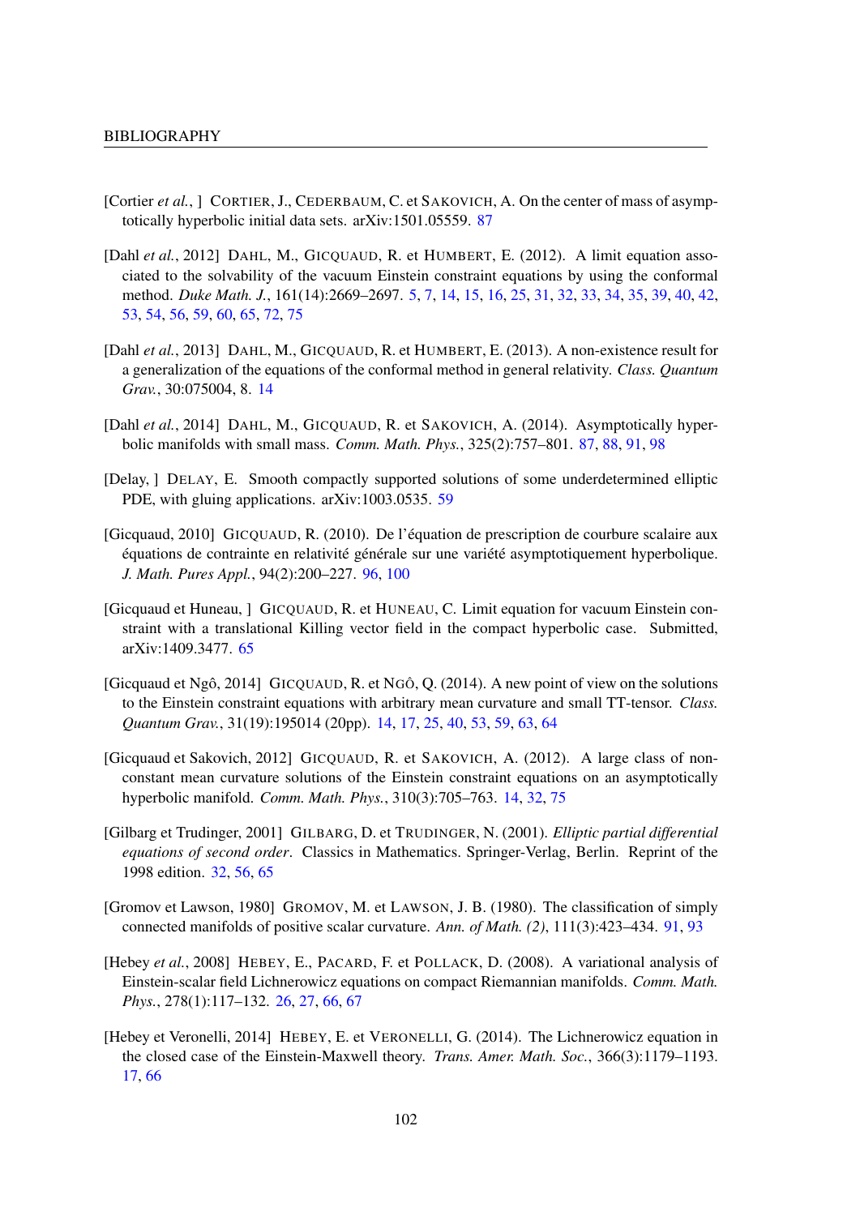[Cortier *et al.*, ] CORTIER, J., CEDERBAUM, C. et SAKOVICH, A. On the center of mass of asymptotically hyperbolic initial data sets. arXiv:1501.05559. 87

[Dahl *et al.*, 2012] DAHL, M., GICQUAUD, R. et HUMBERT, E. (2012). A limit equation associated to the solvability of the vacuum Einstein constraint equations by using the conformal method. *Duke Math. J.*, 161(14):2669–2697. 5, 7, 14, 15, 16, 25, 31, 32, 33, 34, 35, 39, 40, 42, 53, 54, 56, 59, 60, 65, 72, 75

[Dahl *et al.*, 2013] DAHL, M., GICQUAUD, R. et HUMBERT, E. (2013). A non-existence result for a generalization of the equations of the conformal method in general relativity. *Class. Quantum Grav.*, 30:075004, 8. 14

[Dahl *et al.*, 2014] DAHL, M., GICQUAUD, R. et SAKOVICH, A. (2014). Asymptotically hyperbolic manifolds with small mass. *Comm. Math. Phys.*, 325(2):757–801. 87, 88, 91, 98

[Delay, ] DELAY, E. Smooth compactly supported solutions of some underdetermined elliptic PDE, with gluing applications. arXiv:1003.0535. 59

[Gicquaud, 2010] GICQUAUD, R. (2010). De l'équation de prescription de courbure scalaire aux équations de contrainte en relativité générale sur une variété asymptotiquement hyperbolique. *J. Math. Pures Appl.*, 94(2):200–227. 96, 100

[Gicquaud et Huneau, ] GICQUAUD, R. et HUNEAU, C. Limit equation for vacuum Einstein constraint with a translational Killing vector field in the compact hyperbolic case. Submitted, arXiv:1409.3477. 65

[Gicquaud et Ngô, 2014] GICQUAUD, R. et NGÔ, Q. (2014). A new point of view on the solutions to the Einstein constraint equations with arbitrary mean curvature and small TT-tensor. *Class. Quantum Grav.*, 31(19):195014 (20pp). 14, 17, 25, 40, 53, 59, 63, 64

[Gicquaud et Sakovich, 2012] GICQUAUD, R. et SAKOVICH, A. (2012). A large class of non-constant mean curvature solutions of the Einstein constraint equations on an asymptotically hyperbolic manifold. *Comm. Math. Phys.*, 310(3):705–763. 14, 32, 75

[Gilbarg et Trudinger, 2001] GILBARG, D. et TRUDINGER, N. (2001). *Elliptic partial differential equations of second order*. Classics in Mathematics. Springer-Verlag, Berlin. Reprint of the 1998 edition. 32, 56, 65

[Gromov et Lawson, 1980] GROMOV, M. et LAWSON, J. B. (1980). The classification of simply connected manifolds of positive scalar curvature. *Ann. of Math. (2)*, 111(3):423–434. 91, 93

[Hebey *et al.*, 2008] HEBEY, E., PACARD, F. et POLLACK, D. (2008). A variational analysis of Einstein-scalar field Lichnerowicz equations on compact Riemannian manifolds. *Comm. Math. Phys.*, 278(1):117–132. 26, 27, 66, 67

[Hebey et Veronelli, 2014] HEBEY, E. et VERONELLI, G. (2014). The Lichnerowicz equation in the closed case of the Einstein-Maxwell theory. *Trans. Amer. Math. Soc.*, 366(3):1179–1193. 17, 66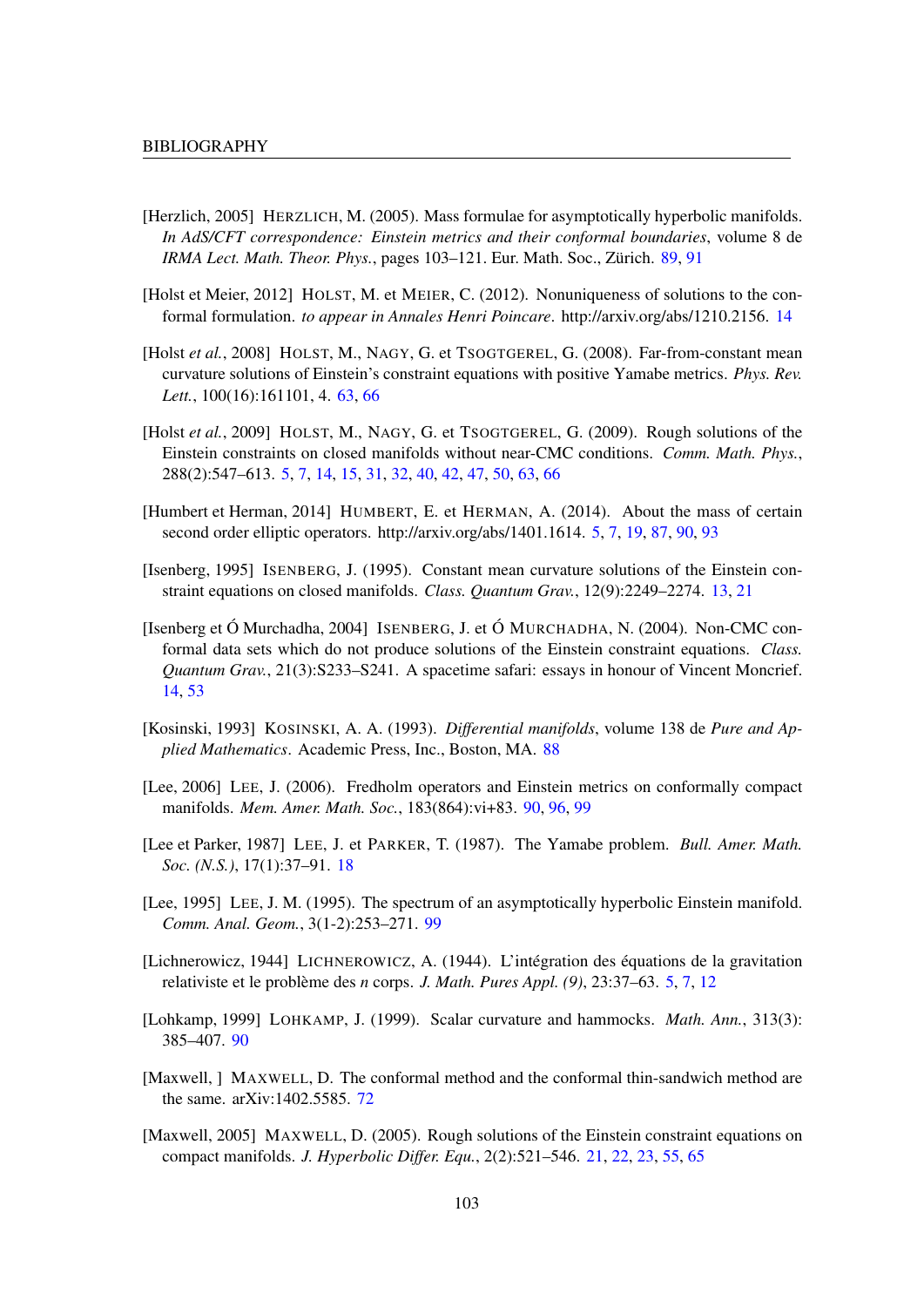[Herzlich, 2005] HERZLICH, M. (2005). Mass formulae for asymptotically hyperbolic manifolds. *In AdS/CFT correspondence: Einstein metrics and their conformal boundaries*, volume 8 de *IRMA Lect. Math. Theor. Phys.*, pages 103–121. Eur. Math. Soc., Zürich. 89, 91

[Holst et Meier, 2012] HOLST, M. et MEIER, C. (2012). Nonuniqueness of solutions to the conformal formulation. *to appear in Annales Henri Poincare*. http://arxiv.org/abs/1210.2156. 14

[Holst *et al.*, 2008] HOLST, M., NAGY, G. et TSOGTGEREL, G. (2008). Far-from-constant mean curvature solutions of Einstein's constraint equations with positive Yamabe metrics. *Phys. Rev. Lett.*, 100(16):161101, 4. 63, 66

[Holst *et al.*, 2009] HOLST, M., NAGY, G. et TSOGTGEREL, G. (2009). Rough solutions of the Einstein constraints on closed manifolds without near-CMC conditions. *Comm. Math. Phys.*, 288(2):547–613. 5, 7, 14, 15, 31, 32, 40, 42, 47, 50, 63, 66

[Humbert et Herman, 2014] HUMBERT, E. et HERMAN, A. (2014). About the mass of certain second order elliptic operators. http://arxiv.org/abs/1401.1614. 5, 7, 19, 87, 90, 93

[Isenberg, 1995] ISENBERG, J. (1995). Constant mean curvature solutions of the Einstein constraint equations on closed manifolds. *Class. Quantum Grav.*, 12(9):2249–2274. 13, 21

[Isenberg et Ó Murchadha, 2004] ISENBERG, J. et Ó MURCHADHA, N. (2004). Non-CMC conformal data sets which do not produce solutions of the Einstein constraint equations. *Class. Quantum Grav.*, 21(3):S233–S241. A spacetime safari: essays in honour of Vincent Moncrief. 14, 53

[Kosinski, 1993] KOSINSKI, A. A. (1993). *Differential manifolds*, volume 138 de *Pure and Applied Mathematics*. Academic Press, Inc., Boston, MA. 88

[Lee, 2006] LEE, J. (2006). Fredholm operators and Einstein metrics on conformally compact manifolds. *Mem. Amer. Math. Soc.*, 183(864):vi+83. 90, 96, 99

[Lee et Parker, 1987] LEE, J. et PARKER, T. (1987). The Yamabe problem. *Bull. Amer. Math. Soc. (N.S.)*, 17(1):37–91. 18

[Lee, 1995] LEE, J. M. (1995). The spectrum of an asymptotically hyperbolic Einstein manifold. *Comm. Anal. Geom.*, 3(1-2):253–271. 99

[Lichnerowicz, 1944] LICHNEROWICZ, A. (1944). L'intégration des équations de la gravitation relativiste et le problème des *n* corps. *J. Math. Pures Appl. (9)*, 23:37–63. 5, 7, 12

[Lohkamp, 1999] LOHKAMP, J. (1999). Scalar curvature and hammocks. *Math. Ann.*, 313(3): 385–407. 90

[Maxwell, ] MAXWELL, D. The conformal method and the conformal thin-sandwich method are the same. arXiv:1402.5585. 72

[Maxwell, 2005] MAXWELL, D. (2005). Rough solutions of the Einstein constraint equations on compact manifolds. *J. Hyperbolic Differ. Equ.*, 2(2):521–546. 21, 22, 23, 55, 65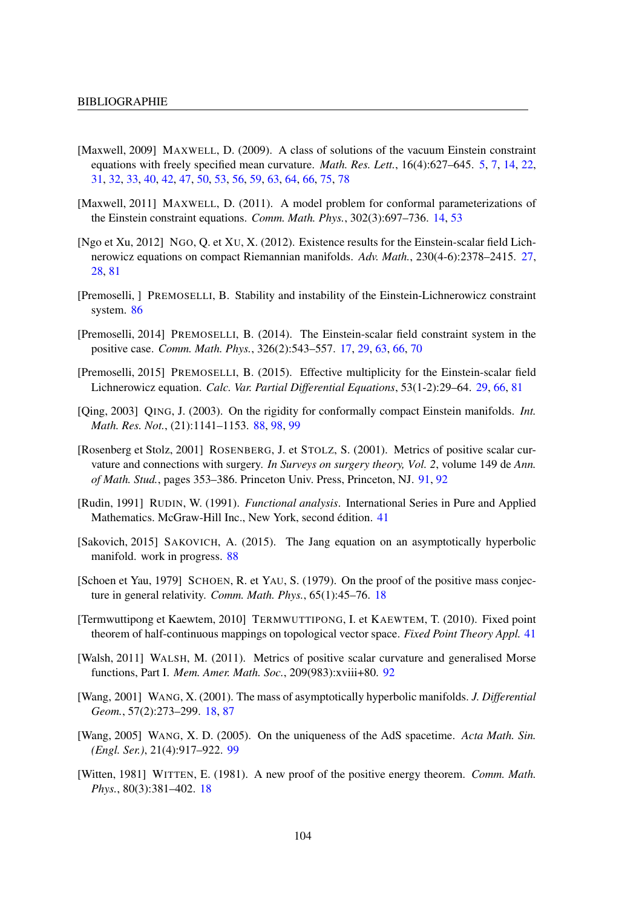[Maxwell, 2009] MAXWELL, D. (2009). A class of solutions of the vacuum Einstein constraint equations with freely specified mean curvature. *Math. Res. Lett.*, 16(4):627–645. 5, 7, 14, 22, 31, 32, 33, 40, 42, 47, 50, 53, 56, 59, 63, 64, 66, 75, 78

[Maxwell, 2011] MAXWELL, D. (2011). A model problem for conformal parameterizations of the Einstein constraint equations. *Comm. Math. Phys.*, 302(3):697–736. 14, 53

[Ngo et Xu, 2012] NGO, Q. et XU, X. (2012). Existence results for the Einstein-scalar field Lichnerowicz equations on compact Riemannian manifolds. *Adv. Math.*, 230(4-6):2378–2415. 27, 28, 81

[Premoselli, ] PREMOSELLI, B. Stability and instability of the Einstein-Lichnerowicz constraint system. 86

[Premoselli, 2014] PREMOSELLI, B. (2014). The Einstein-scalar field constraint system in the positive case. *Comm. Math. Phys.*, 326(2):543–557. 17, 29, 63, 66, 70

[Premoselli, 2015] PREMOSELLI, B. (2015). Effective multiplicity for the Einstein-scalar field Lichnerowicz equation. *Calc. Var. Partial Differential Equations*, 53(1-2):29–64. 29, 66, 81

[Qing, 2003] QING, J. (2003). On the rigidity for conformally compact Einstein manifolds. *Int. Math. Res. Not.*, (21):1141–1153. 88, 98, 99

[Rosenberg et Stolz, 2001] ROSENBERG, J. et STOLZ, S. (2001). Metrics of positive scalar curvature and connections with surgery. *In Surveys on surgery theory, Vol. 2*, volume 149 de *Ann. of Math. Stud.*, pages 353–386. Princeton Univ. Press, Princeton, NJ. 91, 92

[Rudin, 1991] RUDIN, W. (1991). *Functional analysis*. International Series in Pure and Applied Mathematics. McGraw-Hill Inc., New York, second édition. 41

[Sakovich, 2015] SAKOVICH, A. (2015). The Jang equation on an asymptotically hyperbolic manifold. work in progress. 88

[Schoen et Yau, 1979] SCHOEN, R. et YAU, S. (1979). On the proof of the positive mass conjecture in general relativity. *Comm. Math. Phys.*, 65(1):45–76. 18

[Termwuttipong et Kaewtem, 2010] TERMWUTTIPONG, I. et KAEWTEM, T. (2010). Fixed point theorem of half-continuous mappings on topological vector space. *Fixed Point Theory Appl.* 41

[Walsh, 2011] WALSH, M. (2011). Metrics of positive scalar curvature and generalised Morse functions, Part I. *Mem. Amer. Math. Soc.*, 209(983):xviii+80. 92

[Wang, 2001] WANG, X. (2001). The mass of asymptotically hyperbolic manifolds. *J. Differential Geom.*, 57(2):273–299. 18, 87

[Wang, 2005] WANG, X. D. (2005). On the uniqueness of the AdS spacetime. *Acta Math. Sin. (Engl. Ser.)*, 21(4):917–922. 99

[Witten, 1981] WITTEN, E. (1981). A new proof of the positive energy theorem. *Comm. Math. Phys.*, 80(3):381–402. 18